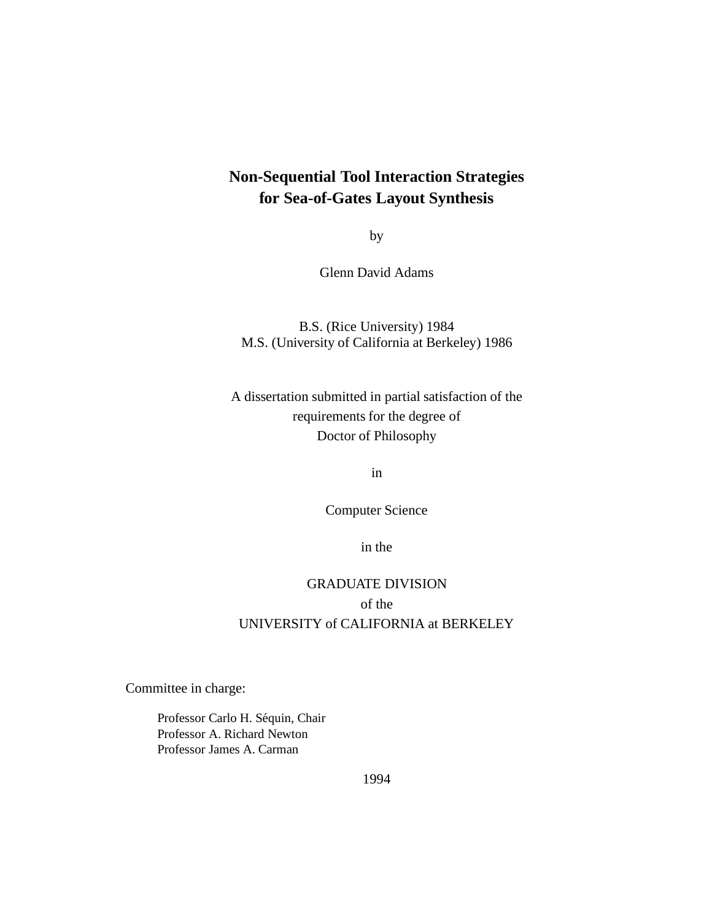# Non-Sequential Tool Interaction Strategies for Sea-of-Gates Layout Synthesis

by

Glenn David Adams

B.S. (Rice University) 1984
M.S. (University of California at Berkeley) 1986

A dissertation submitted in partial satisfaction of the
requirements for the degree of
Doctor of Philosophy

in

Computer Science

in the

GRADUATE DIVISION
of the
UNIVERSITY of CALIFORNIA at BERKELEY

Committee in charge:

Professor Carlo H. Séquin, Chair
Professor A. Richard Newton
Professor James A. Carman

1994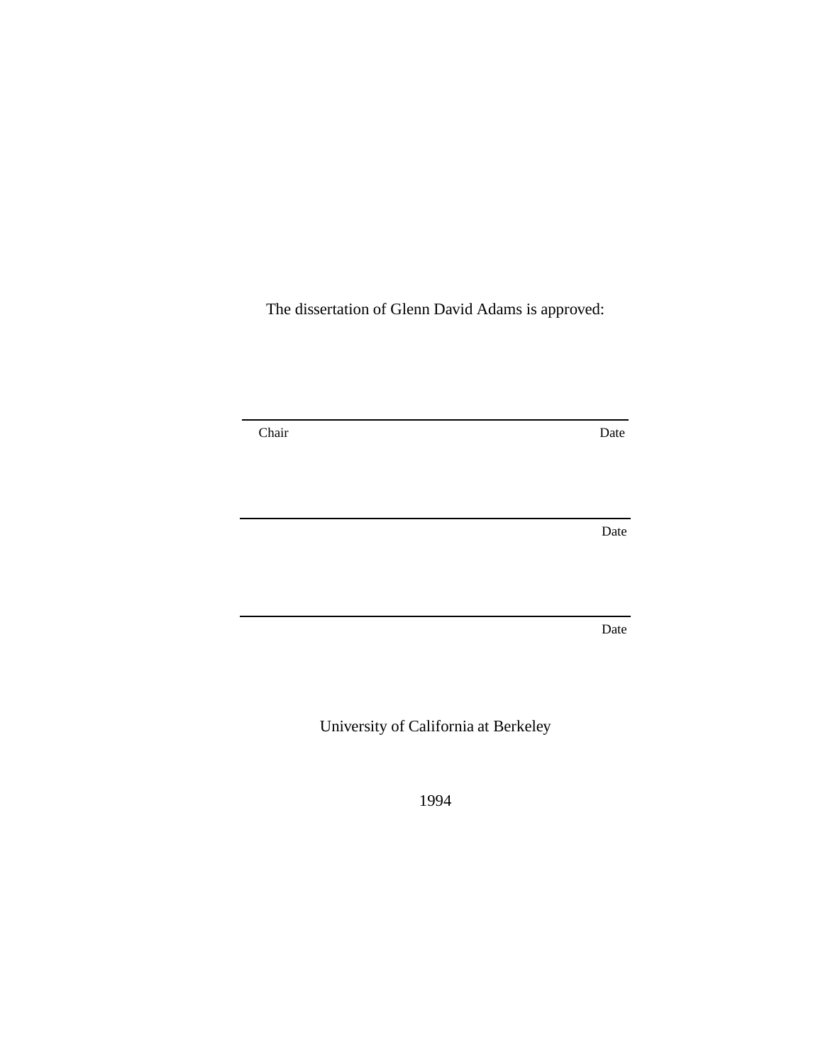The dissertation of Glenn David Adams is approved:

___________________________________________

Chair                                                                                              Date

___________________________________________

Date

___________________________________________

Date

University of California at Berkeley

1994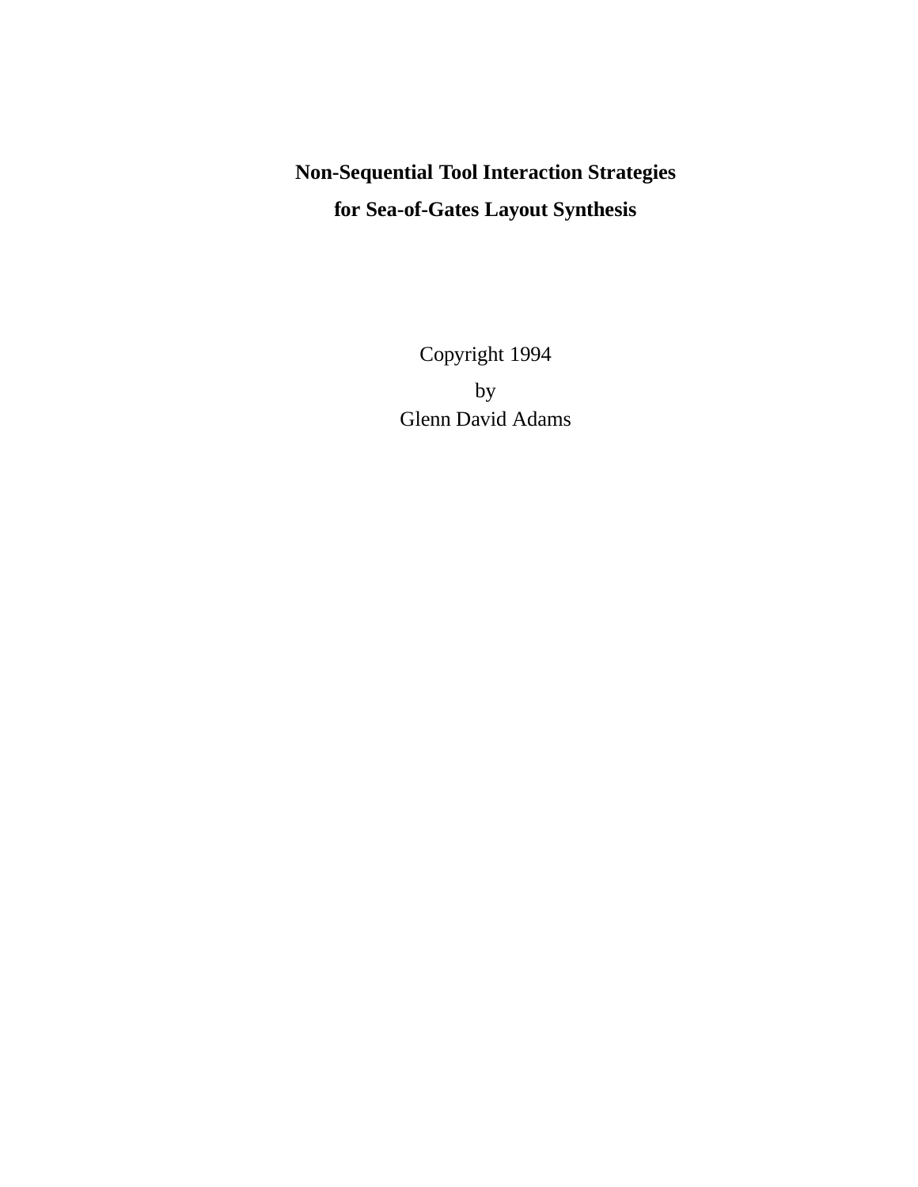**Non-Sequential Tool Interaction Strategies**

**for Sea-of-Gates Layout Synthesis**

Copyright 1994

by

Glenn David Adams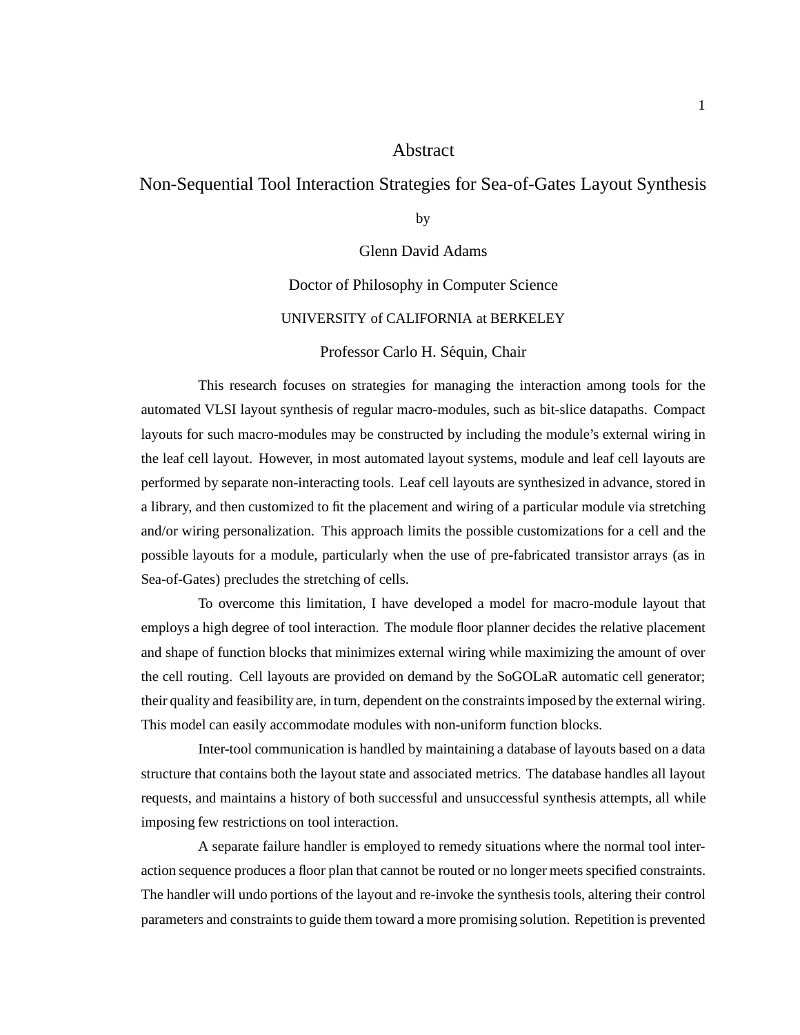# Abstract

## Non-Sequential Tool Interaction Strategies for Sea-of-Gates Layout Synthesis

by

Glenn David Adams

Doctor of Philosophy in Computer Science

UNIVERSITY of CALIFORNIA at BERKELEY

Professor Carlo H. Séquin, Chair

This research focuses on strategies for managing the interaction among tools for the automated VLSI layout synthesis of regular macro-modules, such as bit-slice datapaths. Compact layouts for such macro-modules may be constructed by including the module's external wiring in the leaf cell layout. However, in most automated layout systems, module and leaf cell layouts are performed by separate non-interacting tools. Leaf cell layouts are synthesized in advance, stored in a library, and then customized to fit the placement and wiring of a particular module via stretching and/or wiring personalization. This approach limits the possible customizations for a cell and the possible layouts for a module, particularly when the use of pre-fabricated transistor arrays (as in Sea-of-Gates) precludes the stretching of cells.

To overcome this limitation, I have developed a model for macro-module layout that employs a high degree of tool interaction. The module floor planner decides the relative placement and shape of function blocks that minimizes external wiring while maximizing the amount of over the cell routing. Cell layouts are provided on demand by the SoGOLaR automatic cell generator; their quality and feasibility are, in turn, dependent on the constraints imposed by the external wiring. This model can easily accommodate modules with non-uniform function blocks.

Inter-tool communication is handled by maintaining a database of layouts based on a data structure that contains both the layout state and associated metrics. The database handles all layout requests, and maintains a history of both successful and unsuccessful synthesis attempts, all while imposing few restrictions on tool interaction.

A separate failure handler is employed to remedy situations where the normal tool interaction sequence produces a floor plan that cannot be routed or no longer meets specified constraints. The handler will undo portions of the layout and re-invoke the synthesis tools, altering their control parameters and constraints to guide them toward a more promising solution. Repetition is prevented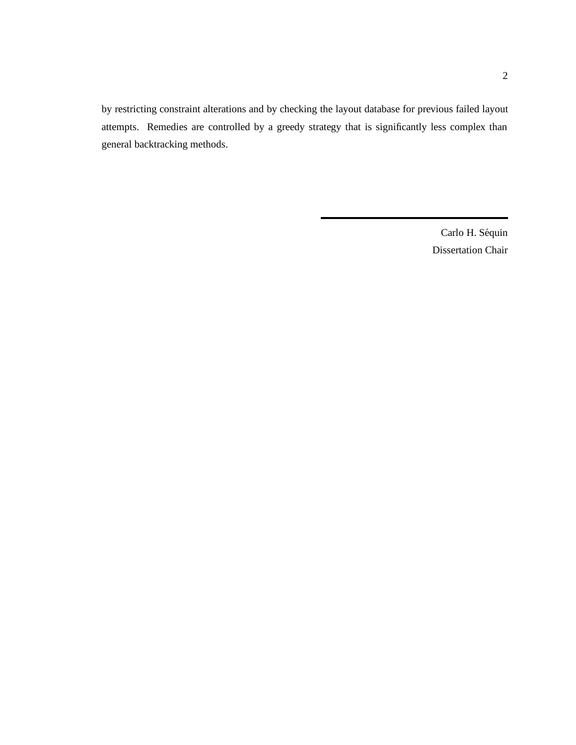by restricting constraint alterations and by checking the layout database for previous failed layout attempts. Remedies are controlled by a greedy strategy that is significantly less complex than general backtracking methods.

---

Carlo H. Séquin
Dissertation Chair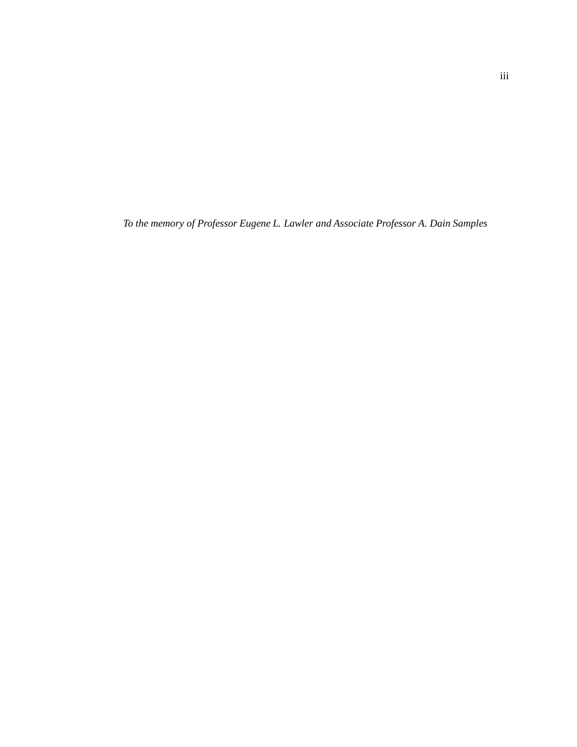*To the memory of Professor Eugene L. Lawler and Associate Professor A. Dain Samples*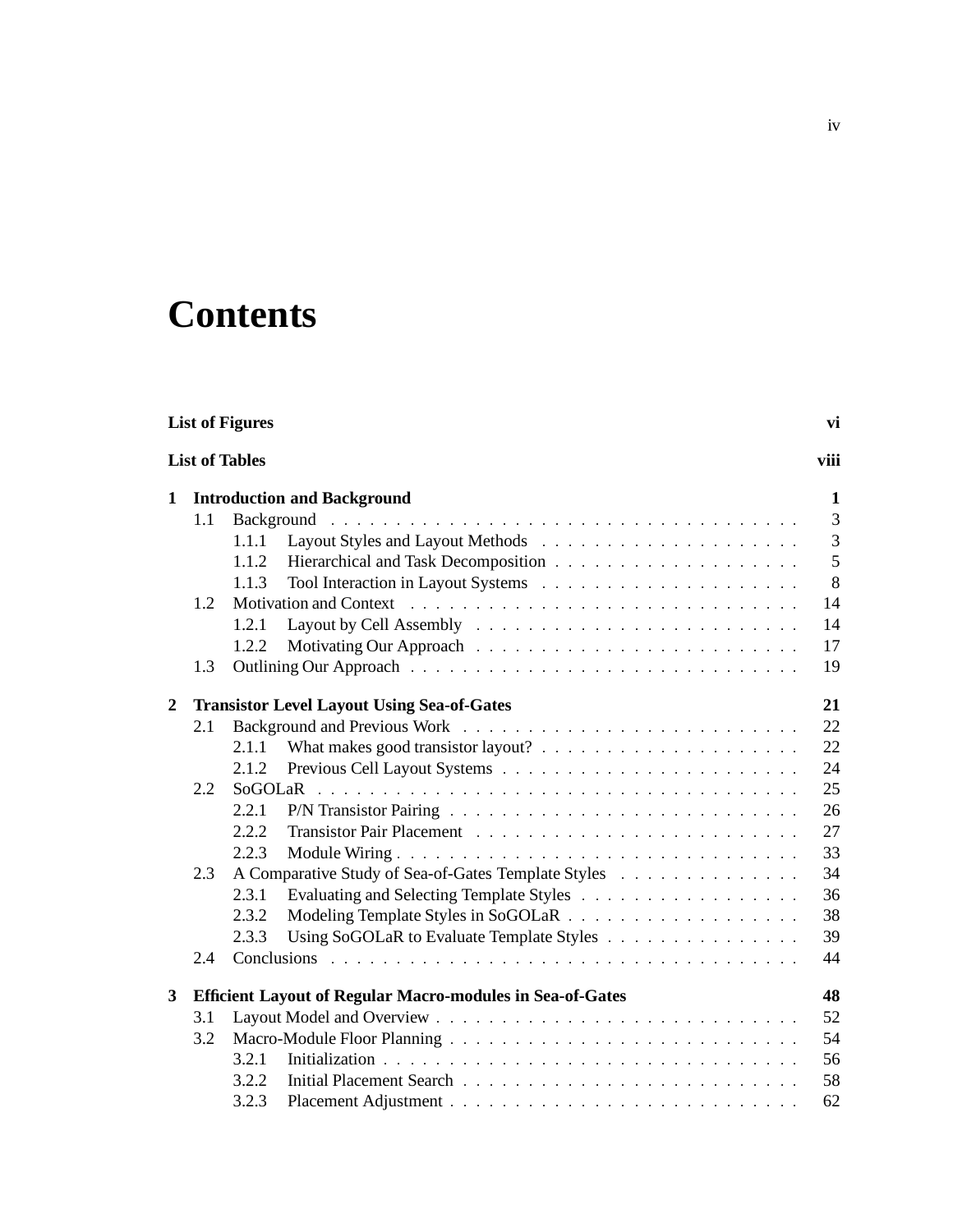# Contents

**List of Figures** **vi**

**List of Tables** **viii**

**1 Introduction and Background** **1**

- 1.1 Background . . . . . 3
  - 1.1.1 Layout Styles and Layout Methods . . . . . 3
  - 1.1.2 Hierarchical and Task Decomposition . . . . . 5
  - 1.1.3 Tool Interaction in Layout Systems . . . . . 8
- 1.2 Motivation and Context . . . . . 14
  - 1.2.1 Layout by Cell Assembly . . . . . 14
  - 1.2.2 Motivating Our Approach . . . . . 17
- 1.3 Outlining Our Approach . . . . . 19

**2 Transistor Level Layout Using Sea-of-Gates** **21**

- 2.1 Background and Previous Work . . . . . 22
  - 2.1.1 What makes good transistor layout? . . . . . 22
  - 2.1.2 Previous Cell Layout Systems . . . . . 24
- 2.2 SoGOLaR . . . . . 25
  - 2.2.1 P/N Transistor Pairing . . . . . 26
  - 2.2.2 Transistor Pair Placement . . . . . 27
  - 2.2.3 Module Wiring . . . . . 33
- 2.3 A Comparative Study of Sea-of-Gates Template Styles . . . . . 34
  - 2.3.1 Evaluating and Selecting Template Styles . . . . . 36
  - 2.3.2 Modeling Template Styles in SoGOLaR . . . . . 38
  - 2.3.3 Using SoGOLaR to Evaluate Template Styles . . . . . 39
- 2.4 Conclusions . . . . . 44

**3 Efficient Layout of Regular Macro-modules in Sea-of-Gates** **48**

- 3.1 Layout Model and Overview . . . . . 52
- 3.2 Macro-Module Floor Planning . . . . . 54
  - 3.2.1 Initialization . . . . . 56
  - 3.2.2 Initial Placement Search . . . . . 58
  - 3.2.3 Placement Adjustment . . . . . 62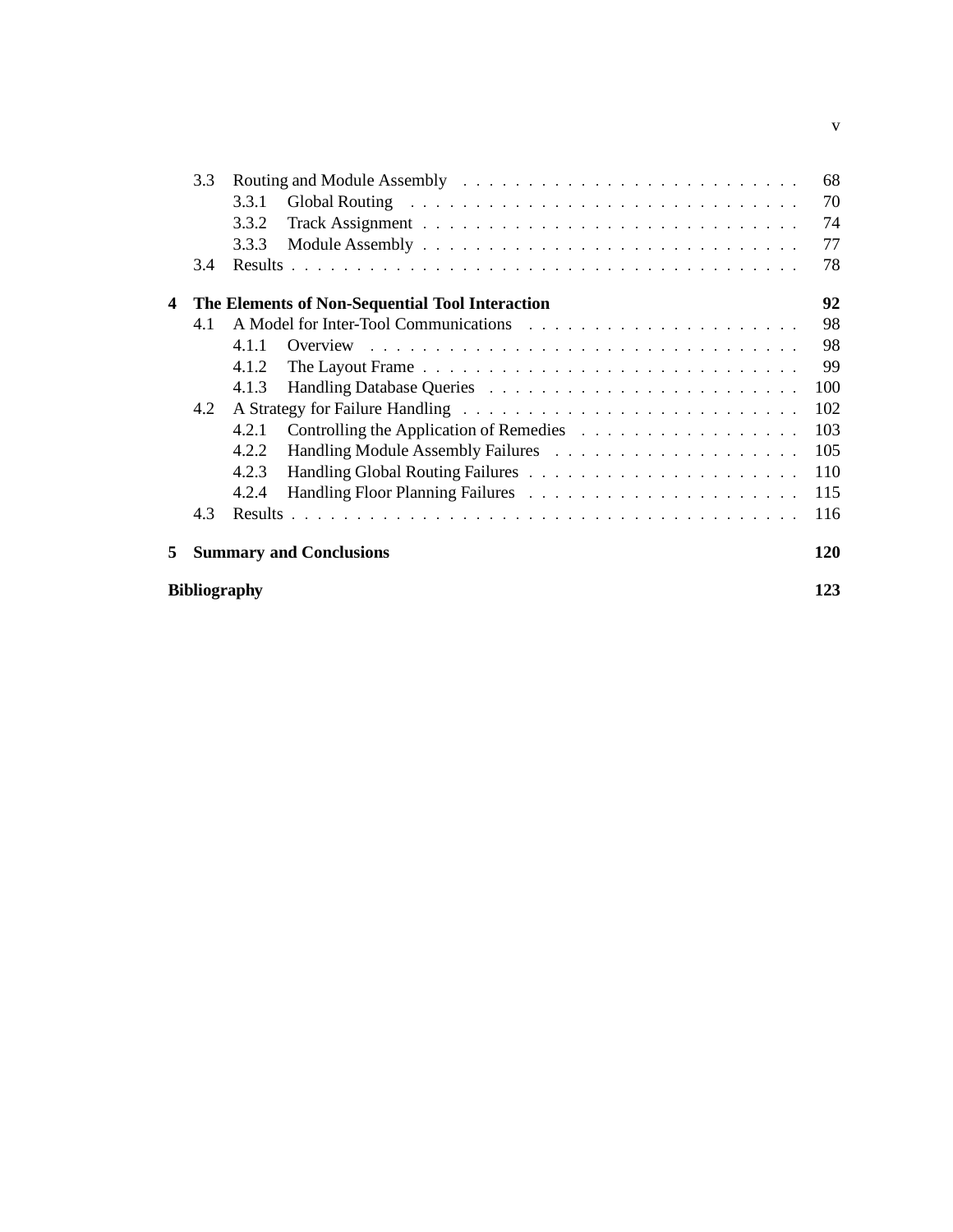- 3.3 Routing and Module Assembly . . . . . 68
  - 3.3.1 Global Routing . . . . . 70
  - 3.3.2 Track Assignment . . . . . 74
  - 3.3.3 Module Assembly . . . . . 77
- 3.4 Results . . . . . 78

**4 The Elements of Non-Sequential Tool Interaction 92**

- 4.1 A Model for Inter-Tool Communications . . . . . 98
  - 4.1.1 Overview . . . . . 98
  - 4.1.2 The Layout Frame . . . . . 99
  - 4.1.3 Handling Database Queries . . . . . 100
- 4.2 A Strategy for Failure Handling . . . . . 102
  - 4.2.1 Controlling the Application of Remedies . . . . . 103
  - 4.2.2 Handling Module Assembly Failures . . . . . 105
  - 4.2.3 Handling Global Routing Failures . . . . . 110
  - 4.2.4 Handling Floor Planning Failures . . . . . 115
- 4.3 Results . . . . . 116

**5 Summary and Conclusions 120**

**Bibliography 123**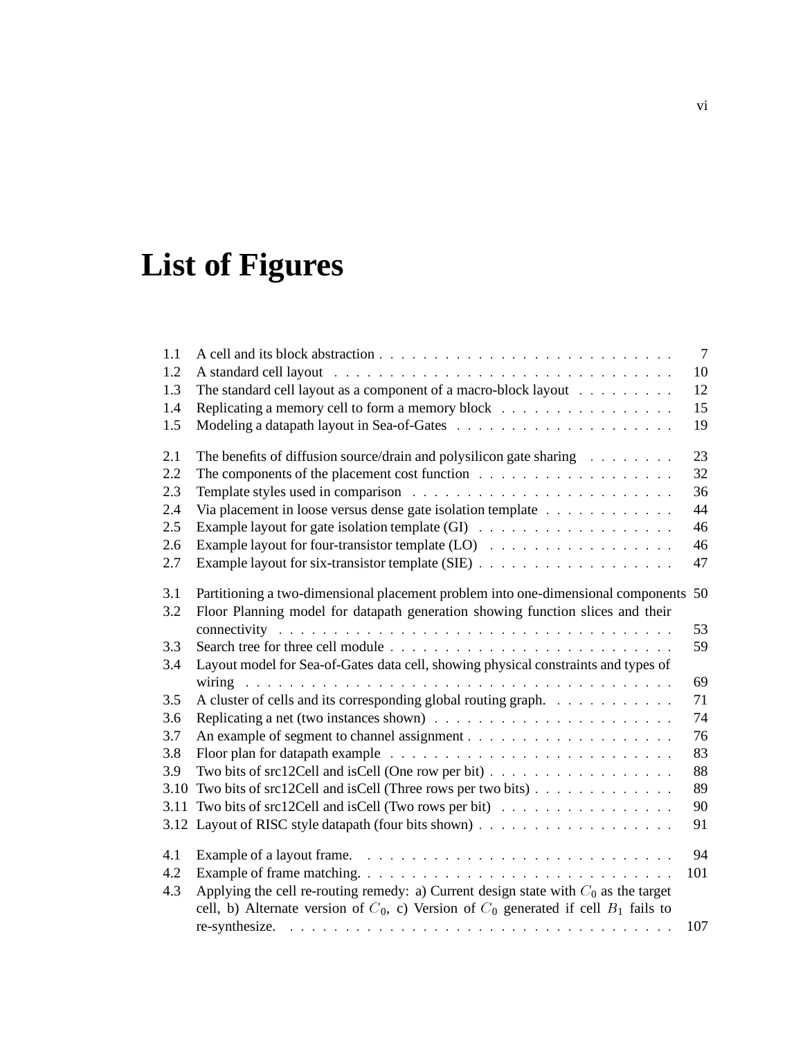# List of Figures

| | | |
|---|---|---|
| 1.1 | A cell and its block abstraction | 7 |
| 1.2 | A standard cell layout | 10 |
| 1.3 | The standard cell layout as a component of a macro-block layout | 12 |
| 1.4 | Replicating a memory cell to form a memory block | 15 |
| 1.5 | Modeling a datapath layout in Sea-of-Gates | 19 |
| 2.1 | The benefits of diffusion source/drain and polysilicon gate sharing | 23 |
| 2.2 | The components of the placement cost function | 32 |
| 2.3 | Template styles used in comparison | 36 |
| 2.4 | Via placement in loose versus dense gate isolation template | 44 |
| 2.5 | Example layout for gate isolation template (GI) | 46 |
| 2.6 | Example layout for four-transistor template (LO) | 46 |
| 2.7 | Example layout for six-transistor template (SIE) | 47 |
| 3.1 | Partitioning a two-dimensional placement problem into one-dimensional components | 50 |
| 3.2 | Floor Planning model for datapath generation showing function slices and their connectivity | 53 |
| 3.3 | Search tree for three cell module | 59 |
| 3.4 | Layout model for Sea-of-Gates data cell, showing physical constraints and types of wiring | 69 |
| 3.5 | A cluster of cells and its corresponding global routing graph. | 71 |
| 3.6 | Replicating a net (two instances shown) | 74 |
| 3.7 | An example of segment to channel assignment | 76 |
| 3.8 | Floor plan for datapath example | 83 |
| 3.9 | Two bits of src12Cell and isCell (One row per bit) | 88 |
| 3.10 | Two bits of src12Cell and isCell (Three rows per two bits) | 89 |
| 3.11 | Two bits of src12Cell and isCell (Two rows per bit) | 90 |
| 3.12 | Layout of RISC style datapath (four bits shown) | 91 |
| 4.1 | Example of a layout frame. | 94 |
| 4.2 | Example of frame matching. | 101 |
| 4.3 | Applying the cell re-routing remedy: a) Current design state with $C_0$ as the target cell, b) Alternate version of $C_0$, c) Version of $C_0$ generated if cell $B_1$ fails to re-synthesize. | 107 |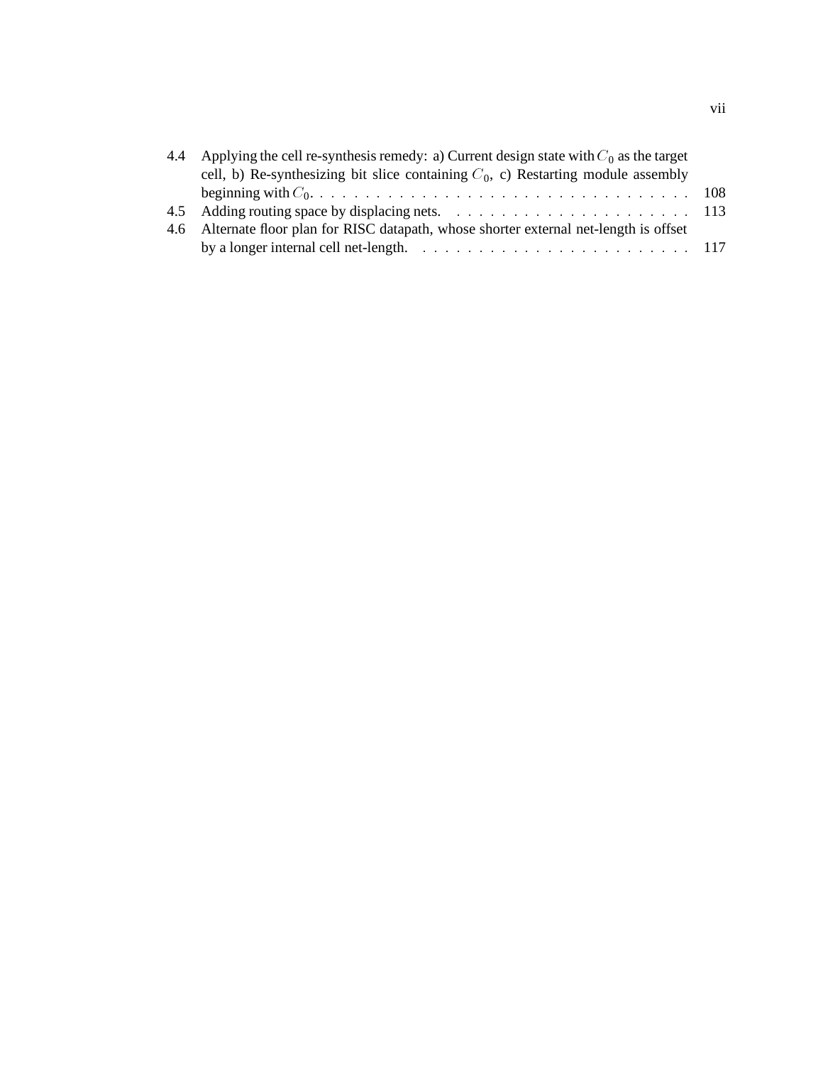4.4 Applying the cell re-synthesis remedy: a) Current design state with $C_0$ as the target cell, b) Re-synthesizing bit slice containing $C_0$, c) Restarting module assembly beginning with $C_0$. . . . . . . . . . . . . . . . . . . . . . . . . . . . . . . . . . 108

4.5 Adding routing space by displacing nets. . . . . . . . . . . . . . . . . . . . . 113

4.6 Alternate floor plan for RISC datapath, whose shorter external net-length is offset by a longer internal cell net-length. . . . . . . . . . . . . . . . . . . . . . . . . 117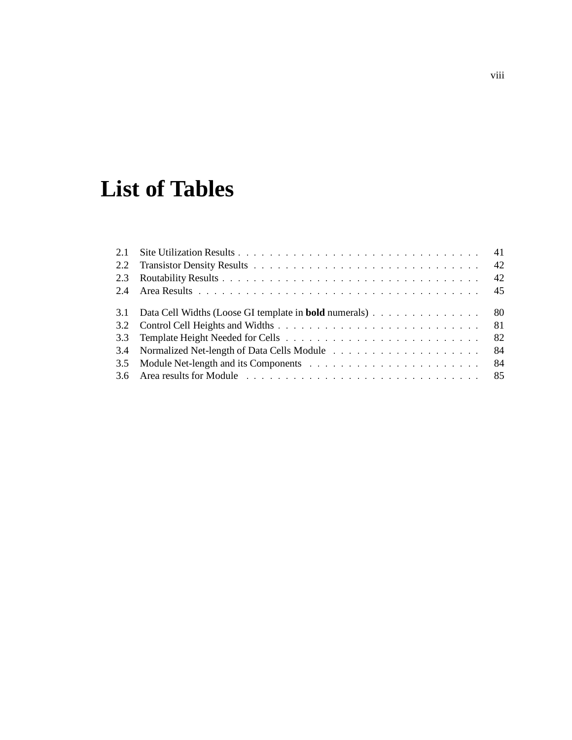# List of Tables

2.1 Site Utilization Results . . . . . . . . . . . . . . . . . . . . . . . . . . . . . . . 41
2.2 Transistor Density Results . . . . . . . . . . . . . . . . . . . . . . . . . . . . . 42
2.3 Routability Results . . . . . . . . . . . . . . . . . . . . . . . . . . . . . . . . . 42
2.4 Area Results . . . . . . . . . . . . . . . . . . . . . . . . . . . . . . . . . . . . 45

3.1 Data Cell Widths (Loose GI template in **bold** numerals) . . . . . . . . . . . . . 80
3.2 Control Cell Heights and Widths . . . . . . . . . . . . . . . . . . . . . . . . . . 81
3.3 Template Height Needed for Cells . . . . . . . . . . . . . . . . . . . . . . . . . 82
3.4 Normalized Net-length of Data Cells Module . . . . . . . . . . . . . . . . . . . 84
3.5 Module Net-length and its Components . . . . . . . . . . . . . . . . . . . . . . 84
3.6 Area results for Module . . . . . . . . . . . . . . . . . . . . . . . . . . . . . . 85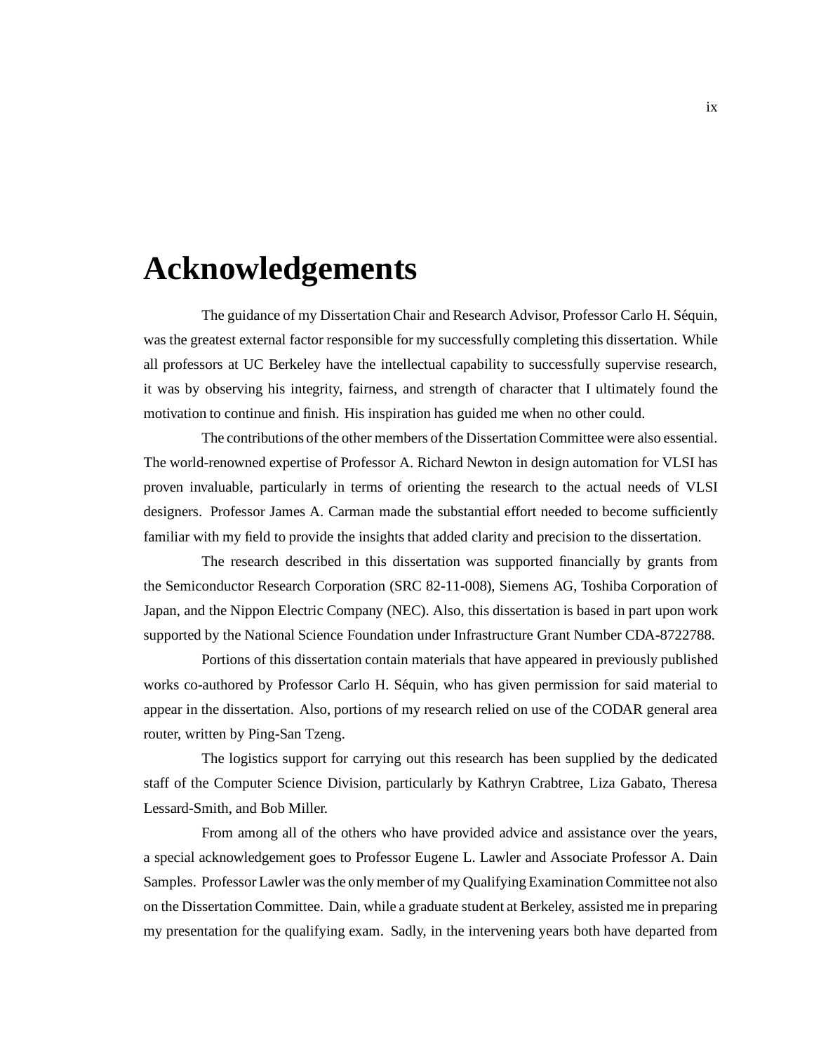# Acknowledgements

The guidance of my Dissertation Chair and Research Advisor, Professor Carlo H. Séquin, was the greatest external factor responsible for my successfully completing this dissertation. While all professors at UC Berkeley have the intellectual capability to successfully supervise research, it was by observing his integrity, fairness, and strength of character that I ultimately found the motivation to continue and finish. His inspiration has guided me when no other could.

The contributions of the other members of the Dissertation Committee were also essential. The world-renowned expertise of Professor A. Richard Newton in design automation for VLSI has proven invaluable, particularly in terms of orienting the research to the actual needs of VLSI designers. Professor James A. Carman made the substantial effort needed to become sufficiently familiar with my field to provide the insights that added clarity and precision to the dissertation.

The research described in this dissertation was supported financially by grants from the Semiconductor Research Corporation (SRC 82-11-008), Siemens AG, Toshiba Corporation of Japan, and the Nippon Electric Company (NEC). Also, this dissertation is based in part upon work supported by the National Science Foundation under Infrastructure Grant Number CDA-8722788.

Portions of this dissertation contain materials that have appeared in previously published works co-authored by Professor Carlo H. Séquin, who has given permission for said material to appear in the dissertation. Also, portions of my research relied on use of the CODAR general area router, written by Ping-San Tzeng.

The logistics support for carrying out this research has been supplied by the dedicated staff of the Computer Science Division, particularly by Kathryn Crabtree, Liza Gabato, Theresa Lessard-Smith, and Bob Miller.

From among all of the others who have provided advice and assistance over the years, a special acknowledgement goes to Professor Eugene L. Lawler and Associate Professor A. Dain Samples. Professor Lawler was the only member of my Qualifying Examination Committee not also on the Dissertation Committee. Dain, while a graduate student at Berkeley, assisted me in preparing my presentation for the qualifying exam. Sadly, in the intervening years both have departed from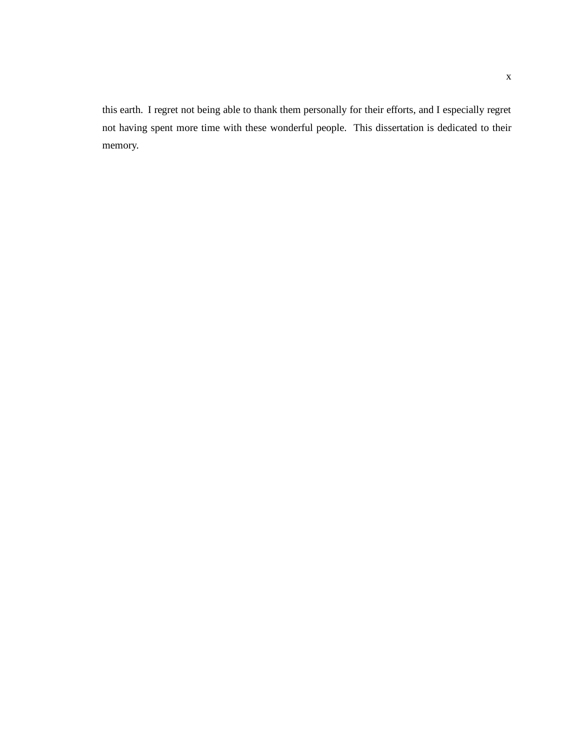this earth.  I regret not being able to thank them personally for their efforts, and I especially regret not having spent more time with these wonderful people.  This dissertation is dedicated to their memory.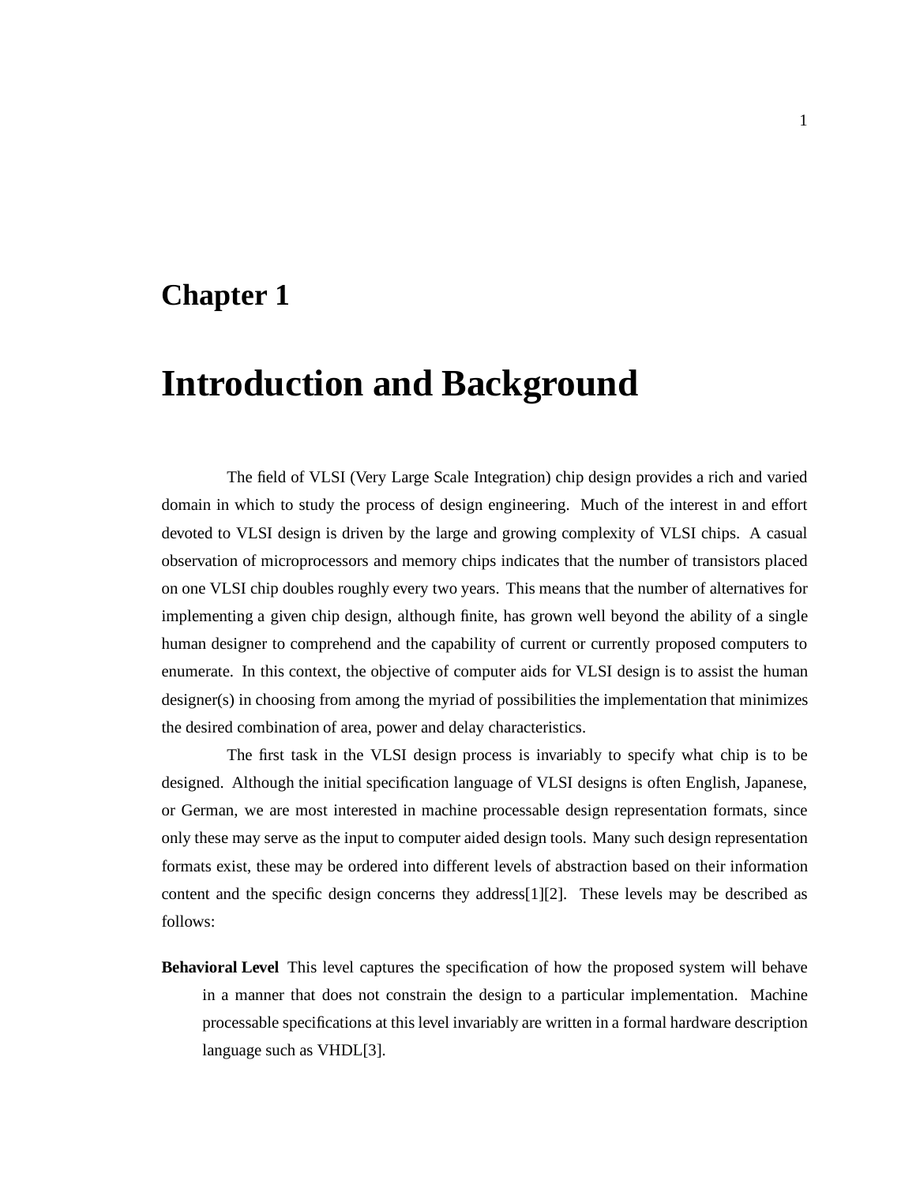# Chapter 1

# Introduction and Background

The field of VLSI (Very Large Scale Integration) chip design provides a rich and varied domain in which to study the process of design engineering. Much of the interest in and effort devoted to VLSI design is driven by the large and growing complexity of VLSI chips. A casual observation of microprocessors and memory chips indicates that the number of transistors placed on one VLSI chip doubles roughly every two years. This means that the number of alternatives for implementing a given chip design, although finite, has grown well beyond the ability of a single human designer to comprehend and the capability of current or currently proposed computers to enumerate. In this context, the objective of computer aids for VLSI design is to assist the human designer(s) in choosing from among the myriad of possibilities the implementation that minimizes the desired combination of area, power and delay characteristics.

The first task in the VLSI design process is invariably to specify what chip is to be designed. Although the initial specification language of VLSI designs is often English, Japanese, or German, we are most interested in machine processable design representation formats, since only these may serve as the input to computer aided design tools. Many such design representation formats exist, these may be ordered into different levels of abstraction based on their information content and the specific design concerns they address[1][2]. These levels may be described as follows:

**Behavioral Level** This level captures the specification of how the proposed system will behave in a manner that does not constrain the design to a particular implementation. Machine processable specifications at this level invariably are written in a formal hardware description language such as VHDL[3].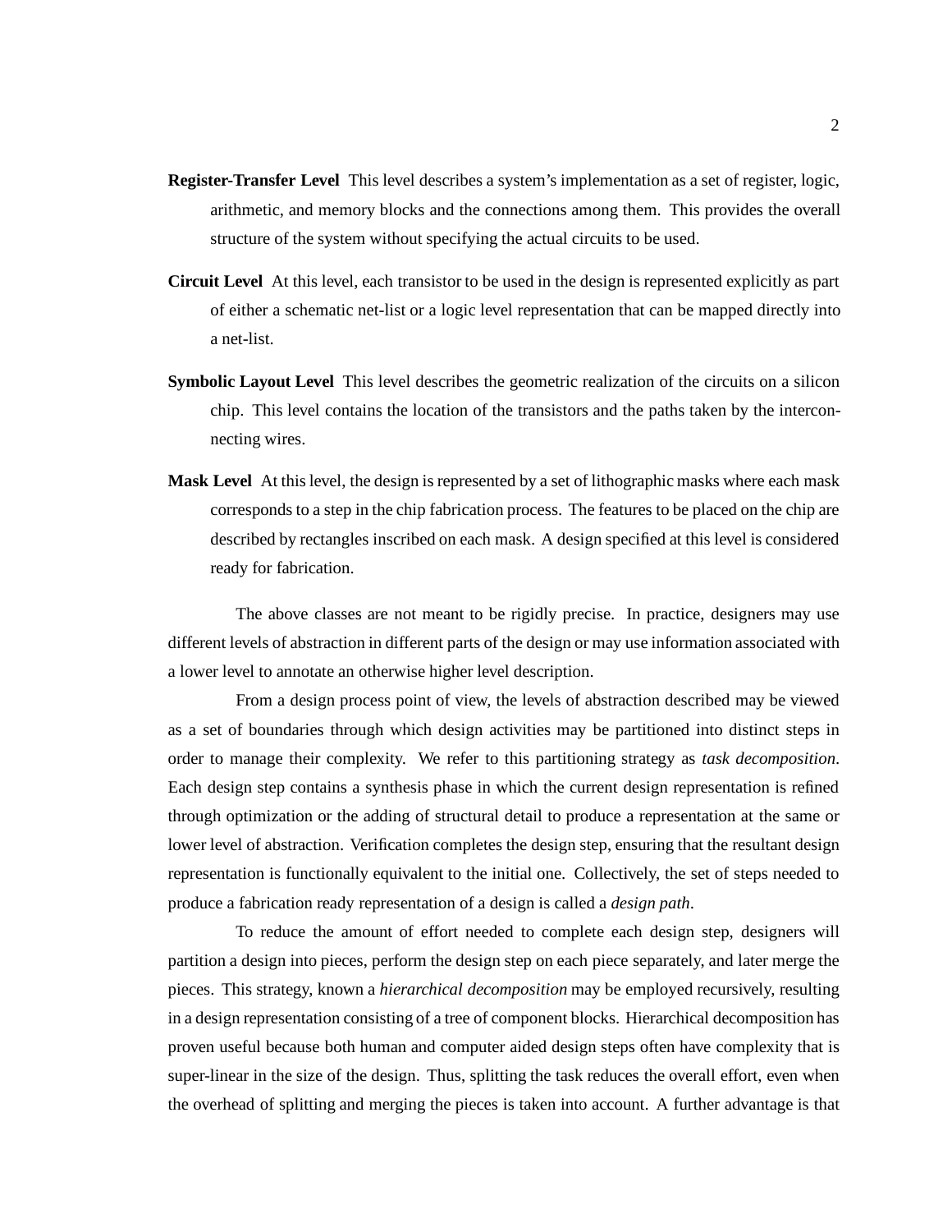**Register-Transfer Level** This level describes a system's implementation as a set of register, logic, arithmetic, and memory blocks and the connections among them. This provides the overall structure of the system without specifying the actual circuits to be used.

**Circuit Level** At this level, each transistor to be used in the design is represented explicitly as part of either a schematic net-list or a logic level representation that can be mapped directly into a net-list.

**Symbolic Layout Level** This level describes the geometric realization of the circuits on a silicon chip. This level contains the location of the transistors and the paths taken by the interconnecting wires.

**Mask Level** At this level, the design is represented by a set of lithographic masks where each mask corresponds to a step in the chip fabrication process. The features to be placed on the chip are described by rectangles inscribed on each mask. A design specified at this level is considered ready for fabrication.

The above classes are not meant to be rigidly precise. In practice, designers may use different levels of abstraction in different parts of the design or may use information associated with a lower level to annotate an otherwise higher level description.

From a design process point of view, the levels of abstraction described may be viewed as a set of boundaries through which design activities may be partitioned into distinct steps in order to manage their complexity. We refer to this partitioning strategy as *task decomposition*. Each design step contains a synthesis phase in which the current design representation is refined through optimization or the adding of structural detail to produce a representation at the same or lower level of abstraction. Verification completes the design step, ensuring that the resultant design representation is functionally equivalent to the initial one. Collectively, the set of steps needed to produce a fabrication ready representation of a design is called a *design path*.

To reduce the amount of effort needed to complete each design step, designers will partition a design into pieces, perform the design step on each piece separately, and later merge the pieces. This strategy, known a *hierarchical decomposition* may be employed recursively, resulting in a design representation consisting of a tree of component blocks. Hierarchical decomposition has proven useful because both human and computer aided design steps often have complexity that is super-linear in the size of the design. Thus, splitting the task reduces the overall effort, even when the overhead of splitting and merging the pieces is taken into account. A further advantage is that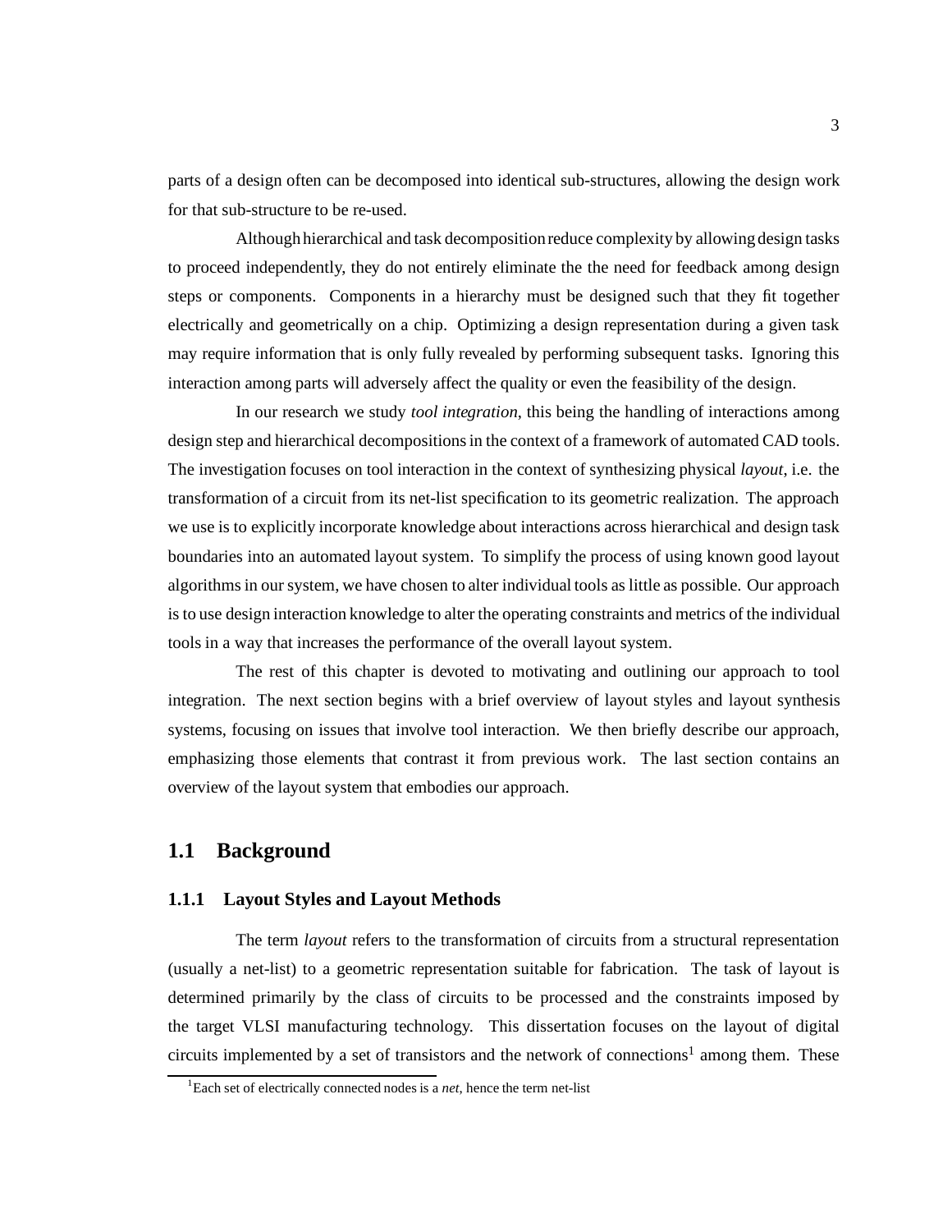parts of a design often can be decomposed into identical sub-structures, allowing the design work for that sub-structure to be re-used.

Although hierarchical and task decomposition reduce complexity by allowing design tasks to proceed independently, they do not entirely eliminate the the need for feedback among design steps or components. Components in a hierarchy must be designed such that they fit together electrically and geometrically on a chip. Optimizing a design representation during a given task may require information that is only fully revealed by performing subsequent tasks. Ignoring this interaction among parts will adversely affect the quality or even the feasibility of the design.

In our research we study *tool integration*, this being the handling of interactions among design step and hierarchical decompositions in the context of a framework of automated CAD tools. The investigation focuses on tool interaction in the context of synthesizing physical *layout*, i.e. the transformation of a circuit from its net-list specification to its geometric realization. The approach we use is to explicitly incorporate knowledge about interactions across hierarchical and design task boundaries into an automated layout system. To simplify the process of using known good layout algorithms in our system, we have chosen to alter individual tools as little as possible. Our approach is to use design interaction knowledge to alter the operating constraints and metrics of the individual tools in a way that increases the performance of the overall layout system.

The rest of this chapter is devoted to motivating and outlining our approach to tool integration. The next section begins with a brief overview of layout styles and layout synthesis systems, focusing on issues that involve tool interaction. We then briefly describe our approach, emphasizing those elements that contrast it from previous work. The last section contains an overview of the layout system that embodies our approach.

## 1.1 Background

### 1.1.1 Layout Styles and Layout Methods

The term *layout* refers to the transformation of circuits from a structural representation (usually a net-list) to a geometric representation suitable for fabrication. The task of layout is determined primarily by the class of circuits to be processed and the constraints imposed by the target VLSI manufacturing technology. This dissertation focuses on the layout of digital circuits implemented by a set of transistors and the network of connections[1] among them. These

[1] Each set of electrically connected nodes is a *net*, hence the term net-list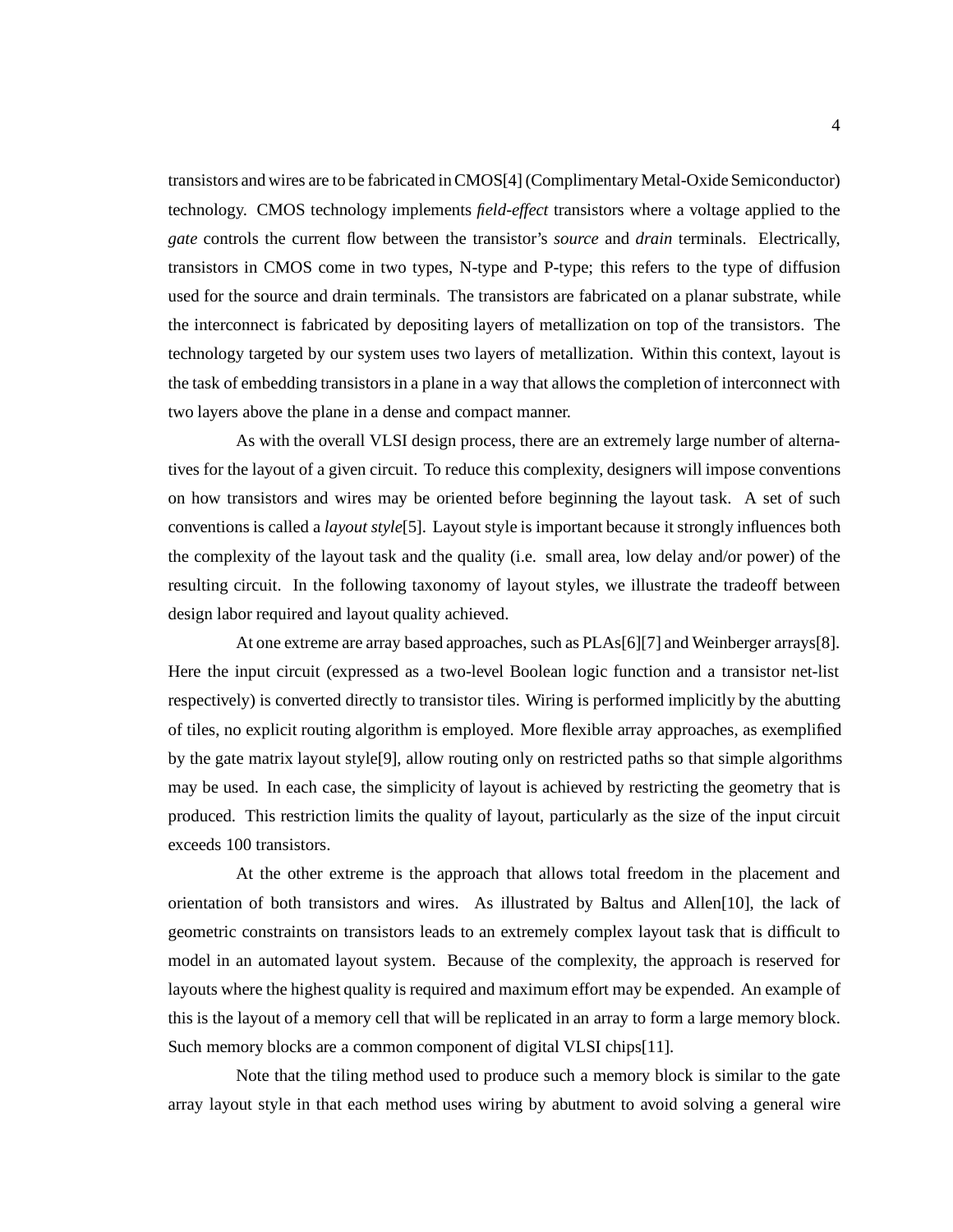transistors and wires are to be fabricated in CMOS[4] (Complimentary Metal-Oxide Semiconductor) technology. CMOS technology implements *field-effect* transistors where a voltage applied to the *gate* controls the current flow between the transistor's *source* and *drain* terminals. Electrically, transistors in CMOS come in two types, N-type and P-type; this refers to the type of diffusion used for the source and drain terminals. The transistors are fabricated on a planar substrate, while the interconnect is fabricated by depositing layers of metallization on top of the transistors. The technology targeted by our system uses two layers of metallization. Within this context, layout is the task of embedding transistors in a plane in a way that allows the completion of interconnect with two layers above the plane in a dense and compact manner.

As with the overall VLSI design process, there are an extremely large number of alternatives for the layout of a given circuit. To reduce this complexity, designers will impose conventions on how transistors and wires may be oriented before beginning the layout task. A set of such conventions is called a *layout style*[5]. Layout style is important because it strongly influences both the complexity of the layout task and the quality (i.e. small area, low delay and/or power) of the resulting circuit. In the following taxonomy of layout styles, we illustrate the tradeoff between design labor required and layout quality achieved.

At one extreme are array based approaches, such as PLAs[6][7] and Weinberger arrays[8]. Here the input circuit (expressed as a two-level Boolean logic function and a transistor net-list respectively) is converted directly to transistor tiles. Wiring is performed implicitly by the abutting of tiles, no explicit routing algorithm is employed. More flexible array approaches, as exemplified by the gate matrix layout style[9], allow routing only on restricted paths so that simple algorithms may be used. In each case, the simplicity of layout is achieved by restricting the geometry that is produced. This restriction limits the quality of layout, particularly as the size of the input circuit exceeds 100 transistors.

At the other extreme is the approach that allows total freedom in the placement and orientation of both transistors and wires. As illustrated by Baltus and Allen[10], the lack of geometric constraints on transistors leads to an extremely complex layout task that is difficult to model in an automated layout system. Because of the complexity, the approach is reserved for layouts where the highest quality is required and maximum effort may be expended. An example of this is the layout of a memory cell that will be replicated in an array to form a large memory block. Such memory blocks are a common component of digital VLSI chips[11].

Note that the tiling method used to produce such a memory block is similar to the gate array layout style in that each method uses wiring by abutment to avoid solving a general wire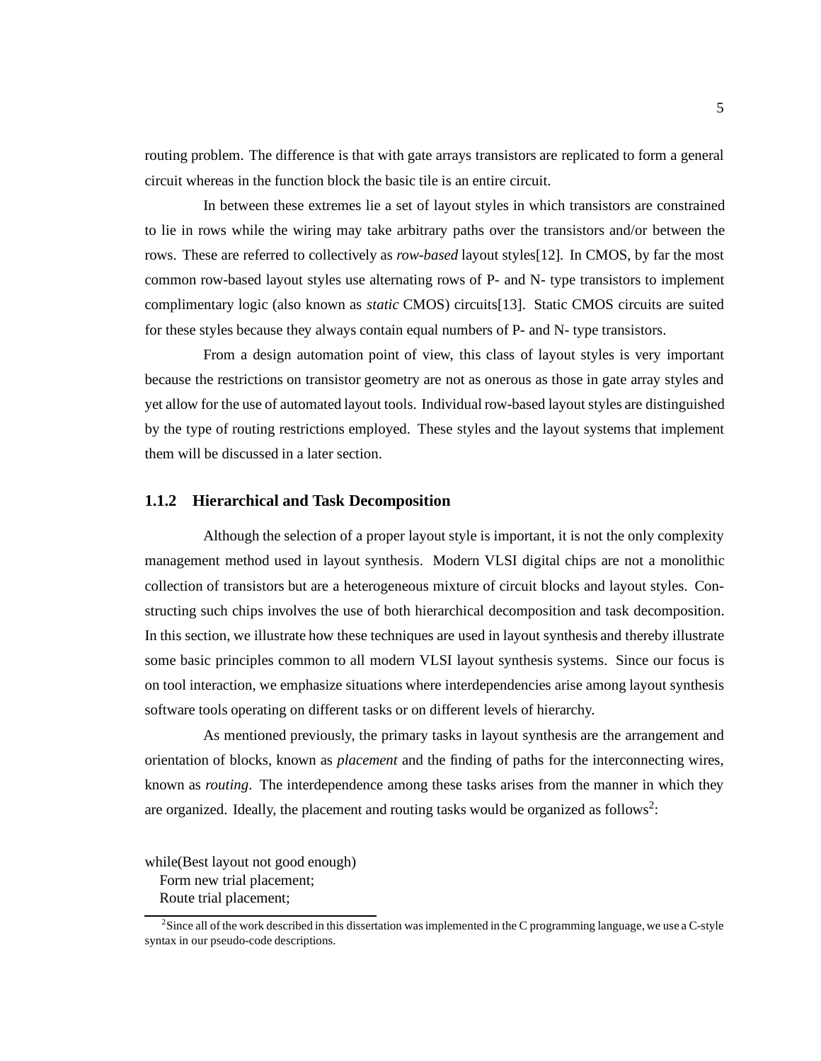routing problem. The difference is that with gate arrays transistors are replicated to form a general circuit whereas in the function block the basic tile is an entire circuit.

In between these extremes lie a set of layout styles in which transistors are constrained to lie in rows while the wiring may take arbitrary paths over the transistors and/or between the rows. These are referred to collectively as *row-based* layout styles[12]. In CMOS, by far the most common row-based layout styles use alternating rows of P- and N- type transistors to implement complimentary logic (also known as *static* CMOS) circuits[13]. Static CMOS circuits are suited for these styles because they always contain equal numbers of P- and N- type transistors.

From a design automation point of view, this class of layout styles is very important because the restrictions on transistor geometry are not as onerous as those in gate array styles and yet allow for the use of automated layout tools. Individual row-based layout styles are distinguished by the type of routing restrictions employed. These styles and the layout systems that implement them will be discussed in a later section.

### 1.1.2 Hierarchical and Task Decomposition

Although the selection of a proper layout style is important, it is not the only complexity management method used in layout synthesis. Modern VLSI digital chips are not a monolithic collection of transistors but are a heterogeneous mixture of circuit blocks and layout styles. Constructing such chips involves the use of both hierarchical decomposition and task decomposition. In this section, we illustrate how these techniques are used in layout synthesis and thereby illustrate some basic principles common to all modern VLSI layout synthesis systems. Since our focus is on tool interaction, we emphasize situations where interdependencies arise among layout synthesis software tools operating on different tasks or on different levels of hierarchy.

As mentioned previously, the primary tasks in layout synthesis are the arrangement and orientation of blocks, known as *placement* and the finding of paths for the interconnecting wires, known as *routing*. The interdependence among these tasks arises from the manner in which they are organized. Ideally, the placement and routing tasks would be organized as follows[2]:

```
while(Best layout not good enough)
   Form new trial placement;
   Route trial placement;
```

[2] Since all of the work described in this dissertation was implemented in the C programming language, we use a C-style syntax in our pseudo-code descriptions.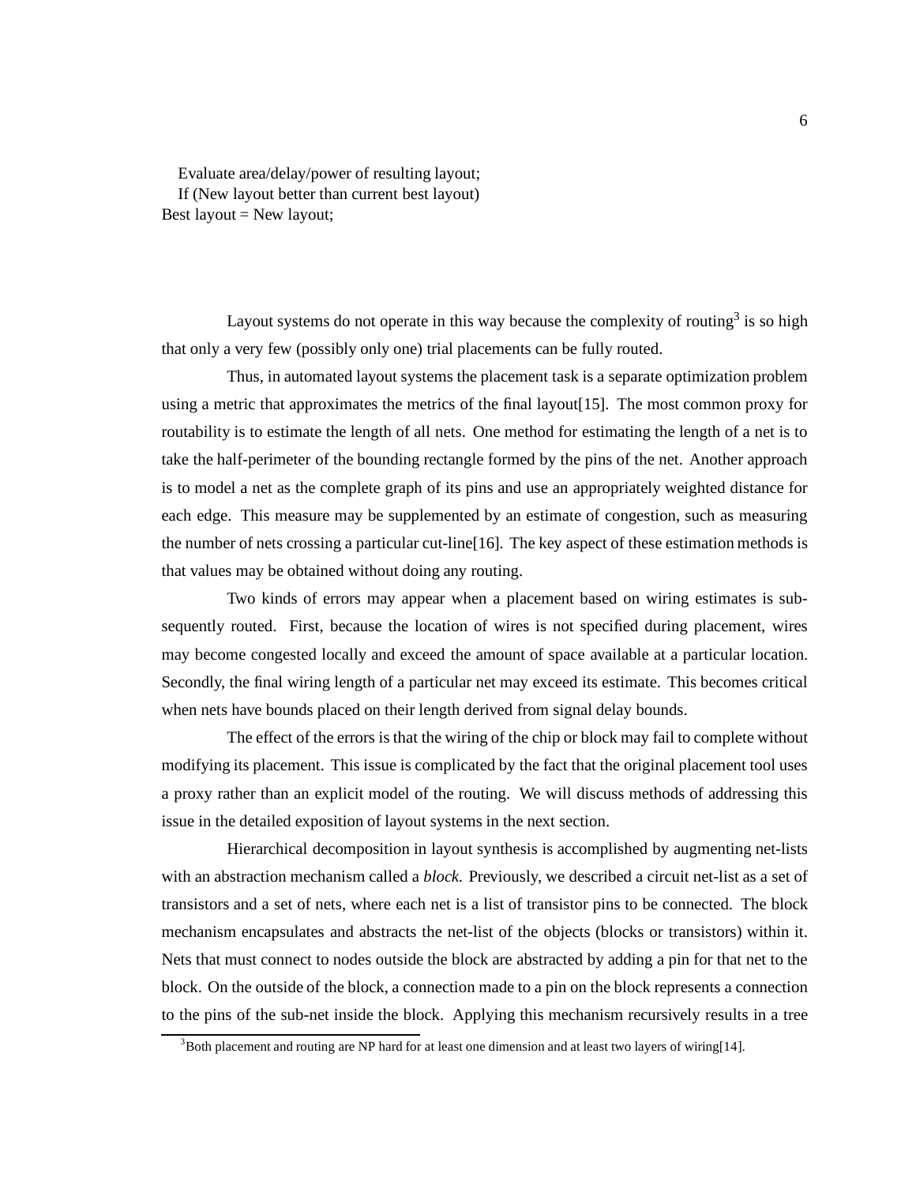```
   Evaluate area/delay/power of resulting layout;
   If (New layout better than current best layout)
Best layout = New layout;
```

Layout systems do not operate in this way because the complexity of routing[3] is so high that only a very few (possibly only one) trial placements can be fully routed.

Thus, in automated layout systems the placement task is a separate optimization problem using a metric that approximates the metrics of the final layout[15]. The most common proxy for routability is to estimate the length of all nets. One method for estimating the length of a net is to take the half-perimeter of the bounding rectangle formed by the pins of the net. Another approach is to model a net as the complete graph of its pins and use an appropriately weighted distance for each edge. This measure may be supplemented by an estimate of congestion, such as measuring the number of nets crossing a particular cut-line[16]. The key aspect of these estimation methods is that values may be obtained without doing any routing.

Two kinds of errors may appear when a placement based on wiring estimates is subsequently routed. First, because the location of wires is not specified during placement, wires may become congested locally and exceed the amount of space available at a particular location. Secondly, the final wiring length of a particular net may exceed its estimate. This becomes critical when nets have bounds placed on their length derived from signal delay bounds.

The effect of the errors is that the wiring of the chip or block may fail to complete without modifying its placement. This issue is complicated by the fact that the original placement tool uses a proxy rather than an explicit model of the routing. We will discuss methods of addressing this issue in the detailed exposition of layout systems in the next section.

Hierarchical decomposition in layout synthesis is accomplished by augmenting net-lists with an abstraction mechanism called a *block*. Previously, we described a circuit net-list as a set of transistors and a set of nets, where each net is a list of transistor pins to be connected. The block mechanism encapsulates and abstracts the net-list of the objects (blocks or transistors) within it. Nets that must connect to nodes outside the block are abstracted by adding a pin for that net to the block. On the outside of the block, a connection made to a pin on the block represents a connection to the pins of the sub-net inside the block. Applying this mechanism recursively results in a tree

[3] Both placement and routing are NP hard for at least one dimension and at least two layers of wiring[14].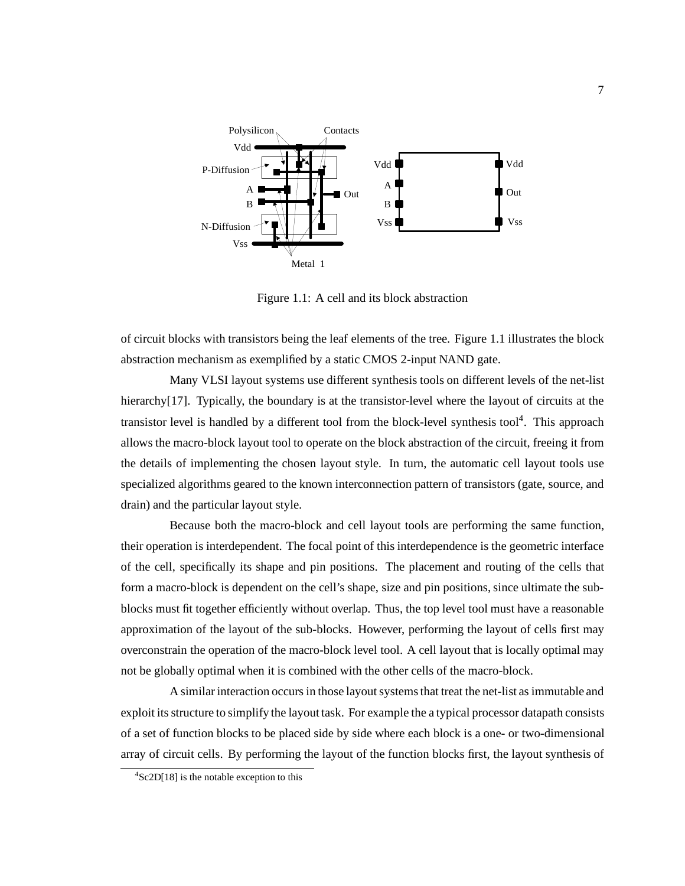Figure 1.1: A cell and its block abstraction

of circuit blocks with transistors being the leaf elements of the tree. Figure 1.1 illustrates the block abstraction mechanism as exemplified by a static CMOS 2-input NAND gate.

Many VLSI layout systems use different synthesis tools on different levels of the net-list hierarchy[17]. Typically, the boundary is at the transistor-level where the layout of circuits at the transistor level is handled by a different tool from the block-level synthesis tool[4]. This approach allows the macro-block layout tool to operate on the block abstraction of the circuit, freeing it from the details of implementing the chosen layout style. In turn, the automatic cell layout tools use specialized algorithms geared to the known interconnection pattern of transistors (gate, source, and drain) and the particular layout style.

Because both the macro-block and cell layout tools are performing the same function, their operation is interdependent. The focal point of this interdependence is the geometric interface of the cell, specifically its shape and pin positions. The placement and routing of the cells that form a macro-block is dependent on the cell's shape, size and pin positions, since ultimate the sub-blocks must fit together efficiently without overlap. Thus, the top level tool must have a reasonable approximation of the layout of the sub-blocks. However, performing the layout of cells first may overconstrain the operation of the macro-block level tool. A cell layout that is locally optimal may not be globally optimal when it is combined with the other cells of the macro-block.

A similar interaction occurs in those layout systems that treat the net-list as immutable and exploit its structure to simplify the layout task. For example the a typical processor datapath consists of a set of function blocks to be placed side by side where each block is a one- or two-dimensional array of circuit cells. By performing the layout of the function blocks first, the layout synthesis of

[4] Sc2D[18] is the notable exception to this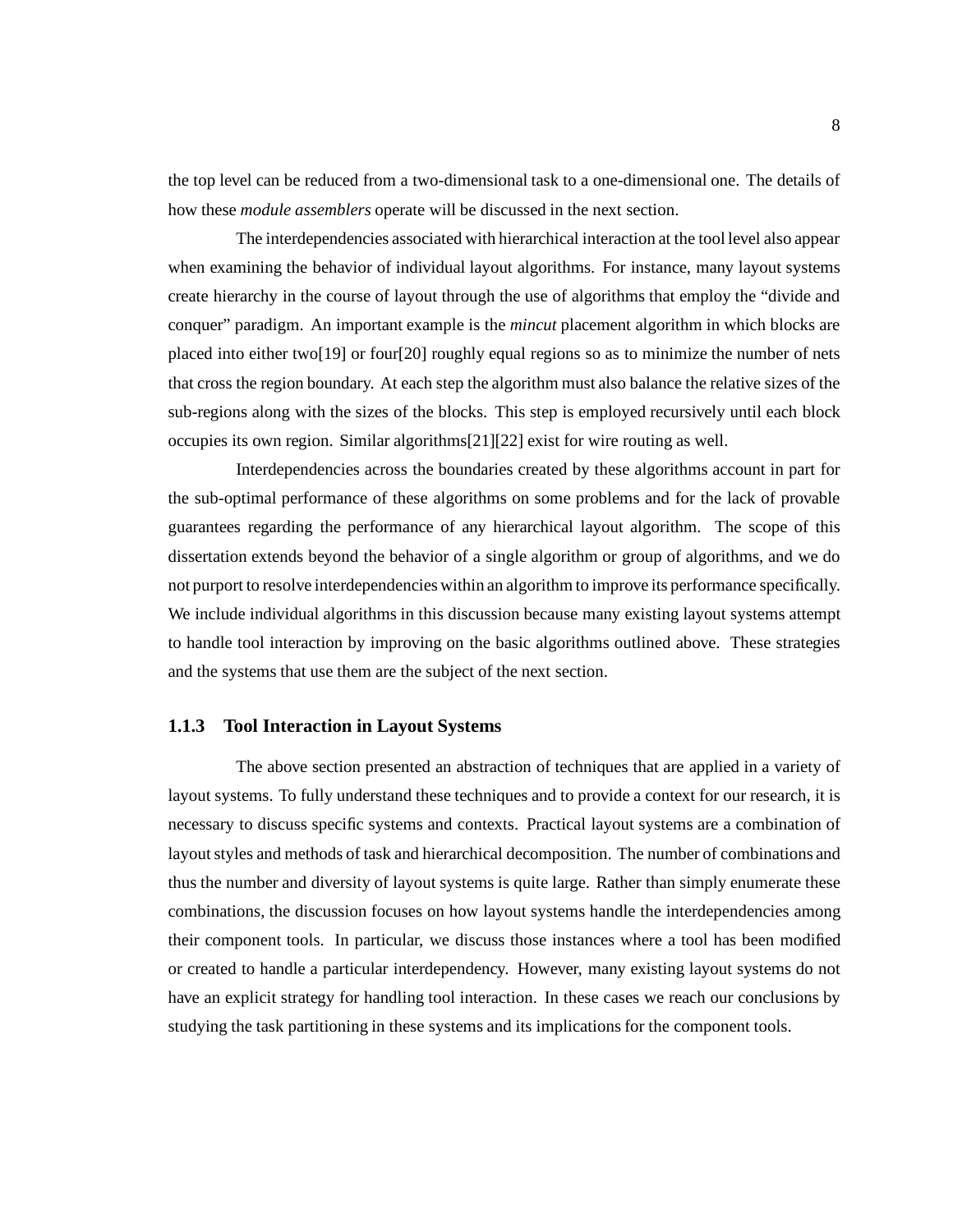the top level can be reduced from a two-dimensional task to a one-dimensional one. The details of how these *module assemblers* operate will be discussed in the next section.

The interdependencies associated with hierarchical interaction at the tool level also appear when examining the behavior of individual layout algorithms. For instance, many layout systems create hierarchy in the course of layout through the use of algorithms that employ the "divide and conquer" paradigm. An important example is the *mincut* placement algorithm in which blocks are placed into either two[19] or four[20] roughly equal regions so as to minimize the number of nets that cross the region boundary. At each step the algorithm must also balance the relative sizes of the sub-regions along with the sizes of the blocks. This step is employed recursively until each block occupies its own region. Similar algorithms[21][22] exist for wire routing as well.

Interdependencies across the boundaries created by these algorithms account in part for the sub-optimal performance of these algorithms on some problems and for the lack of provable guarantees regarding the performance of any hierarchical layout algorithm. The scope of this dissertation extends beyond the behavior of a single algorithm or group of algorithms, and we do not purport to resolve interdependencies within an algorithm to improve its performance specifically. We include individual algorithms in this discussion because many existing layout systems attempt to handle tool interaction by improving on the basic algorithms outlined above. These strategies and the systems that use them are the subject of the next section.

### 1.1.3 Tool Interaction in Layout Systems

The above section presented an abstraction of techniques that are applied in a variety of layout systems. To fully understand these techniques and to provide a context for our research, it is necessary to discuss specific systems and contexts. Practical layout systems are a combination of layout styles and methods of task and hierarchical decomposition. The number of combinations and thus the number and diversity of layout systems is quite large. Rather than simply enumerate these combinations, the discussion focuses on how layout systems handle the interdependencies among their component tools. In particular, we discuss those instances where a tool has been modified or created to handle a particular interdependency. However, many existing layout systems do not have an explicit strategy for handling tool interaction. In these cases we reach our conclusions by studying the task partitioning in these systems and its implications for the component tools.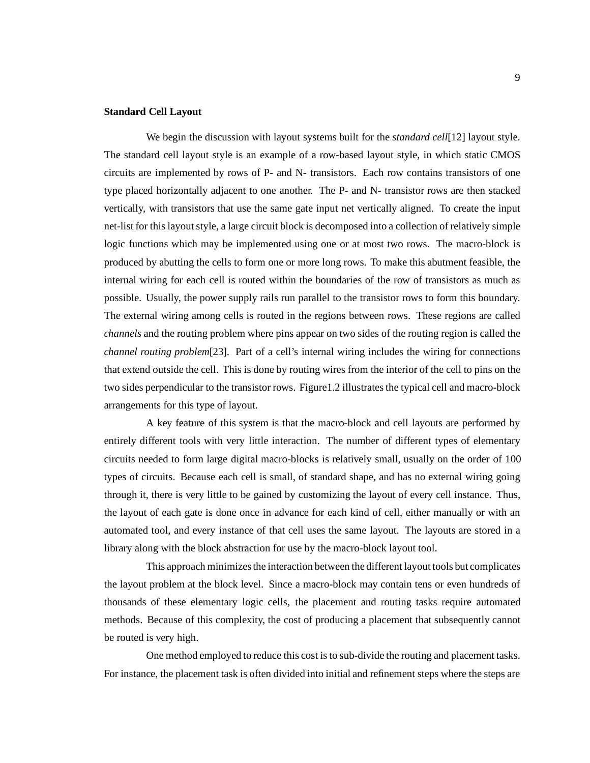**Standard Cell Layout**

We begin the discussion with layout systems built for the *standard cell*[12] layout style. The standard cell layout style is an example of a row-based layout style, in which static CMOS circuits are implemented by rows of P- and N- transistors. Each row contains transistors of one type placed horizontally adjacent to one another. The P- and N- transistor rows are then stacked vertically, with transistors that use the same gate input net vertically aligned. To create the input net-list for this layout style, a large circuit block is decomposed into a collection of relatively simple logic functions which may be implemented using one or at most two rows. The macro-block is produced by abutting the cells to form one or more long rows. To make this abutment feasible, the internal wiring for each cell is routed within the boundaries of the row of transistors as much as possible. Usually, the power supply rails run parallel to the transistor rows to form this boundary. The external wiring among cells is routed in the regions between rows. These regions are called *channels* and the routing problem where pins appear on two sides of the routing region is called the *channel routing problem*[23]. Part of a cell's internal wiring includes the wiring for connections that extend outside the cell. This is done by routing wires from the interior of the cell to pins on the two sides perpendicular to the transistor rows. Figure1.2 illustrates the typical cell and macro-block arrangements for this type of layout.

A key feature of this system is that the macro-block and cell layouts are performed by entirely different tools with very little interaction. The number of different types of elementary circuits needed to form large digital macro-blocks is relatively small, usually on the order of 100 types of circuits. Because each cell is small, of standard shape, and has no external wiring going through it, there is very little to be gained by customizing the layout of every cell instance. Thus, the layout of each gate is done once in advance for each kind of cell, either manually or with an automated tool, and every instance of that cell uses the same layout. The layouts are stored in a library along with the block abstraction for use by the macro-block layout tool.

This approach minimizes the interaction between the different layout tools but complicates the layout problem at the block level. Since a macro-block may contain tens or even hundreds of thousands of these elementary logic cells, the placement and routing tasks require automated methods. Because of this complexity, the cost of producing a placement that subsequently cannot be routed is very high.

One method employed to reduce this cost is to sub-divide the routing and placement tasks. For instance, the placement task is often divided into initial and refinement steps where the steps are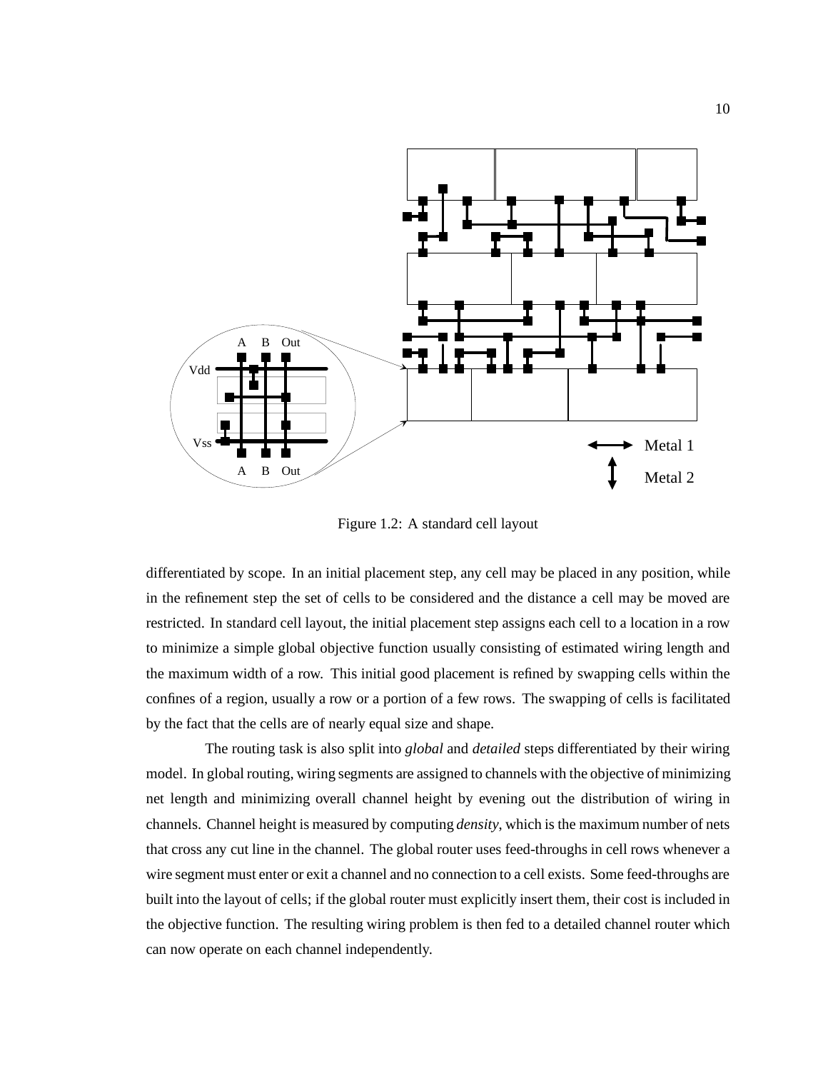Figure 1.2: A standard cell layout

differentiated by scope. In an initial placement step, any cell may be placed in any position, while in the refinement step the set of cells to be considered and the distance a cell may be moved are restricted. In standard cell layout, the initial placement step assigns each cell to a location in a row to minimize a simple global objective function usually consisting of estimated wiring length and the maximum width of a row. This initial good placement is refined by swapping cells within the confines of a region, usually a row or a portion of a few rows. The swapping of cells is facilitated by the fact that the cells are of nearly equal size and shape.

The routing task is also split into *global* and *detailed* steps differentiated by their wiring model. In global routing, wiring segments are assigned to channels with the objective of minimizing net length and minimizing overall channel height by evening out the distribution of wiring in channels. Channel height is measured by computing *density*, which is the maximum number of nets that cross any cut line in the channel. The global router uses feed-throughs in cell rows whenever a wire segment must enter or exit a channel and no connection to a cell exists. Some feed-throughs are built into the layout of cells; if the global router must explicitly insert them, their cost is included in the objective function. The resulting wiring problem is then fed to a detailed channel router which can now operate on each channel independently.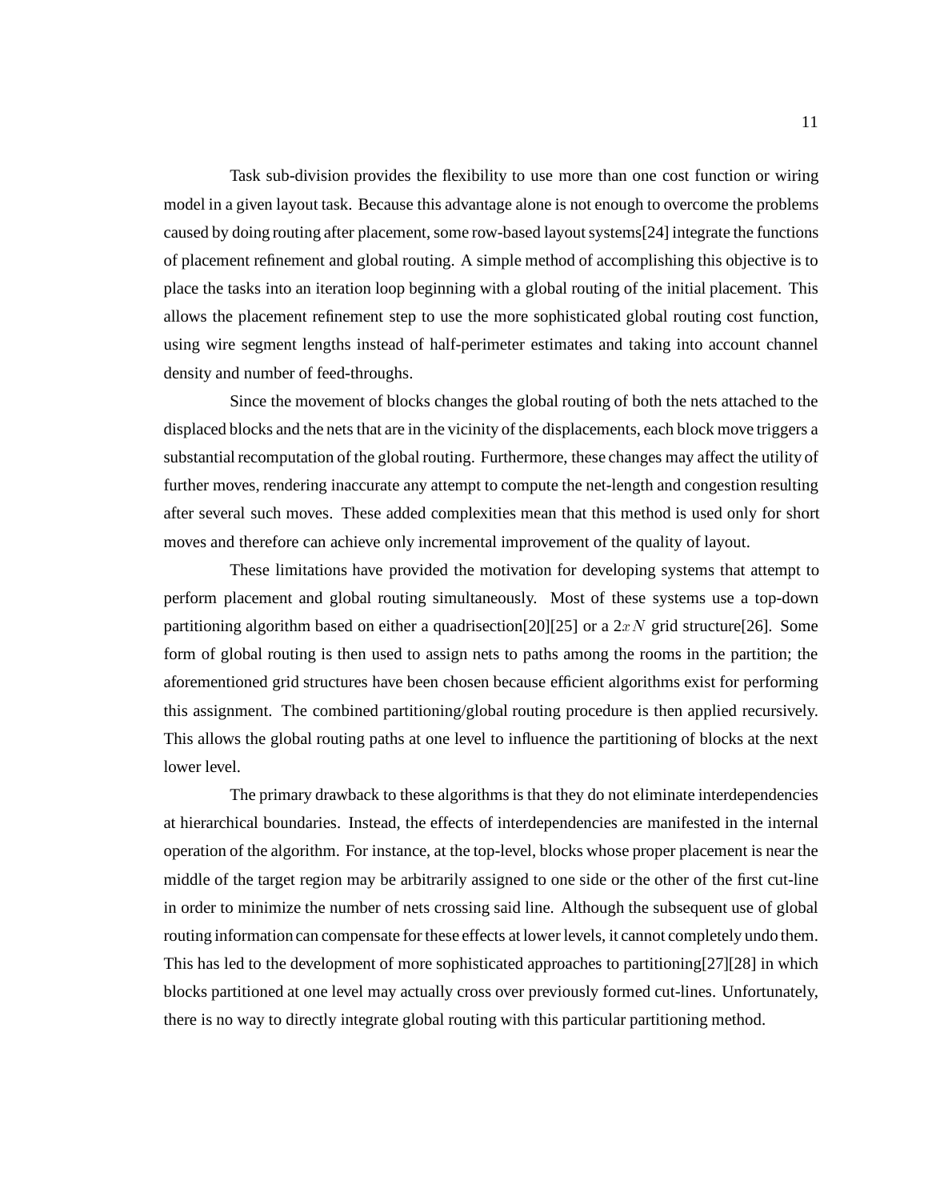Task sub-division provides the flexibility to use more than one cost function or wiring model in a given layout task. Because this advantage alone is not enough to overcome the problems caused by doing routing after placement, some row-based layout systems[24] integrate the functions of placement refinement and global routing. A simple method of accomplishing this objective is to place the tasks into an iteration loop beginning with a global routing of the initial placement. This allows the placement refinement step to use the more sophisticated global routing cost function, using wire segment lengths instead of half-perimeter estimates and taking into account channel density and number of feed-throughs.

Since the movement of blocks changes the global routing of both the nets attached to the displaced blocks and the nets that are in the vicinity of the displacements, each block move triggers a substantial recomputation of the global routing. Furthermore, these changes may affect the utility of further moves, rendering inaccurate any attempt to compute the net-length and congestion resulting after several such moves. These added complexities mean that this method is used only for short moves and therefore can achieve only incremental improvement of the quality of layout.

These limitations have provided the motivation for developing systems that attempt to perform placement and global routing simultaneously. Most of these systems use a top-down partitioning algorithm based on either a quadrisection[20][25] or a $2xN$ grid structure[26]. Some form of global routing is then used to assign nets to paths among the rooms in the partition; the aforementioned grid structures have been chosen because efficient algorithms exist for performing this assignment. The combined partitioning/global routing procedure is then applied recursively. This allows the global routing paths at one level to influence the partitioning of blocks at the next lower level.

The primary drawback to these algorithms is that they do not eliminate interdependencies at hierarchical boundaries. Instead, the effects of interdependencies are manifested in the internal operation of the algorithm. For instance, at the top-level, blocks whose proper placement is near the middle of the target region may be arbitrarily assigned to one side or the other of the first cut-line in order to minimize the number of nets crossing said line. Although the subsequent use of global routing information can compensate for these effects at lower levels, it cannot completely undo them. This has led to the development of more sophisticated approaches to partitioning[27][28] in which blocks partitioned at one level may actually cross over previously formed cut-lines. Unfortunately, there is no way to directly integrate global routing with this particular partitioning method.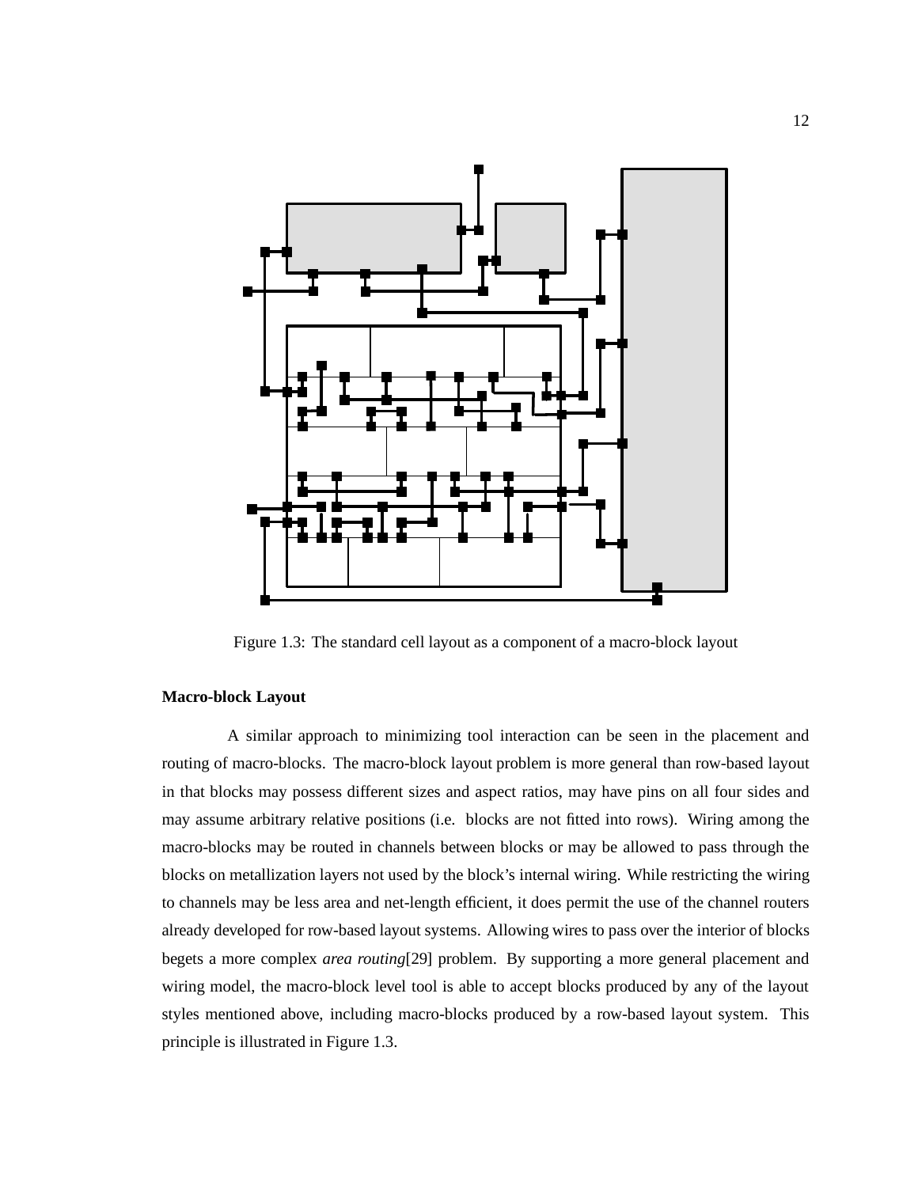Figure 1.3: The standard cell layout as a component of a macro-block layout

**Macro-block Layout**

A similar approach to minimizing tool interaction can be seen in the placement and routing of macro-blocks. The macro-block layout problem is more general than row-based layout in that blocks may possess different sizes and aspect ratios, may have pins on all four sides and may assume arbitrary relative positions (i.e. blocks are not fitted into rows). Wiring among the macro-blocks may be routed in channels between blocks or may be allowed to pass through the blocks on metallization layers not used by the block's internal wiring. While restricting the wiring to channels may be less area and net-length efficient, it does permit the use of the channel routers already developed for row-based layout systems. Allowing wires to pass over the interior of blocks begets a more complex *area routing*[29] problem. By supporting a more general placement and wiring model, the macro-block level tool is able to accept blocks produced by any of the layout styles mentioned above, including macro-blocks produced by a row-based layout system. This principle is illustrated in Figure 1.3.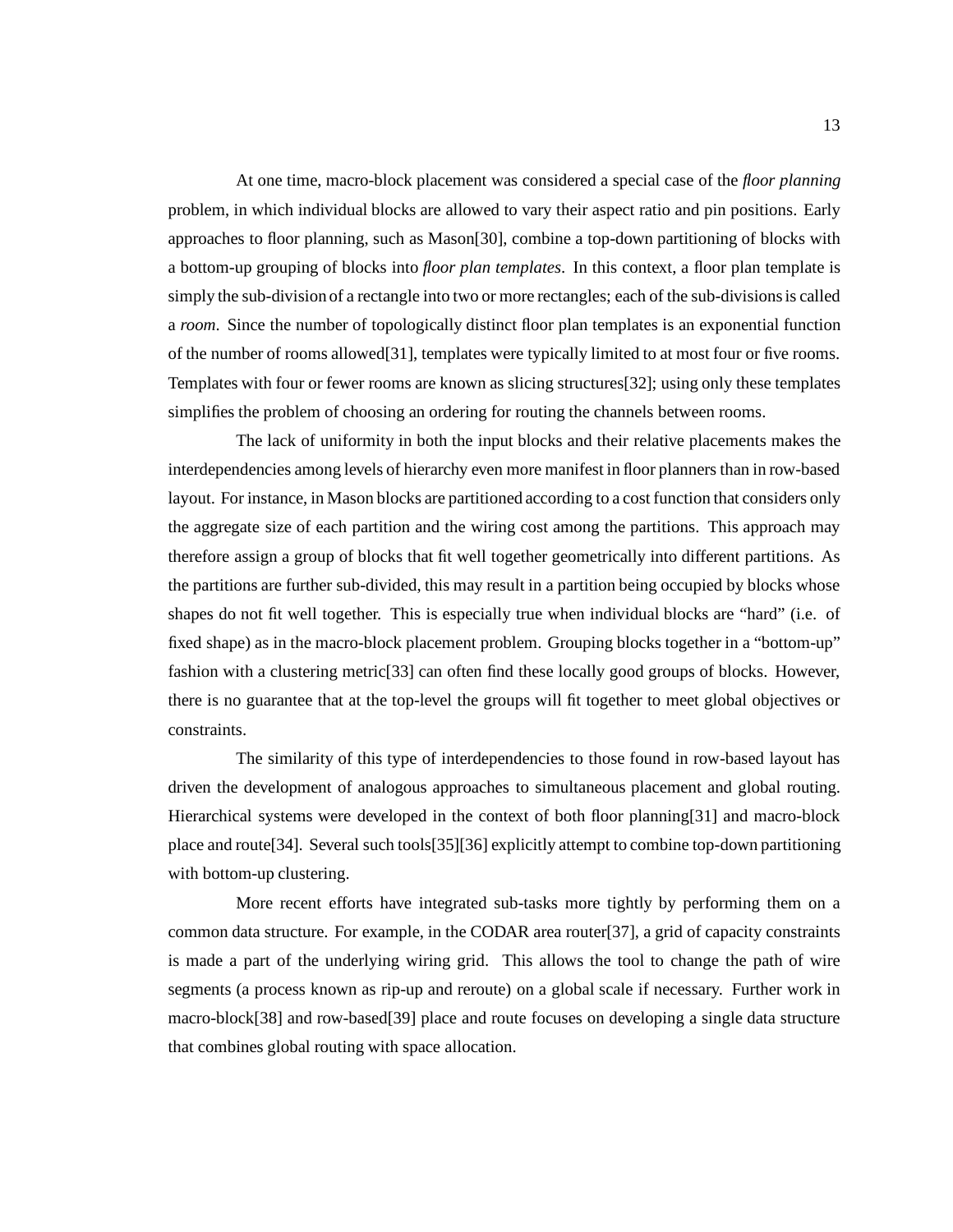At one time, macro-block placement was considered a special case of the *floor planning* problem, in which individual blocks are allowed to vary their aspect ratio and pin positions. Early approaches to floor planning, such as Mason[30], combine a top-down partitioning of blocks with a bottom-up grouping of blocks into *floor plan templates*. In this context, a floor plan template is simply the sub-division of a rectangle into two or more rectangles; each of the sub-divisions is called a *room*. Since the number of topologically distinct floor plan templates is an exponential function of the number of rooms allowed[31], templates were typically limited to at most four or five rooms. Templates with four or fewer rooms are known as slicing structures[32]; using only these templates simplifies the problem of choosing an ordering for routing the channels between rooms.

The lack of uniformity in both the input blocks and their relative placements makes the interdependencies among levels of hierarchy even more manifest in floor planners than in row-based layout. For instance, in Mason blocks are partitioned according to a cost function that considers only the aggregate size of each partition and the wiring cost among the partitions. This approach may therefore assign a group of blocks that fit well together geometrically into different partitions. As the partitions are further sub-divided, this may result in a partition being occupied by blocks whose shapes do not fit well together. This is especially true when individual blocks are "hard" (i.e. of fixed shape) as in the macro-block placement problem. Grouping blocks together in a "bottom-up" fashion with a clustering metric[33] can often find these locally good groups of blocks. However, there is no guarantee that at the top-level the groups will fit together to meet global objectives or constraints.

The similarity of this type of interdependencies to those found in row-based layout has driven the development of analogous approaches to simultaneous placement and global routing. Hierarchical systems were developed in the context of both floor planning[31] and macro-block place and route[34]. Several such tools[35][36] explicitly attempt to combine top-down partitioning with bottom-up clustering.

More recent efforts have integrated sub-tasks more tightly by performing them on a common data structure. For example, in the CODAR area router[37], a grid of capacity constraints is made a part of the underlying wiring grid. This allows the tool to change the path of wire segments (a process known as rip-up and reroute) on a global scale if necessary. Further work in macro-block[38] and row-based[39] place and route focuses on developing a single data structure that combines global routing with space allocation.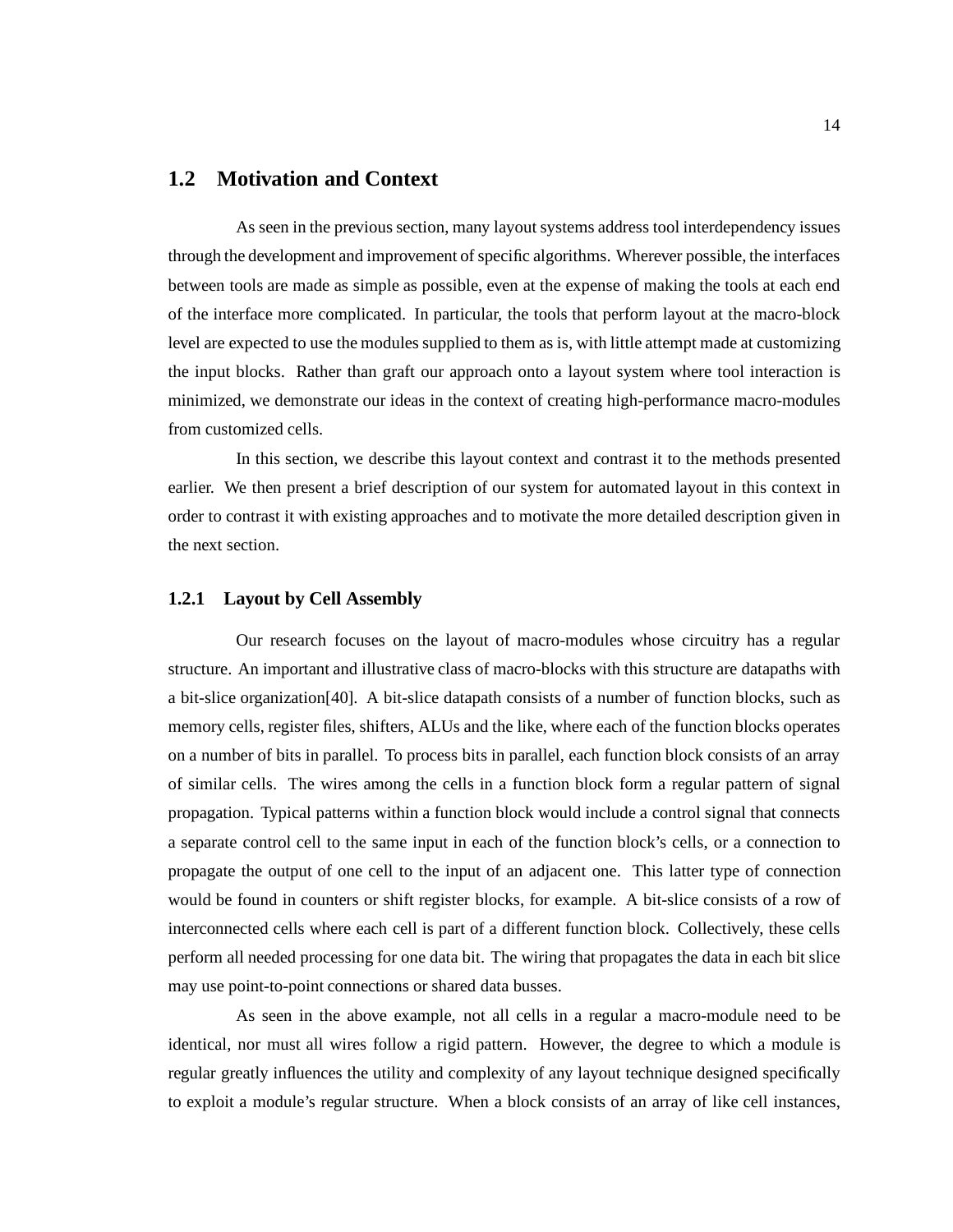## 1.2 Motivation and Context

As seen in the previous section, many layout systems address tool interdependency issues through the development and improvement of specific algorithms. Wherever possible, the interfaces between tools are made as simple as possible, even at the expense of making the tools at each end of the interface more complicated. In particular, the tools that perform layout at the macro-block level are expected to use the modules supplied to them as is, with little attempt made at customizing the input blocks. Rather than graft our approach onto a layout system where tool interaction is minimized, we demonstrate our ideas in the context of creating high-performance macro-modules from customized cells.

In this section, we describe this layout context and contrast it to the methods presented earlier. We then present a brief description of our system for automated layout in this context in order to contrast it with existing approaches and to motivate the more detailed description given in the next section.

### 1.2.1 Layout by Cell Assembly

Our research focuses on the layout of macro-modules whose circuitry has a regular structure. An important and illustrative class of macro-blocks with this structure are datapaths with a bit-slice organization[40]. A bit-slice datapath consists of a number of function blocks, such as memory cells, register files, shifters, ALUs and the like, where each of the function blocks operates on a number of bits in parallel. To process bits in parallel, each function block consists of an array of similar cells. The wires among the cells in a function block form a regular pattern of signal propagation. Typical patterns within a function block would include a control signal that connects a separate control cell to the same input in each of the function block's cells, or a connection to propagate the output of one cell to the input of an adjacent one. This latter type of connection would be found in counters or shift register blocks, for example. A bit-slice consists of a row of interconnected cells where each cell is part of a different function block. Collectively, these cells perform all needed processing for one data bit. The wiring that propagates the data in each bit slice may use point-to-point connections or shared data busses.

As seen in the above example, not all cells in a regular a macro-module need to be identical, nor must all wires follow a rigid pattern. However, the degree to which a module is regular greatly influences the utility and complexity of any layout technique designed specifically to exploit a module's regular structure. When a block consists of an array of like cell instances,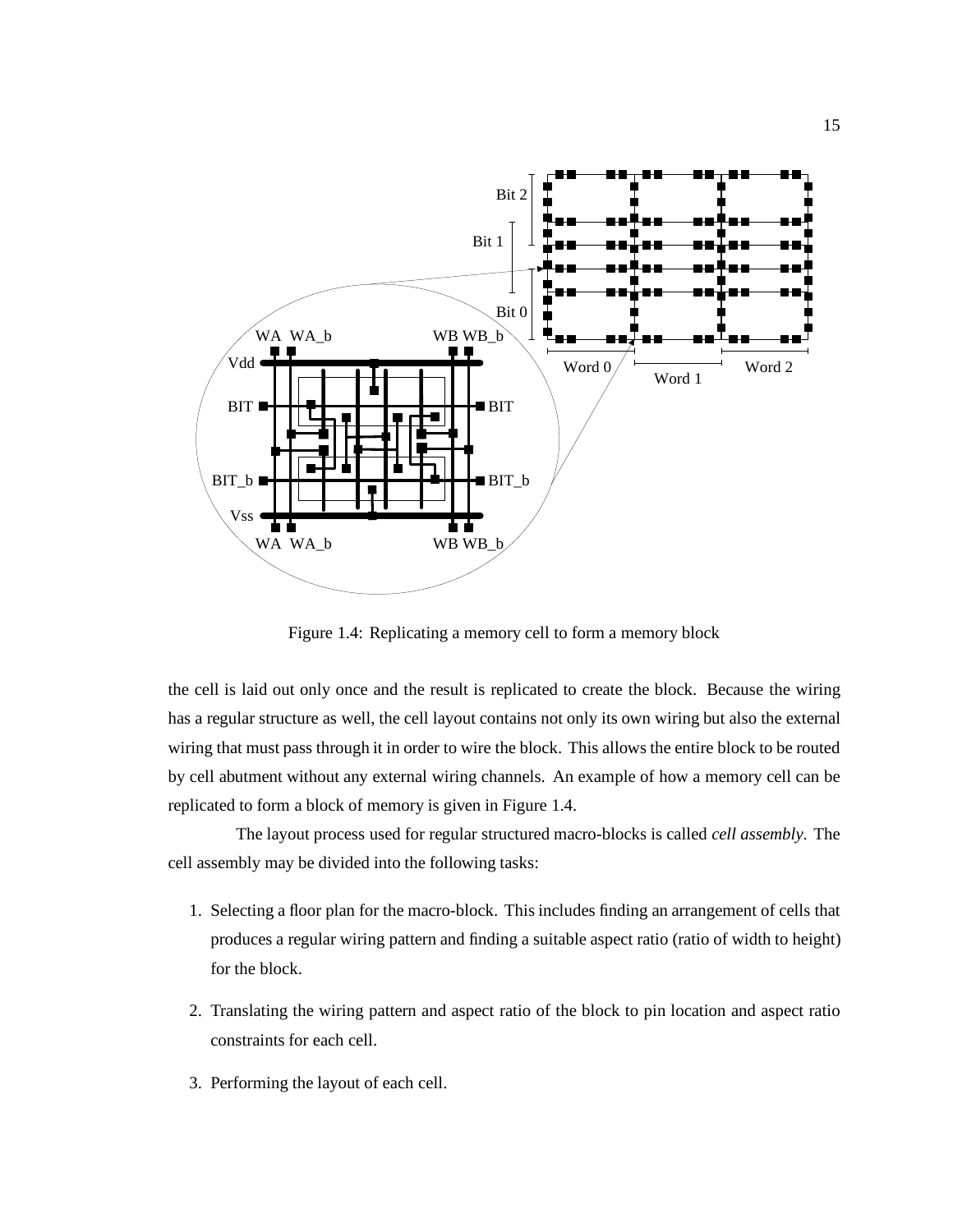Figure 1.4: Replicating a memory cell to form a memory block

the cell is laid out only once and the result is replicated to create the block. Because the wiring has a regular structure as well, the cell layout contains not only its own wiring but also the external wiring that must pass through it in order to wire the block. This allows the entire block to be routed by cell abutment without any external wiring channels. An example of how a memory cell can be replicated to form a block of memory is given in Figure 1.4.

The layout process used for regular structured macro-blocks is called *cell assembly*. The cell assembly may be divided into the following tasks:

1. Selecting a floor plan for the macro-block. This includes finding an arrangement of cells that produces a regular wiring pattern and finding a suitable aspect ratio (ratio of width to height) for the block.

2. Translating the wiring pattern and aspect ratio of the block to pin location and aspect ratio constraints for each cell.

3. Performing the layout of each cell.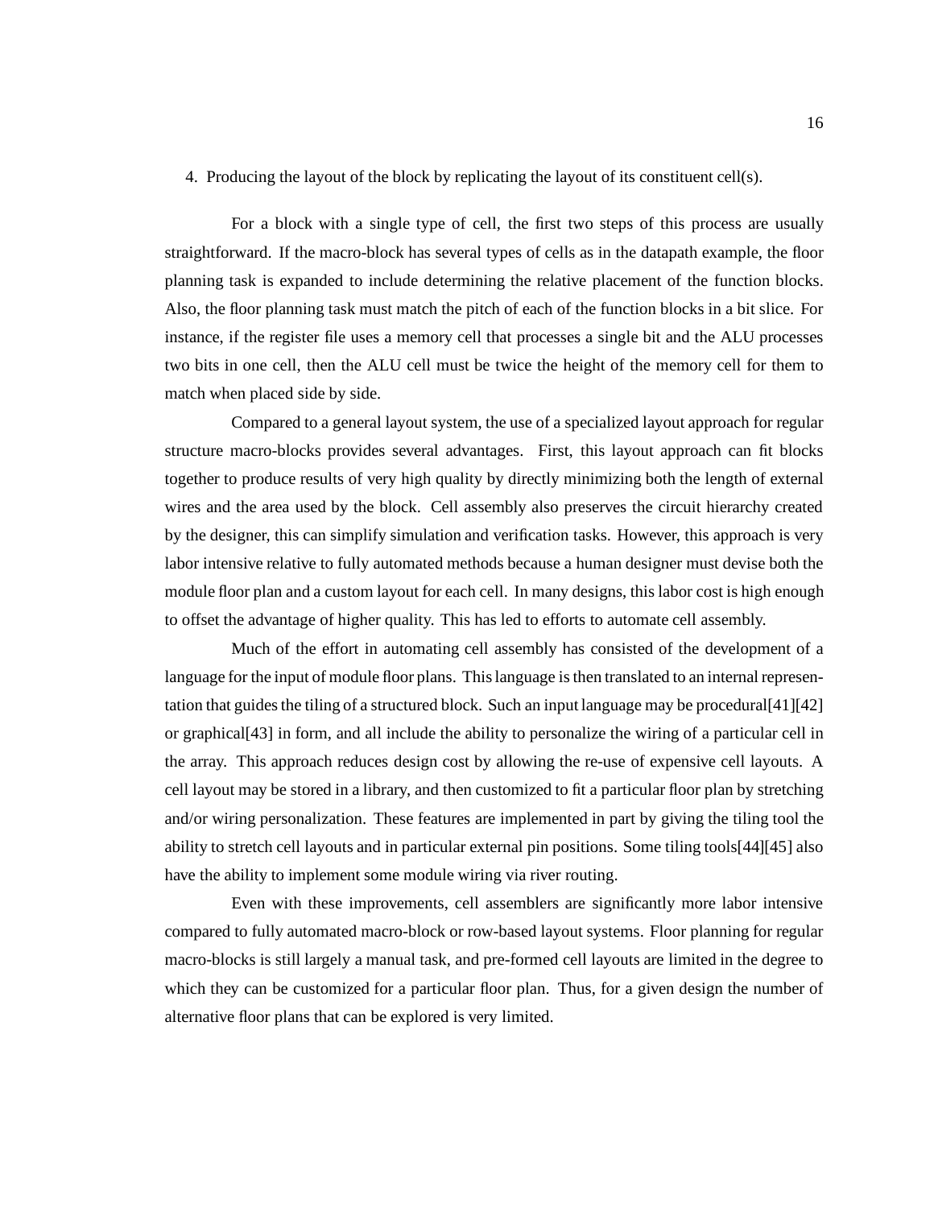4. Producing the layout of the block by replicating the layout of its constituent cell(s).

For a block with a single type of cell, the first two steps of this process are usually straightforward. If the macro-block has several types of cells as in the datapath example, the floor planning task is expanded to include determining the relative placement of the function blocks. Also, the floor planning task must match the pitch of each of the function blocks in a bit slice. For instance, if the register file uses a memory cell that processes a single bit and the ALU processes two bits in one cell, then the ALU cell must be twice the height of the memory cell for them to match when placed side by side.

Compared to a general layout system, the use of a specialized layout approach for regular structure macro-blocks provides several advantages. First, this layout approach can fit blocks together to produce results of very high quality by directly minimizing both the length of external wires and the area used by the block. Cell assembly also preserves the circuit hierarchy created by the designer, this can simplify simulation and verification tasks. However, this approach is very labor intensive relative to fully automated methods because a human designer must devise both the module floor plan and a custom layout for each cell. In many designs, this labor cost is high enough to offset the advantage of higher quality. This has led to efforts to automate cell assembly.

Much of the effort in automating cell assembly has consisted of the development of a language for the input of module floor plans. This language is then translated to an internal representation that guides the tiling of a structured block. Such an input language may be procedural[41][42] or graphical[43] in form, and all include the ability to personalize the wiring of a particular cell in the array. This approach reduces design cost by allowing the re-use of expensive cell layouts. A cell layout may be stored in a library, and then customized to fit a particular floor plan by stretching and/or wiring personalization. These features are implemented in part by giving the tiling tool the ability to stretch cell layouts and in particular external pin positions. Some tiling tools[44][45] also have the ability to implement some module wiring via river routing.

Even with these improvements, cell assemblers are significantly more labor intensive compared to fully automated macro-block or row-based layout systems. Floor planning for regular macro-blocks is still largely a manual task, and pre-formed cell layouts are limited in the degree to which they can be customized for a particular floor plan. Thus, for a given design the number of alternative floor plans that can be explored is very limited.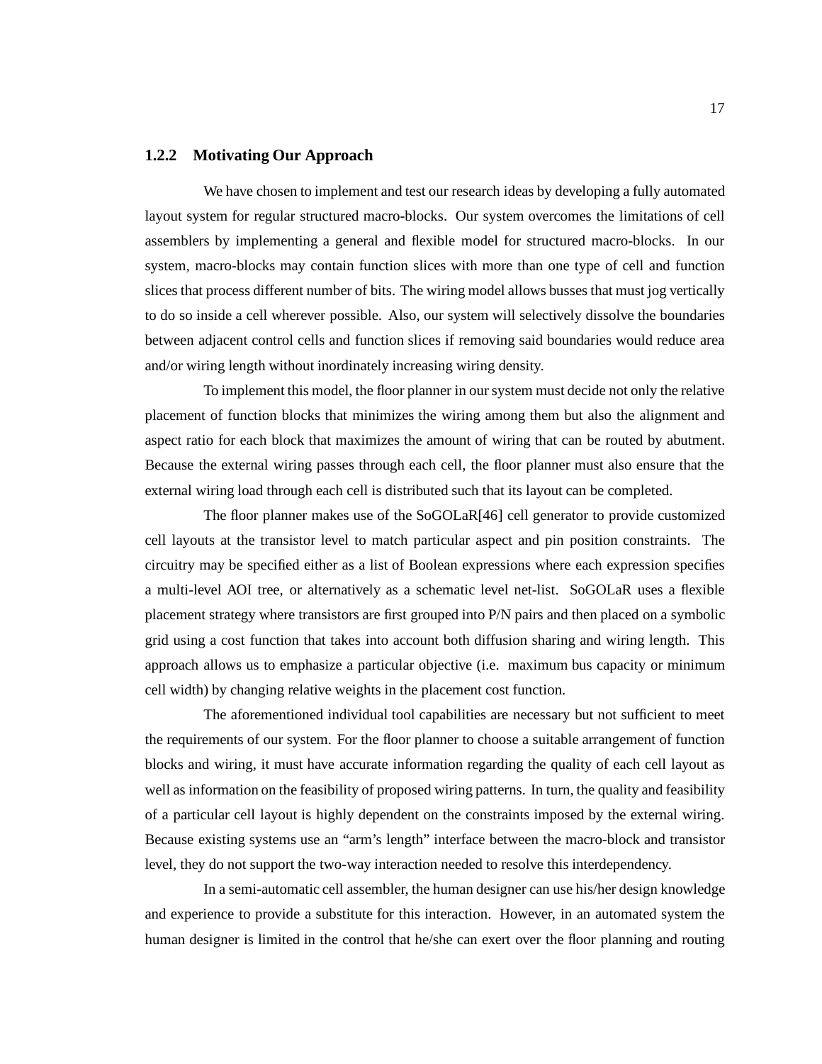### 1.2.2 Motivating Our Approach

We have chosen to implement and test our research ideas by developing a fully automated layout system for regular structured macro-blocks. Our system overcomes the limitations of cell assemblers by implementing a general and flexible model for structured macro-blocks. In our system, macro-blocks may contain function slices with more than one type of cell and function slices that process different number of bits. The wiring model allows busses that must jog vertically to do so inside a cell wherever possible. Also, our system will selectively dissolve the boundaries between adjacent control cells and function slices if removing said boundaries would reduce area and/or wiring length without inordinately increasing wiring density.

To implement this model, the floor planner in our system must decide not only the relative placement of function blocks that minimizes the wiring among them but also the alignment and aspect ratio for each block that maximizes the amount of wiring that can be routed by abutment. Because the external wiring passes through each cell, the floor planner must also ensure that the external wiring load through each cell is distributed such that its layout can be completed.

The floor planner makes use of the SoGOLaR[46] cell generator to provide customized cell layouts at the transistor level to match particular aspect and pin position constraints. The circuitry may be specified either as a list of Boolean expressions where each expression specifies a multi-level AOI tree, or alternatively as a schematic level net-list. SoGOLaR uses a flexible placement strategy where transistors are first grouped into P/N pairs and then placed on a symbolic grid using a cost function that takes into account both diffusion sharing and wiring length. This approach allows us to emphasize a particular objective (i.e. maximum bus capacity or minimum cell width) by changing relative weights in the placement cost function.

The aforementioned individual tool capabilities are necessary but not sufficient to meet the requirements of our system. For the floor planner to choose a suitable arrangement of function blocks and wiring, it must have accurate information regarding the quality of each cell layout as well as information on the feasibility of proposed wiring patterns. In turn, the quality and feasibility of a particular cell layout is highly dependent on the constraints imposed by the external wiring. Because existing systems use an "arm's length" interface between the macro-block and transistor level, they do not support the two-way interaction needed to resolve this interdependency.

In a semi-automatic cell assembler, the human designer can use his/her design knowledge and experience to provide a substitute for this interaction. However, in an automated system the human designer is limited in the control that he/she can exert over the floor planning and routing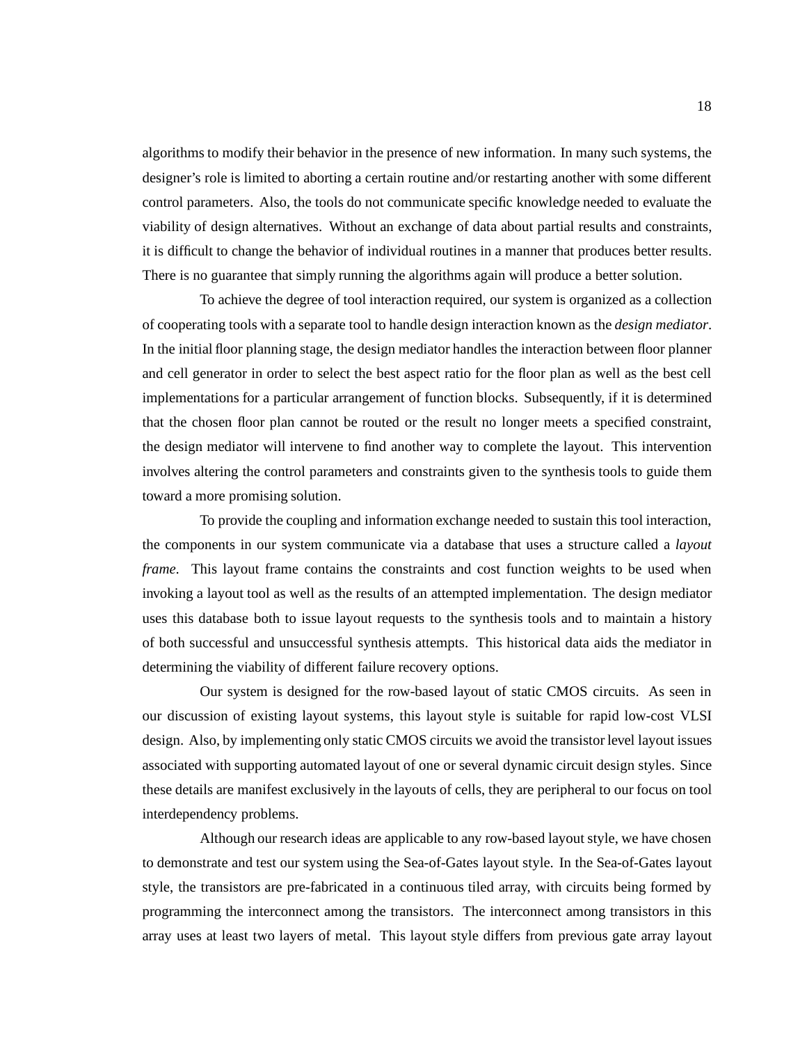algorithms to modify their behavior in the presence of new information. In many such systems, the designer's role is limited to aborting a certain routine and/or restarting another with some different control parameters. Also, the tools do not communicate specific knowledge needed to evaluate the viability of design alternatives. Without an exchange of data about partial results and constraints, it is difficult to change the behavior of individual routines in a manner that produces better results. There is no guarantee that simply running the algorithms again will produce a better solution.

To achieve the degree of tool interaction required, our system is organized as a collection of cooperating tools with a separate tool to handle design interaction known as the *design mediator*. In the initial floor planning stage, the design mediator handles the interaction between floor planner and cell generator in order to select the best aspect ratio for the floor plan as well as the best cell implementations for a particular arrangement of function blocks. Subsequently, if it is determined that the chosen floor plan cannot be routed or the result no longer meets a specified constraint, the design mediator will intervene to find another way to complete the layout. This intervention involves altering the control parameters and constraints given to the synthesis tools to guide them toward a more promising solution.

To provide the coupling and information exchange needed to sustain this tool interaction, the components in our system communicate via a database that uses a structure called a *layout frame*. This layout frame contains the constraints and cost function weights to be used when invoking a layout tool as well as the results of an attempted implementation. The design mediator uses this database both to issue layout requests to the synthesis tools and to maintain a history of both successful and unsuccessful synthesis attempts. This historical data aids the mediator in determining the viability of different failure recovery options.

Our system is designed for the row-based layout of static CMOS circuits. As seen in our discussion of existing layout systems, this layout style is suitable for rapid low-cost VLSI design. Also, by implementing only static CMOS circuits we avoid the transistor level layout issues associated with supporting automated layout of one or several dynamic circuit design styles. Since these details are manifest exclusively in the layouts of cells, they are peripheral to our focus on tool interdependency problems.

Although our research ideas are applicable to any row-based layout style, we have chosen to demonstrate and test our system using the Sea-of-Gates layout style. In the Sea-of-Gates layout style, the transistors are pre-fabricated in a continuous tiled array, with circuits being formed by programming the interconnect among the transistors. The interconnect among transistors in this array uses at least two layers of metal. This layout style differs from previous gate array layout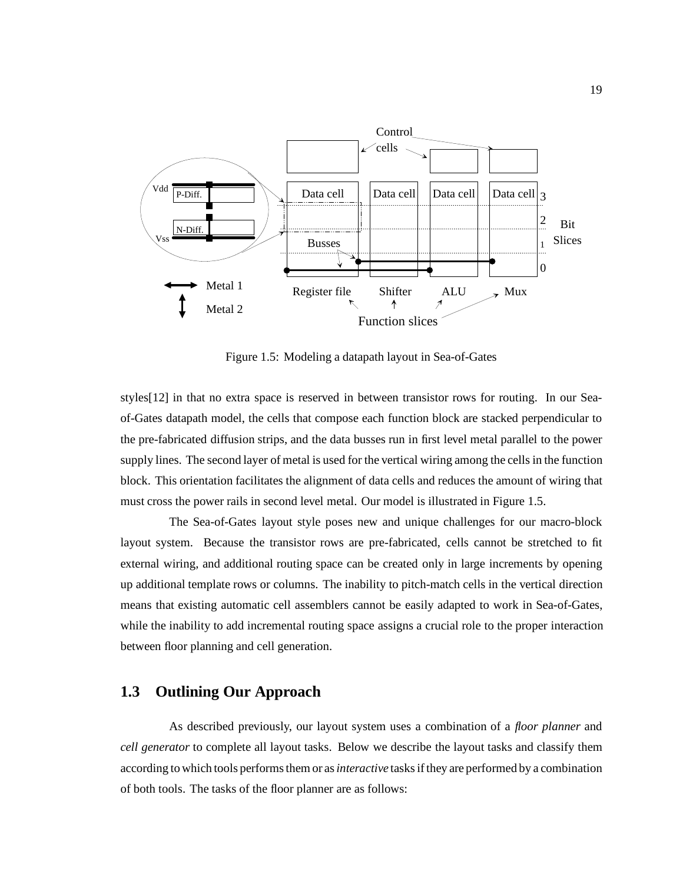Figure 1.5: Modeling a datapath layout in Sea-of-Gates

styles[12] in that no extra space is reserved in between transistor rows for routing. In our Sea-of-Gates datapath model, the cells that compose each function block are stacked perpendicular to the pre-fabricated diffusion strips, and the data busses run in first level metal parallel to the power supply lines. The second layer of metal is used for the vertical wiring among the cells in the function block. This orientation facilitates the alignment of data cells and reduces the amount of wiring that must cross the power rails in second level metal. Our model is illustrated in Figure 1.5.

The Sea-of-Gates layout style poses new and unique challenges for our macro-block layout system. Because the transistor rows are pre-fabricated, cells cannot be stretched to fit external wiring, and additional routing space can be created only in large increments by opening up additional template rows or columns. The inability to pitch-match cells in the vertical direction means that existing automatic cell assemblers cannot be easily adapted to work in Sea-of-Gates, while the inability to add incremental routing space assigns a crucial role to the proper interaction between floor planning and cell generation.

## 1.3 Outlining Our Approach

As described previously, our layout system uses a combination of a *floor planner* and *cell generator* to complete all layout tasks. Below we describe the layout tasks and classify them according to which tools performs them or as *interactive* tasks if they are performed by a combination of both tools. The tasks of the floor planner are as follows: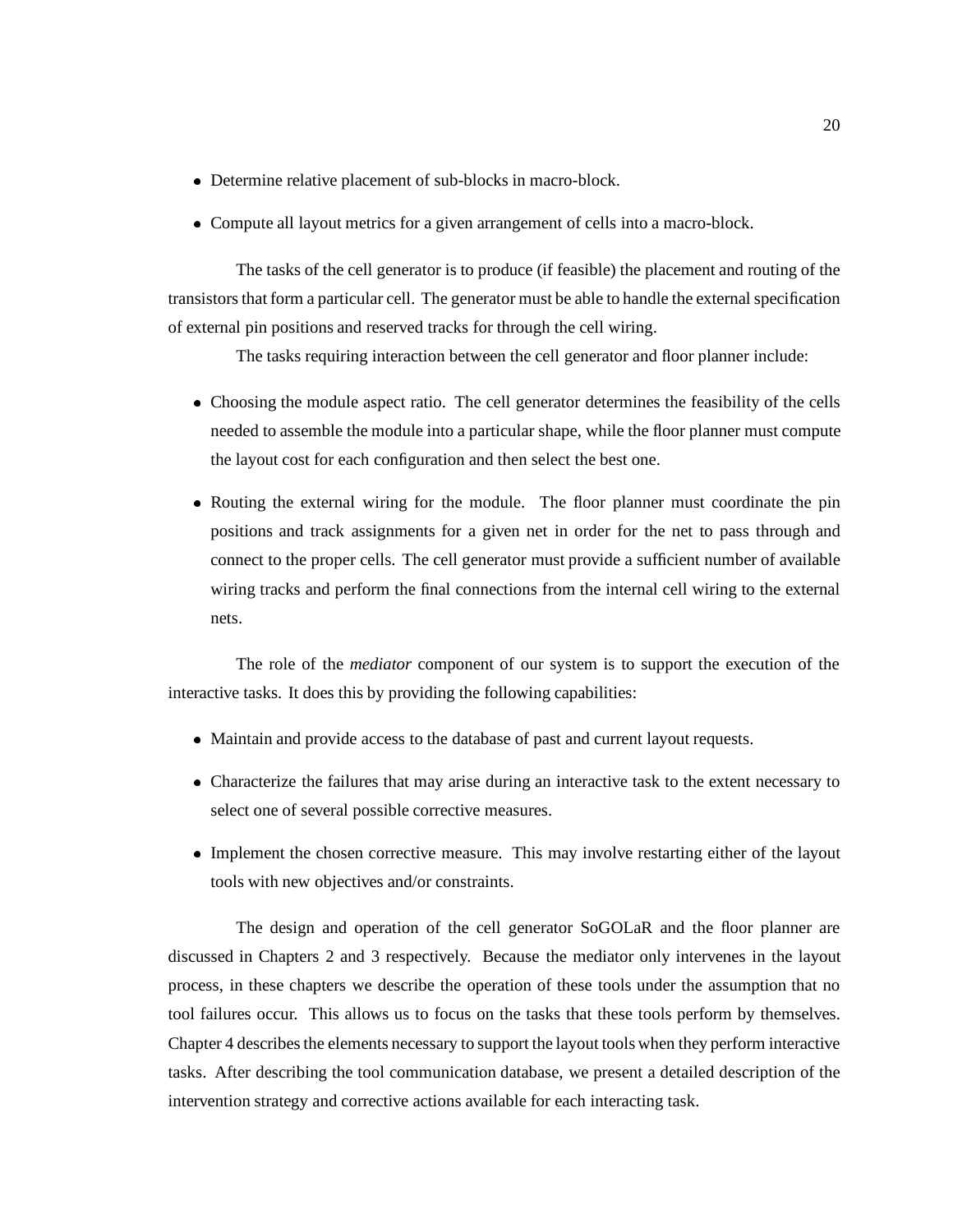- Determine relative placement of sub-blocks in macro-block.
- Compute all layout metrics for a given arrangement of cells into a macro-block.

The tasks of the cell generator is to produce (if feasible) the placement and routing of the transistors that form a particular cell. The generator must be able to handle the external specification of external pin positions and reserved tracks for through the cell wiring.

The tasks requiring interaction between the cell generator and floor planner include:

- Choosing the module aspect ratio. The cell generator determines the feasibility of the cells needed to assemble the module into a particular shape, while the floor planner must compute the layout cost for each configuration and then select the best one.
- Routing the external wiring for the module. The floor planner must coordinate the pin positions and track assignments for a given net in order for the net to pass through and connect to the proper cells. The cell generator must provide a sufficient number of available wiring tracks and perform the final connections from the internal cell wiring to the external nets.

The role of the *mediator* component of our system is to support the execution of the interactive tasks. It does this by providing the following capabilities:

- Maintain and provide access to the database of past and current layout requests.
- Characterize the failures that may arise during an interactive task to the extent necessary to select one of several possible corrective measures.
- Implement the chosen corrective measure. This may involve restarting either of the layout tools with new objectives and/or constraints.

The design and operation of the cell generator SoGOLaR and the floor planner are discussed in Chapters 2 and 3 respectively. Because the mediator only intervenes in the layout process, in these chapters we describe the operation of these tools under the assumption that no tool failures occur. This allows us to focus on the tasks that these tools perform by themselves. Chapter 4 describes the elements necessary to support the layout tools when they perform interactive tasks. After describing the tool communication database, we present a detailed description of the intervention strategy and corrective actions available for each interacting task.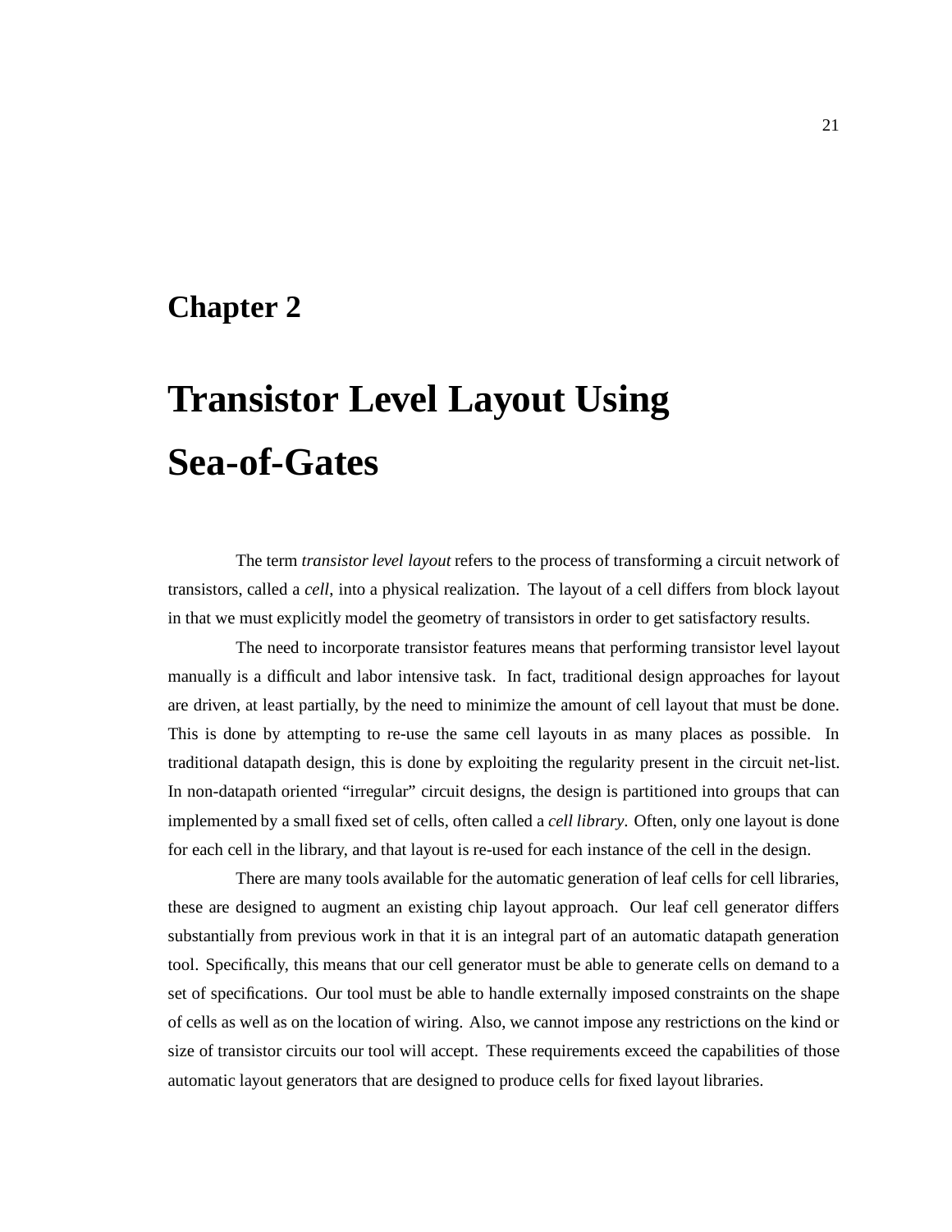# Chapter 2

# Transistor Level Layout Using Sea-of-Gates

The term *transistor level layout* refers to the process of transforming a circuit network of transistors, called a *cell*, into a physical realization. The layout of a cell differs from block layout in that we must explicitly model the geometry of transistors in order to get satisfactory results.

The need to incorporate transistor features means that performing transistor level layout manually is a difficult and labor intensive task. In fact, traditional design approaches for layout are driven, at least partially, by the need to minimize the amount of cell layout that must be done. This is done by attempting to re-use the same cell layouts in as many places as possible. In traditional datapath design, this is done by exploiting the regularity present in the circuit net-list. In non-datapath oriented "irregular" circuit designs, the design is partitioned into groups that can implemented by a small fixed set of cells, often called a *cell library*. Often, only one layout is done for each cell in the library, and that layout is re-used for each instance of the cell in the design.

There are many tools available for the automatic generation of leaf cells for cell libraries, these are designed to augment an existing chip layout approach. Our leaf cell generator differs substantially from previous work in that it is an integral part of an automatic datapath generation tool. Specifically, this means that our cell generator must be able to generate cells on demand to a set of specifications. Our tool must be able to handle externally imposed constraints on the shape of cells as well as on the location of wiring. Also, we cannot impose any restrictions on the kind or size of transistor circuits our tool will accept. These requirements exceed the capabilities of those automatic layout generators that are designed to produce cells for fixed layout libraries.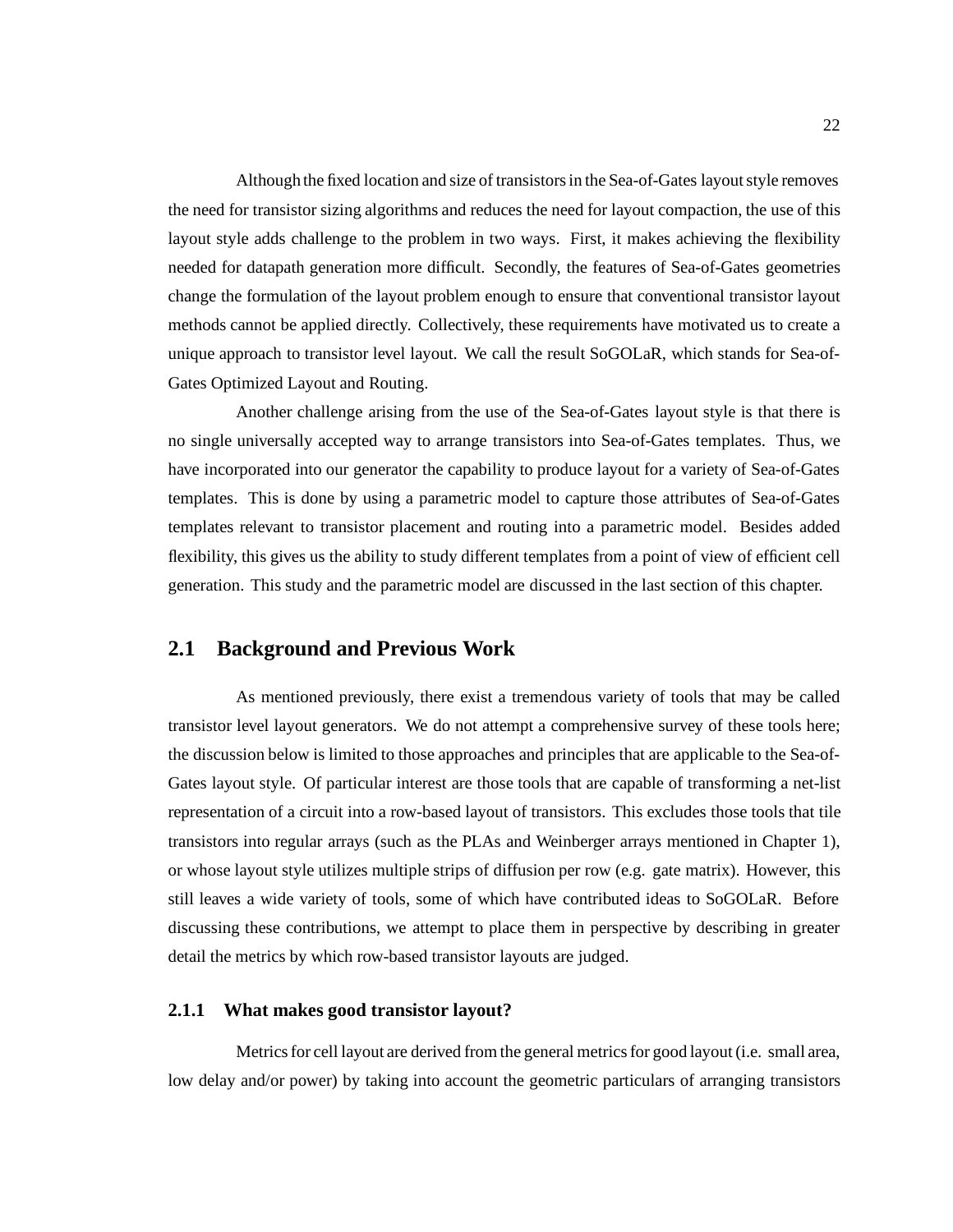Although the fixed location and size of transistors in the Sea-of-Gates layout style removes the need for transistor sizing algorithms and reduces the need for layout compaction, the use of this layout style adds challenge to the problem in two ways. First, it makes achieving the flexibility needed for datapath generation more difficult. Secondly, the features of Sea-of-Gates geometries change the formulation of the layout problem enough to ensure that conventional transistor layout methods cannot be applied directly. Collectively, these requirements have motivated us to create a unique approach to transistor level layout. We call the result SoGOLaR, which stands for Sea-of-Gates Optimized Layout and Routing.

Another challenge arising from the use of the Sea-of-Gates layout style is that there is no single universally accepted way to arrange transistors into Sea-of-Gates templates. Thus, we have incorporated into our generator the capability to produce layout for a variety of Sea-of-Gates templates. This is done by using a parametric model to capture those attributes of Sea-of-Gates templates relevant to transistor placement and routing into a parametric model. Besides added flexibility, this gives us the ability to study different templates from a point of view of efficient cell generation. This study and the parametric model are discussed in the last section of this chapter.

## 2.1 Background and Previous Work

As mentioned previously, there exist a tremendous variety of tools that may be called transistor level layout generators. We do not attempt a comprehensive survey of these tools here; the discussion below is limited to those approaches and principles that are applicable to the Sea-of-Gates layout style. Of particular interest are those tools that are capable of transforming a net-list representation of a circuit into a row-based layout of transistors. This excludes those tools that tile transistors into regular arrays (such as the PLAs and Weinberger arrays mentioned in Chapter 1), or whose layout style utilizes multiple strips of diffusion per row (e.g. gate matrix). However, this still leaves a wide variety of tools, some of which have contributed ideas to SoGOLaR. Before discussing these contributions, we attempt to place them in perspective by describing in greater detail the metrics by which row-based transistor layouts are judged.

### 2.1.1 What makes good transistor layout?

Metrics for cell layout are derived from the general metrics for good layout (i.e. small area, low delay and/or power) by taking into account the geometric particulars of arranging transistors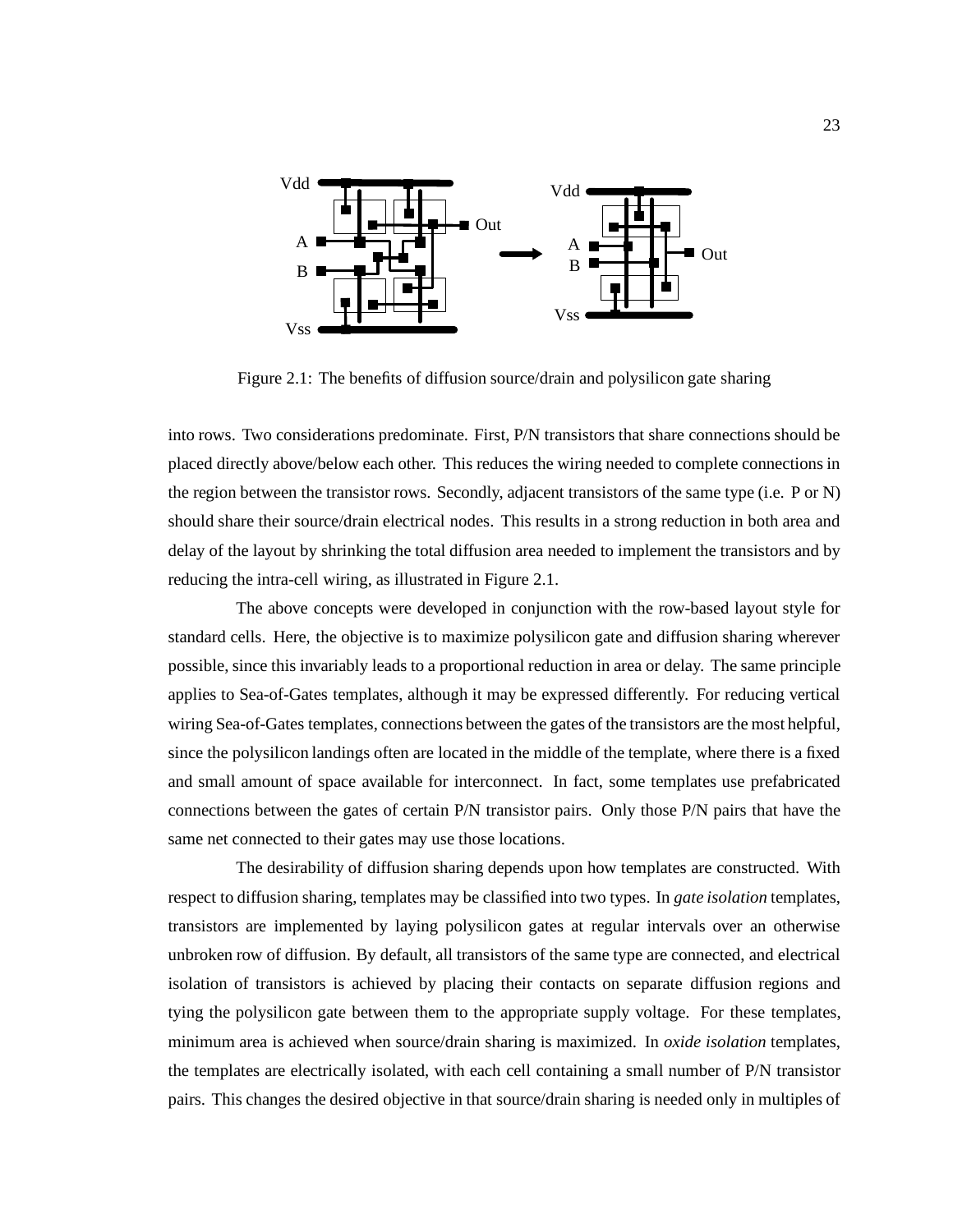Figure 2.1: The benefits of diffusion source/drain and polysilicon gate sharing

into rows. Two considerations predominate. First, P/N transistors that share connections should be placed directly above/below each other. This reduces the wiring needed to complete connections in the region between the transistor rows. Secondly, adjacent transistors of the same type (i.e. P or N) should share their source/drain electrical nodes. This results in a strong reduction in both area and delay of the layout by shrinking the total diffusion area needed to implement the transistors and by reducing the intra-cell wiring, as illustrated in Figure 2.1.

The above concepts were developed in conjunction with the row-based layout style for standard cells. Here, the objective is to maximize polysilicon gate and diffusion sharing wherever possible, since this invariably leads to a proportional reduction in area or delay. The same principle applies to Sea-of-Gates templates, although it may be expressed differently. For reducing vertical wiring Sea-of-Gates templates, connections between the gates of the transistors are the most helpful, since the polysilicon landings often are located in the middle of the template, where there is a fixed and small amount of space available for interconnect. In fact, some templates use prefabricated connections between the gates of certain P/N transistor pairs. Only those P/N pairs that have the same net connected to their gates may use those locations.

The desirability of diffusion sharing depends upon how templates are constructed. With respect to diffusion sharing, templates may be classified into two types. In *gate isolation* templates, transistors are implemented by laying polysilicon gates at regular intervals over an otherwise unbroken row of diffusion. By default, all transistors of the same type are connected, and electrical isolation of transistors is achieved by placing their contacts on separate diffusion regions and tying the polysilicon gate between them to the appropriate supply voltage. For these templates, minimum area is achieved when source/drain sharing is maximized. In *oxide isolation* templates, the templates are electrically isolated, with each cell containing a small number of P/N transistor pairs. This changes the desired objective in that source/drain sharing is needed only in multiples of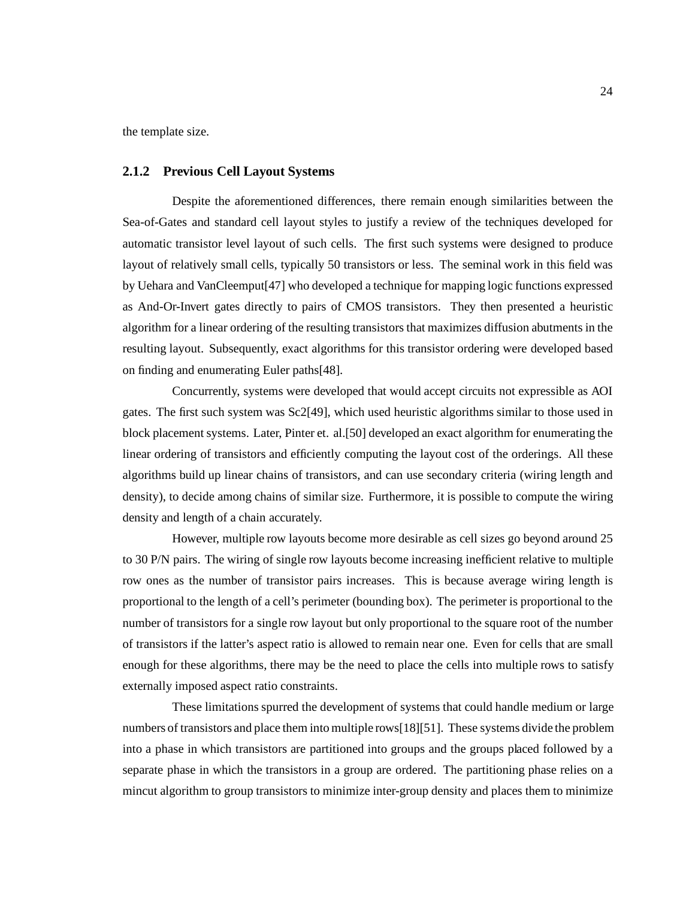the template size.

### 2.1.2 Previous Cell Layout Systems

Despite the aforementioned differences, there remain enough similarities between the Sea-of-Gates and standard cell layout styles to justify a review of the techniques developed for automatic transistor level layout of such cells. The first such systems were designed to produce layout of relatively small cells, typically 50 transistors or less. The seminal work in this field was by Uehara and VanCleemput[47] who developed a technique for mapping logic functions expressed as And-Or-Invert gates directly to pairs of CMOS transistors. They then presented a heuristic algorithm for a linear ordering of the resulting transistors that maximizes diffusion abutments in the resulting layout. Subsequently, exact algorithms for this transistor ordering were developed based on finding and enumerating Euler paths[48].

Concurrently, systems were developed that would accept circuits not expressible as AOI gates. The first such system was Sc2[49], which used heuristic algorithms similar to those used in block placement systems. Later, Pinter et. al.[50] developed an exact algorithm for enumerating the linear ordering of transistors and efficiently computing the layout cost of the orderings. All these algorithms build up linear chains of transistors, and can use secondary criteria (wiring length and density), to decide among chains of similar size. Furthermore, it is possible to compute the wiring density and length of a chain accurately.

However, multiple row layouts become more desirable as cell sizes go beyond around 25 to 30 P/N pairs. The wiring of single row layouts become increasing inefficient relative to multiple row ones as the number of transistor pairs increases. This is because average wiring length is proportional to the length of a cell's perimeter (bounding box). The perimeter is proportional to the number of transistors for a single row layout but only proportional to the square root of the number of transistors if the latter's aspect ratio is allowed to remain near one. Even for cells that are small enough for these algorithms, there may be the need to place the cells into multiple rows to satisfy externally imposed aspect ratio constraints.

These limitations spurred the development of systems that could handle medium or large numbers of transistors and place them into multiple rows[18][51]. These systems divide the problem into a phase in which transistors are partitioned into groups and the groups placed followed by a separate phase in which the transistors in a group are ordered. The partitioning phase relies on a mincut algorithm to group transistors to minimize inter-group density and places them to minimize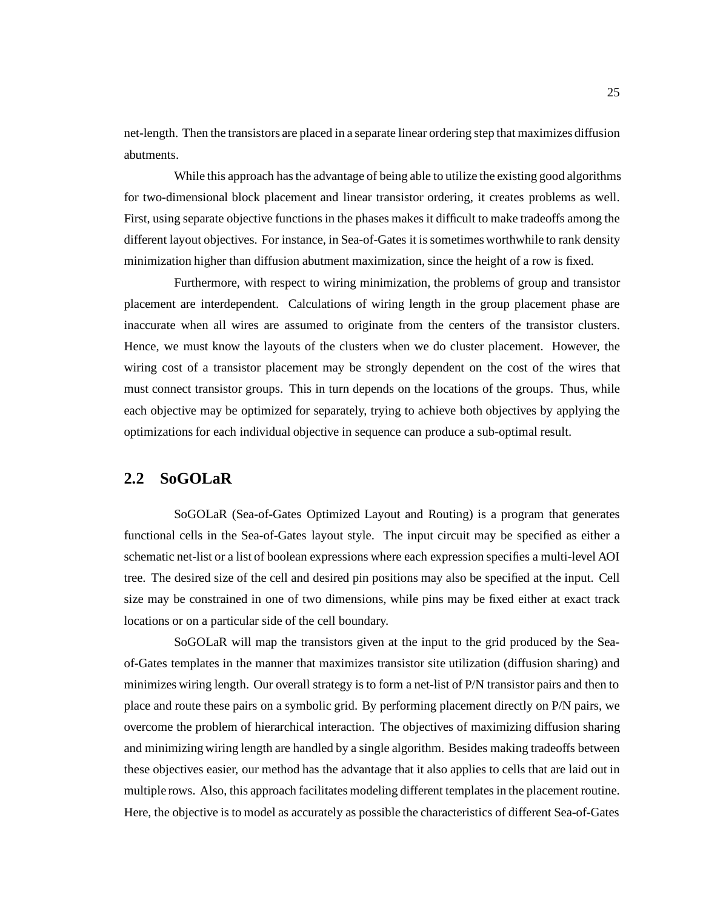net-length. Then the transistors are placed in a separate linear ordering step that maximizes diffusion abutments.

While this approach has the advantage of being able to utilize the existing good algorithms for two-dimensional block placement and linear transistor ordering, it creates problems as well. First, using separate objective functions in the phases makes it difficult to make tradeoffs among the different layout objectives. For instance, in Sea-of-Gates it is sometimes worthwhile to rank density minimization higher than diffusion abutment maximization, since the height of a row is fixed.

Furthermore, with respect to wiring minimization, the problems of group and transistor placement are interdependent. Calculations of wiring length in the group placement phase are inaccurate when all wires are assumed to originate from the centers of the transistor clusters. Hence, we must know the layouts of the clusters when we do cluster placement. However, the wiring cost of a transistor placement may be strongly dependent on the cost of the wires that must connect transistor groups. This in turn depends on the locations of the groups. Thus, while each objective may be optimized for separately, trying to achieve both objectives by applying the optimizations for each individual objective in sequence can produce a sub-optimal result.

## 2.2 SoGOLaR

SoGOLaR (Sea-of-Gates Optimized Layout and Routing) is a program that generates functional cells in the Sea-of-Gates layout style. The input circuit may be specified as either a schematic net-list or a list of boolean expressions where each expression specifies a multi-level AOI tree. The desired size of the cell and desired pin positions may also be specified at the input. Cell size may be constrained in one of two dimensions, while pins may be fixed either at exact track locations or on a particular side of the cell boundary.

SoGOLaR will map the transistors given at the input to the grid produced by the Sea-of-Gates templates in the manner that maximizes transistor site utilization (diffusion sharing) and minimizes wiring length. Our overall strategy is to form a net-list of P/N transistor pairs and then to place and route these pairs on a symbolic grid. By performing placement directly on P/N pairs, we overcome the problem of hierarchical interaction. The objectives of maximizing diffusion sharing and minimizing wiring length are handled by a single algorithm. Besides making tradeoffs between these objectives easier, our method has the advantage that it also applies to cells that are laid out in multiple rows. Also, this approach facilitates modeling different templates in the placement routine. Here, the objective is to model as accurately as possible the characteristics of different Sea-of-Gates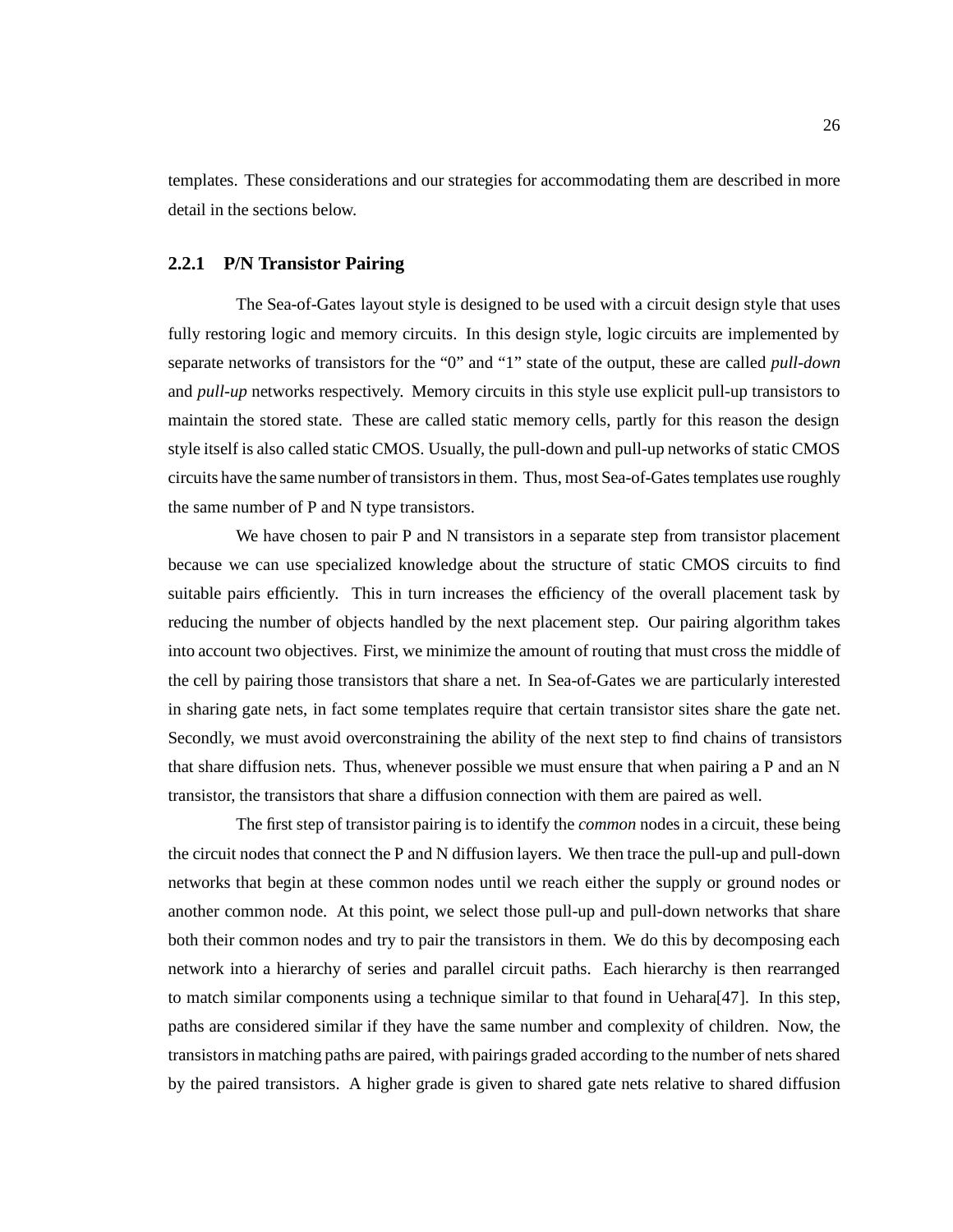templates. These considerations and our strategies for accommodating them are described in more detail in the sections below.

### 2.2.1 P/N Transistor Pairing

The Sea-of-Gates layout style is designed to be used with a circuit design style that uses fully restoring logic and memory circuits. In this design style, logic circuits are implemented by separate networks of transistors for the "0" and "1" state of the output, these are called *pull-down* and *pull-up* networks respectively. Memory circuits in this style use explicit pull-up transistors to maintain the stored state. These are called static memory cells, partly for this reason the design style itself is also called static CMOS. Usually, the pull-down and pull-up networks of static CMOS circuits have the same number of transistors in them. Thus, most Sea-of-Gates templates use roughly the same number of P and N type transistors.

We have chosen to pair P and N transistors in a separate step from transistor placement because we can use specialized knowledge about the structure of static CMOS circuits to find suitable pairs efficiently. This in turn increases the efficiency of the overall placement task by reducing the number of objects handled by the next placement step. Our pairing algorithm takes into account two objectives. First, we minimize the amount of routing that must cross the middle of the cell by pairing those transistors that share a net. In Sea-of-Gates we are particularly interested in sharing gate nets, in fact some templates require that certain transistor sites share the gate net. Secondly, we must avoid overconstraining the ability of the next step to find chains of transistors that share diffusion nets. Thus, whenever possible we must ensure that when pairing a P and an N transistor, the transistors that share a diffusion connection with them are paired as well.

The first step of transistor pairing is to identify the *common* nodes in a circuit, these being the circuit nodes that connect the P and N diffusion layers. We then trace the pull-up and pull-down networks that begin at these common nodes until we reach either the supply or ground nodes or another common node. At this point, we select those pull-up and pull-down networks that share both their common nodes and try to pair the transistors in them. We do this by decomposing each network into a hierarchy of series and parallel circuit paths. Each hierarchy is then rearranged to match similar components using a technique similar to that found in Uehara[47]. In this step, paths are considered similar if they have the same number and complexity of children. Now, the transistors in matching paths are paired, with pairings graded according to the number of nets shared by the paired transistors. A higher grade is given to shared gate nets relative to shared diffusion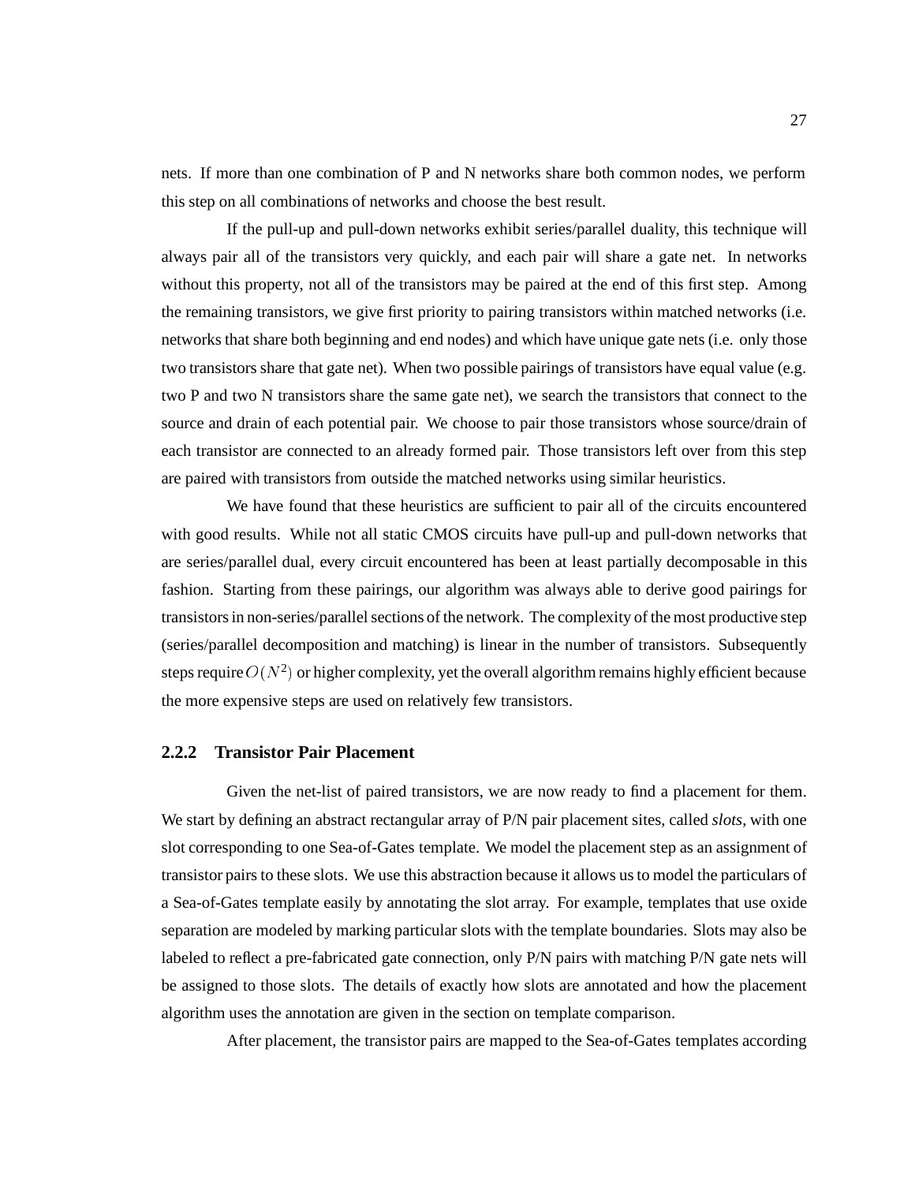nets. If more than one combination of P and N networks share both common nodes, we perform this step on all combinations of networks and choose the best result.

If the pull-up and pull-down networks exhibit series/parallel duality, this technique will always pair all of the transistors very quickly, and each pair will share a gate net. In networks without this property, not all of the transistors may be paired at the end of this first step. Among the remaining transistors, we give first priority to pairing transistors within matched networks (i.e. networks that share both beginning and end nodes) and which have unique gate nets (i.e. only those two transistors share that gate net). When two possible pairings of transistors have equal value (e.g. two P and two N transistors share the same gate net), we search the transistors that connect to the source and drain of each potential pair. We choose to pair those transistors whose source/drain of each transistor are connected to an already formed pair. Those transistors left over from this step are paired with transistors from outside the matched networks using similar heuristics.

We have found that these heuristics are sufficient to pair all of the circuits encountered with good results. While not all static CMOS circuits have pull-up and pull-down networks that are series/parallel dual, every circuit encountered has been at least partially decomposable in this fashion. Starting from these pairings, our algorithm was always able to derive good pairings for transistors in non-series/parallel sections of the network. The complexity of the most productive step (series/parallel decomposition and matching) is linear in the number of transistors. Subsequently steps require $O(N^2)$ or higher complexity, yet the overall algorithm remains highly efficient because the more expensive steps are used on relatively few transistors.

### 2.2.2 Transistor Pair Placement

Given the net-list of paired transistors, we are now ready to find a placement for them. We start by defining an abstract rectangular array of P/N pair placement sites, called *slots*, with one slot corresponding to one Sea-of-Gates template. We model the placement step as an assignment of transistor pairs to these slots. We use this abstraction because it allows us to model the particulars of a Sea-of-Gates template easily by annotating the slot array. For example, templates that use oxide separation are modeled by marking particular slots with the template boundaries. Slots may also be labeled to reflect a pre-fabricated gate connection, only P/N pairs with matching P/N gate nets will be assigned to those slots. The details of exactly how slots are annotated and how the placement algorithm uses the annotation are given in the section on template comparison.

After placement, the transistor pairs are mapped to the Sea-of-Gates templates according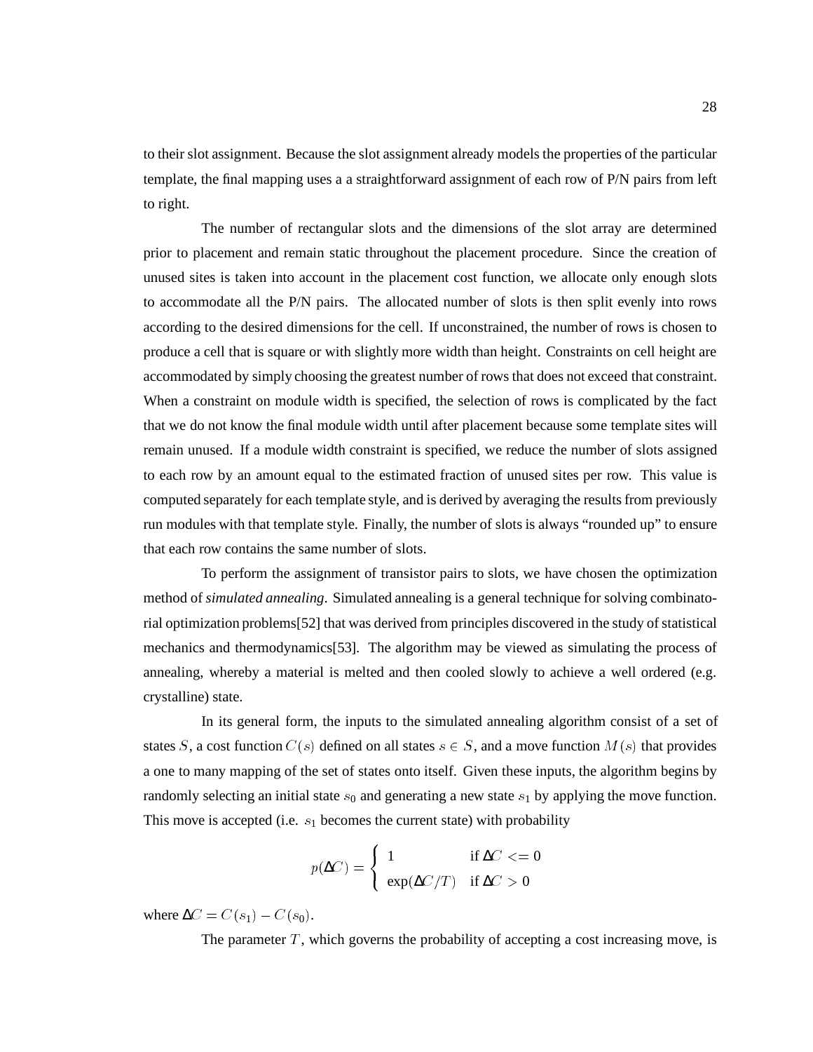to their slot assignment. Because the slot assignment already models the properties of the particular template, the final mapping uses a a straightforward assignment of each row of P/N pairs from left to right.

The number of rectangular slots and the dimensions of the slot array are determined prior to placement and remain static throughout the placement procedure. Since the creation of unused sites is taken into account in the placement cost function, we allocate only enough slots to accommodate all the P/N pairs. The allocated number of slots is then split evenly into rows according to the desired dimensions for the cell. If unconstrained, the number of rows is chosen to produce a cell that is square or with slightly more width than height. Constraints on cell height are accommodated by simply choosing the greatest number of rows that does not exceed that constraint. When a constraint on module width is specified, the selection of rows is complicated by the fact that we do not know the final module width until after placement because some template sites will remain unused. If a module width constraint is specified, we reduce the number of slots assigned to each row by an amount equal to the estimated fraction of unused sites per row. This value is computed separately for each template style, and is derived by averaging the results from previously run modules with that template style. Finally, the number of slots is always "rounded up" to ensure that each row contains the same number of slots.

To perform the assignment of transistor pairs to slots, we have chosen the optimization method of *simulated annealing*. Simulated annealing is a general technique for solving combinatorial optimization problems[52] that was derived from principles discovered in the study of statistical mechanics and thermodynamics[53]. The algorithm may be viewed as simulating the process of annealing, whereby a material is melted and then cooled slowly to achieve a well ordered (e.g. crystalline) state.

In its general form, the inputs to the simulated annealing algorithm consist of a set of states $S$, a cost function $C(s)$ defined on all states $s \in S$, and a move function $M(s)$ that provides a one to many mapping of the set of states onto itself. Given these inputs, the algorithm begins by randomly selecting an initial state $s_0$ and generating a new state $s_1$ by applying the move function. This move is accepted (i.e. $s_1$ becomes the current state) with probability

$$p(\Delta C) = \begin{cases} 1 & \text{if } \Delta C <= 0 \\ \exp(\Delta C/T) & \text{if } \Delta C > 0 \end{cases}$$

where $\Delta C = C(s_1) - C(s_0)$.

The parameter $T$, which governs the probability of accepting a cost increasing move, is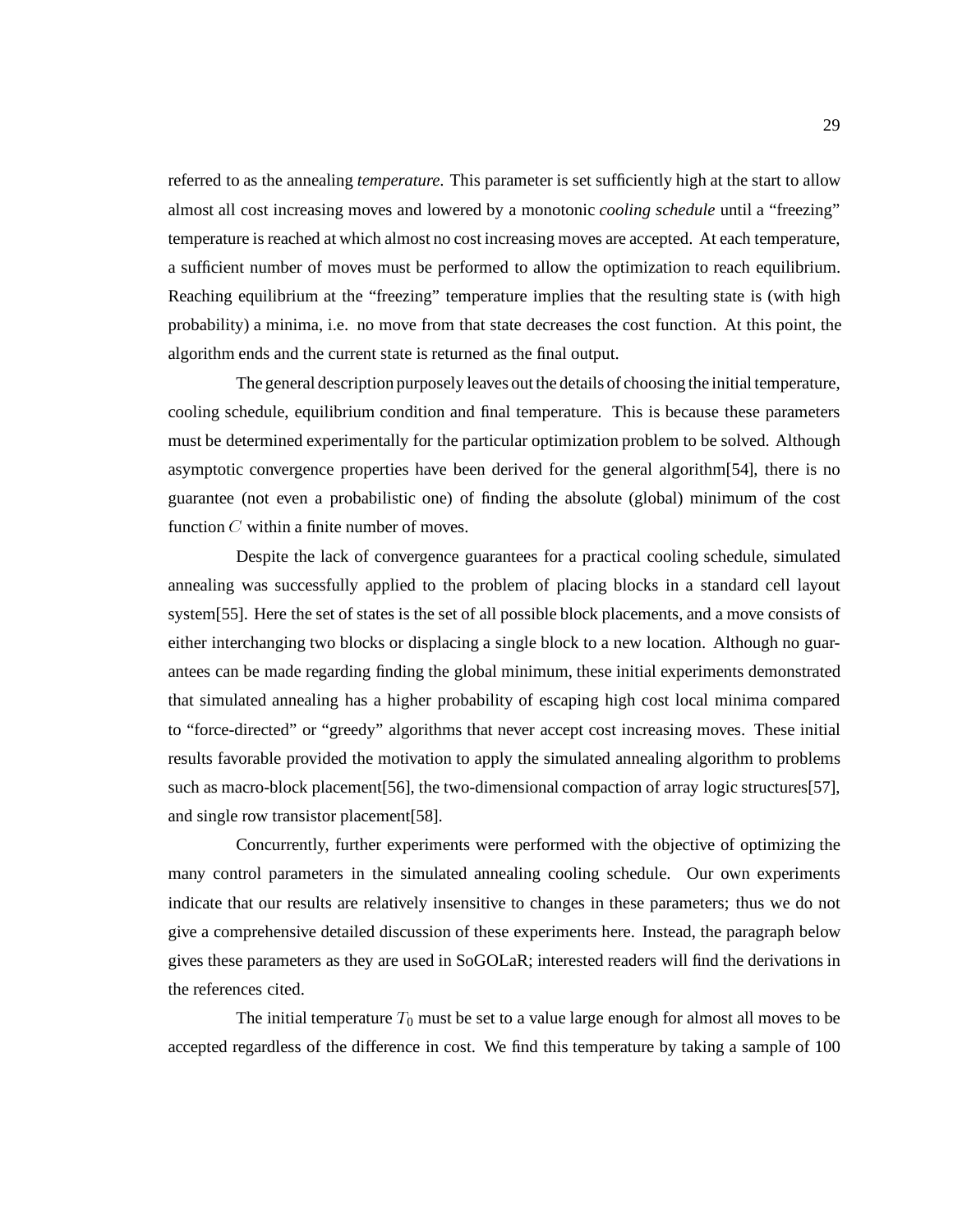referred to as the annealing *temperature*. This parameter is set sufficiently high at the start to allow almost all cost increasing moves and lowered by a monotonic *cooling schedule* until a "freezing" temperature is reached at which almost no cost increasing moves are accepted. At each temperature, a sufficient number of moves must be performed to allow the optimization to reach equilibrium. Reaching equilibrium at the "freezing" temperature implies that the resulting state is (with high probability) a minima, i.e. no move from that state decreases the cost function. At this point, the algorithm ends and the current state is returned as the final output.

The general description purposely leaves out the details of choosing the initial temperature, cooling schedule, equilibrium condition and final temperature. This is because these parameters must be determined experimentally for the particular optimization problem to be solved. Although asymptotic convergence properties have been derived for the general algorithm[54], there is no guarantee (not even a probabilistic one) of finding the absolute (global) minimum of the cost function $C$ within a finite number of moves.

Despite the lack of convergence guarantees for a practical cooling schedule, simulated annealing was successfully applied to the problem of placing blocks in a standard cell layout system[55]. Here the set of states is the set of all possible block placements, and a move consists of either interchanging two blocks or displacing a single block to a new location. Although no guarantees can be made regarding finding the global minimum, these initial experiments demonstrated that simulated annealing has a higher probability of escaping high cost local minima compared to "force-directed" or "greedy" algorithms that never accept cost increasing moves. These initial results favorable provided the motivation to apply the simulated annealing algorithm to problems such as macro-block placement[56], the two-dimensional compaction of array logic structures[57], and single row transistor placement[58].

Concurrently, further experiments were performed with the objective of optimizing the many control parameters in the simulated annealing cooling schedule. Our own experiments indicate that our results are relatively insensitive to changes in these parameters; thus we do not give a comprehensive detailed discussion of these experiments here. Instead, the paragraph below gives these parameters as they are used in SoGOLaR; interested readers will find the derivations in the references cited.

The initial temperature $T_0$ must be set to a value large enough for almost all moves to be accepted regardless of the difference in cost. We find this temperature by taking a sample of 100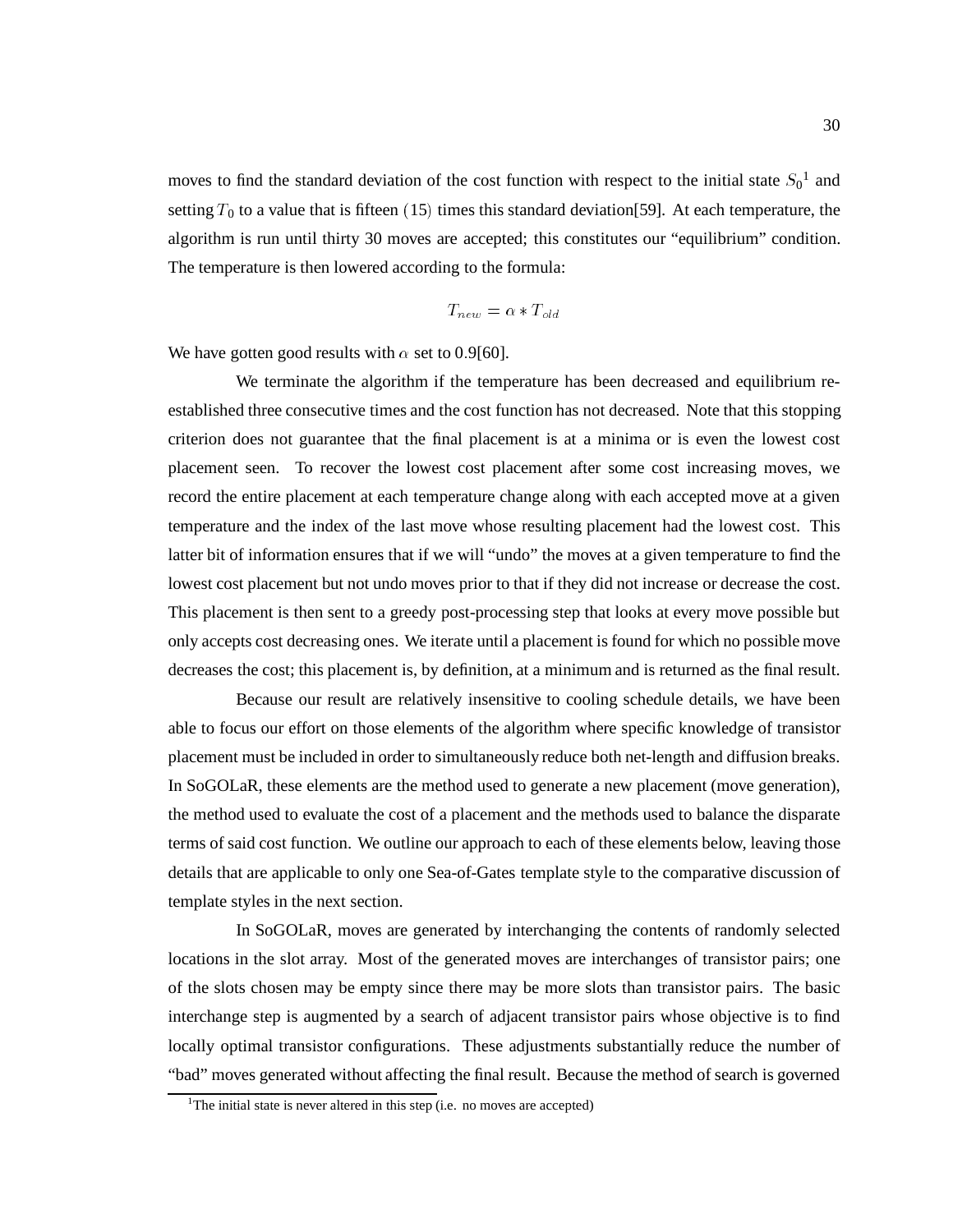moves to find the standard deviation of the cost function with respect to the initial state $S_0$[1] and setting $T_0$ to a value that is fifteen $(15)$ times this standard deviation[59]. At each temperature, the algorithm is run until thirty 30 moves are accepted; this constitutes our "equilibrium" condition. The temperature is then lowered according to the formula:

$$T_{new} = \alpha * T_{old}$$

We have gotten good results with $\alpha$ set to $0.9$[60].

We terminate the algorithm if the temperature has been decreased and equilibrium re-established three consecutive times and the cost function has not decreased. Note that this stopping criterion does not guarantee that the final placement is at a minima or is even the lowest cost placement seen. To recover the lowest cost placement after some cost increasing moves, we record the entire placement at each temperature change along with each accepted move at a given temperature and the index of the last move whose resulting placement had the lowest cost. This latter bit of information ensures that if we will "undo" the moves at a given temperature to find the lowest cost placement but not undo moves prior to that if they did not increase or decrease the cost. This placement is then sent to a greedy post-processing step that looks at every move possible but only accepts cost decreasing ones. We iterate until a placement is found for which no possible move decreases the cost; this placement is, by definition, at a minimum and is returned as the final result.

Because our result are relatively insensitive to cooling schedule details, we have been able to focus our effort on those elements of the algorithm where specific knowledge of transistor placement must be included in order to simultaneously reduce both net-length and diffusion breaks. In SoGOLaR, these elements are the method used to generate a new placement (move generation), the method used to evaluate the cost of a placement and the methods used to balance the disparate terms of said cost function. We outline our approach to each of these elements below, leaving those details that are applicable to only one Sea-of-Gates template style to the comparative discussion of template styles in the next section.

In SoGOLaR, moves are generated by interchanging the contents of randomly selected locations in the slot array. Most of the generated moves are interchanges of transistor pairs; one of the slots chosen may be empty since there may be more slots than transistor pairs. The basic interchange step is augmented by a search of adjacent transistor pairs whose objective is to find locally optimal transistor configurations. These adjustments substantially reduce the number of "bad" moves generated without affecting the final result. Because the method of search is governed

[1] The initial state is never altered in this step (i.e. no moves are accepted)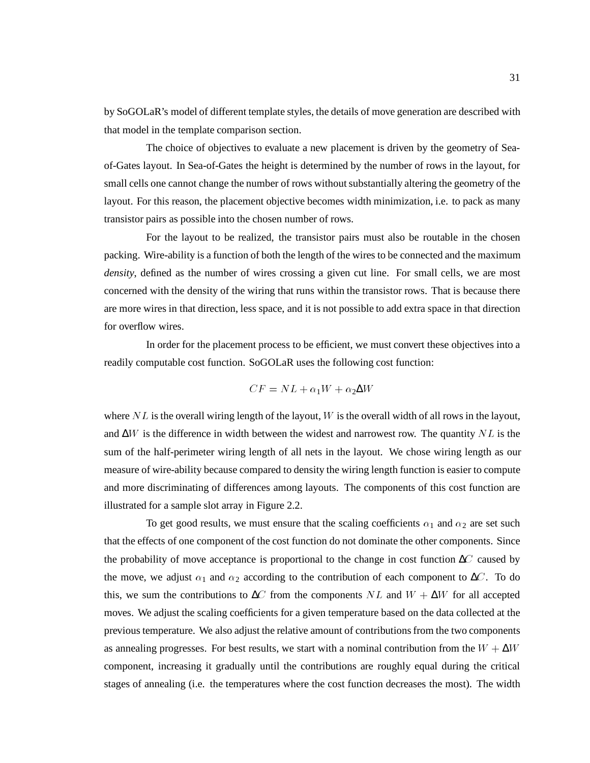by SoGOLaR's model of different template styles, the details of move generation are described with that model in the template comparison section.

The choice of objectives to evaluate a new placement is driven by the geometry of Sea-of-Gates layout. In Sea-of-Gates the height is determined by the number of rows in the layout, for small cells one cannot change the number of rows without substantially altering the geometry of the layout. For this reason, the placement objective becomes width minimization, i.e. to pack as many transistor pairs as possible into the chosen number of rows.

For the layout to be realized, the transistor pairs must also be routable in the chosen packing. Wire-ability is a function of both the length of the wires to be connected and the maximum *density*, defined as the number of wires crossing a given cut line. For small cells, we are most concerned with the density of the wiring that runs within the transistor rows. That is because there are more wires in that direction, less space, and it is not possible to add extra space in that direction for overflow wires.

In order for the placement process to be efficient, we must convert these objectives into a readily computable cost function. SoGOLaR uses the following cost function:

$$CF = NL + \alpha_1 W + \alpha_2 \Delta W$$

where $NL$ is the overall wiring length of the layout, $W$ is the overall width of all rows in the layout, and $\Delta W$ is the difference in width between the widest and narrowest row. The quantity $NL$ is the sum of the half-perimeter wiring length of all nets in the layout. We chose wiring length as our measure of wire-ability because compared to density the wiring length function is easier to compute and more discriminating of differences among layouts. The components of this cost function are illustrated for a sample slot array in Figure 2.2.

To get good results, we must ensure that the scaling coefficients $\alpha_1$ and $\alpha_2$ are set such that the effects of one component of the cost function do not dominate the other components. Since the probability of move acceptance is proportional to the change in cost function $\Delta C$ caused by the move, we adjust $\alpha_1$ and $\alpha_2$ according to the contribution of each component to $\Delta C$. To do this, we sum the contributions to $\Delta C$ from the components $NL$ and $W + \Delta W$ for all accepted moves. We adjust the scaling coefficients for a given temperature based on the data collected at the previous temperature. We also adjust the relative amount of contributions from the two components as annealing progresses. For best results, we start with a nominal contribution from the $W + \Delta W$ component, increasing it gradually until the contributions are roughly equal during the critical stages of annealing (i.e. the temperatures where the cost function decreases the most). The width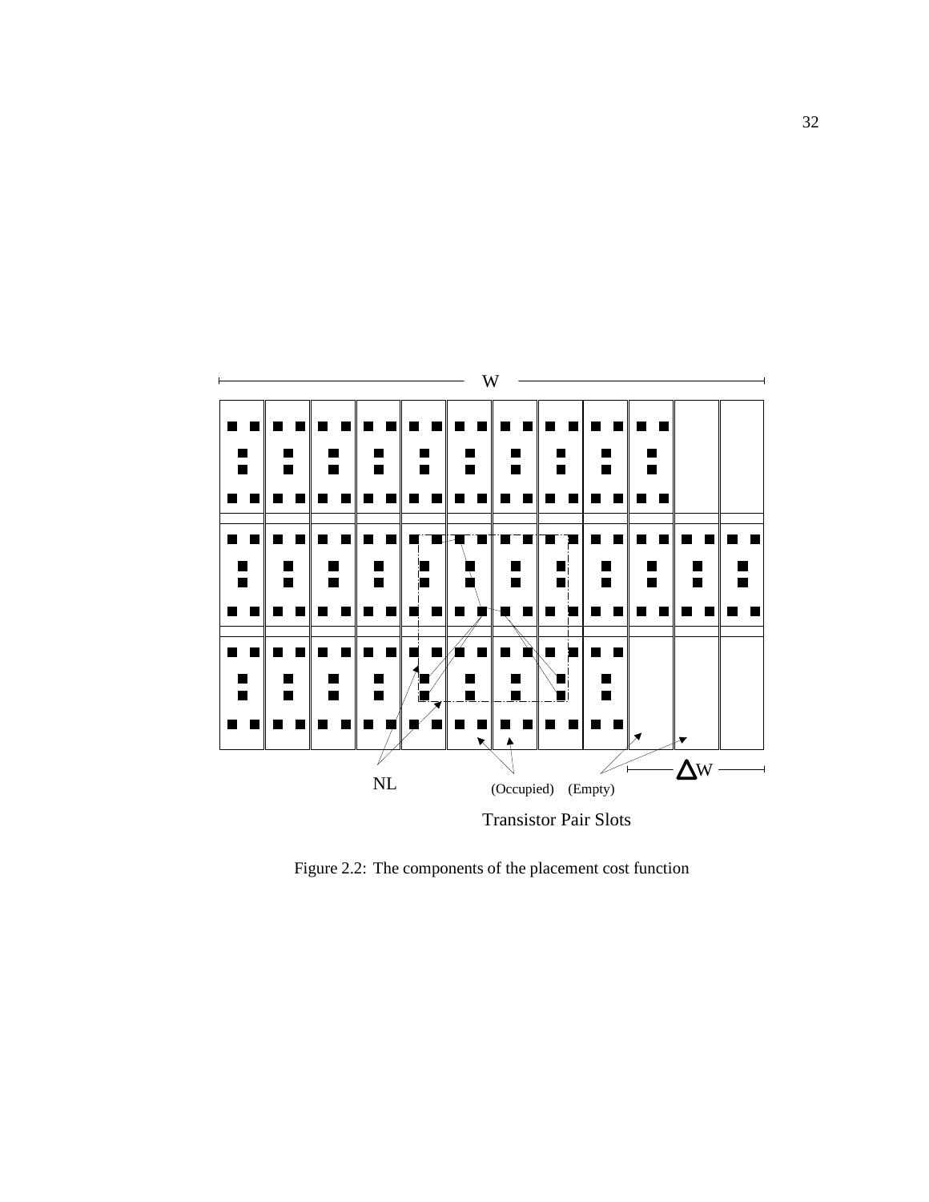Figure 2.2: The components of the placement cost function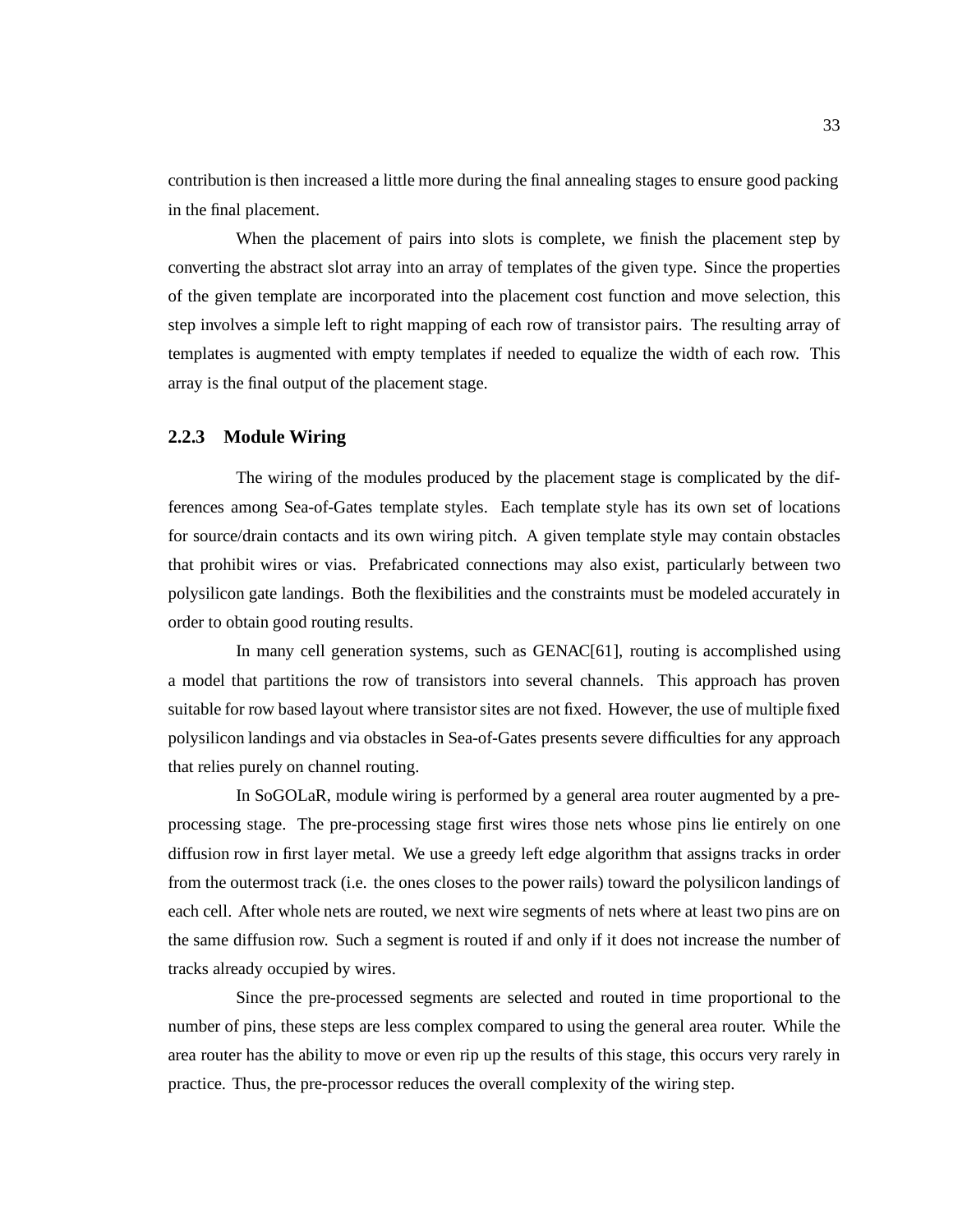contribution is then increased a little more during the final annealing stages to ensure good packing in the final placement.

When the placement of pairs into slots is complete, we finish the placement step by converting the abstract slot array into an array of templates of the given type. Since the properties of the given template are incorporated into the placement cost function and move selection, this step involves a simple left to right mapping of each row of transistor pairs. The resulting array of templates is augmented with empty templates if needed to equalize the width of each row. This array is the final output of the placement stage.

### 2.2.3 Module Wiring

The wiring of the modules produced by the placement stage is complicated by the differences among Sea-of-Gates template styles. Each template style has its own set of locations for source/drain contacts and its own wiring pitch. A given template style may contain obstacles that prohibit wires or vias. Prefabricated connections may also exist, particularly between two polysilicon gate landings. Both the flexibilities and the constraints must be modeled accurately in order to obtain good routing results.

In many cell generation systems, such as GENAC[61], routing is accomplished using a model that partitions the row of transistors into several channels. This approach has proven suitable for row based layout where transistor sites are not fixed. However, the use of multiple fixed polysilicon landings and via obstacles in Sea-of-Gates presents severe difficulties for any approach that relies purely on channel routing.

In SoGOLaR, module wiring is performed by a general area router augmented by a pre-processing stage. The pre-processing stage first wires those nets whose pins lie entirely on one diffusion row in first layer metal. We use a greedy left edge algorithm that assigns tracks in order from the outermost track (i.e. the ones closes to the power rails) toward the polysilicon landings of each cell. After whole nets are routed, we next wire segments of nets where at least two pins are on the same diffusion row. Such a segment is routed if and only if it does not increase the number of tracks already occupied by wires.

Since the pre-processed segments are selected and routed in time proportional to the number of pins, these steps are less complex compared to using the general area router. While the area router has the ability to move or even rip up the results of this stage, this occurs very rarely in practice. Thus, the pre-processor reduces the overall complexity of the wiring step.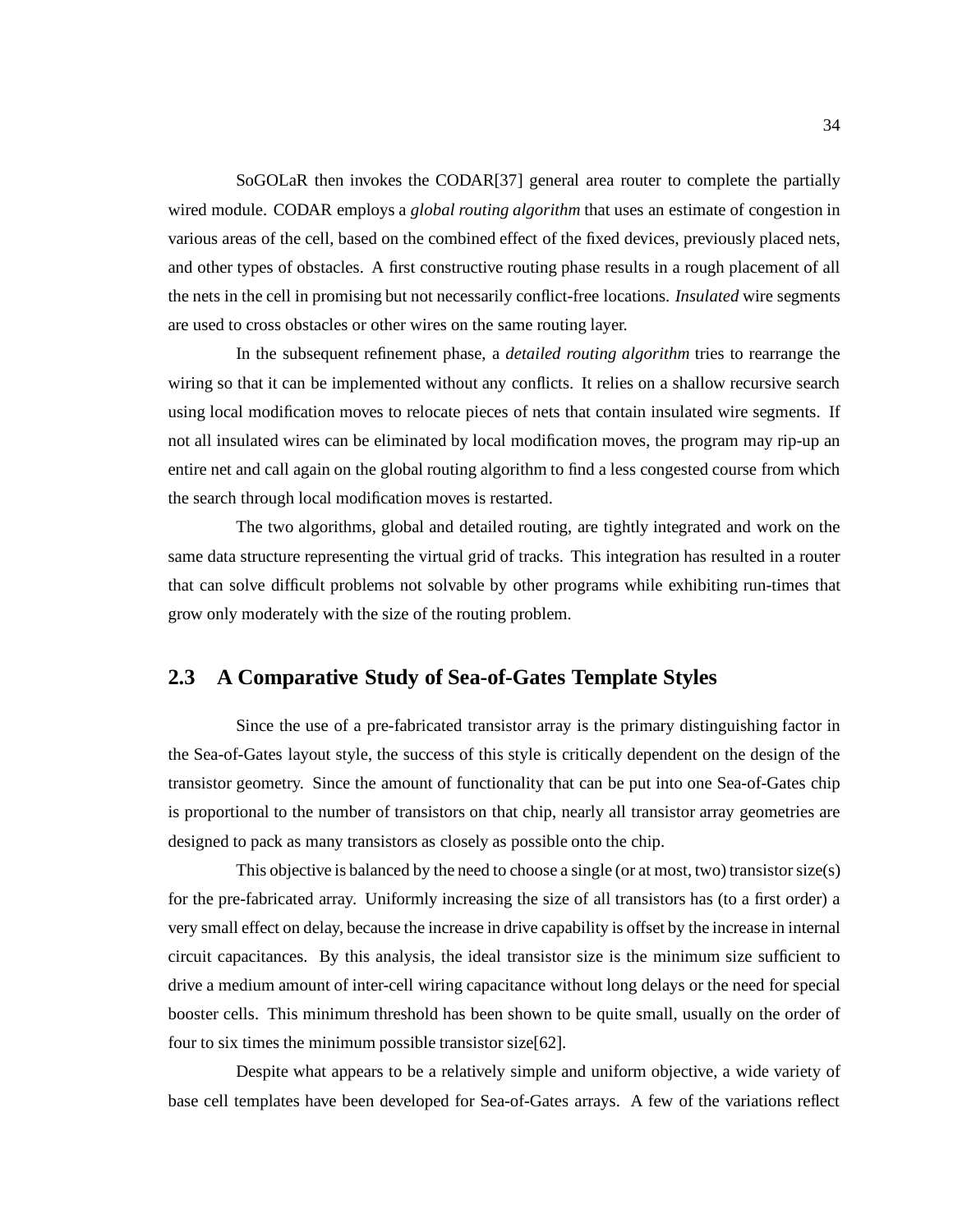SoGOLaR then invokes the CODAR[37] general area router to complete the partially wired module. CODAR employs a *global routing algorithm* that uses an estimate of congestion in various areas of the cell, based on the combined effect of the fixed devices, previously placed nets, and other types of obstacles. A first constructive routing phase results in a rough placement of all the nets in the cell in promising but not necessarily conflict-free locations. *Insulated* wire segments are used to cross obstacles or other wires on the same routing layer.

In the subsequent refinement phase, a *detailed routing algorithm* tries to rearrange the wiring so that it can be implemented without any conflicts. It relies on a shallow recursive search using local modification moves to relocate pieces of nets that contain insulated wire segments. If not all insulated wires can be eliminated by local modification moves, the program may rip-up an entire net and call again on the global routing algorithm to find a less congested course from which the search through local modification moves is restarted.

The two algorithms, global and detailed routing, are tightly integrated and work on the same data structure representing the virtual grid of tracks. This integration has resulted in a router that can solve difficult problems not solvable by other programs while exhibiting run-times that grow only moderately with the size of the routing problem.

## 2.3 A Comparative Study of Sea-of-Gates Template Styles

Since the use of a pre-fabricated transistor array is the primary distinguishing factor in the Sea-of-Gates layout style, the success of this style is critically dependent on the design of the transistor geometry. Since the amount of functionality that can be put into one Sea-of-Gates chip is proportional to the number of transistors on that chip, nearly all transistor array geometries are designed to pack as many transistors as closely as possible onto the chip.

This objective is balanced by the need to choose a single (or at most, two) transistor size(s) for the pre-fabricated array. Uniformly increasing the size of all transistors has (to a first order) a very small effect on delay, because the increase in drive capability is offset by the increase in internal circuit capacitances. By this analysis, the ideal transistor size is the minimum size sufficient to drive a medium amount of inter-cell wiring capacitance without long delays or the need for special booster cells. This minimum threshold has been shown to be quite small, usually on the order of four to six times the minimum possible transistor size[62].

Despite what appears to be a relatively simple and uniform objective, a wide variety of base cell templates have been developed for Sea-of-Gates arrays. A few of the variations reflect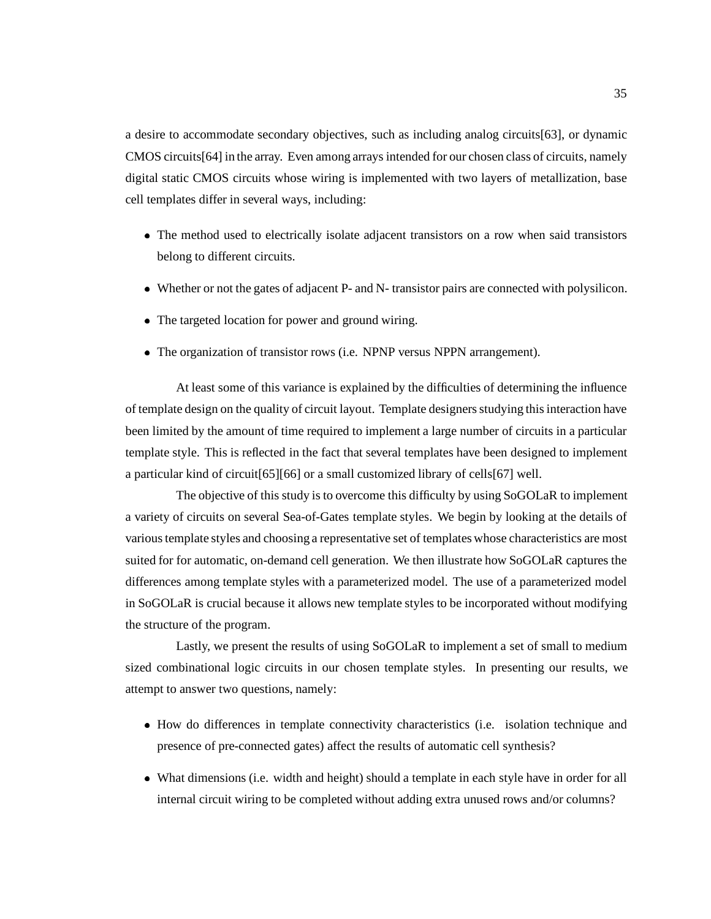a desire to accommodate secondary objectives, such as including analog circuits[63], or dynamic CMOS circuits[64] in the array. Even among arrays intended for our chosen class of circuits, namely digital static CMOS circuits whose wiring is implemented with two layers of metallization, base cell templates differ in several ways, including:

- The method used to electrically isolate adjacent transistors on a row when said transistors belong to different circuits.
- Whether or not the gates of adjacent P- and N- transistor pairs are connected with polysilicon.
- The targeted location for power and ground wiring.
- The organization of transistor rows (i.e. NPNP versus NPPN arrangement).

At least some of this variance is explained by the difficulties of determining the influence of template design on the quality of circuit layout. Template designers studying this interaction have been limited by the amount of time required to implement a large number of circuits in a particular template style. This is reflected in the fact that several templates have been designed to implement a particular kind of circuit[65][66] or a small customized library of cells[67] well.

The objective of this study is to overcome this difficulty by using SoGOLaR to implement a variety of circuits on several Sea-of-Gates template styles. We begin by looking at the details of various template styles and choosing a representative set of templates whose characteristics are most suited for for automatic, on-demand cell generation. We then illustrate how SoGOLaR captures the differences among template styles with a parameterized model. The use of a parameterized model in SoGOLaR is crucial because it allows new template styles to be incorporated without modifying the structure of the program.

Lastly, we present the results of using SoGOLaR to implement a set of small to medium sized combinational logic circuits in our chosen template styles. In presenting our results, we attempt to answer two questions, namely:

- How do differences in template connectivity characteristics (i.e. isolation technique and presence of pre-connected gates) affect the results of automatic cell synthesis?
- What dimensions (i.e. width and height) should a template in each style have in order for all internal circuit wiring to be completed without adding extra unused rows and/or columns?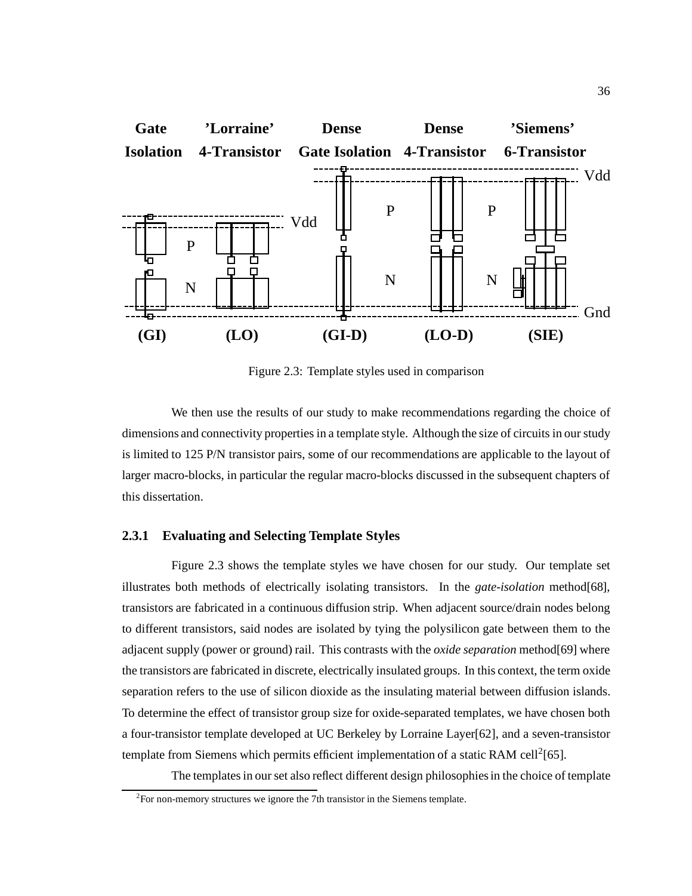Figure 2.3: Template styles used in comparison

We then use the results of our study to make recommendations regarding the choice of dimensions and connectivity properties in a template style. Although the size of circuits in our study is limited to 125 P/N transistor pairs, some of our recommendations are applicable to the layout of larger macro-blocks, in particular the regular macro-blocks discussed in the subsequent chapters of this dissertation.

### 2.3.1 Evaluating and Selecting Template Styles

Figure 2.3 shows the template styles we have chosen for our study. Our template set illustrates both methods of electrically isolating transistors. In the *gate-isolation* method[68], transistors are fabricated in a continuous diffusion strip. When adjacent source/drain nodes belong to different transistors, said nodes are isolated by tying the polysilicon gate between them to the adjacent supply (power or ground) rail. This contrasts with the *oxide separation* method[69] where the transistors are fabricated in discrete, electrically insulated groups. In this context, the term oxide separation refers to the use of silicon dioxide as the insulating material between diffusion islands. To determine the effect of transistor group size for oxide-separated templates, we have chosen both a four-transistor template developed at UC Berkeley by Lorraine Layer[62], and a seven-transistor template from Siemens which permits efficient implementation of a static RAM cell[2][65].

The templates in our set also reflect different design philosophies in the choice of template

[2] For non-memory structures we ignore the 7th transistor in the Siemens template.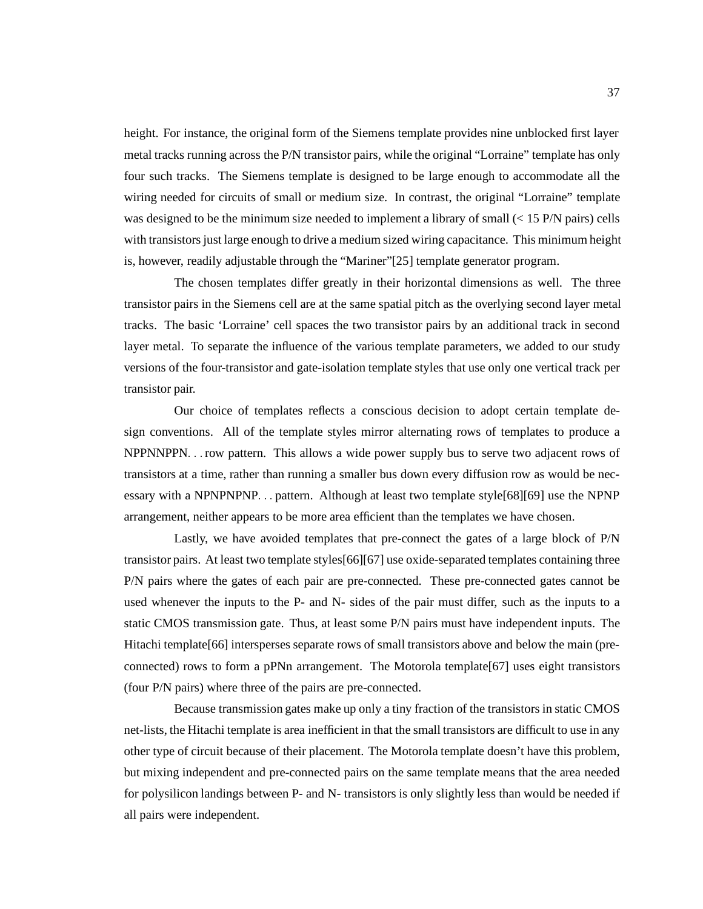height. For instance, the original form of the Siemens template provides nine unblocked first layer metal tracks running across the P/N transistor pairs, while the original “Lorraine” template has only four such tracks. The Siemens template is designed to be large enough to accommodate all the wiring needed for circuits of small or medium size. In contrast, the original “Lorraine” template was designed to be the minimum size needed to implement a library of small (< 15 P/N pairs) cells with transistors just large enough to drive a medium sized wiring capacitance. This minimum height is, however, readily adjustable through the “Mariner”[25] template generator program.

The chosen templates differ greatly in their horizontal dimensions as well. The three transistor pairs in the Siemens cell are at the same spatial pitch as the overlying second layer metal tracks. The basic ‘Lorraine’ cell spaces the two transistor pairs by an additional track in second layer metal. To separate the influence of the various template parameters, we added to our study versions of the four-transistor and gate-isolation template styles that use only one vertical track per transistor pair.

Our choice of templates reflects a conscious decision to adopt certain template design conventions. All of the template styles mirror alternating rows of templates to produce a NPPNNPPN. . . row pattern. This allows a wide power supply bus to serve two adjacent rows of transistors at a time, rather than running a smaller bus down every diffusion row as would be necessary with a NPNPNPNP. . . pattern. Although at least two template style[68][69] use the NPNP arrangement, neither appears to be more area efficient than the templates we have chosen.

Lastly, we have avoided templates that pre-connect the gates of a large block of P/N transistor pairs. At least two template styles[66][67] use oxide-separated templates containing three P/N pairs where the gates of each pair are pre-connected. These pre-connected gates cannot be used whenever the inputs to the P- and N- sides of the pair must differ, such as the inputs to a static CMOS transmission gate. Thus, at least some P/N pairs must have independent inputs. The Hitachi template[66] intersperses separate rows of small transistors above and below the main (pre-connected) rows to form a pPNn arrangement. The Motorola template[67] uses eight transistors (four P/N pairs) where three of the pairs are pre-connected.

Because transmission gates make up only a tiny fraction of the transistors in static CMOS net-lists, the Hitachi template is area inefficient in that the small transistors are difficult to use in any other type of circuit because of their placement. The Motorola template doesn’t have this problem, but mixing independent and pre-connected pairs on the same template means that the area needed for polysilicon landings between P- and N- transistors is only slightly less than would be needed if all pairs were independent.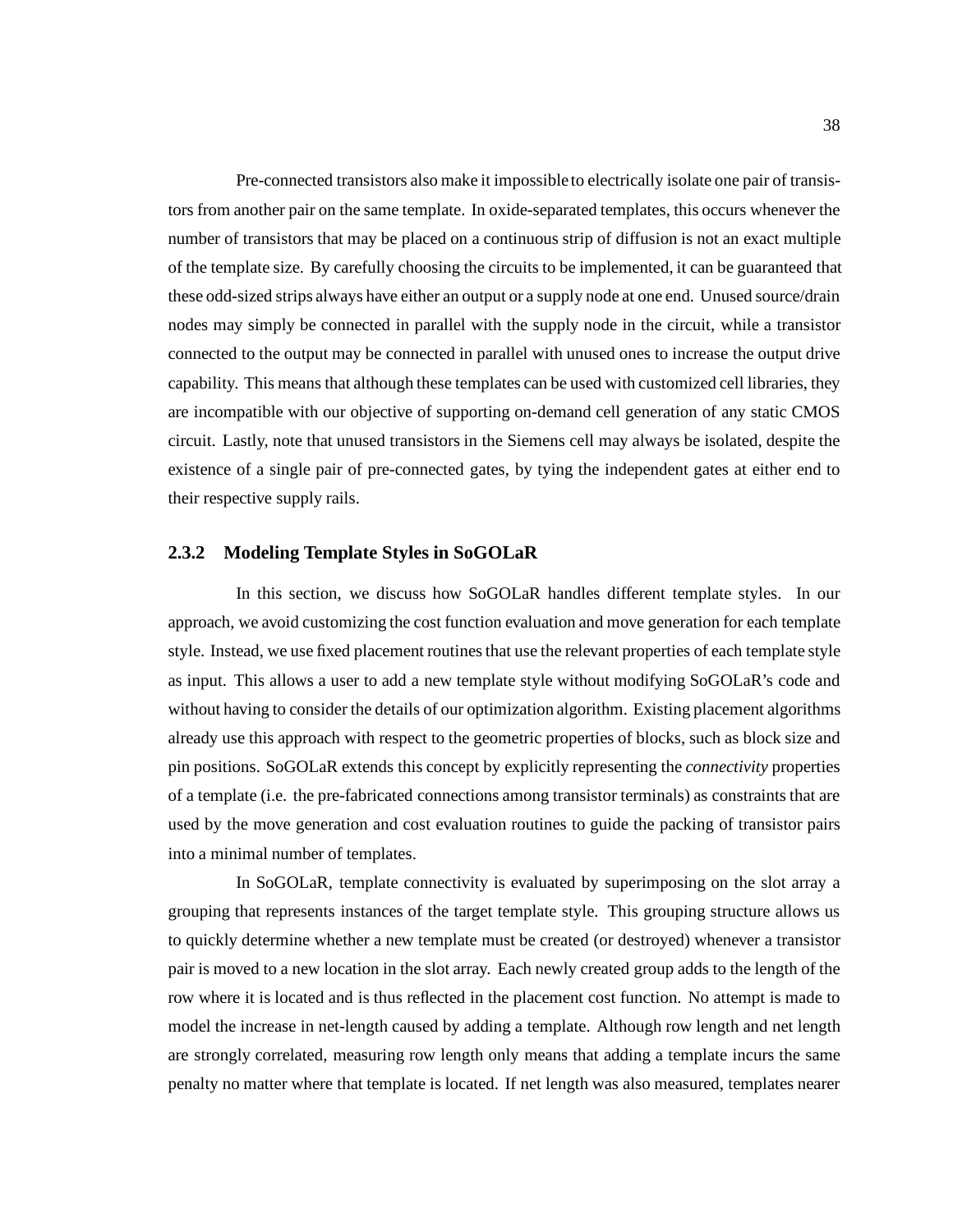Pre-connected transistors also make it impossible to electrically isolate one pair of transistors from another pair on the same template. In oxide-separated templates, this occurs whenever the number of transistors that may be placed on a continuous strip of diffusion is not an exact multiple of the template size. By carefully choosing the circuits to be implemented, it can be guaranteed that these odd-sized strips always have either an output or a supply node at one end. Unused source/drain nodes may simply be connected in parallel with the supply node in the circuit, while a transistor connected to the output may be connected in parallel with unused ones to increase the output drive capability. This means that although these templates can be used with customized cell libraries, they are incompatible with our objective of supporting on-demand cell generation of any static CMOS circuit. Lastly, note that unused transistors in the Siemens cell may always be isolated, despite the existence of a single pair of pre-connected gates, by tying the independent gates at either end to their respective supply rails.

### 2.3.2 Modeling Template Styles in SoGOLaR

In this section, we discuss how SoGOLaR handles different template styles. In our approach, we avoid customizing the cost function evaluation and move generation for each template style. Instead, we use fixed placement routines that use the relevant properties of each template style as input. This allows a user to add a new template style without modifying SoGOLaR's code and without having to consider the details of our optimization algorithm. Existing placement algorithms already use this approach with respect to the geometric properties of blocks, such as block size and pin positions. SoGOLaR extends this concept by explicitly representing the *connectivity* properties of a template (i.e. the pre-fabricated connections among transistor terminals) as constraints that are used by the move generation and cost evaluation routines to guide the packing of transistor pairs into a minimal number of templates.

In SoGOLaR, template connectivity is evaluated by superimposing on the slot array a grouping that represents instances of the target template style. This grouping structure allows us to quickly determine whether a new template must be created (or destroyed) whenever a transistor pair is moved to a new location in the slot array. Each newly created group adds to the length of the row where it is located and is thus reflected in the placement cost function. No attempt is made to model the increase in net-length caused by adding a template. Although row length and net length are strongly correlated, measuring row length only means that adding a template incurs the same penalty no matter where that template is located. If net length was also measured, templates nearer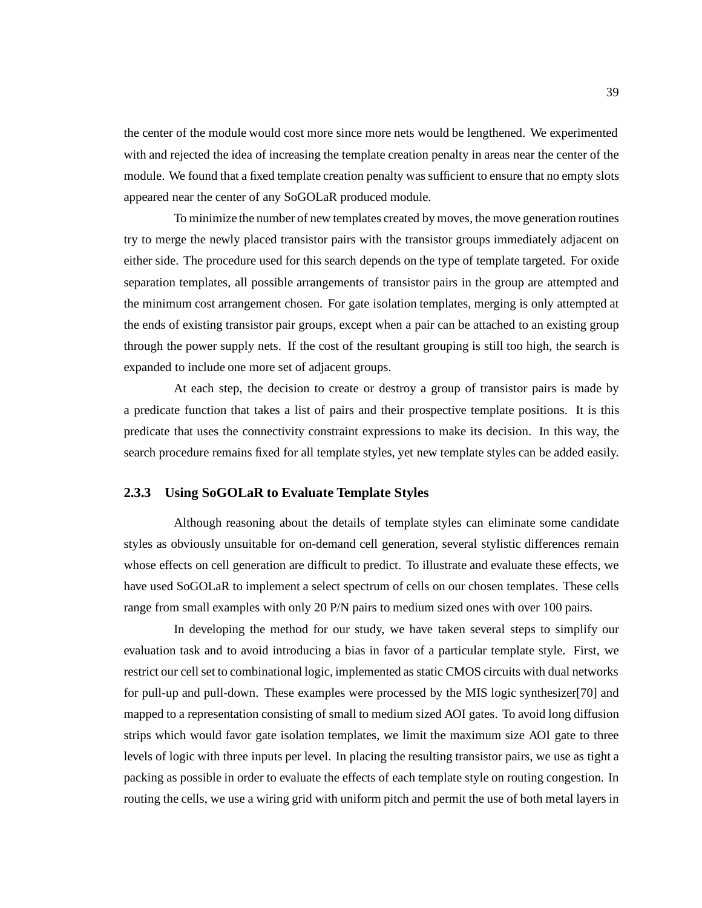the center of the module would cost more since more nets would be lengthened. We experimented with and rejected the idea of increasing the template creation penalty in areas near the center of the module. We found that a fixed template creation penalty was sufficient to ensure that no empty slots appeared near the center of any SoGOLaR produced module.

To minimize the number of new templates created by moves, the move generation routines try to merge the newly placed transistor pairs with the transistor groups immediately adjacent on either side. The procedure used for this search depends on the type of template targeted. For oxide separation templates, all possible arrangements of transistor pairs in the group are attempted and the minimum cost arrangement chosen. For gate isolation templates, merging is only attempted at the ends of existing transistor pair groups, except when a pair can be attached to an existing group through the power supply nets. If the cost of the resultant grouping is still too high, the search is expanded to include one more set of adjacent groups.

At each step, the decision to create or destroy a group of transistor pairs is made by a predicate function that takes a list of pairs and their prospective template positions. It is this predicate that uses the connectivity constraint expressions to make its decision. In this way, the search procedure remains fixed for all template styles, yet new template styles can be added easily.

### 2.3.3 Using SoGOLaR to Evaluate Template Styles

Although reasoning about the details of template styles can eliminate some candidate styles as obviously unsuitable for on-demand cell generation, several stylistic differences remain whose effects on cell generation are difficult to predict. To illustrate and evaluate these effects, we have used SoGOLaR to implement a select spectrum of cells on our chosen templates. These cells range from small examples with only 20 P/N pairs to medium sized ones with over 100 pairs.

In developing the method for our study, we have taken several steps to simplify our evaluation task and to avoid introducing a bias in favor of a particular template style. First, we restrict our cell set to combinational logic, implemented as static CMOS circuits with dual networks for pull-up and pull-down. These examples were processed by the MIS logic synthesizer[70] and mapped to a representation consisting of small to medium sized AOI gates. To avoid long diffusion strips which would favor gate isolation templates, we limit the maximum size AOI gate to three levels of logic with three inputs per level. In placing the resulting transistor pairs, we use as tight a packing as possible in order to evaluate the effects of each template style on routing congestion. In routing the cells, we use a wiring grid with uniform pitch and permit the use of both metal layers in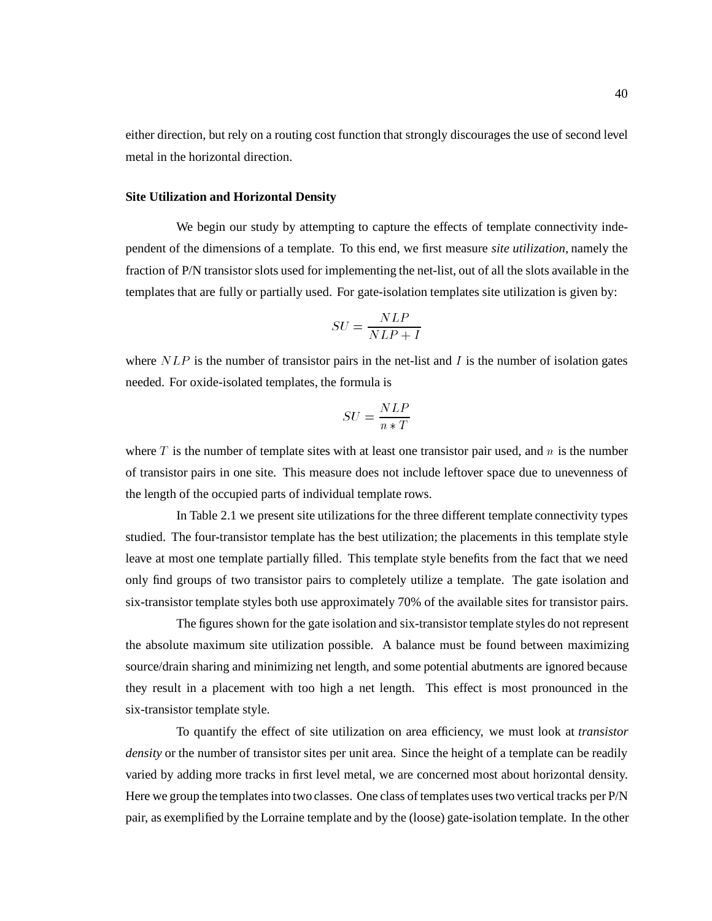either direction, but rely on a routing cost function that strongly discourages the use of second level metal in the horizontal direction.

### Site Utilization and Horizontal Density

We begin our study by attempting to capture the effects of template connectivity independent of the dimensions of a template. To this end, we first measure *site utilization*, namely the fraction of P/N transistor slots used for implementing the net-list, out of all the slots available in the templates that are fully or partially used. For gate-isolation templates site utilization is given by:

$$SU = \frac{NLP}{NLP + I}$$

where $NLP$ is the number of transistor pairs in the net-list and $I$ is the number of isolation gates needed. For oxide-isolated templates, the formula is

$$SU = \frac{NLP}{n * T}$$

where $T$ is the number of template sites with at least one transistor pair used, and $n$ is the number of transistor pairs in one site. This measure does not include leftover space due to unevenness of the length of the occupied parts of individual template rows.

In Table 2.1 we present site utilizations for the three different template connectivity types studied. The four-transistor template has the best utilization; the placements in this template style leave at most one template partially filled. This template style benefits from the fact that we need only find groups of two transistor pairs to completely utilize a template. The gate isolation and six-transistor template styles both use approximately 70% of the available sites for transistor pairs.

The figures shown for the gate isolation and six-transistor template styles do not represent the absolute maximum site utilization possible. A balance must be found between maximizing source/drain sharing and minimizing net length, and some potential abutments are ignored because they result in a placement with too high a net length. This effect is most pronounced in the six-transistor template style.

To quantify the effect of site utilization on area efficiency, we must look at *transistor density* or the number of transistor sites per unit area. Since the height of a template can be readily varied by adding more tracks in first level metal, we are concerned most about horizontal density. Here we group the templates into two classes. One class of templates uses two vertical tracks per P/N pair, as exemplified by the Lorraine template and by the (loose) gate-isolation template. In the other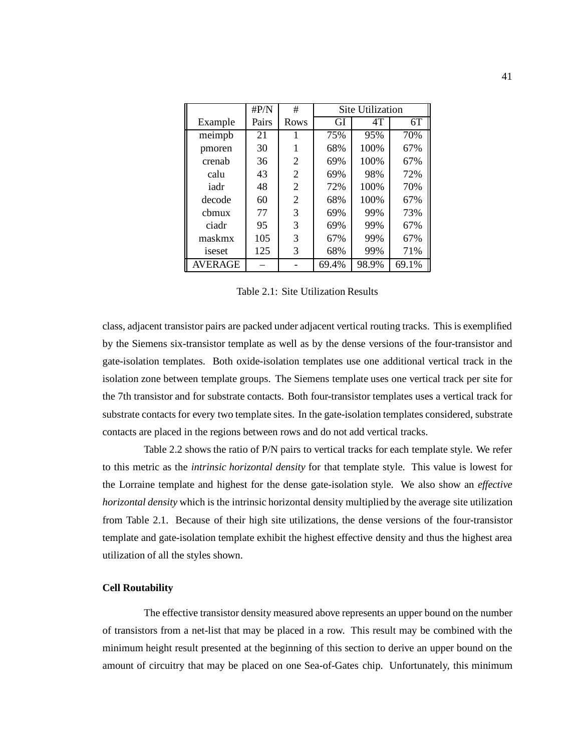| Example | #P/N Pairs | # Rows | Site Utilization | | |
|---|---|---|---|---|---|
| | | | GI | 4T | 6T |
| meimpb | 21 | 1 | 75% | 95% | 70% |
| pmoren | 30 | 1 | 68% | 100% | 67% |
| crenab | 36 | 2 | 69% | 100% | 67% |
| calu | 43 | 2 | 69% | 98% | 72% |
| iadr | 48 | 2 | 72% | 100% | 70% |
| decode | 60 | 2 | 68% | 100% | 67% |
| cbmux | 77 | 3 | 69% | 99% | 73% |
| ciadr | 95 | 3 | 69% | 99% | 67% |
| maskmx | 105 | 3 | 67% | 99% | 67% |
| iseset | 125 | 3 | 68% | 99% | 71% |
| AVERAGE | – | - | 69.4% | 98.9% | 69.1% |

Table 2.1: Site Utilization Results

class, adjacent transistor pairs are packed under adjacent vertical routing tracks. This is exemplified by the Siemens six-transistor template as well as by the dense versions of the four-transistor and gate-isolation templates. Both oxide-isolation templates use one additional vertical track in the isolation zone between template groups. The Siemens template uses one vertical track per site for the 7th transistor and for substrate contacts. Both four-transistor templates uses a vertical track for substrate contacts for every two template sites. In the gate-isolation templates considered, substrate contacts are placed in the regions between rows and do not add vertical tracks.

Table 2.2 shows the ratio of P/N pairs to vertical tracks for each template style. We refer to this metric as the *intrinsic horizontal density* for that template style. This value is lowest for the Lorraine template and highest for the dense gate-isolation style. We also show an *effective horizontal density* which is the intrinsic horizontal density multiplied by the average site utilization from Table 2.1. Because of their high site utilizations, the dense versions of the four-transistor template and gate-isolation template exhibit the highest effective density and thus the highest area utilization of all the styles shown.

**Cell Routability**

The effective transistor density measured above represents an upper bound on the number of transistors from a net-list that may be placed in a row. This result may be combined with the minimum height result presented at the beginning of this section to derive an upper bound on the amount of circuitry that may be placed on one Sea-of-Gates chip. Unfortunately, this minimum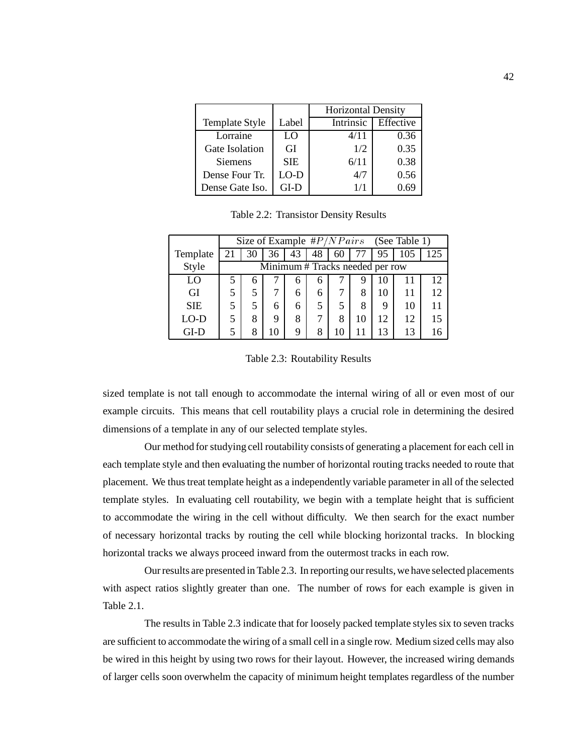| | | Horizontal Density | |
|---|---|---|---|
| Template Style | Label | Intrinsic | Effective |
| Lorraine | LO | 4/11 | 0.36 |
| Gate Isolation | GI | 1/2 | 0.35 |
| Siemens | SIE | 6/11 | 0.38 |
| Dense Four Tr. | LO-D | 4/7 | 0.56 |
| Dense Gate Iso. | GI-D | 1/1 | 0.69 |

Table 2.2: Transistor Density Results

| | Size of Example $\#P/NPairs$ (See Table 1) | | | | | | | | | |
|---|---|---|---|---|---|---|---|---|---|---|
| Template | 21 | 30 | 36 | 43 | 48 | 60 | 77 | 95 | 105 | 125 |
| Style | Minimum # Tracks needed per row | | | | | | | | | |
| LO | 5 | 6 | 7 | 6 | 6 | 7 | 9 | 10 | 11 | 12 |
| GI | 5 | 5 | 7 | 6 | 6 | 7 | 8 | 10 | 11 | 12 |
| SIE | 5 | 5 | 6 | 6 | 5 | 5 | 8 | 9 | 10 | 11 |
| LO-D | 5 | 8 | 9 | 8 | 7 | 8 | 10 | 12 | 12 | 15 |
| GI-D | 5 | 8 | 10 | 9 | 8 | 10 | 11 | 13 | 13 | 16 |

Table 2.3: Routability Results

sized template is not tall enough to accommodate the internal wiring of all or even most of our example circuits. This means that cell routability plays a crucial role in determining the desired dimensions of a template in any of our selected template styles.

Our method for studying cell routability consists of generating a placement for each cell in each template style and then evaluating the number of horizontal routing tracks needed to route that placement. We thus treat template height as a independently variable parameter in all of the selected template styles. In evaluating cell routability, we begin with a template height that is sufficient to accommodate the wiring in the cell without difficulty. We then search for the exact number of necessary horizontal tracks by routing the cell while blocking horizontal tracks. In blocking horizontal tracks we always proceed inward from the outermost tracks in each row.

Our results are presented in Table 2.3. In reporting our results, we have selected placements with aspect ratios slightly greater than one. The number of rows for each example is given in Table 2.1.

The results in Table 2.3 indicate that for loosely packed template styles six to seven tracks are sufficient to accommodate the wiring of a small cell in a single row. Medium sized cells may also be wired in this height by using two rows for their layout. However, the increased wiring demands of larger cells soon overwhelm the capacity of minimum height templates regardless of the number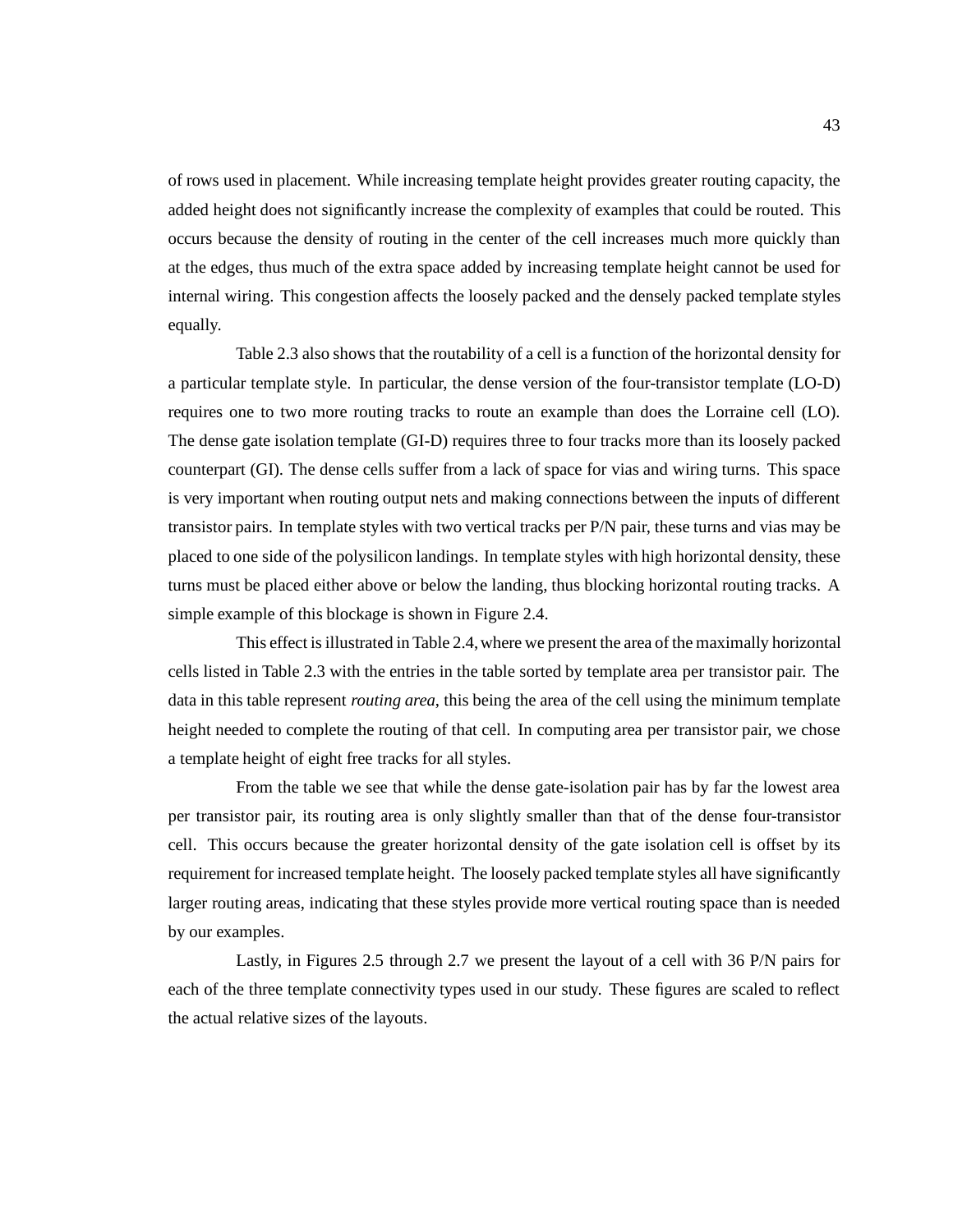of rows used in placement. While increasing template height provides greater routing capacity, the added height does not significantly increase the complexity of examples that could be routed. This occurs because the density of routing in the center of the cell increases much more quickly than at the edges, thus much of the extra space added by increasing template height cannot be used for internal wiring. This congestion affects the loosely packed and the densely packed template styles equally.

Table 2.3 also shows that the routability of a cell is a function of the horizontal density for a particular template style. In particular, the dense version of the four-transistor template (LO-D) requires one to two more routing tracks to route an example than does the Lorraine cell (LO). The dense gate isolation template (GI-D) requires three to four tracks more than its loosely packed counterpart (GI). The dense cells suffer from a lack of space for vias and wiring turns. This space is very important when routing output nets and making connections between the inputs of different transistor pairs. In template styles with two vertical tracks per P/N pair, these turns and vias may be placed to one side of the polysilicon landings. In template styles with high horizontal density, these turns must be placed either above or below the landing, thus blocking horizontal routing tracks. A simple example of this blockage is shown in Figure 2.4.

This effect is illustrated in Table 2.4, where we present the area of the maximally horizontal cells listed in Table 2.3 with the entries in the table sorted by template area per transistor pair. The data in this table represent *routing area*, this being the area of the cell using the minimum template height needed to complete the routing of that cell. In computing area per transistor pair, we chose a template height of eight free tracks for all styles.

From the table we see that while the dense gate-isolation pair has by far the lowest area per transistor pair, its routing area is only slightly smaller than that of the dense four-transistor cell. This occurs because the greater horizontal density of the gate isolation cell is offset by its requirement for increased template height. The loosely packed template styles all have significantly larger routing areas, indicating that these styles provide more vertical routing space than is needed by our examples.

Lastly, in Figures 2.5 through 2.7 we present the layout of a cell with 36 P/N pairs for each of the three template connectivity types used in our study. These figures are scaled to reflect the actual relative sizes of the layouts.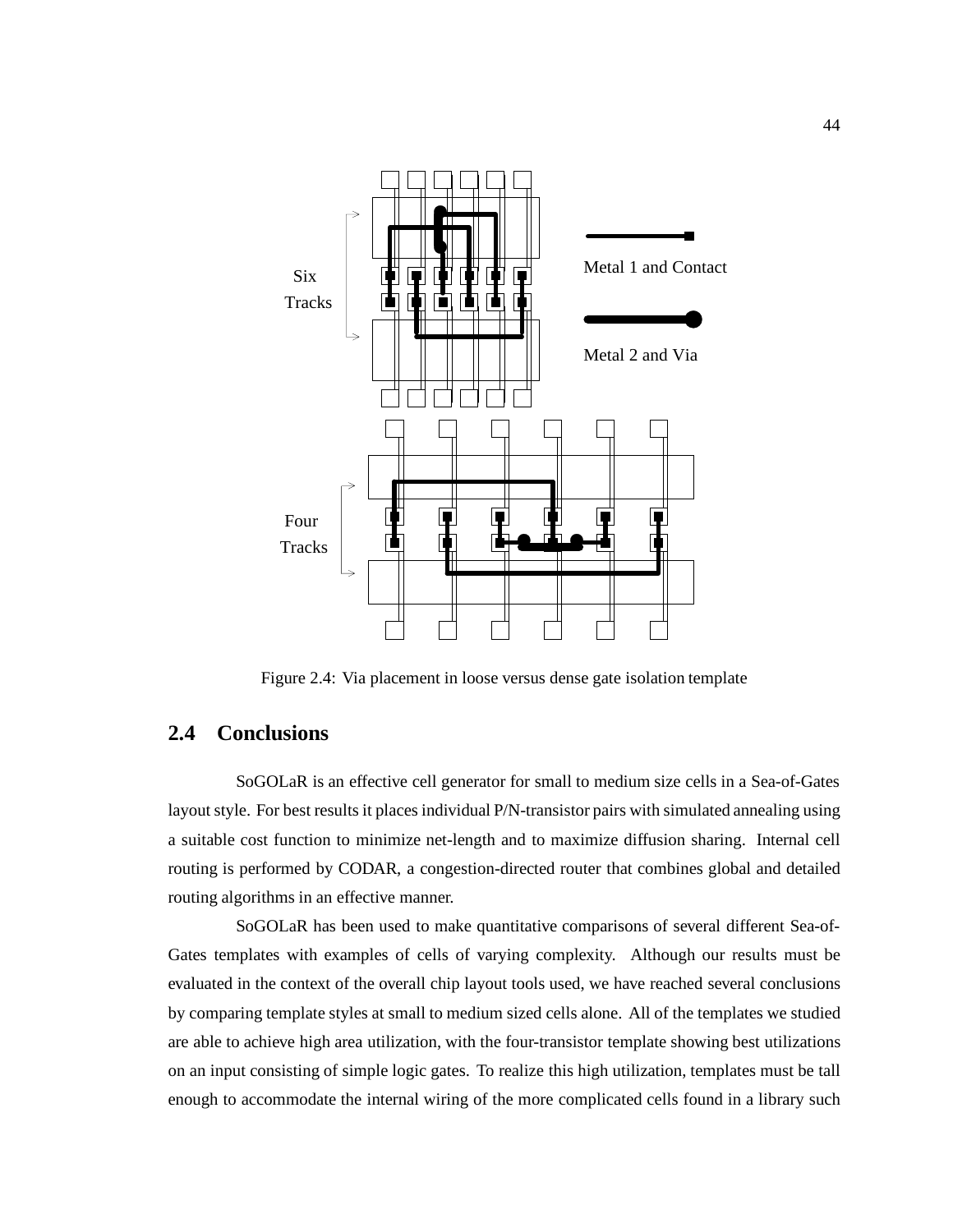Figure 2.4: Via placement in loose versus dense gate isolation template

## 2.4 Conclusions

SoGOLaR is an effective cell generator for small to medium size cells in a Sea-of-Gates layout style. For best results it places individual P/N-transistor pairs with simulated annealing using a suitable cost function to minimize net-length and to maximize diffusion sharing. Internal cell routing is performed by CODAR, a congestion-directed router that combines global and detailed routing algorithms in an effective manner.

SoGOLaR has been used to make quantitative comparisons of several different Sea-of-Gates templates with examples of cells of varying complexity. Although our results must be evaluated in the context of the overall chip layout tools used, we have reached several conclusions by comparing template styles at small to medium sized cells alone. All of the templates we studied are able to achieve high area utilization, with the four-transistor template showing best utilizations on an input consisting of simple logic gates. To realize this high utilization, templates must be tall enough to accommodate the internal wiring of the more complicated cells found in a library such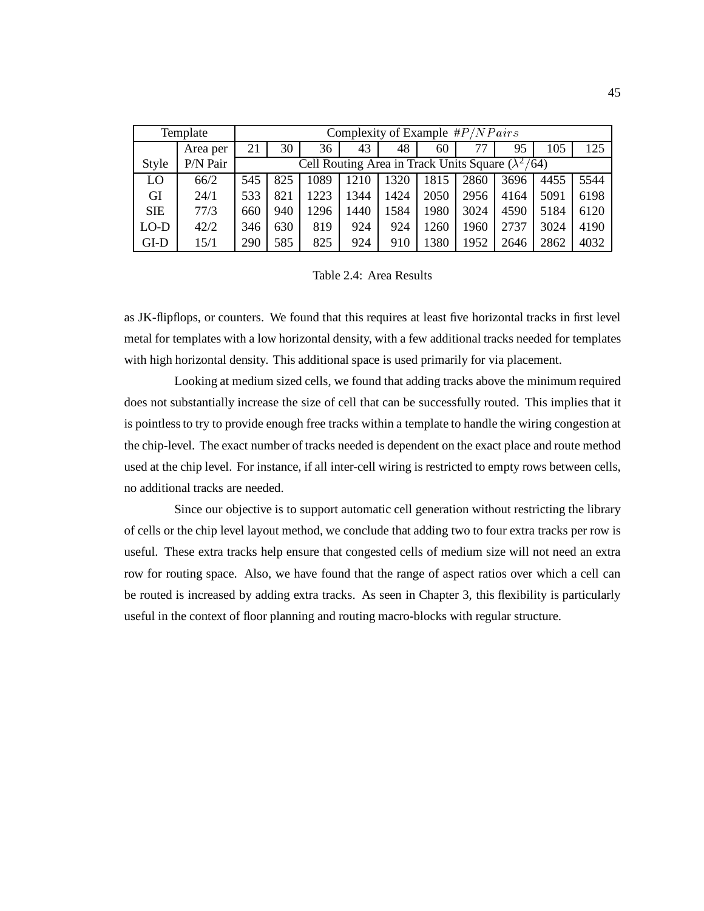| Template | | Complexity of Example $\#P/N\,Pairs$ | | | | | | | | | |
|---|---|---|---|---|---|---|---|---|---|---|---|
| | Area per | 21 | 30 | 36 | 43 | 48 | 60 | 77 | 95 | 105 | 125 |
| Style | P/N Pair | Cell Routing Area in Track Units Square ($\lambda^2/64$) | | | | | | | | | |
| LO | 66/2 | 545 | 825 | 1089 | 1210 | 1320 | 1815 | 2860 | 3696 | 4455 | 5544 |
| GI | 24/1 | 533 | 821 | 1223 | 1344 | 1424 | 2050 | 2956 | 4164 | 5091 | 6198 |
| SIE | 77/3 | 660 | 940 | 1296 | 1440 | 1584 | 1980 | 3024 | 4590 | 5184 | 6120 |
| LO-D | 42/2 | 346 | 630 | 819 | 924 | 924 | 1260 | 1960 | 2737 | 3024 | 4190 |
| GI-D | 15/1 | 290 | 585 | 825 | 924 | 910 | 1380 | 1952 | 2646 | 2862 | 4032 |

Table 2.4: Area Results

as JK-flipflops, or counters. We found that this requires at least five horizontal tracks in first level metal for templates with a low horizontal density, with a few additional tracks needed for templates with high horizontal density. This additional space is used primarily for via placement.

Looking at medium sized cells, we found that adding tracks above the minimum required does not substantially increase the size of cell that can be successfully routed. This implies that it is pointless to try to provide enough free tracks within a template to handle the wiring congestion at the chip-level. The exact number of tracks needed is dependent on the exact place and route method used at the chip level. For instance, if all inter-cell wiring is restricted to empty rows between cells, no additional tracks are needed.

Since our objective is to support automatic cell generation without restricting the library of cells or the chip level layout method, we conclude that adding two to four extra tracks per row is useful. These extra tracks help ensure that congested cells of medium size will not need an extra row for routing space. Also, we have found that the range of aspect ratios over which a cell can be routed is increased by adding extra tracks. As seen in Chapter 3, this flexibility is particularly useful in the context of floor planning and routing macro-blocks with regular structure.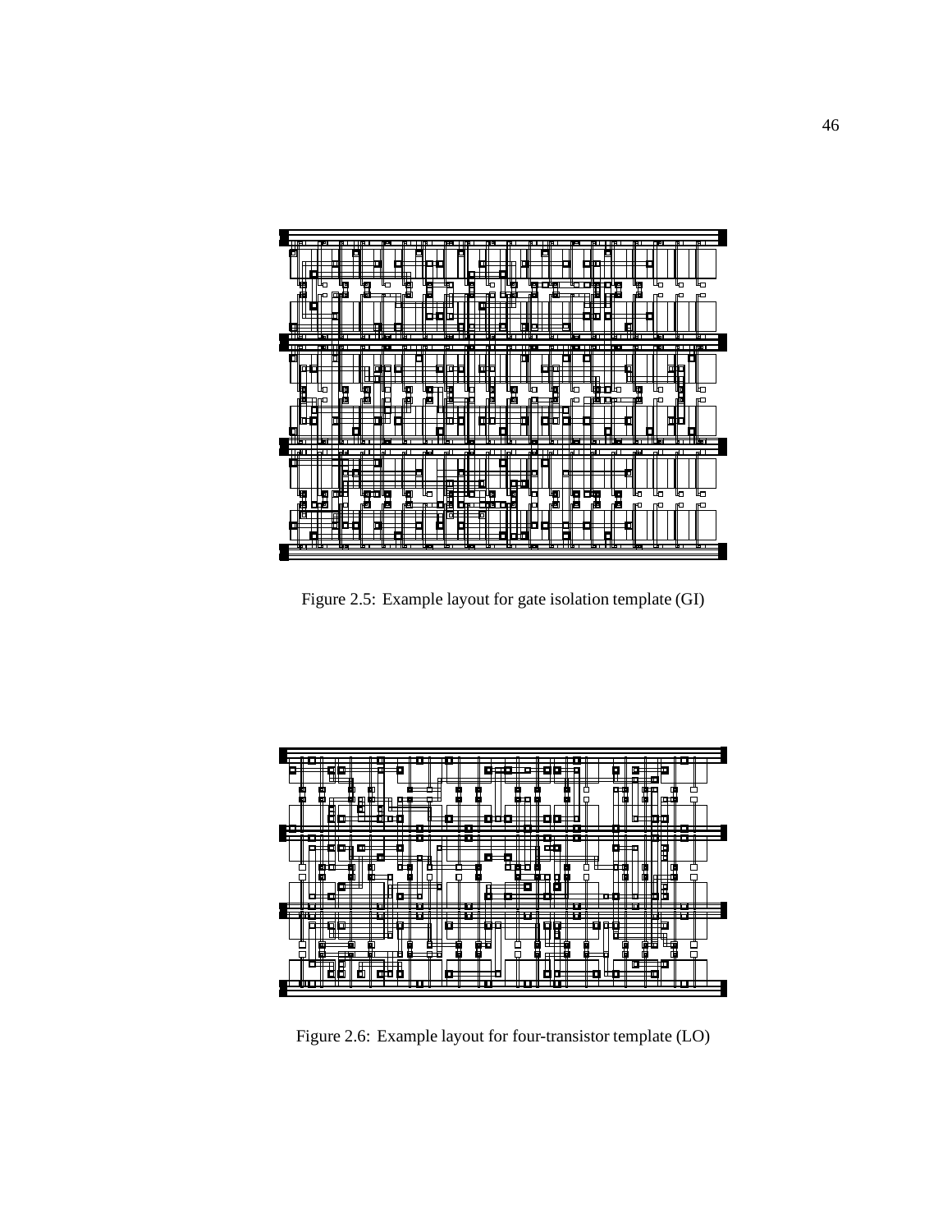Figure 2.5: Example layout for gate isolation template (GI)

Figure 2.6: Example layout for four-transistor template (LO)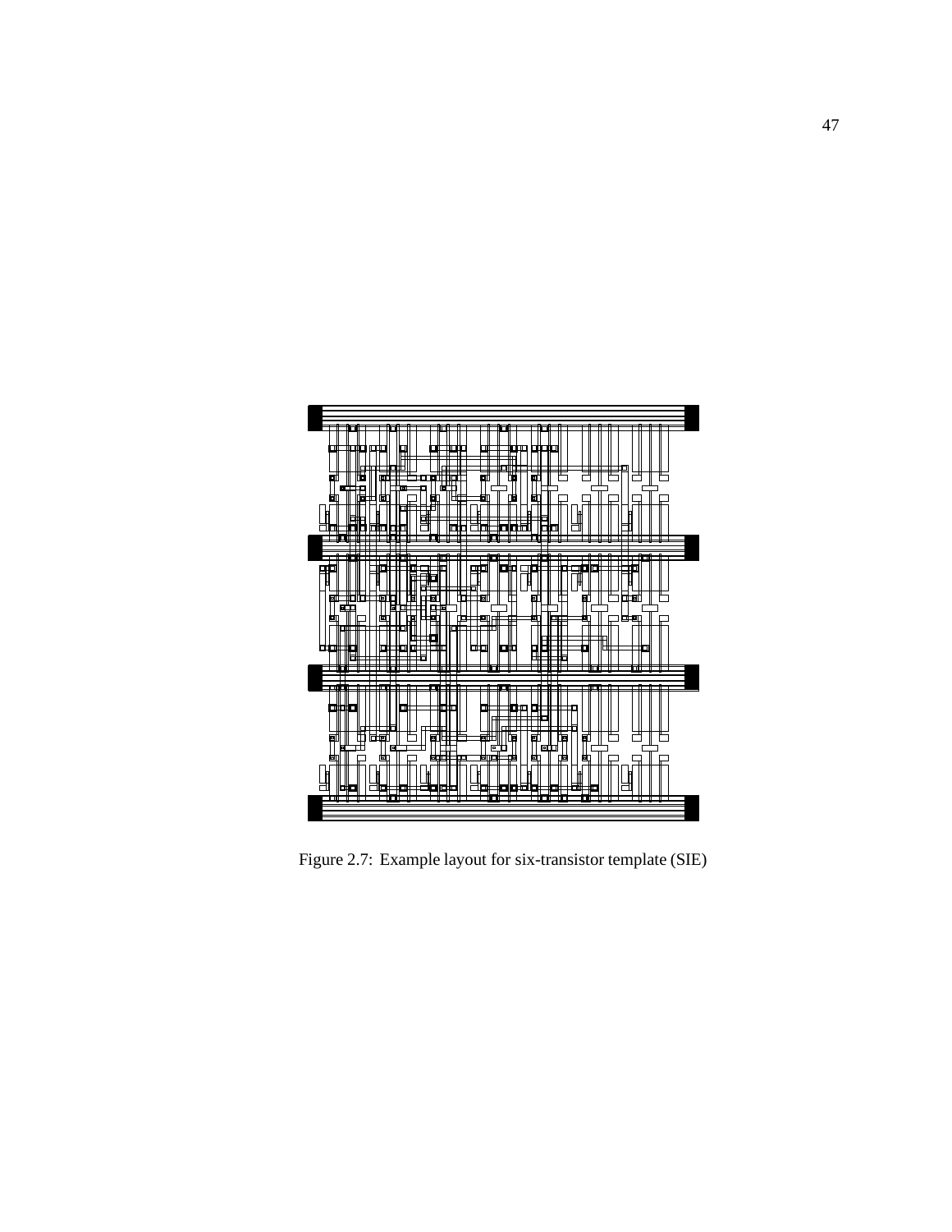Figure 2.7: Example layout for six-transistor template (SIE)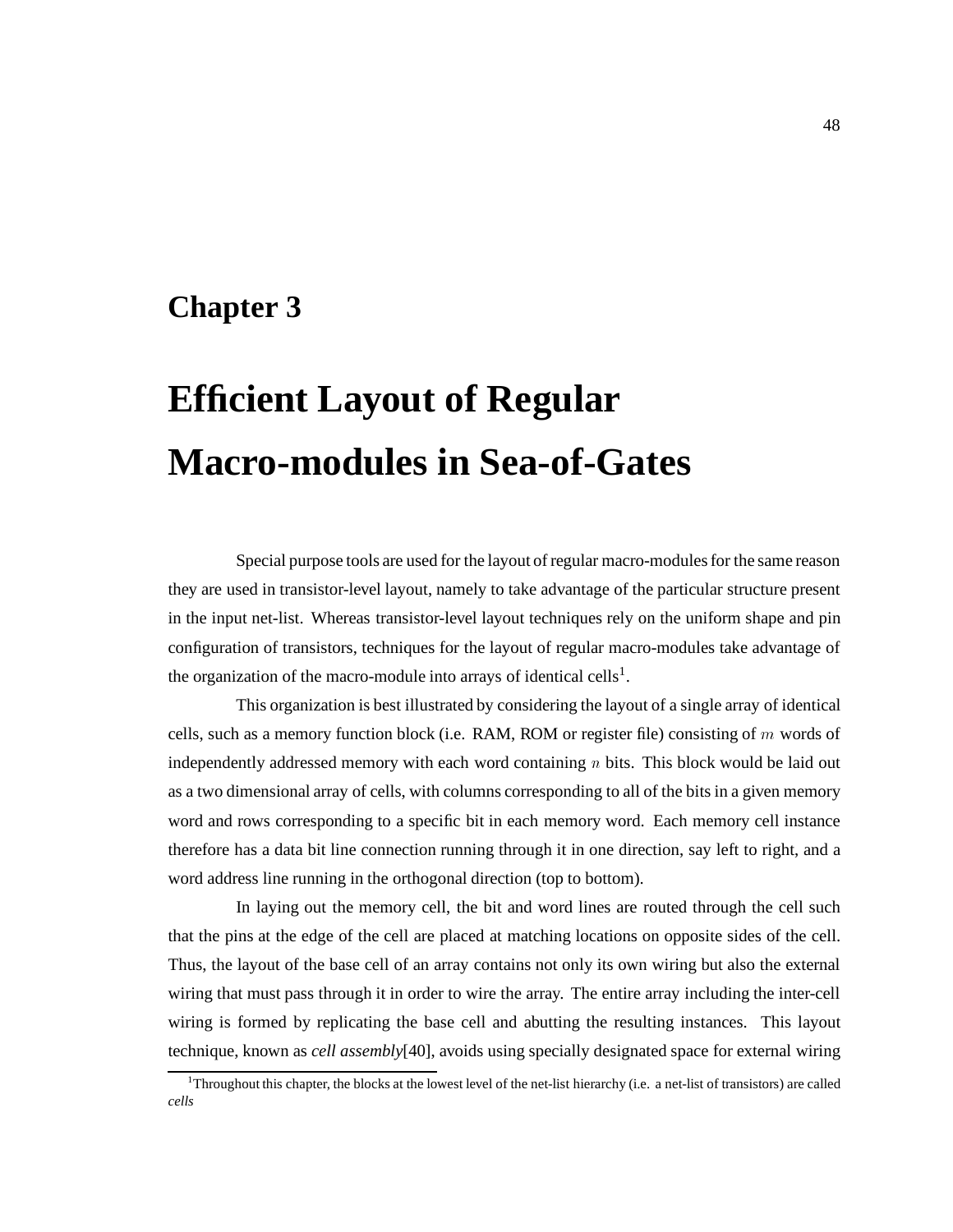# Chapter 3

# Efficient Layout of Regular Macro-modules in Sea-of-Gates

Special purpose tools are used for the layout of regular macro-modules for the same reason they are used in transistor-level layout, namely to take advantage of the particular structure present in the input net-list. Whereas transistor-level layout techniques rely on the uniform shape and pin configuration of transistors, techniques for the layout of regular macro-modules take advantage of the organization of the macro-module into arrays of identical cells[1].

This organization is best illustrated by considering the layout of a single array of identical cells, such as a memory function block (i.e. RAM, ROM or register file) consisting of $m$ words of independently addressed memory with each word containing $n$ bits. This block would be laid out as a two dimensional array of cells, with columns corresponding to all of the bits in a given memory word and rows corresponding to a specific bit in each memory word. Each memory cell instance therefore has a data bit line connection running through it in one direction, say left to right, and a word address line running in the orthogonal direction (top to bottom).

In laying out the memory cell, the bit and word lines are routed through the cell such that the pins at the edge of the cell are placed at matching locations on opposite sides of the cell. Thus, the layout of the base cell of an array contains not only its own wiring but also the external wiring that must pass through it in order to wire the array. The entire array including the inter-cell wiring is formed by replicating the base cell and abutting the resulting instances. This layout technique, known as *cell assembly*[40], avoids using specially designated space for external wiring

[1] Throughout this chapter, the blocks at the lowest level of the net-list hierarchy (i.e. a net-list of transistors) are called *cells*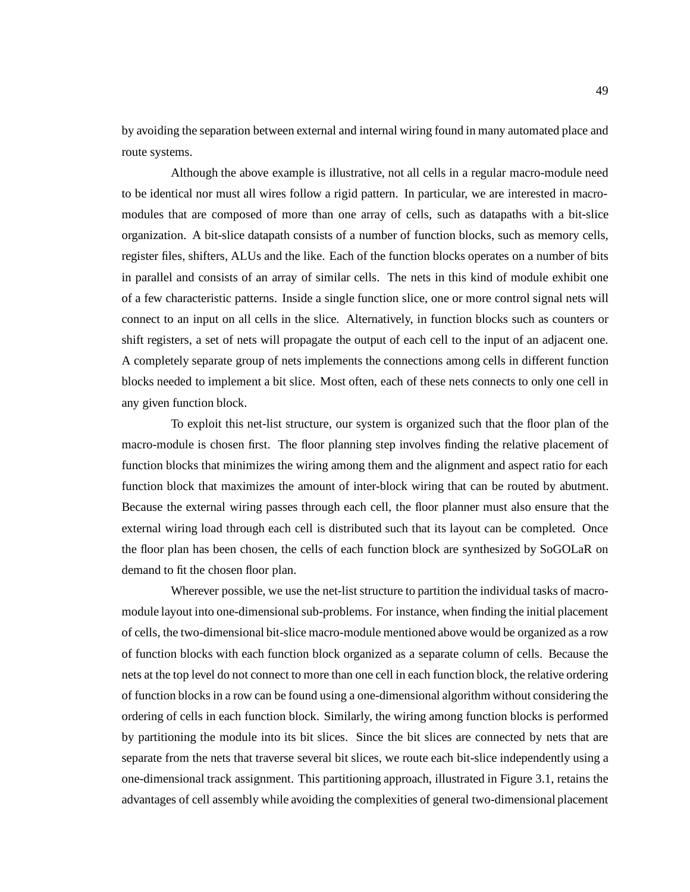by avoiding the separation between external and internal wiring found in many automated place and route systems.

Although the above example is illustrative, not all cells in a regular macro-module need to be identical nor must all wires follow a rigid pattern. In particular, we are interested in macro-modules that are composed of more than one array of cells, such as datapaths with a bit-slice organization. A bit-slice datapath consists of a number of function blocks, such as memory cells, register files, shifters, ALUs and the like. Each of the function blocks operates on a number of bits in parallel and consists of an array of similar cells. The nets in this kind of module exhibit one of a few characteristic patterns. Inside a single function slice, one or more control signal nets will connect to an input on all cells in the slice. Alternatively, in function blocks such as counters or shift registers, a set of nets will propagate the output of each cell to the input of an adjacent one. A completely separate group of nets implements the connections among cells in different function blocks needed to implement a bit slice. Most often, each of these nets connects to only one cell in any given function block.

To exploit this net-list structure, our system is organized such that the floor plan of the macro-module is chosen first. The floor planning step involves finding the relative placement of function blocks that minimizes the wiring among them and the alignment and aspect ratio for each function block that maximizes the amount of inter-block wiring that can be routed by abutment. Because the external wiring passes through each cell, the floor planner must also ensure that the external wiring load through each cell is distributed such that its layout can be completed. Once the floor plan has been chosen, the cells of each function block are synthesized by SoGOLaR on demand to fit the chosen floor plan.

Wherever possible, we use the net-list structure to partition the individual tasks of macro-module layout into one-dimensional sub-problems. For instance, when finding the initial placement of cells, the two-dimensional bit-slice macro-module mentioned above would be organized as a row of function blocks with each function block organized as a separate column of cells. Because the nets at the top level do not connect to more than one cell in each function block, the relative ordering of function blocks in a row can be found using a one-dimensional algorithm without considering the ordering of cells in each function block. Similarly, the wiring among function blocks is performed by partitioning the module into its bit slices. Since the bit slices are connected by nets that are separate from the nets that traverse several bit slices, we route each bit-slice independently using a one-dimensional track assignment. This partitioning approach, illustrated in Figure 3.1, retains the advantages of cell assembly while avoiding the complexities of general two-dimensional placement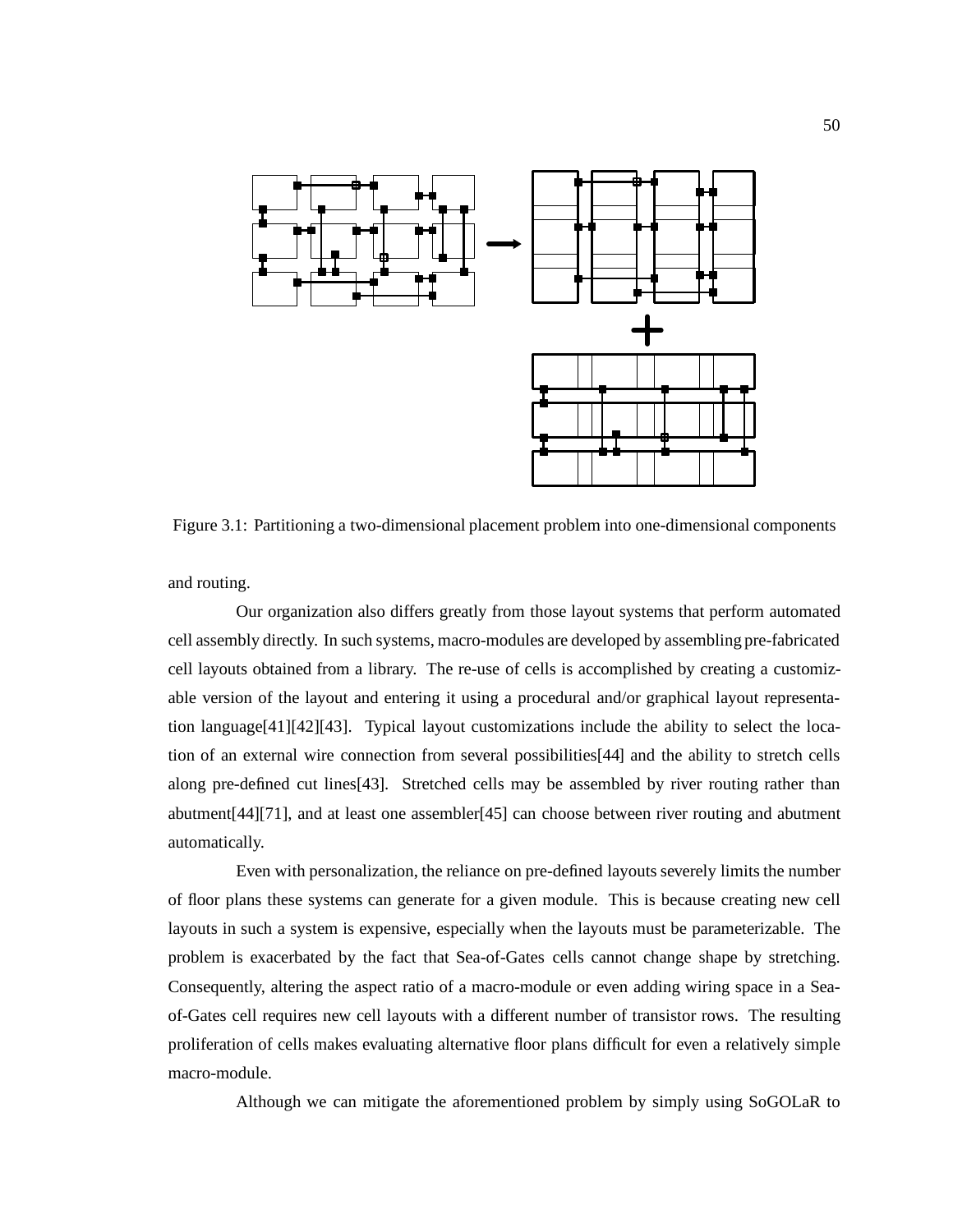Figure 3.1: Partitioning a two-dimensional placement problem into one-dimensional components

and routing.

Our organization also differs greatly from those layout systems that perform automated cell assembly directly. In such systems, macro-modules are developed by assembling pre-fabricated cell layouts obtained from a library. The re-use of cells is accomplished by creating a customizable version of the layout and entering it using a procedural and/or graphical layout representation language[41][42][43]. Typical layout customizations include the ability to select the location of an external wire connection from several possibilities[44] and the ability to stretch cells along pre-defined cut lines[43]. Stretched cells may be assembled by river routing rather than abutment[44][71], and at least one assembler[45] can choose between river routing and abutment automatically.

Even with personalization, the reliance on pre-defined layouts severely limits the number of floor plans these systems can generate for a given module. This is because creating new cell layouts in such a system is expensive, especially when the layouts must be parameterizable. The problem is exacerbated by the fact that Sea-of-Gates cells cannot change shape by stretching. Consequently, altering the aspect ratio of a macro-module or even adding wiring space in a Sea-of-Gates cell requires new cell layouts with a different number of transistor rows. The resulting proliferation of cells makes evaluating alternative floor plans difficult for even a relatively simple macro-module.

Although we can mitigate the aforementioned problem by simply using SoGOLaR to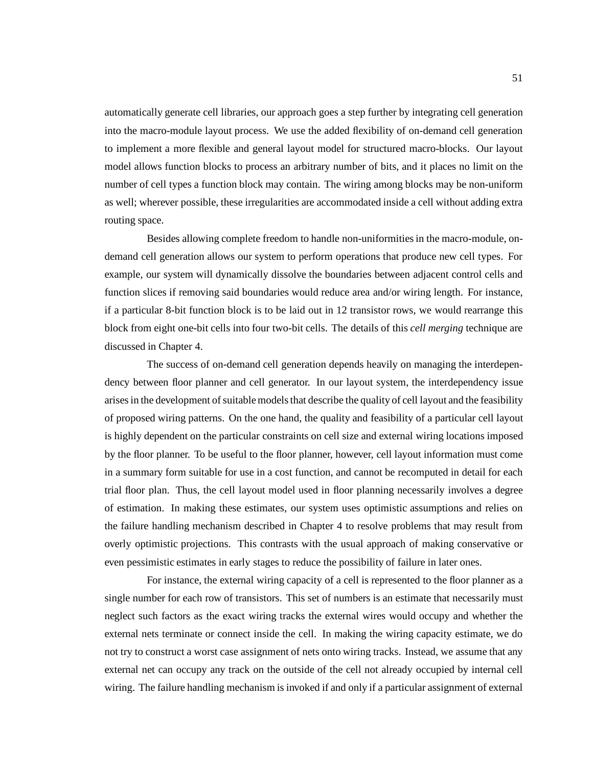automatically generate cell libraries, our approach goes a step further by integrating cell generation into the macro-module layout process. We use the added flexibility of on-demand cell generation to implement a more flexible and general layout model for structured macro-blocks. Our layout model allows function blocks to process an arbitrary number of bits, and it places no limit on the number of cell types a function block may contain. The wiring among blocks may be non-uniform as well; wherever possible, these irregularities are accommodated inside a cell without adding extra routing space.

Besides allowing complete freedom to handle non-uniformities in the macro-module, on-demand cell generation allows our system to perform operations that produce new cell types. For example, our system will dynamically dissolve the boundaries between adjacent control cells and function slices if removing said boundaries would reduce area and/or wiring length. For instance, if a particular 8-bit function block is to be laid out in 12 transistor rows, we would rearrange this block from eight one-bit cells into four two-bit cells. The details of this *cell merging* technique are discussed in Chapter 4.

The success of on-demand cell generation depends heavily on managing the interdependency between floor planner and cell generator. In our layout system, the interdependency issue arises in the development of suitable models that describe the quality of cell layout and the feasibility of proposed wiring patterns. On the one hand, the quality and feasibility of a particular cell layout is highly dependent on the particular constraints on cell size and external wiring locations imposed by the floor planner. To be useful to the floor planner, however, cell layout information must come in a summary form suitable for use in a cost function, and cannot be recomputed in detail for each trial floor plan. Thus, the cell layout model used in floor planning necessarily involves a degree of estimation. In making these estimates, our system uses optimistic assumptions and relies on the failure handling mechanism described in Chapter 4 to resolve problems that may result from overly optimistic projections. This contrasts with the usual approach of making conservative or even pessimistic estimates in early stages to reduce the possibility of failure in later ones.

For instance, the external wiring capacity of a cell is represented to the floor planner as a single number for each row of transistors. This set of numbers is an estimate that necessarily must neglect such factors as the exact wiring tracks the external wires would occupy and whether the external nets terminate or connect inside the cell. In making the wiring capacity estimate, we do not try to construct a worst case assignment of nets onto wiring tracks. Instead, we assume that any external net can occupy any track on the outside of the cell not already occupied by internal cell wiring. The failure handling mechanism is invoked if and only if a particular assignment of external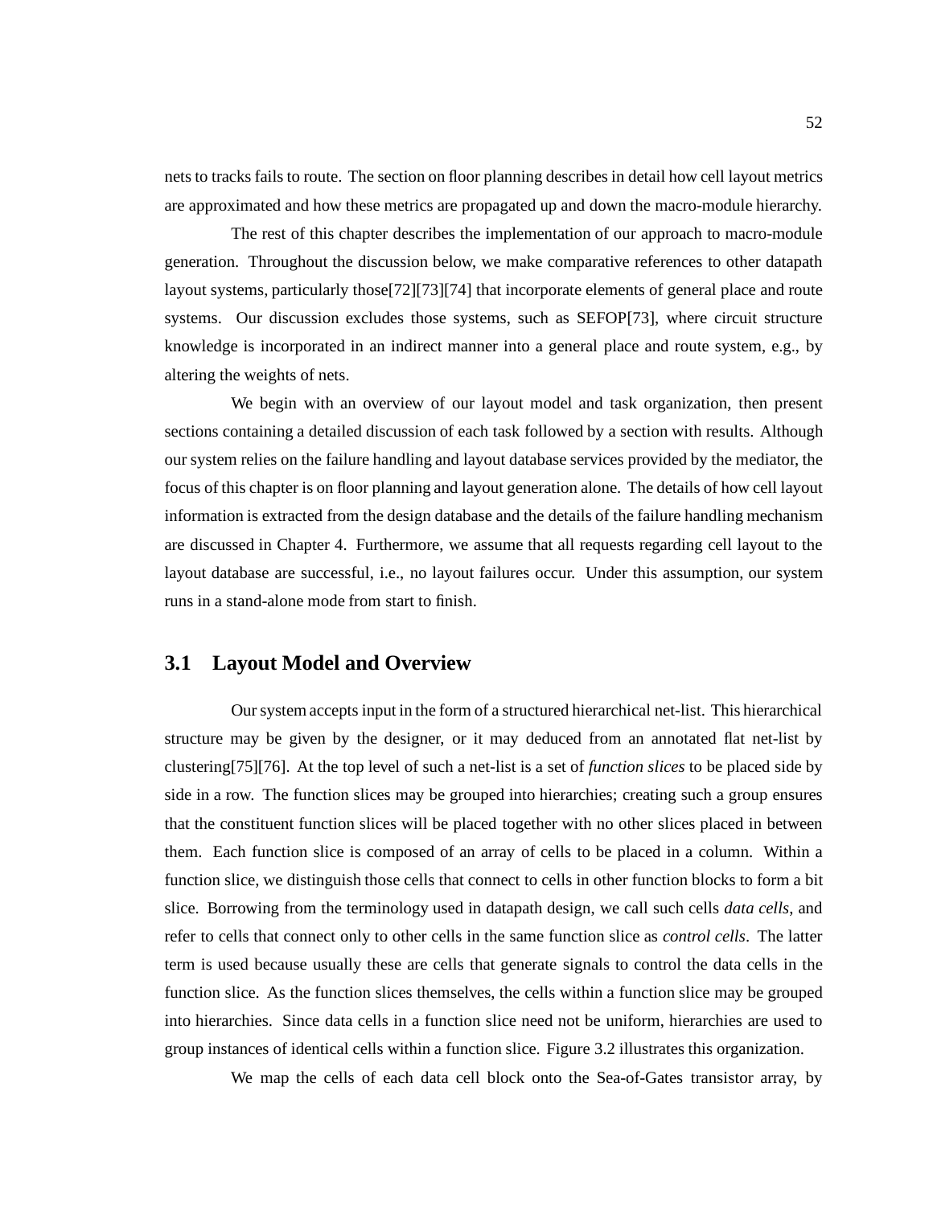nets to tracks fails to route. The section on floor planning describes in detail how cell layout metrics are approximated and how these metrics are propagated up and down the macro-module hierarchy.

The rest of this chapter describes the implementation of our approach to macro-module generation. Throughout the discussion below, we make comparative references to other datapath layout systems, particularly those[72][73][74] that incorporate elements of general place and route systems. Our discussion excludes those systems, such as SEFOP[73], where circuit structure knowledge is incorporated in an indirect manner into a general place and route system, e.g., by altering the weights of nets.

We begin with an overview of our layout model and task organization, then present sections containing a detailed discussion of each task followed by a section with results. Although our system relies on the failure handling and layout database services provided by the mediator, the focus of this chapter is on floor planning and layout generation alone. The details of how cell layout information is extracted from the design database and the details of the failure handling mechanism are discussed in Chapter 4. Furthermore, we assume that all requests regarding cell layout to the layout database are successful, i.e., no layout failures occur. Under this assumption, our system runs in a stand-alone mode from start to finish.

## 3.1 Layout Model and Overview

Our system accepts input in the form of a structured hierarchical net-list. This hierarchical structure may be given by the designer, or it may deduced from an annotated flat net-list by clustering[75][76]. At the top level of such a net-list is a set of *function slices* to be placed side by side in a row. The function slices may be grouped into hierarchies; creating such a group ensures that the constituent function slices will be placed together with no other slices placed in between them. Each function slice is composed of an array of cells to be placed in a column. Within a function slice, we distinguish those cells that connect to cells in other function blocks to form a bit slice. Borrowing from the terminology used in datapath design, we call such cells *data cells*, and refer to cells that connect only to other cells in the same function slice as *control cells*. The latter term is used because usually these are cells that generate signals to control the data cells in the function slice. As the function slices themselves, the cells within a function slice may be grouped into hierarchies. Since data cells in a function slice need not be uniform, hierarchies are used to group instances of identical cells within a function slice. Figure 3.2 illustrates this organization.

We map the cells of each data cell block onto the Sea-of-Gates transistor array, by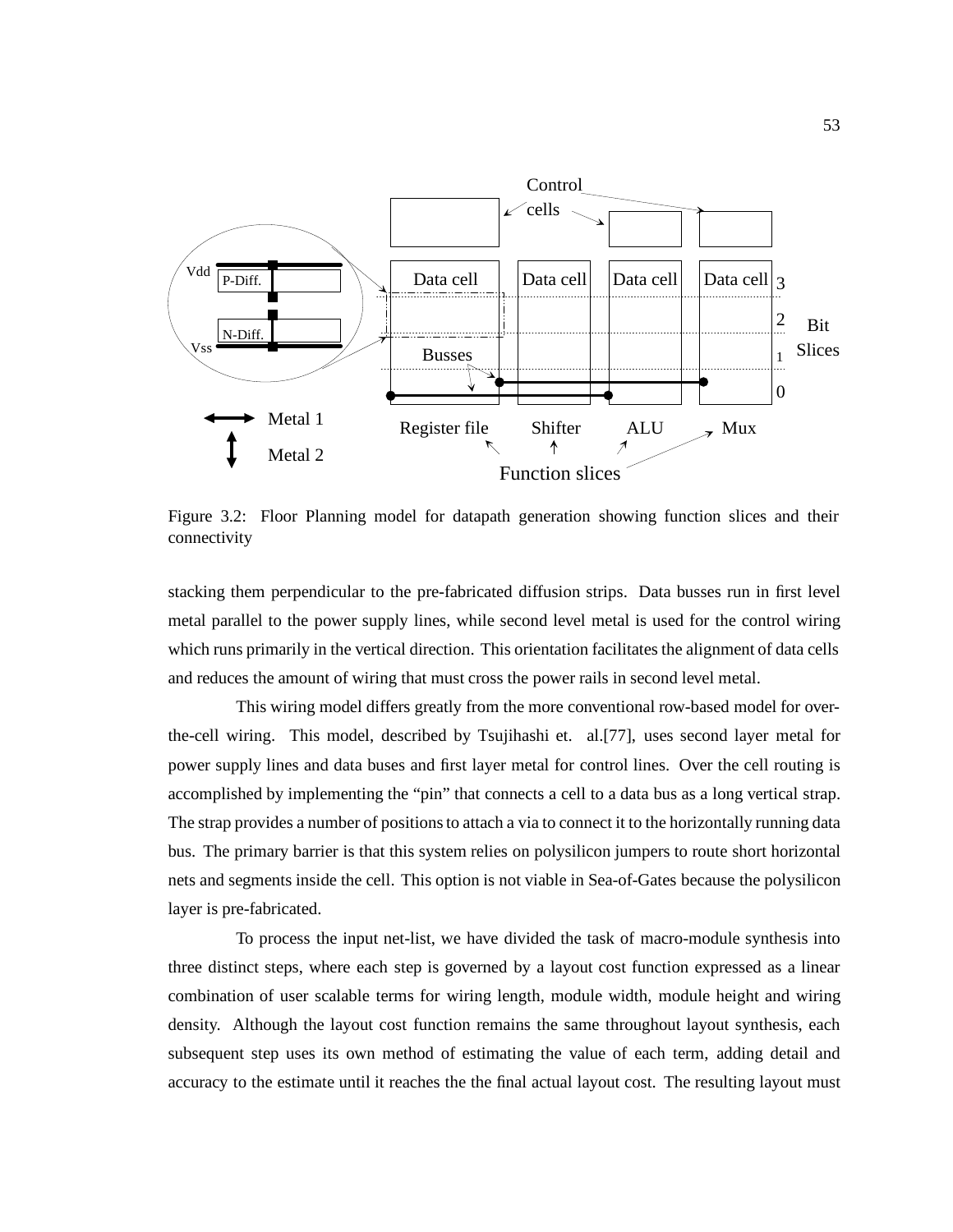Figure 3.2: Floor Planning model for datapath generation showing function slices and their connectivity

stacking them perpendicular to the pre-fabricated diffusion strips. Data busses run in first level metal parallel to the power supply lines, while second level metal is used for the control wiring which runs primarily in the vertical direction. This orientation facilitates the alignment of data cells and reduces the amount of wiring that must cross the power rails in second level metal.

This wiring model differs greatly from the more conventional row-based model for over-the-cell wiring. This model, described by Tsujihashi et. al.[77], uses second layer metal for power supply lines and data buses and first layer metal for control lines. Over the cell routing is accomplished by implementing the "pin" that connects a cell to a data bus as a long vertical strap. The strap provides a number of positions to attach a via to connect it to the horizontally running data bus. The primary barrier is that this system relies on polysilicon jumpers to route short horizontal nets and segments inside the cell. This option is not viable in Sea-of-Gates because the polysilicon layer is pre-fabricated.

To process the input net-list, we have divided the task of macro-module synthesis into three distinct steps, where each step is governed by a layout cost function expressed as a linear combination of user scalable terms for wiring length, module width, module height and wiring density. Although the layout cost function remains the same throughout layout synthesis, each subsequent step uses its own method of estimating the value of each term, adding detail and accuracy to the estimate until it reaches the the final actual layout cost. The resulting layout must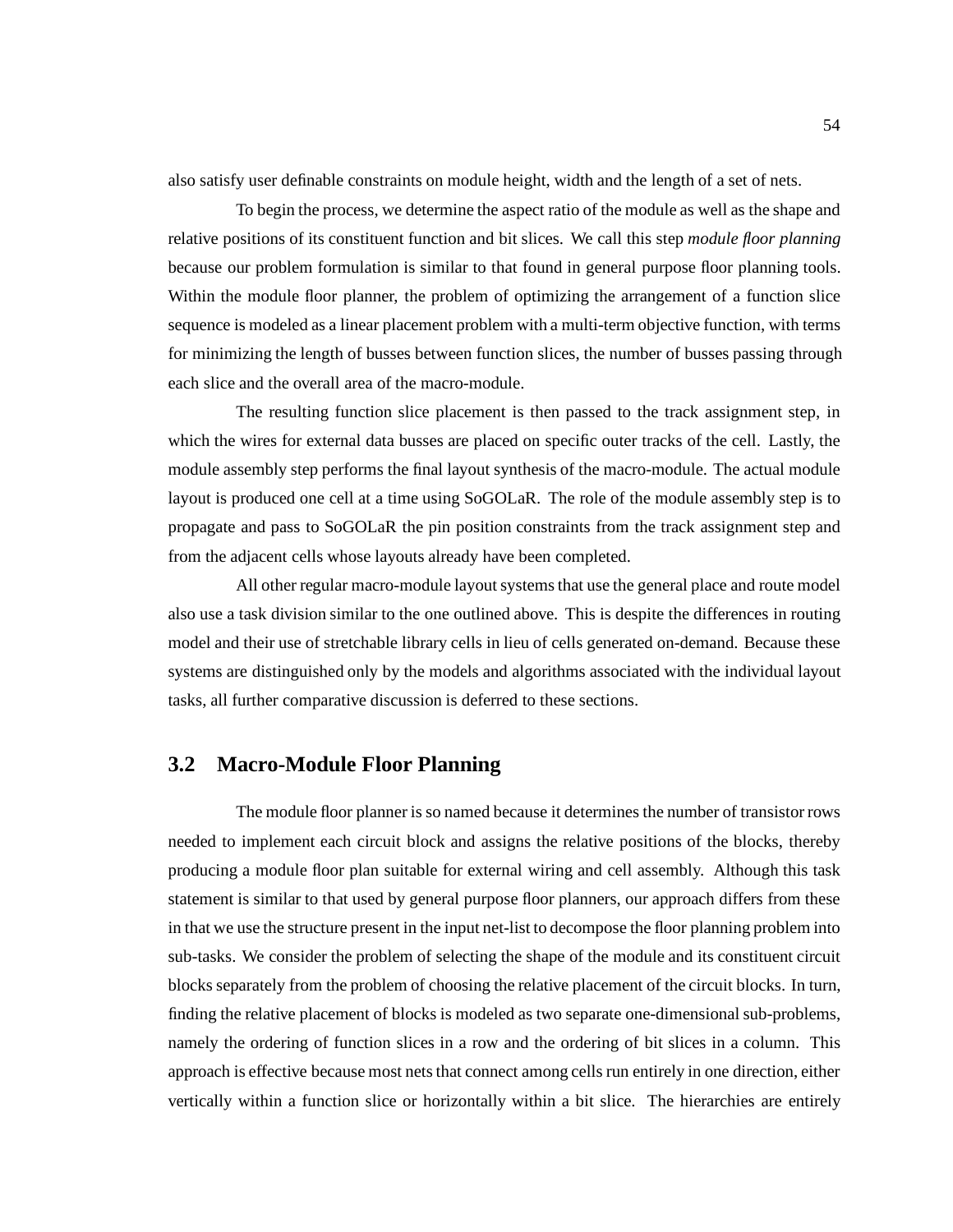also satisfy user definable constraints on module height, width and the length of a set of nets.

To begin the process, we determine the aspect ratio of the module as well as the shape and relative positions of its constituent function and bit slices. We call this step *module floor planning* because our problem formulation is similar to that found in general purpose floor planning tools. Within the module floor planner, the problem of optimizing the arrangement of a function slice sequence is modeled as a linear placement problem with a multi-term objective function, with terms for minimizing the length of busses between function slices, the number of busses passing through each slice and the overall area of the macro-module.

The resulting function slice placement is then passed to the track assignment step, in which the wires for external data busses are placed on specific outer tracks of the cell. Lastly, the module assembly step performs the final layout synthesis of the macro-module. The actual module layout is produced one cell at a time using SoGOLaR. The role of the module assembly step is to propagate and pass to SoGOLaR the pin position constraints from the track assignment step and from the adjacent cells whose layouts already have been completed.

All other regular macro-module layout systems that use the general place and route model also use a task division similar to the one outlined above. This is despite the differences in routing model and their use of stretchable library cells in lieu of cells generated on-demand. Because these systems are distinguished only by the models and algorithms associated with the individual layout tasks, all further comparative discussion is deferred to these sections.

## 3.2 Macro-Module Floor Planning

The module floor planner is so named because it determines the number of transistor rows needed to implement each circuit block and assigns the relative positions of the blocks, thereby producing a module floor plan suitable for external wiring and cell assembly. Although this task statement is similar to that used by general purpose floor planners, our approach differs from these in that we use the structure present in the input net-list to decompose the floor planning problem into sub-tasks. We consider the problem of selecting the shape of the module and its constituent circuit blocks separately from the problem of choosing the relative placement of the circuit blocks. In turn, finding the relative placement of blocks is modeled as two separate one-dimensional sub-problems, namely the ordering of function slices in a row and the ordering of bit slices in a column. This approach is effective because most nets that connect among cells run entirely in one direction, either vertically within a function slice or horizontally within a bit slice. The hierarchies are entirely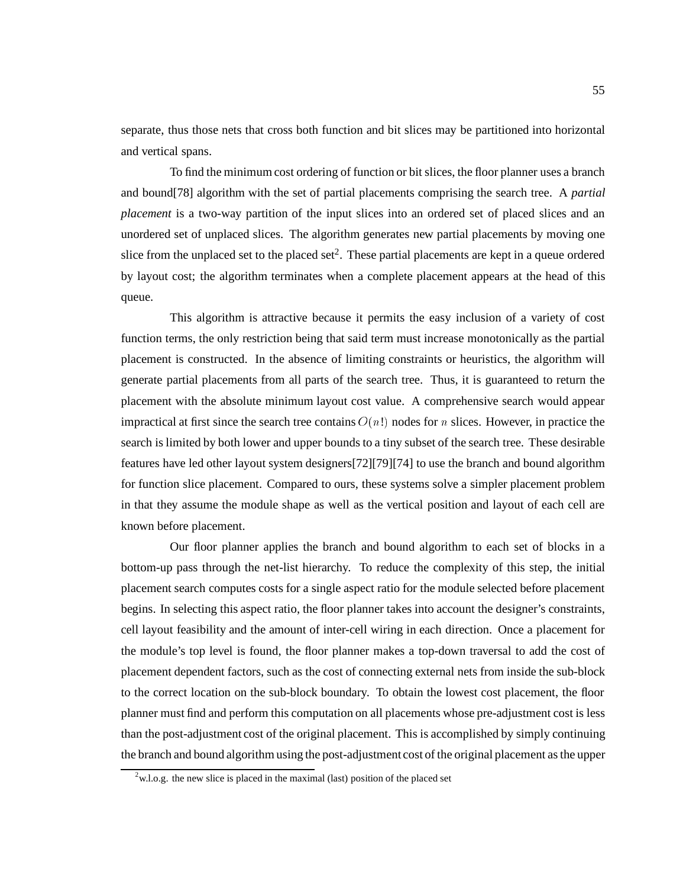separate, thus those nets that cross both function and bit slices may be partitioned into horizontal and vertical spans.

To find the minimum cost ordering of function or bit slices, the floor planner uses a branch and bound[78] algorithm with the set of partial placements comprising the search tree. A *partial placement* is a two-way partition of the input slices into an ordered set of placed slices and an unordered set of unplaced slices. The algorithm generates new partial placements by moving one slice from the unplaced set to the placed set[2]. These partial placements are kept in a queue ordered by layout cost; the algorithm terminates when a complete placement appears at the head of this queue.

This algorithm is attractive because it permits the easy inclusion of a variety of cost function terms, the only restriction being that said term must increase monotonically as the partial placement is constructed. In the absence of limiting constraints or heuristics, the algorithm will generate partial placements from all parts of the search tree. Thus, it is guaranteed to return the placement with the absolute minimum layout cost value. A comprehensive search would appear impractical at first since the search tree contains $O(n!)$ nodes for $n$ slices. However, in practice the search is limited by both lower and upper bounds to a tiny subset of the search tree. These desirable features have led other layout system designers[72][79][74] to use the branch and bound algorithm for function slice placement. Compared to ours, these systems solve a simpler placement problem in that they assume the module shape as well as the vertical position and layout of each cell are known before placement.

Our floor planner applies the branch and bound algorithm to each set of blocks in a bottom-up pass through the net-list hierarchy. To reduce the complexity of this step, the initial placement search computes costs for a single aspect ratio for the module selected before placement begins. In selecting this aspect ratio, the floor planner takes into account the designer's constraints, cell layout feasibility and the amount of inter-cell wiring in each direction. Once a placement for the module's top level is found, the floor planner makes a top-down traversal to add the cost of placement dependent factors, such as the cost of connecting external nets from inside the sub-block to the correct location on the sub-block boundary. To obtain the lowest cost placement, the floor planner must find and perform this computation on all placements whose pre-adjustment cost is less than the post-adjustment cost of the original placement. This is accomplished by simply continuing the branch and bound algorithm using the post-adjustment cost of the original placement as the upper

[2] w.l.o.g. the new slice is placed in the maximal (last) position of the placed set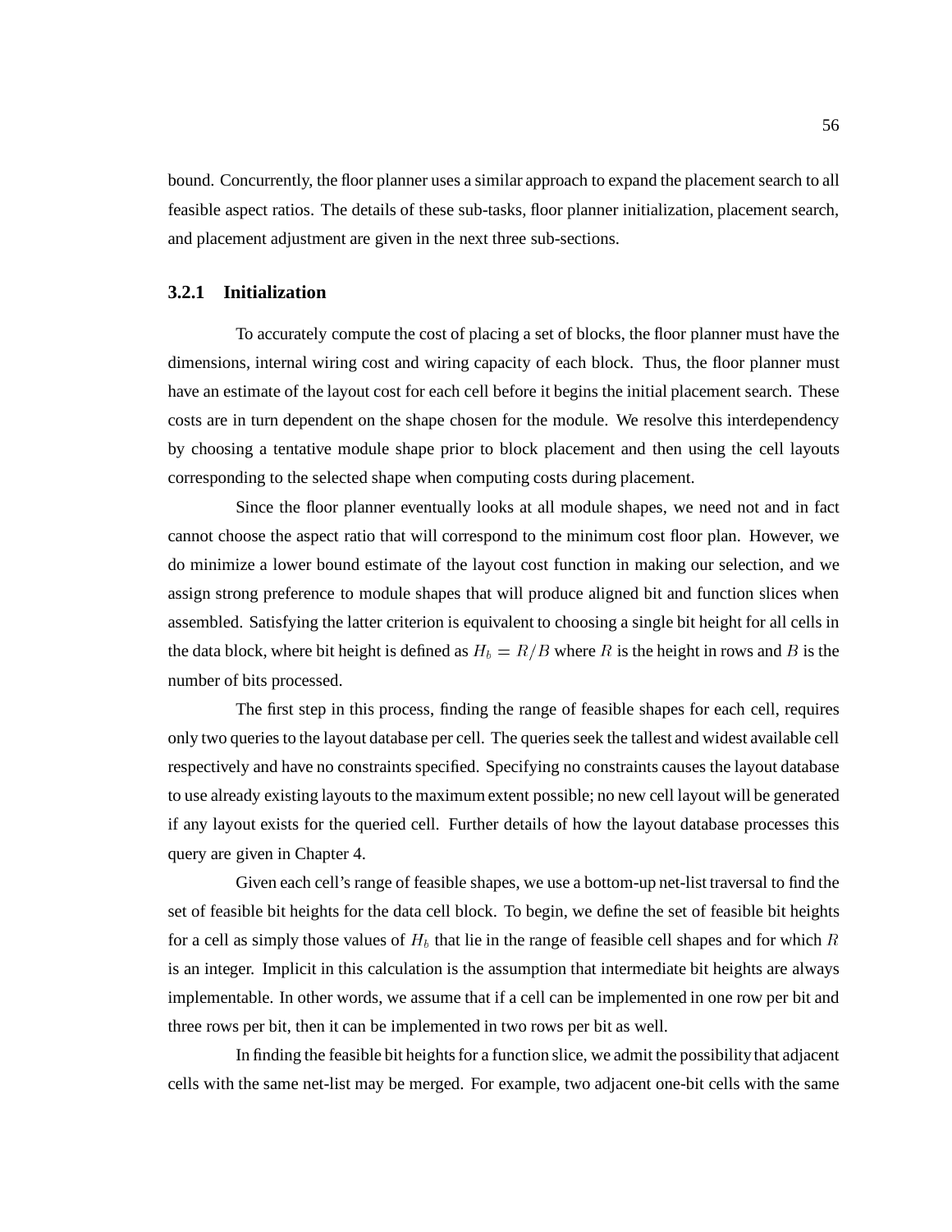bound. Concurrently, the floor planner uses a similar approach to expand the placement search to all feasible aspect ratios. The details of these sub-tasks, floor planner initialization, placement search, and placement adjustment are given in the next three sub-sections.

### 3.2.1 Initialization

To accurately compute the cost of placing a set of blocks, the floor planner must have the dimensions, internal wiring cost and wiring capacity of each block. Thus, the floor planner must have an estimate of the layout cost for each cell before it begins the initial placement search. These costs are in turn dependent on the shape chosen for the module. We resolve this interdependency by choosing a tentative module shape prior to block placement and then using the cell layouts corresponding to the selected shape when computing costs during placement.

Since the floor planner eventually looks at all module shapes, we need not and in fact cannot choose the aspect ratio that will correspond to the minimum cost floor plan. However, we do minimize a lower bound estimate of the layout cost function in making our selection, and we assign strong preference to module shapes that will produce aligned bit and function slices when assembled. Satisfying the latter criterion is equivalent to choosing a single bit height for all cells in the data block, where bit height is defined as $H_b = R/B$ where $R$ is the height in rows and $B$ is the number of bits processed.

The first step in this process, finding the range of feasible shapes for each cell, requires only two queries to the layout database per cell. The queries seek the tallest and widest available cell respectively and have no constraints specified. Specifying no constraints causes the layout database to use already existing layouts to the maximum extent possible; no new cell layout will be generated if any layout exists for the queried cell. Further details of how the layout database processes this query are given in Chapter 4.

Given each cell's range of feasible shapes, we use a bottom-up net-list traversal to find the set of feasible bit heights for the data cell block. To begin, we define the set of feasible bit heights for a cell as simply those values of $H_b$ that lie in the range of feasible cell shapes and for which $R$ is an integer. Implicit in this calculation is the assumption that intermediate bit heights are always implementable. In other words, we assume that if a cell can be implemented in one row per bit and three rows per bit, then it can be implemented in two rows per bit as well.

In finding the feasible bit heights for a function slice, we admit the possibility that adjacent cells with the same net-list may be merged. For example, two adjacent one-bit cells with the same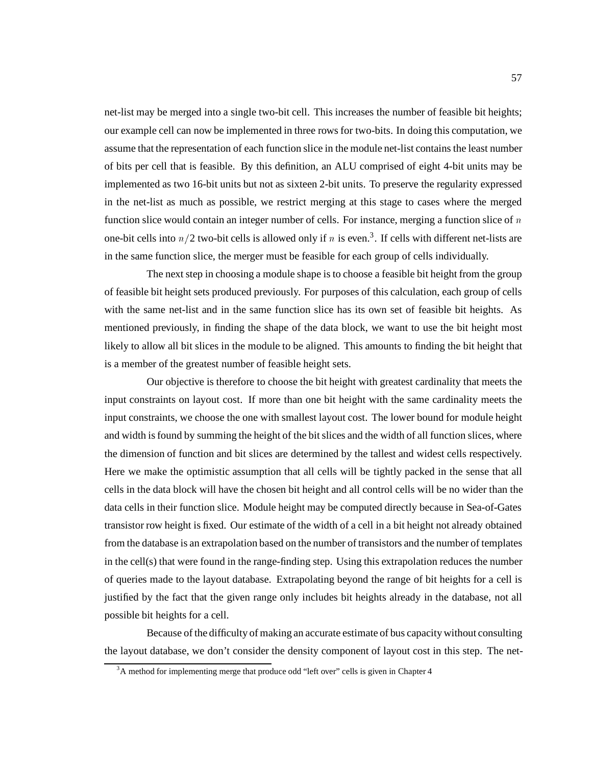net-list may be merged into a single two-bit cell. This increases the number of feasible bit heights; our example cell can now be implemented in three rows for two-bits. In doing this computation, we assume that the representation of each function slice in the module net-list contains the least number of bits per cell that is feasible. By this definition, an ALU comprised of eight 4-bit units may be implemented as two 16-bit units but not as sixteen 2-bit units. To preserve the regularity expressed in the net-list as much as possible, we restrict merging at this stage to cases where the merged function slice would contain an integer number of cells. For instance, merging a function slice of $n$ one-bit cells into $n/2$ two-bit cells is allowed only if $n$ is even.[3]. If cells with different net-lists are in the same function slice, the merger must be feasible for each group of cells individually.

The next step in choosing a module shape is to choose a feasible bit height from the group of feasible bit height sets produced previously. For purposes of this calculation, each group of cells with the same net-list and in the same function slice has its own set of feasible bit heights. As mentioned previously, in finding the shape of the data block, we want to use the bit height most likely to allow all bit slices in the module to be aligned. This amounts to finding the bit height that is a member of the greatest number of feasible height sets.

Our objective is therefore to choose the bit height with greatest cardinality that meets the input constraints on layout cost. If more than one bit height with the same cardinality meets the input constraints, we choose the one with smallest layout cost. The lower bound for module height and width is found by summing the height of the bit slices and the width of all function slices, where the dimension of function and bit slices are determined by the tallest and widest cells respectively. Here we make the optimistic assumption that all cells will be tightly packed in the sense that all cells in the data block will have the chosen bit height and all control cells will be no wider than the data cells in their function slice. Module height may be computed directly because in Sea-of-Gates transistor row height is fixed. Our estimate of the width of a cell in a bit height not already obtained from the database is an extrapolation based on the number of transistors and the number of templates in the cell(s) that were found in the range-finding step. Using this extrapolation reduces the number of queries made to the layout database. Extrapolating beyond the range of bit heights for a cell is justified by the fact that the given range only includes bit heights already in the database, not all possible bit heights for a cell.

Because of the difficulty of making an accurate estimate of bus capacity without consulting the layout database, we don't consider the density component of layout cost in this step. The net-

[3] A method for implementing merge that produce odd "left over" cells is given in Chapter 4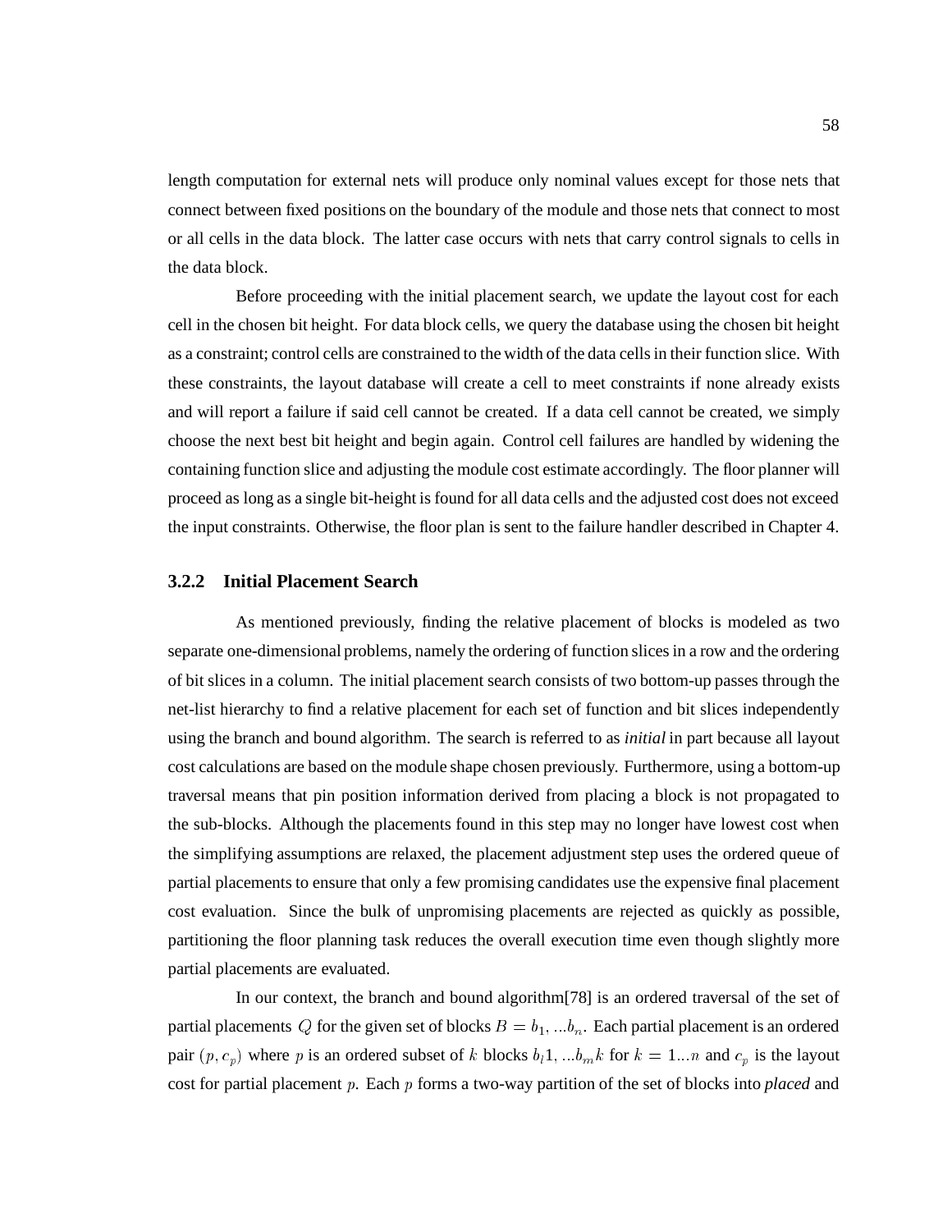length computation for external nets will produce only nominal values except for those nets that connect between fixed positions on the boundary of the module and those nets that connect to most or all cells in the data block. The latter case occurs with nets that carry control signals to cells in the data block.

Before proceeding with the initial placement search, we update the layout cost for each cell in the chosen bit height. For data block cells, we query the database using the chosen bit height as a constraint; control cells are constrained to the width of the data cells in their function slice. With these constraints, the layout database will create a cell to meet constraints if none already exists and will report a failure if said cell cannot be created. If a data cell cannot be created, we simply choose the next best bit height and begin again. Control cell failures are handled by widening the containing function slice and adjusting the module cost estimate accordingly. The floor planner will proceed as long as a single bit-height is found for all data cells and the adjusted cost does not exceed the input constraints. Otherwise, the floor plan is sent to the failure handler described in Chapter 4.

### 3.2.2 Initial Placement Search

As mentioned previously, finding the relative placement of blocks is modeled as two separate one-dimensional problems, namely the ordering of function slices in a row and the ordering of bit slices in a column. The initial placement search consists of two bottom-up passes through the net-list hierarchy to find a relative placement for each set of function and bit slices independently using the branch and bound algorithm. The search is referred to as *initial* in part because all layout cost calculations are based on the module shape chosen previously. Furthermore, using a bottom-up traversal means that pin position information derived from placing a block is not propagated to the sub-blocks. Although the placements found in this step may no longer have lowest cost when the simplifying assumptions are relaxed, the placement adjustment step uses the ordered queue of partial placements to ensure that only a few promising candidates use the expensive final placement cost evaluation. Since the bulk of unpromising placements are rejected as quickly as possible, partitioning the floor planning task reduces the overall execution time even though slightly more partial placements are evaluated.

In our context, the branch and bound algorithm[78] is an ordered traversal of the set of partial placements $Q$ for the given set of blocks $B = b_1, ...b_n$. Each partial placement is an ordered pair $(p, c_p)$ where $p$ is an ordered subset of $k$ blocks $b_l1, ...b_mk$ for $k = 1...n$ and $c_p$ is the layout cost for partial placement $p$. Each $p$ forms a two-way partition of the set of blocks into *placed* and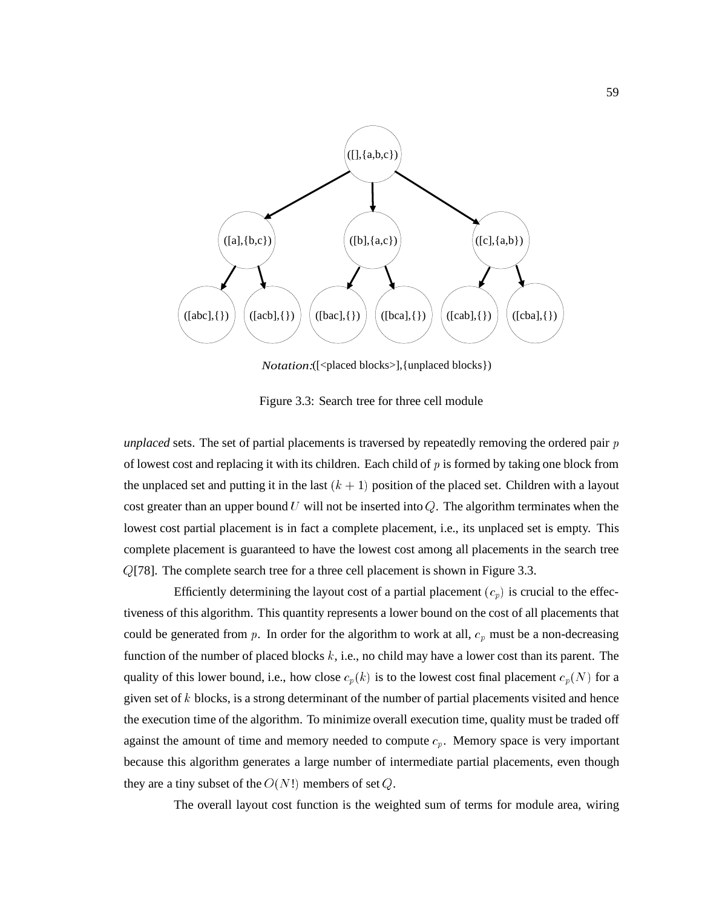Notation:([<placed blocks>],{unplaced blocks})

Figure 3.3: Search tree for three cell module

*unplaced* sets. The set of partial placements is traversed by repeatedly removing the ordered pair $p$ of lowest cost and replacing it with its children. Each child of $p$ is formed by taking one block from the unplaced set and putting it in the last $(k+1)$ position of the placed set. Children with a layout cost greater than an upper bound $U$ will not be inserted into $Q$. The algorithm terminates when the lowest cost partial placement is in fact a complete placement, i.e., its unplaced set is empty. This complete placement is guaranteed to have the lowest cost among all placements in the search tree $Q$[78]. The complete search tree for a three cell placement is shown in Figure 3.3.

Efficiently determining the layout cost of a partial placement $(c_p)$ is crucial to the effectiveness of this algorithm. This quantity represents a lower bound on the cost of all placements that could be generated from $p$. In order for the algorithm to work at all, $c_p$ must be a non-decreasing function of the number of placed blocks $k$, i.e., no child may have a lower cost than its parent. The quality of this lower bound, i.e., how close $c_p(k)$ is to the lowest cost final placement $c_p(N)$ for a given set of $k$ blocks, is a strong determinant of the number of partial placements visited and hence the execution time of the algorithm. To minimize overall execution time, quality must be traded off against the amount of time and memory needed to compute $c_p$. Memory space is very important because this algorithm generates a large number of intermediate partial placements, even though they are a tiny subset of the $O(N!)$ members of set $Q$.

The overall layout cost function is the weighted sum of terms for module area, wiring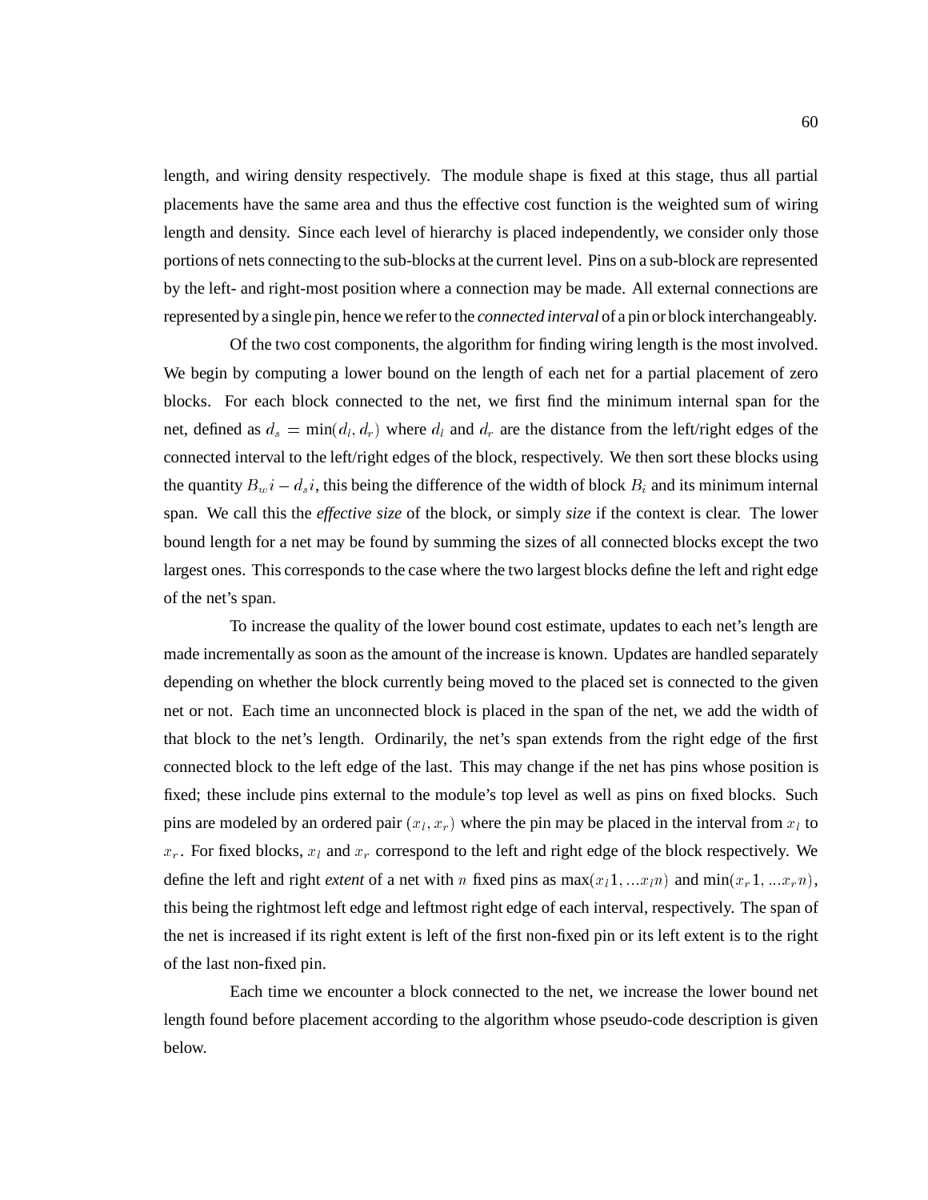length, and wiring density respectively. The module shape is fixed at this stage, thus all partial placements have the same area and thus the effective cost function is the weighted sum of wiring length and density. Since each level of hierarchy is placed independently, we consider only those portions of nets connecting to the sub-blocks at the current level. Pins on a sub-block are represented by the left- and right-most position where a connection may be made. All external connections are represented by a single pin, hence we refer to the *connected interval* of a pin or block interchangeably.

Of the two cost components, the algorithm for finding wiring length is the most involved. We begin by computing a lower bound on the length of each net for a partial placement of zero blocks. For each block connected to the net, we first find the minimum internal span for the net, defined as $d_s = \min(d_l, d_r)$ where $d_l$ and $d_r$ are the distance from the left/right edges of the connected interval to the left/right edges of the block, respectively. We then sort these blocks using the quantity $B_w i - d_s i$, this being the difference of the width of block $B_i$ and its minimum internal span. We call this the *effective size* of the block, or simply *size* if the context is clear. The lower bound length for a net may be found by summing the sizes of all connected blocks except the two largest ones. This corresponds to the case where the two largest blocks define the left and right edge of the net's span.

To increase the quality of the lower bound cost estimate, updates to each net's length are made incrementally as soon as the amount of the increase is known. Updates are handled separately depending on whether the block currently being moved to the placed set is connected to the given net or not. Each time an unconnected block is placed in the span of the net, we add the width of that block to the net's length. Ordinarily, the net's span extends from the right edge of the first connected block to the left edge of the last. This may change if the net has pins whose position is fixed; these include pins external to the module's top level as well as pins on fixed blocks. Such pins are modeled by an ordered pair $(x_l, x_r)$ where the pin may be placed in the interval from $x_l$ to $x_r$. For fixed blocks, $x_l$ and $x_r$ correspond to the left and right edge of the block respectively. We define the left and right *extent* of a net with $n$ fixed pins as $\max(x_l 1, ... x_l n)$ and $\min(x_r 1, ... x_r n)$, this being the rightmost left edge and leftmost right edge of each interval, respectively. The span of the net is increased if its right extent is left of the first non-fixed pin or its left extent is to the right of the last non-fixed pin.

Each time we encounter a block connected to the net, we increase the lower bound net length found before placement according to the algorithm whose pseudo-code description is given below.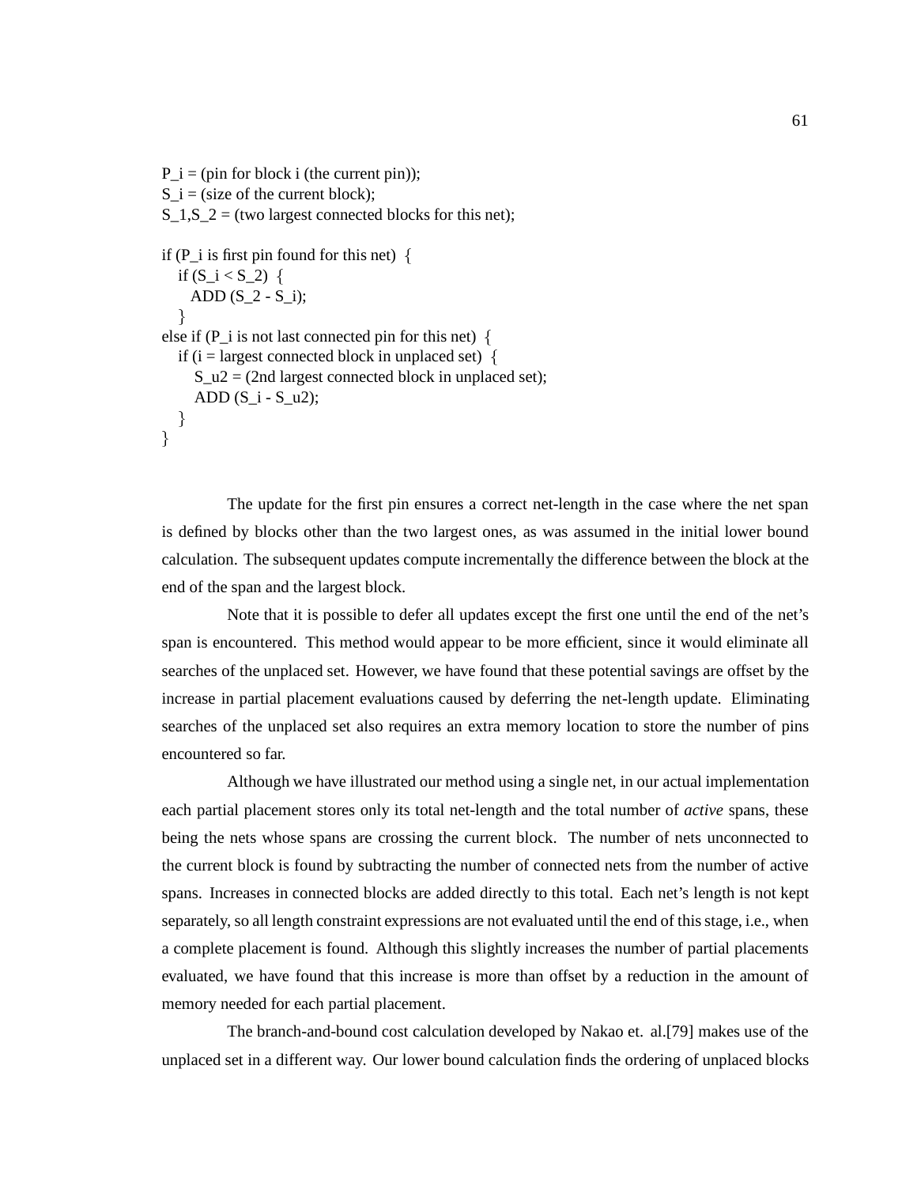```
P_i = (pin for block i (the current pin));
S_i = (size of the current block);
S_1,S_2 = (two largest connected blocks for this net);

if (P_i is first pin found for this net) {
   if (S_i < S_2) {
      ADD (S_2 - S_i);
   }
else if (P_i is not last connected pin for this net) {
   if (i = largest connected block in unplaced set) {
       S_u2 = (2nd largest connected block in unplaced set);
       ADD (S_i - S_u2);
   }
}
```

The update for the first pin ensures a correct net-length in the case where the net span is defined by blocks other than the two largest ones, as was assumed in the initial lower bound calculation. The subsequent updates compute incrementally the difference between the block at the end of the span and the largest block.

Note that it is possible to defer all updates except the first one until the end of the net's span is encountered. This method would appear to be more efficient, since it would eliminate all searches of the unplaced set. However, we have found that these potential savings are offset by the increase in partial placement evaluations caused by deferring the net-length update. Eliminating searches of the unplaced set also requires an extra memory location to store the number of pins encountered so far.

Although we have illustrated our method using a single net, in our actual implementation each partial placement stores only its total net-length and the total number of *active* spans, these being the nets whose spans are crossing the current block. The number of nets unconnected to the current block is found by subtracting the number of connected nets from the number of active spans. Increases in connected blocks are added directly to this total. Each net's length is not kept separately, so all length constraint expressions are not evaluated until the end of this stage, i.e., when a complete placement is found. Although this slightly increases the number of partial placements evaluated, we have found that this increase is more than offset by a reduction in the amount of memory needed for each partial placement.

The branch-and-bound cost calculation developed by Nakao et. al.[79] makes use of the unplaced set in a different way. Our lower bound calculation finds the ordering of unplaced blocks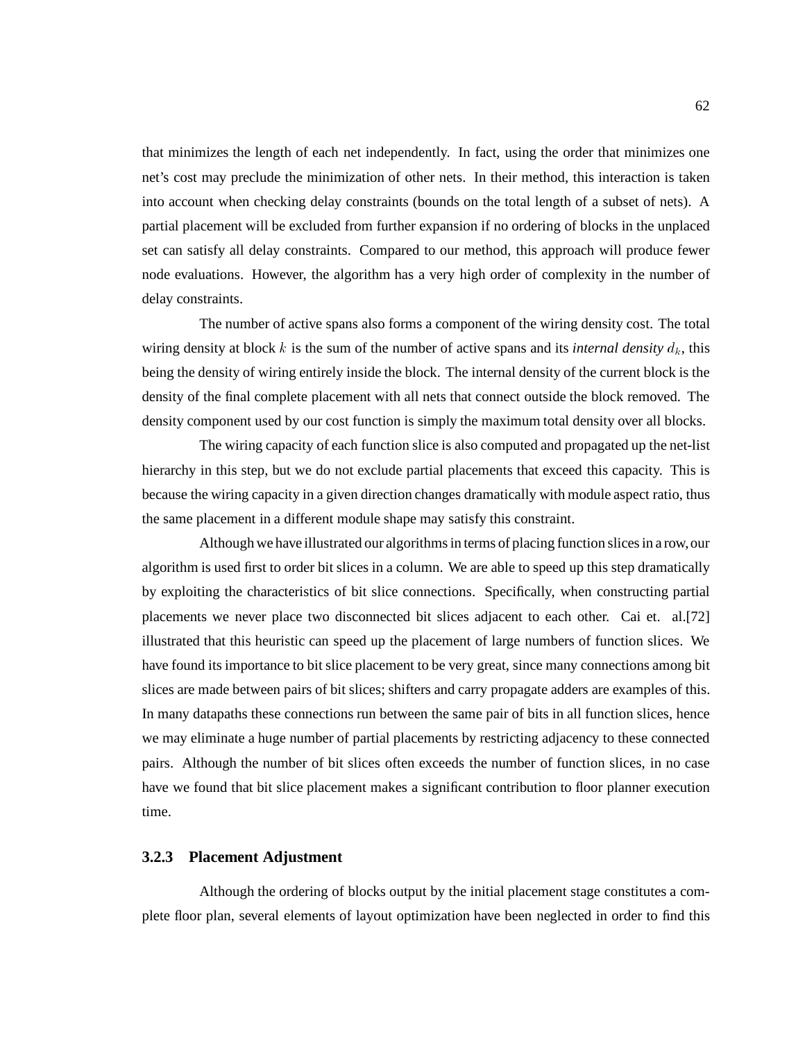that minimizes the length of each net independently. In fact, using the order that minimizes one net's cost may preclude the minimization of other nets. In their method, this interaction is taken into account when checking delay constraints (bounds on the total length of a subset of nets). A partial placement will be excluded from further expansion if no ordering of blocks in the unplaced set can satisfy all delay constraints. Compared to our method, this approach will produce fewer node evaluations. However, the algorithm has a very high order of complexity in the number of delay constraints.

The number of active spans also forms a component of the wiring density cost. The total wiring density at block $k$ is the sum of the number of active spans and its *internal density* $d_k$, this being the density of wiring entirely inside the block. The internal density of the current block is the density of the final complete placement with all nets that connect outside the block removed. The density component used by our cost function is simply the maximum total density over all blocks.

The wiring capacity of each function slice is also computed and propagated up the net-list hierarchy in this step, but we do not exclude partial placements that exceed this capacity. This is because the wiring capacity in a given direction changes dramatically with module aspect ratio, thus the same placement in a different module shape may satisfy this constraint.

Although we have illustrated our algorithms in terms of placing function slices in a row, our algorithm is used first to order bit slices in a column. We are able to speed up this step dramatically by exploiting the characteristics of bit slice connections. Specifically, when constructing partial placements we never place two disconnected bit slices adjacent to each other. Cai et. al.[72] illustrated that this heuristic can speed up the placement of large numbers of function slices. We have found its importance to bit slice placement to be very great, since many connections among bit slices are made between pairs of bit slices; shifters and carry propagate adders are examples of this. In many datapaths these connections run between the same pair of bits in all function slices, hence we may eliminate a huge number of partial placements by restricting adjacency to these connected pairs. Although the number of bit slices often exceeds the number of function slices, in no case have we found that bit slice placement makes a significant contribution to floor planner execution time.

### 3.2.3 Placement Adjustment

Although the ordering of blocks output by the initial placement stage constitutes a complete floor plan, several elements of layout optimization have been neglected in order to find this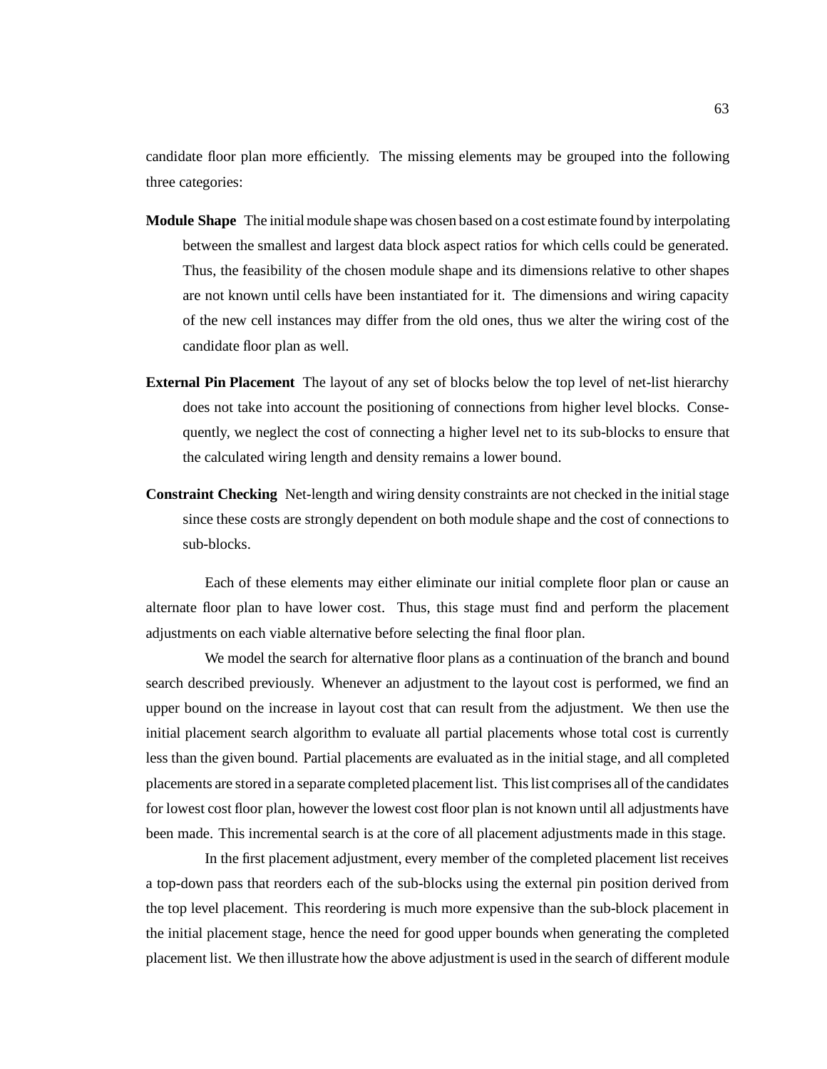candidate floor plan more efficiently. The missing elements may be grouped into the following three categories:

**Module Shape** The initial module shape was chosen based on a cost estimate found by interpolating between the smallest and largest data block aspect ratios for which cells could be generated. Thus, the feasibility of the chosen module shape and its dimensions relative to other shapes are not known until cells have been instantiated for it. The dimensions and wiring capacity of the new cell instances may differ from the old ones, thus we alter the wiring cost of the candidate floor plan as well.

**External Pin Placement** The layout of any set of blocks below the top level of net-list hierarchy does not take into account the positioning of connections from higher level blocks. Consequently, we neglect the cost of connecting a higher level net to its sub-blocks to ensure that the calculated wiring length and density remains a lower bound.

**Constraint Checking** Net-length and wiring density constraints are not checked in the initial stage since these costs are strongly dependent on both module shape and the cost of connections to sub-blocks.

Each of these elements may either eliminate our initial complete floor plan or cause an alternate floor plan to have lower cost. Thus, this stage must find and perform the placement adjustments on each viable alternative before selecting the final floor plan.

We model the search for alternative floor plans as a continuation of the branch and bound search described previously. Whenever an adjustment to the layout cost is performed, we find an upper bound on the increase in layout cost that can result from the adjustment. We then use the initial placement search algorithm to evaluate all partial placements whose total cost is currently less than the given bound. Partial placements are evaluated as in the initial stage, and all completed placements are stored in a separate completed placement list. This list comprises all of the candidates for lowest cost floor plan, however the lowest cost floor plan is not known until all adjustments have been made. This incremental search is at the core of all placement adjustments made in this stage.

In the first placement adjustment, every member of the completed placement list receives a top-down pass that reorders each of the sub-blocks using the external pin position derived from the top level placement. This reordering is much more expensive than the sub-block placement in the initial placement stage, hence the need for good upper bounds when generating the completed placement list. We then illustrate how the above adjustment is used in the search of different module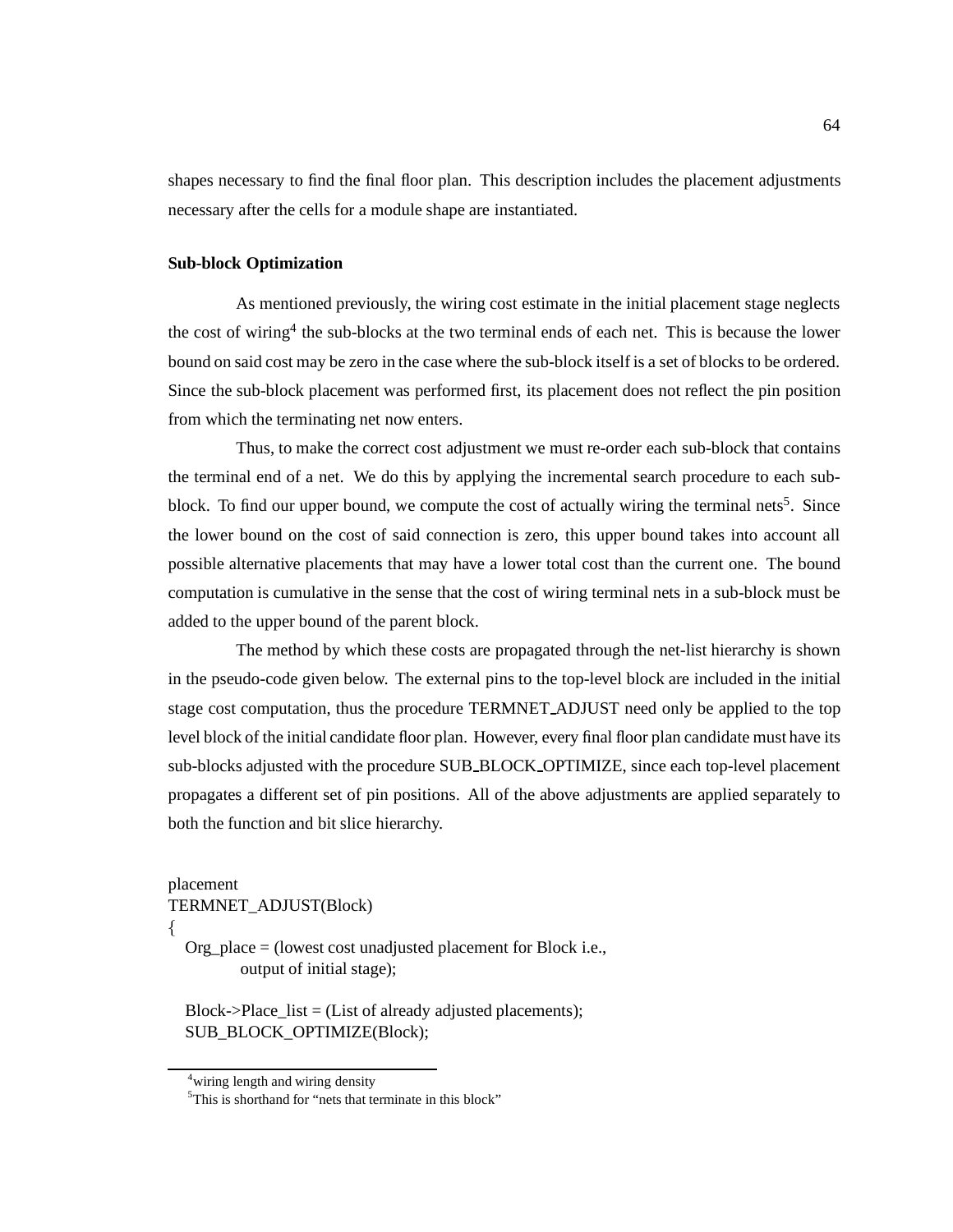shapes necessary to find the final floor plan. This description includes the placement adjustments necessary after the cells for a module shape are instantiated.

**Sub-block Optimization**

As mentioned previously, the wiring cost estimate in the initial placement stage neglects the cost of wiring[4] the sub-blocks at the two terminal ends of each net. This is because the lower bound on said cost may be zero in the case where the sub-block itself is a set of blocks to be ordered. Since the sub-block placement was performed first, its placement does not reflect the pin position from which the terminating net now enters.

Thus, to make the correct cost adjustment we must re-order each sub-block that contains the terminal end of a net. We do this by applying the incremental search procedure to each sub-block. To find our upper bound, we compute the cost of actually wiring the terminal nets[5]. Since the lower bound on the cost of said connection is zero, this upper bound takes into account all possible alternative placements that may have a lower total cost than the current one. The bound computation is cumulative in the sense that the cost of wiring terminal nets in a sub-block must be added to the upper bound of the parent block.

The method by which these costs are propagated through the net-list hierarchy is shown in the pseudo-code given below. The external pins to the top-level block are included in the initial stage cost computation, thus the procedure TERMNET_ADJUST need only be applied to the top level block of the initial candidate floor plan. However, every final floor plan candidate must have its sub-blocks adjusted with the procedure SUB_BLOCK_OPTIMIZE, since each top-level placement propagates a different set of pin positions. All of the above adjustments are applied separately to both the function and bit slice hierarchy.

```
placement
TERMNET_ADJUST(Block)
{
   Org_place = (lowest cost unadjusted placement for Block i.e.,
             output of initial stage);

   Block->Place_list = (List of already adjusted placements);
   SUB_BLOCK_OPTIMIZE(Block);
```

[4]wiring length and wiring density

[5]This is shorthand for "nets that terminate in this block"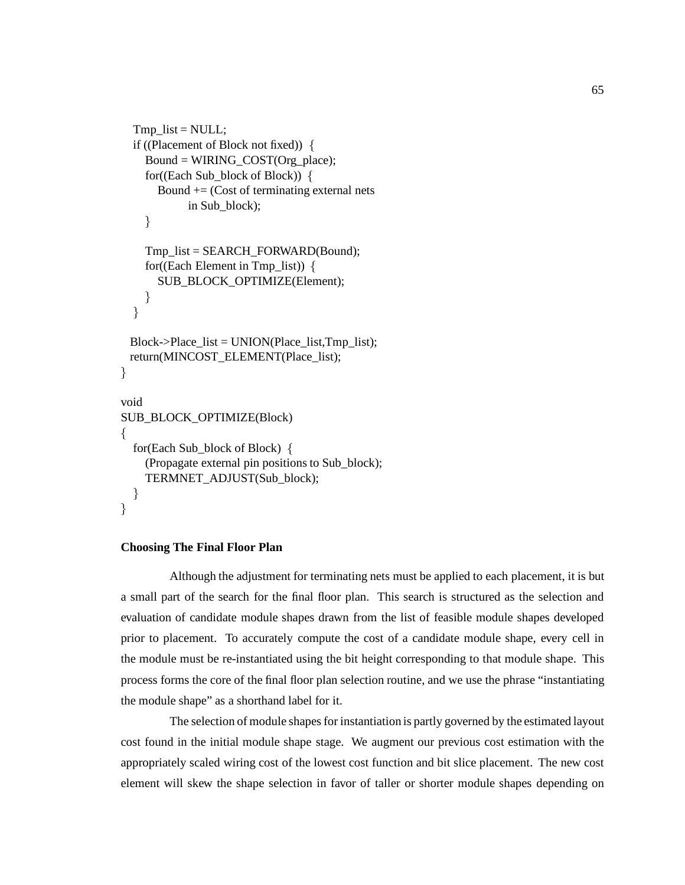```
   Tmp_list = NULL;
   if ((Placement of Block not fixed)) {
      Bound = WIRING_COST(Org_place);
      for((Each Sub_block of Block)) {
         Bound += (Cost of terminating external nets
                 in Sub_block);
      }

      Tmp_list = SEARCH_FORWARD(Bound);
      for((Each Element in Tmp_list)) {
         SUB_BLOCK_OPTIMIZE(Element);
      }
   }

  Block->Place_list = UNION(Place_list,Tmp_list);
  return(MINCOST_ELEMENT(Place_list);
}

void
SUB_BLOCK_OPTIMIZE(Block)
{
   for(Each Sub_block of Block) {
      (Propagate external pin positions to Sub_block);
      TERMNET_ADJUST(Sub_block);
   }
}
```

**Choosing The Final Floor Plan**

Although the adjustment for terminating nets must be applied to each placement, it is but a small part of the search for the final floor plan. This search is structured as the selection and evaluation of candidate module shapes drawn from the list of feasible module shapes developed prior to placement. To accurately compute the cost of a candidate module shape, every cell in the module must be re-instantiated using the bit height corresponding to that module shape. This process forms the core of the final floor plan selection routine, and we use the phrase "instantiating the module shape" as a shorthand label for it.

The selection of module shapes for instantiation is partly governed by the estimated layout cost found in the initial module shape stage. We augment our previous cost estimation with the appropriately scaled wiring cost of the lowest cost function and bit slice placement. The new cost element will skew the shape selection in favor of taller or shorter module shapes depending on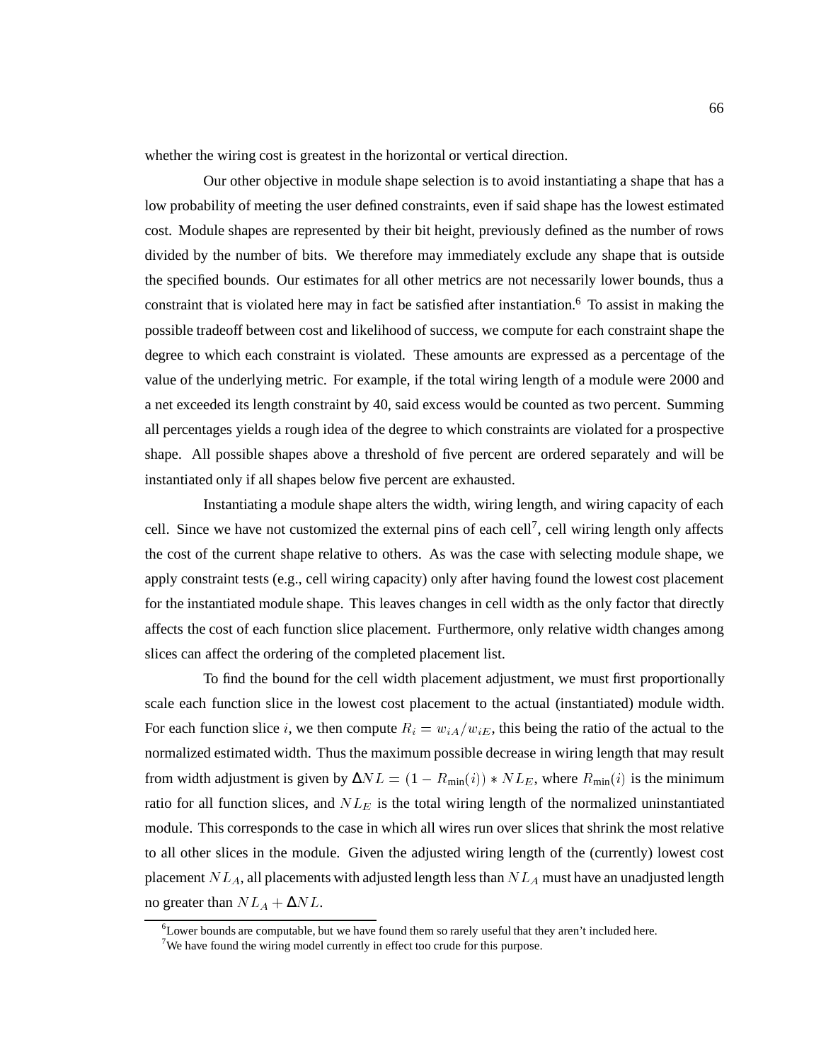whether the wiring cost is greatest in the horizontal or vertical direction.

Our other objective in module shape selection is to avoid instantiating a shape that has a low probability of meeting the user defined constraints, even if said shape has the lowest estimated cost. Module shapes are represented by their bit height, previously defined as the number of rows divided by the number of bits. We therefore may immediately exclude any shape that is outside the specified bounds. Our estimates for all other metrics are not necessarily lower bounds, thus a constraint that is violated here may in fact be satisfied after instantiation.[6] To assist in making the possible tradeoff between cost and likelihood of success, we compute for each constraint shape the degree to which each constraint is violated. These amounts are expressed as a percentage of the value of the underlying metric. For example, if the total wiring length of a module were 2000 and a net exceeded its length constraint by 40, said excess would be counted as two percent. Summing all percentages yields a rough idea of the degree to which constraints are violated for a prospective shape. All possible shapes above a threshold of five percent are ordered separately and will be instantiated only if all shapes below five percent are exhausted.

Instantiating a module shape alters the width, wiring length, and wiring capacity of each cell. Since we have not customized the external pins of each cell[7], cell wiring length only affects the cost of the current shape relative to others. As was the case with selecting module shape, we apply constraint tests (e.g., cell wiring capacity) only after having found the lowest cost placement for the instantiated module shape. This leaves changes in cell width as the only factor that directly affects the cost of each function slice placement. Furthermore, only relative width changes among slices can affect the ordering of the completed placement list.

To find the bound for the cell width placement adjustment, we must first proportionally scale each function slice in the lowest cost placement to the actual (instantiated) module width. For each function slice $i$, we then compute $R_i = w_{iA}/w_{iE}$, this being the ratio of the actual to the normalized estimated width. Thus the maximum possible decrease in wiring length that may result from width adjustment is given by $\Delta NL = (1 - R_{\min}(i)) * NL_E$, where $R_{\min}(i)$ is the minimum ratio for all function slices, and $NL_E$ is the total wiring length of the normalized uninstantiated module. This corresponds to the case in which all wires run over slices that shrink the most relative to all other slices in the module. Given the adjusted wiring length of the (currently) lowest cost placement $NL_A$, all placements with adjusted length less than $NL_A$ must have an unadjusted length no greater than $NL_A + \Delta NL$.

---

[6] Lower bounds are computable, but we have found them so rarely useful that they aren't included here.

[7] We have found the wiring model currently in effect too crude for this purpose.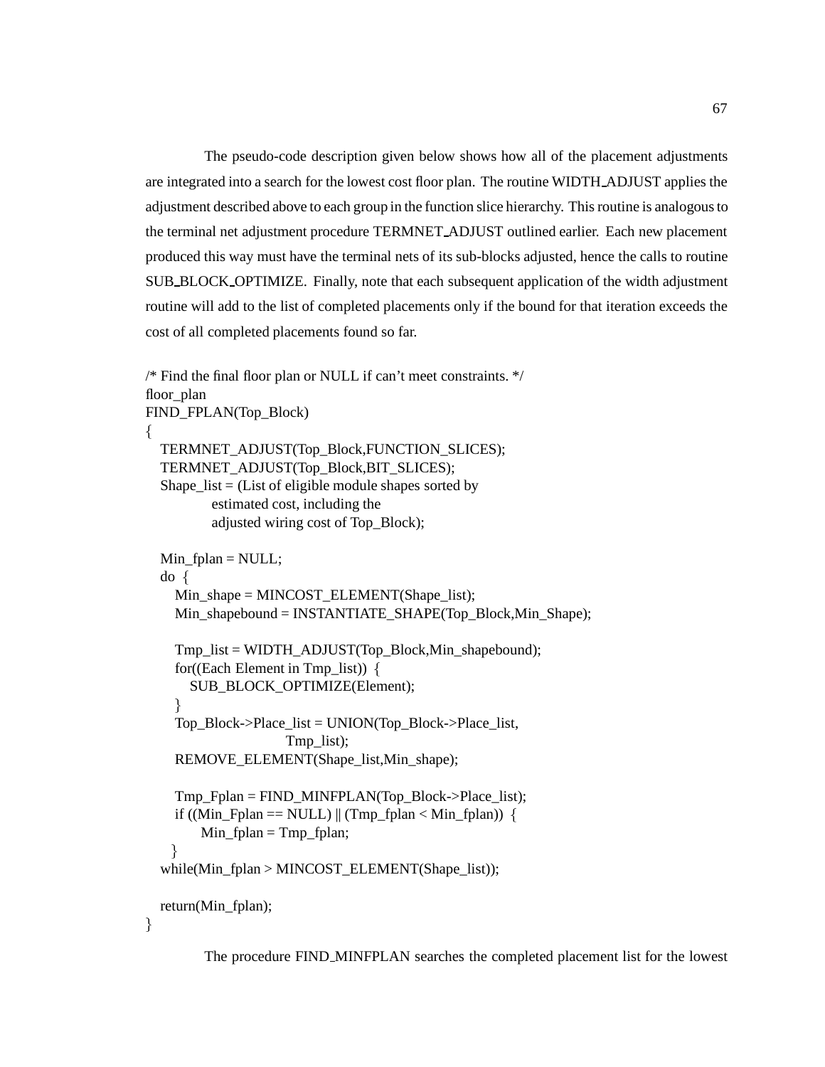The pseudo-code description given below shows how all of the placement adjustments are integrated into a search for the lowest cost floor plan. The routine WIDTH_ADJUST applies the adjustment described above to each group in the function slice hierarchy. This routine is analogous to the terminal net adjustment procedure TERMNET_ADJUST outlined earlier. Each new placement produced this way must have the terminal nets of its sub-blocks adjusted, hence the calls to routine SUB_BLOCK_OPTIMIZE. Finally, note that each subsequent application of the width adjustment routine will add to the list of completed placements only if the bound for that iteration exceeds the cost of all completed placements found so far.

```
/* Find the final floor plan or NULL if can't meet constraints. */
floor_plan
FIND_FPLAN(Top_Block)
{
   TERMNET_ADJUST(Top_Block,FUNCTION_SLICES);
   TERMNET_ADJUST(Top_Block,BIT_SLICES);
   Shape_list = (List of eligible module shapes sorted by
               estimated cost, including the
               adjusted wiring cost of Top_Block);

   Min_fplan = NULL;
   do {
      Min_shape = MINCOST_ELEMENT(Shape_list);
      Min_shapebound = INSTANTIATE_SHAPE(Top_Block,Min_Shape);

      Tmp_list = WIDTH_ADJUST(Top_Block,Min_shapebound);
      for((Each Element in Tmp_list)) {
         SUB_BLOCK_OPTIMIZE(Element);
      }
      Top_Block->Place_list = UNION(Top_Block->Place_list,
                           Tmp_list);
      REMOVE_ELEMENT(Shape_list,Min_shape);

      Tmp_Fplan = FIND_MINFPLAN(Top_Block->Place_list);
      if ((Min_Fplan == NULL) || (Tmp_fplan < Min_fplan)) {
            Min_fplan = Tmp_fplan;
      }
   while(Min_fplan > MINCOST_ELEMENT(Shape_list));

   return(Min_fplan);
}
```

The procedure FIND_MINFPLAN searches the completed placement list for the lowest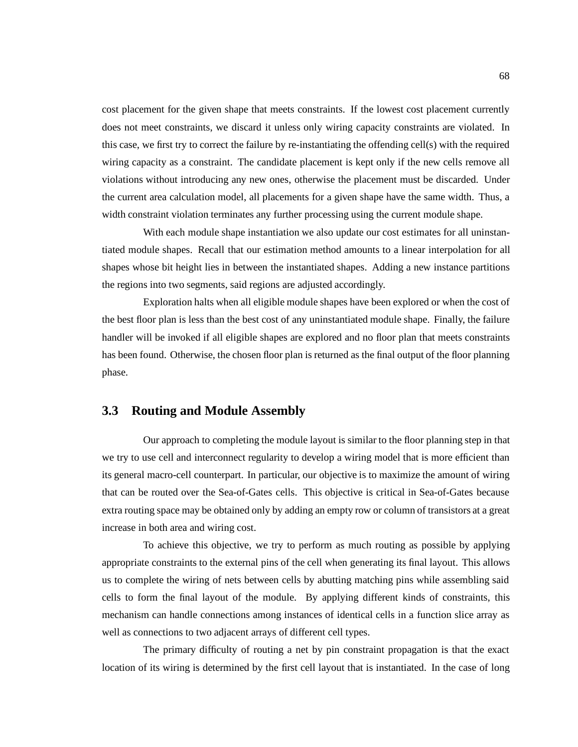cost placement for the given shape that meets constraints. If the lowest cost placement currently does not meet constraints, we discard it unless only wiring capacity constraints are violated. In this case, we first try to correct the failure by re-instantiating the offending cell(s) with the required wiring capacity as a constraint. The candidate placement is kept only if the new cells remove all violations without introducing any new ones, otherwise the placement must be discarded. Under the current area calculation model, all placements for a given shape have the same width. Thus, a width constraint violation terminates any further processing using the current module shape.

With each module shape instantiation we also update our cost estimates for all uninstantiated module shapes. Recall that our estimation method amounts to a linear interpolation for all shapes whose bit height lies in between the instantiated shapes. Adding a new instance partitions the regions into two segments, said regions are adjusted accordingly.

Exploration halts when all eligible module shapes have been explored or when the cost of the best floor plan is less than the best cost of any uninstantiated module shape. Finally, the failure handler will be invoked if all eligible shapes are explored and no floor plan that meets constraints has been found. Otherwise, the chosen floor plan is returned as the final output of the floor planning phase.

## 3.3 Routing and Module Assembly

Our approach to completing the module layout is similar to the floor planning step in that we try to use cell and interconnect regularity to develop a wiring model that is more efficient than its general macro-cell counterpart. In particular, our objective is to maximize the amount of wiring that can be routed over the Sea-of-Gates cells. This objective is critical in Sea-of-Gates because extra routing space may be obtained only by adding an empty row or column of transistors at a great increase in both area and wiring cost.

To achieve this objective, we try to perform as much routing as possible by applying appropriate constraints to the external pins of the cell when generating its final layout. This allows us to complete the wiring of nets between cells by abutting matching pins while assembling said cells to form the final layout of the module. By applying different kinds of constraints, this mechanism can handle connections among instances of identical cells in a function slice array as well as connections to two adjacent arrays of different cell types.

The primary difficulty of routing a net by pin constraint propagation is that the exact location of its wiring is determined by the first cell layout that is instantiated. In the case of long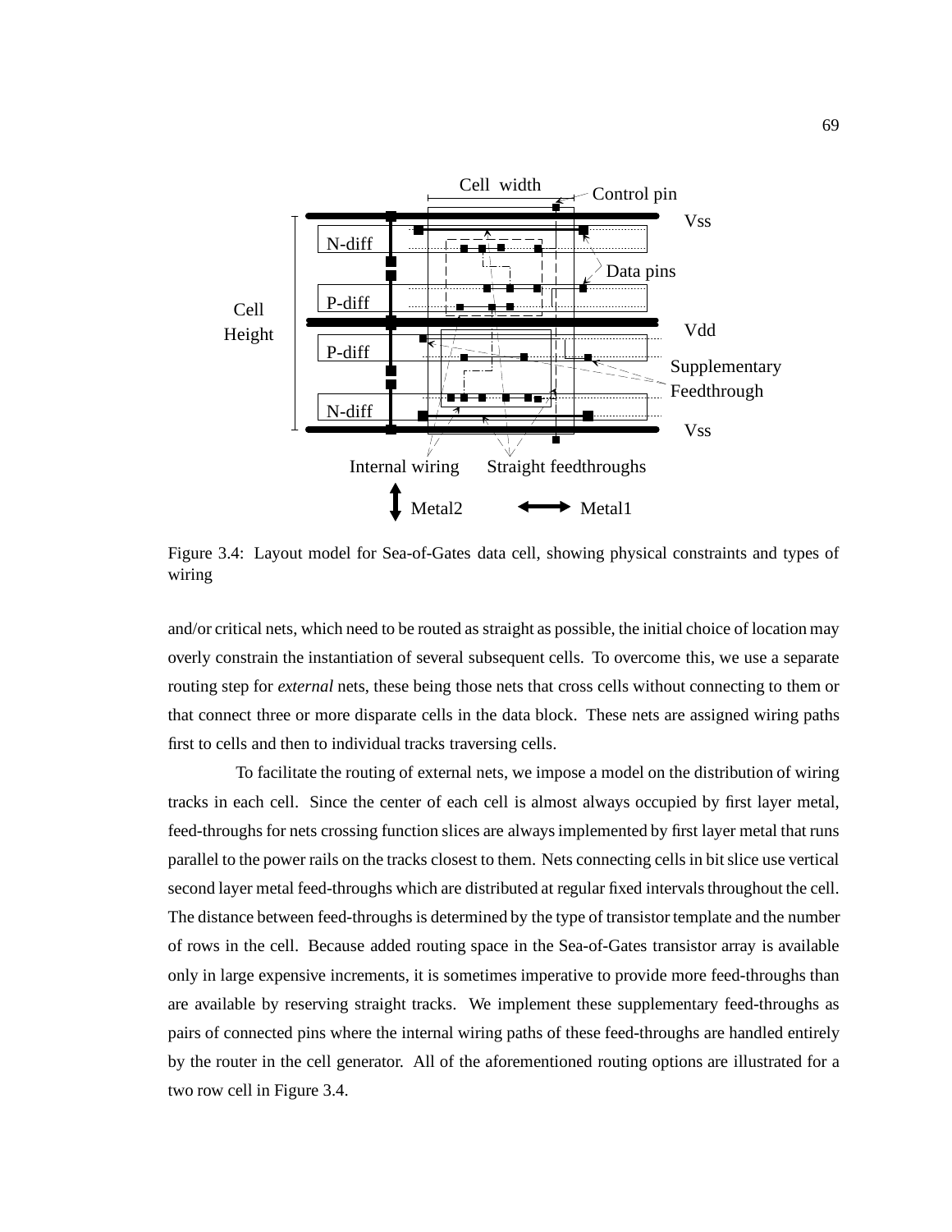Figure 3.4: Layout model for Sea-of-Gates data cell, showing physical constraints and types of wiring

and/or critical nets, which need to be routed as straight as possible, the initial choice of location may overly constrain the instantiation of several subsequent cells. To overcome this, we use a separate routing step for *external* nets, these being those nets that cross cells without connecting to them or that connect three or more disparate cells in the data block. These nets are assigned wiring paths first to cells and then to individual tracks traversing cells.

To facilitate the routing of external nets, we impose a model on the distribution of wiring tracks in each cell. Since the center of each cell is almost always occupied by first layer metal, feed-throughs for nets crossing function slices are always implemented by first layer metal that runs parallel to the power rails on the tracks closest to them. Nets connecting cells in bit slice use vertical second layer metal feed-throughs which are distributed at regular fixed intervals throughout the cell. The distance between feed-throughs is determined by the type of transistor template and the number of rows in the cell. Because added routing space in the Sea-of-Gates transistor array is available only in large expensive increments, it is sometimes imperative to provide more feed-throughs than are available by reserving straight tracks. We implement these supplementary feed-throughs as pairs of connected pins where the internal wiring paths of these feed-throughs are handled entirely by the router in the cell generator. All of the aforementioned routing options are illustrated for a two row cell in Figure 3.4.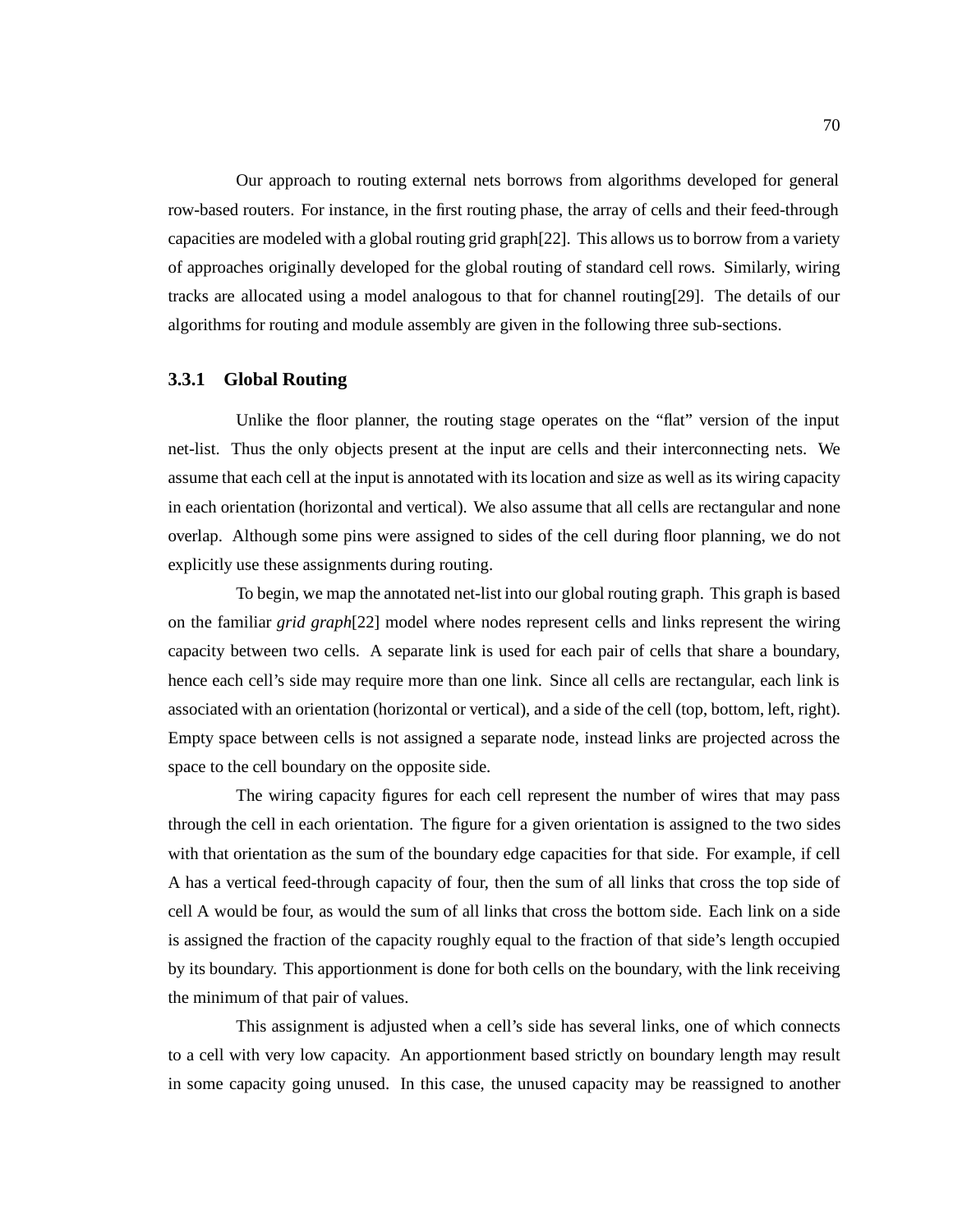Our approach to routing external nets borrows from algorithms developed for general row-based routers. For instance, in the first routing phase, the array of cells and their feed-through capacities are modeled with a global routing grid graph[22]. This allows us to borrow from a variety of approaches originally developed for the global routing of standard cell rows. Similarly, wiring tracks are allocated using a model analogous to that for channel routing[29]. The details of our algorithms for routing and module assembly are given in the following three sub-sections.

### 3.3.1 Global Routing

Unlike the floor planner, the routing stage operates on the "flat" version of the input net-list. Thus the only objects present at the input are cells and their interconnecting nets. We assume that each cell at the input is annotated with its location and size as well as its wiring capacity in each orientation (horizontal and vertical). We also assume that all cells are rectangular and none overlap. Although some pins were assigned to sides of the cell during floor planning, we do not explicitly use these assignments during routing.

To begin, we map the annotated net-list into our global routing graph. This graph is based on the familiar *grid graph*[22] model where nodes represent cells and links represent the wiring capacity between two cells. A separate link is used for each pair of cells that share a boundary, hence each cell's side may require more than one link. Since all cells are rectangular, each link is associated with an orientation (horizontal or vertical), and a side of the cell (top, bottom, left, right). Empty space between cells is not assigned a separate node, instead links are projected across the space to the cell boundary on the opposite side.

The wiring capacity figures for each cell represent the number of wires that may pass through the cell in each orientation. The figure for a given orientation is assigned to the two sides with that orientation as the sum of the boundary edge capacities for that side. For example, if cell A has a vertical feed-through capacity of four, then the sum of all links that cross the top side of cell A would be four, as would the sum of all links that cross the bottom side. Each link on a side is assigned the fraction of the capacity roughly equal to the fraction of that side's length occupied by its boundary. This apportionment is done for both cells on the boundary, with the link receiving the minimum of that pair of values.

This assignment is adjusted when a cell's side has several links, one of which connects to a cell with very low capacity. An apportionment based strictly on boundary length may result in some capacity going unused. In this case, the unused capacity may be reassigned to another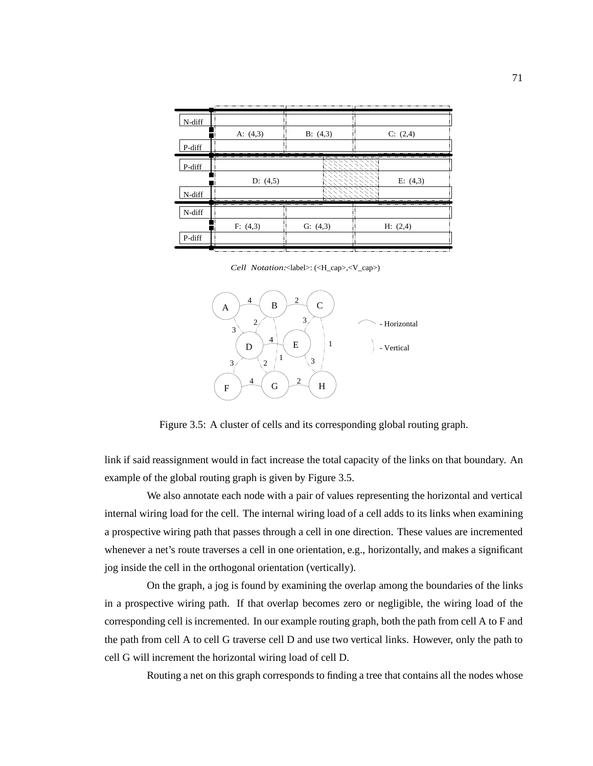Figure 3.5: A cluster of cells and its corresponding global routing graph.

link if said reassignment would in fact increase the total capacity of the links on that boundary. An example of the global routing graph is given by Figure 3.5.

We also annotate each node with a pair of values representing the horizontal and vertical internal wiring load for the cell. The internal wiring load of a cell adds to its links when examining a prospective wiring path that passes through a cell in one direction. These values are incremented whenever a net's route traverses a cell in one orientation, e.g., horizontally, and makes a significant jog inside the cell in the orthogonal orientation (vertically).

On the graph, a jog is found by examining the overlap among the boundaries of the links in a prospective wiring path. If that overlap becomes zero or negligible, the wiring load of the corresponding cell is incremented. In our example routing graph, both the path from cell A to F and the path from cell A to cell G traverse cell D and use two vertical links. However, only the path to cell G will increment the horizontal wiring load of cell D.

Routing a net on this graph corresponds to finding a tree that contains all the nodes whose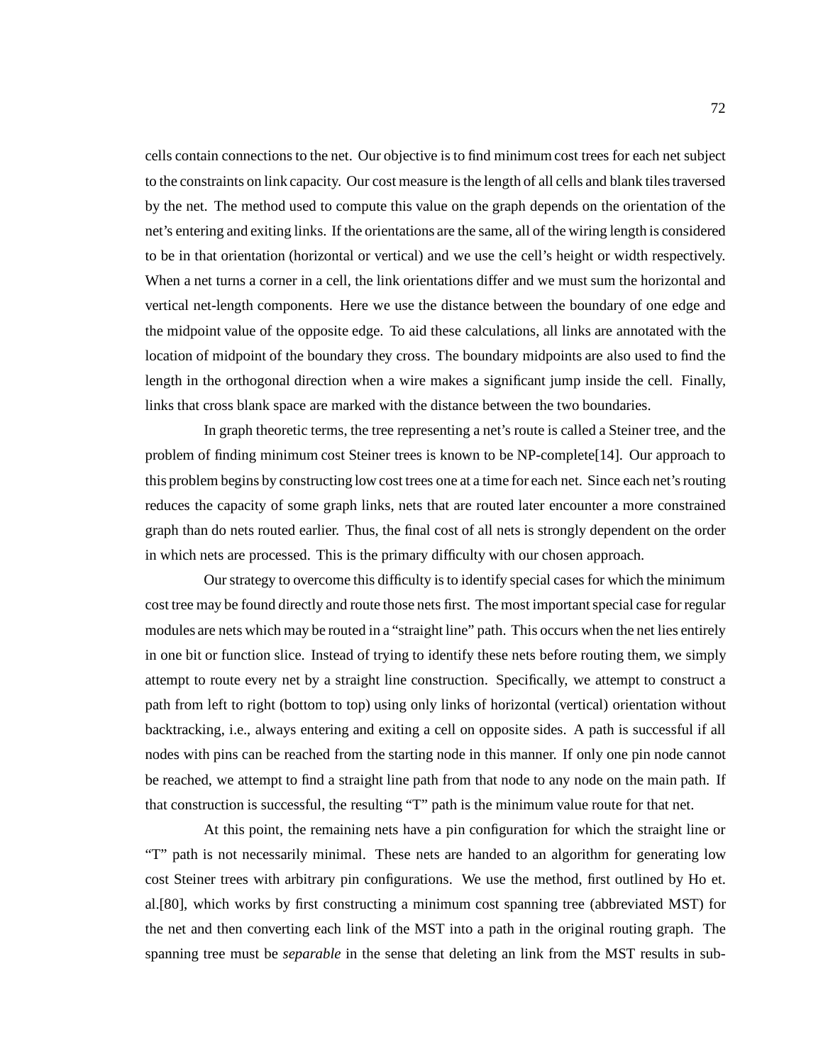cells contain connections to the net. Our objective is to find minimum cost trees for each net subject to the constraints on link capacity. Our cost measure is the length of all cells and blank tiles traversed by the net. The method used to compute this value on the graph depends on the orientation of the net's entering and exiting links. If the orientations are the same, all of the wiring length is considered to be in that orientation (horizontal or vertical) and we use the cell's height or width respectively. When a net turns a corner in a cell, the link orientations differ and we must sum the horizontal and vertical net-length components. Here we use the distance between the boundary of one edge and the midpoint value of the opposite edge. To aid these calculations, all links are annotated with the location of midpoint of the boundary they cross. The boundary midpoints are also used to find the length in the orthogonal direction when a wire makes a significant jump inside the cell. Finally, links that cross blank space are marked with the distance between the two boundaries.

In graph theoretic terms, the tree representing a net's route is called a Steiner tree, and the problem of finding minimum cost Steiner trees is known to be NP-complete[14]. Our approach to this problem begins by constructing low cost trees one at a time for each net. Since each net's routing reduces the capacity of some graph links, nets that are routed later encounter a more constrained graph than do nets routed earlier. Thus, the final cost of all nets is strongly dependent on the order in which nets are processed. This is the primary difficulty with our chosen approach.

Our strategy to overcome this difficulty is to identify special cases for which the minimum cost tree may be found directly and route those nets first. The most important special case for regular modules are nets which may be routed in a "straight line" path. This occurs when the net lies entirely in one bit or function slice. Instead of trying to identify these nets before routing them, we simply attempt to route every net by a straight line construction. Specifically, we attempt to construct a path from left to right (bottom to top) using only links of horizontal (vertical) orientation without backtracking, i.e., always entering and exiting a cell on opposite sides. A path is successful if all nodes with pins can be reached from the starting node in this manner. If only one pin node cannot be reached, we attempt to find a straight line path from that node to any node on the main path. If that construction is successful, the resulting "T" path is the minimum value route for that net.

At this point, the remaining nets have a pin configuration for which the straight line or "T" path is not necessarily minimal. These nets are handed to an algorithm for generating low cost Steiner trees with arbitrary pin configurations. We use the method, first outlined by Ho et. al.[80], which works by first constructing a minimum cost spanning tree (abbreviated MST) for the net and then converting each link of the MST into a path in the original routing graph. The spanning tree must be *separable* in the sense that deleting an link from the MST results in sub-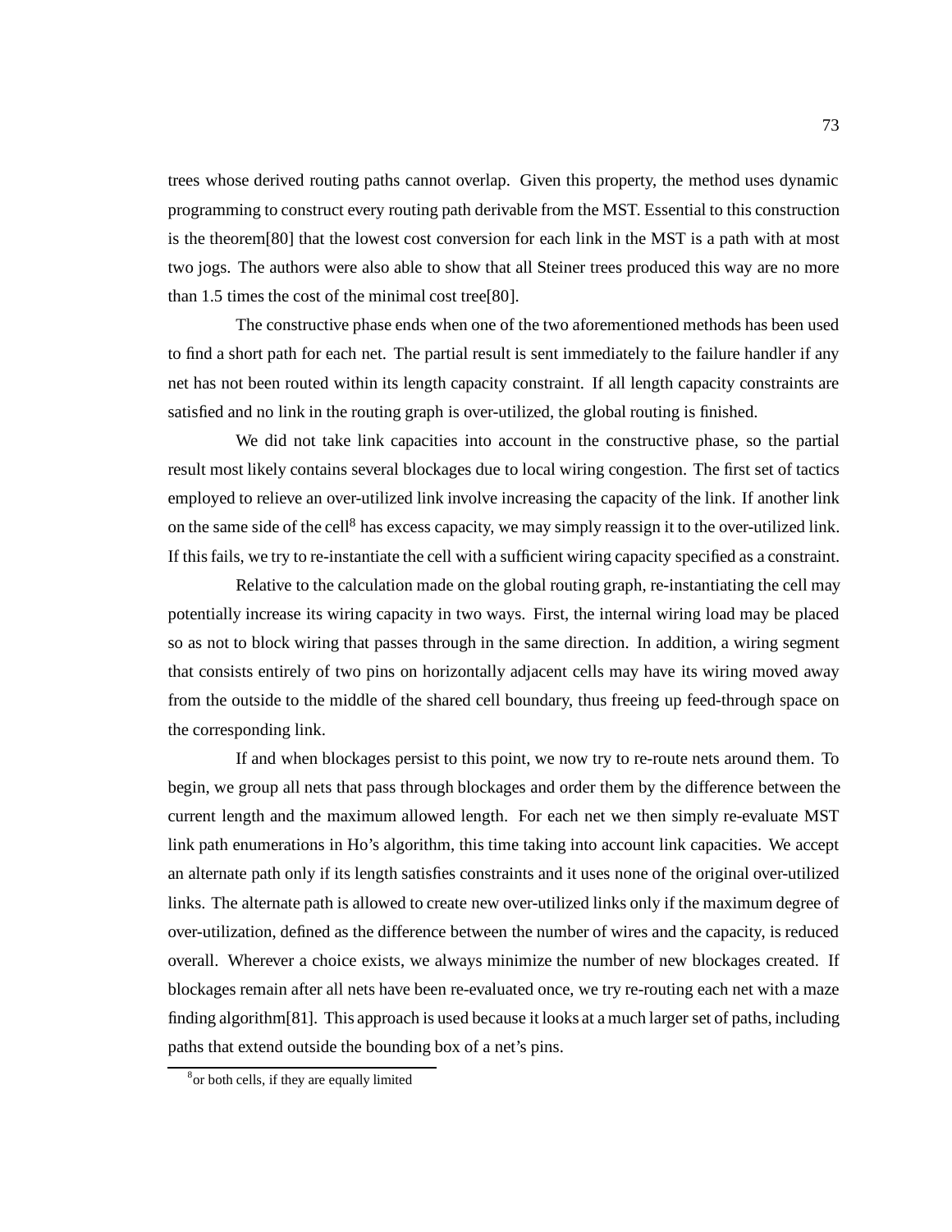trees whose derived routing paths cannot overlap. Given this property, the method uses dynamic programming to construct every routing path derivable from the MST. Essential to this construction is the theorem[80] that the lowest cost conversion for each link in the MST is a path with at most two jogs. The authors were also able to show that all Steiner trees produced this way are no more than 1.5 times the cost of the minimal cost tree[80].

The constructive phase ends when one of the two aforementioned methods has been used to find a short path for each net. The partial result is sent immediately to the failure handler if any net has not been routed within its length capacity constraint. If all length capacity constraints are satisfied and no link in the routing graph is over-utilized, the global routing is finished.

We did not take link capacities into account in the constructive phase, so the partial result most likely contains several blockages due to local wiring congestion. The first set of tactics employed to relieve an over-utilized link involve increasing the capacity of the link. If another link on the same side of the cell[8] has excess capacity, we may simply reassign it to the over-utilized link. If this fails, we try to re-instantiate the cell with a sufficient wiring capacity specified as a constraint.

Relative to the calculation made on the global routing graph, re-instantiating the cell may potentially increase its wiring capacity in two ways. First, the internal wiring load may be placed so as not to block wiring that passes through in the same direction. In addition, a wiring segment that consists entirely of two pins on horizontally adjacent cells may have its wiring moved away from the outside to the middle of the shared cell boundary, thus freeing up feed-through space on the corresponding link.

If and when blockages persist to this point, we now try to re-route nets around them. To begin, we group all nets that pass through blockages and order them by the difference between the current length and the maximum allowed length. For each net we then simply re-evaluate MST link path enumerations in Ho's algorithm, this time taking into account link capacities. We accept an alternate path only if its length satisfies constraints and it uses none of the original over-utilized links. The alternate path is allowed to create new over-utilized links only if the maximum degree of over-utilization, defined as the difference between the number of wires and the capacity, is reduced overall. Wherever a choice exists, we always minimize the number of new blockages created. If blockages remain after all nets have been re-evaluated once, we try re-routing each net with a maze finding algorithm[81]. This approach is used because it looks at a much larger set of paths, including paths that extend outside the bounding box of a net's pins.

[8] or both cells, if they are equally limited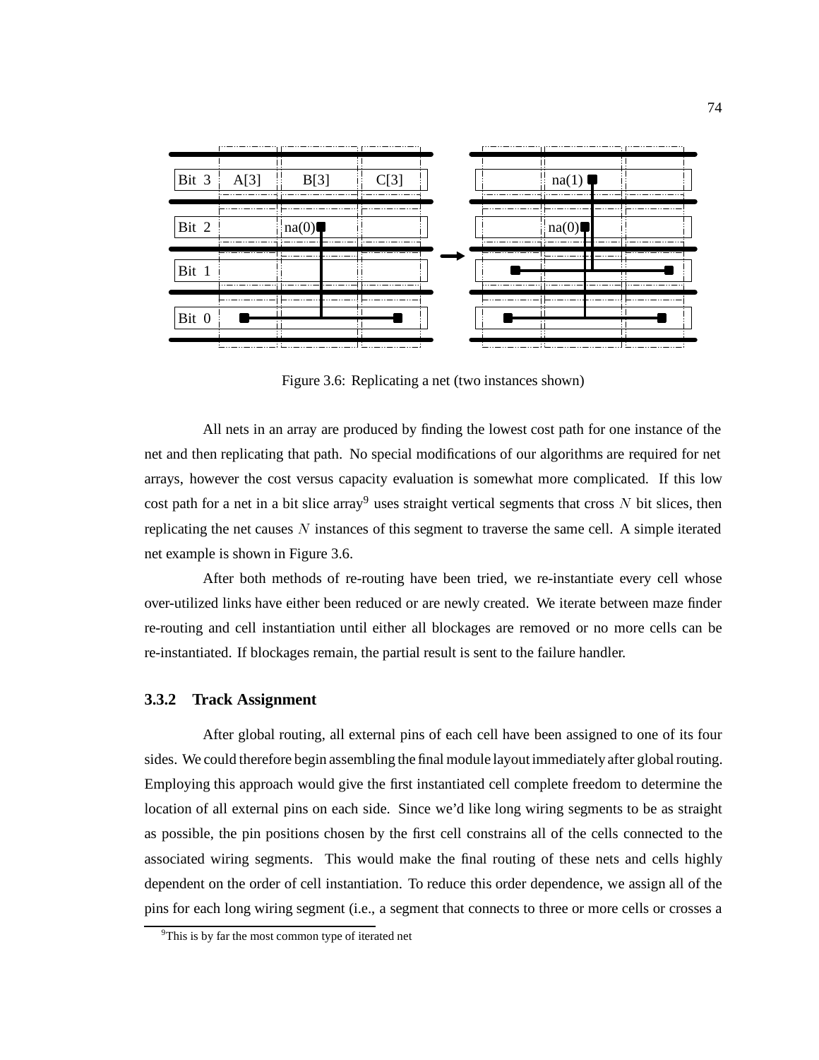Figure 3.6: Replicating a net (two instances shown)

All nets in an array are produced by finding the lowest cost path for one instance of the net and then replicating that path. No special modifications of our algorithms are required for net arrays, however the cost versus capacity evaluation is somewhat more complicated. If this low cost path for a net in a bit slice array[9] uses straight vertical segments that cross $N$ bit slices, then replicating the net causes $N$ instances of this segment to traverse the same cell. A simple iterated net example is shown in Figure 3.6.

After both methods of re-routing have been tried, we re-instantiate every cell whose over-utilized links have either been reduced or are newly created. We iterate between maze finder re-routing and cell instantiation until either all blockages are removed or no more cells can be re-instantiated. If blockages remain, the partial result is sent to the failure handler.

### 3.3.2 Track Assignment

After global routing, all external pins of each cell have been assigned to one of its four sides. We could therefore begin assembling the final module layout immediately after global routing. Employing this approach would give the first instantiated cell complete freedom to determine the location of all external pins on each side. Since we'd like long wiring segments to be as straight as possible, the pin positions chosen by the first cell constrains all of the cells connected to the associated wiring segments. This would make the final routing of these nets and cells highly dependent on the order of cell instantiation. To reduce this order dependence, we assign all of the pins for each long wiring segment (i.e., a segment that connects to three or more cells or crosses a

[9] This is by far the most common type of iterated net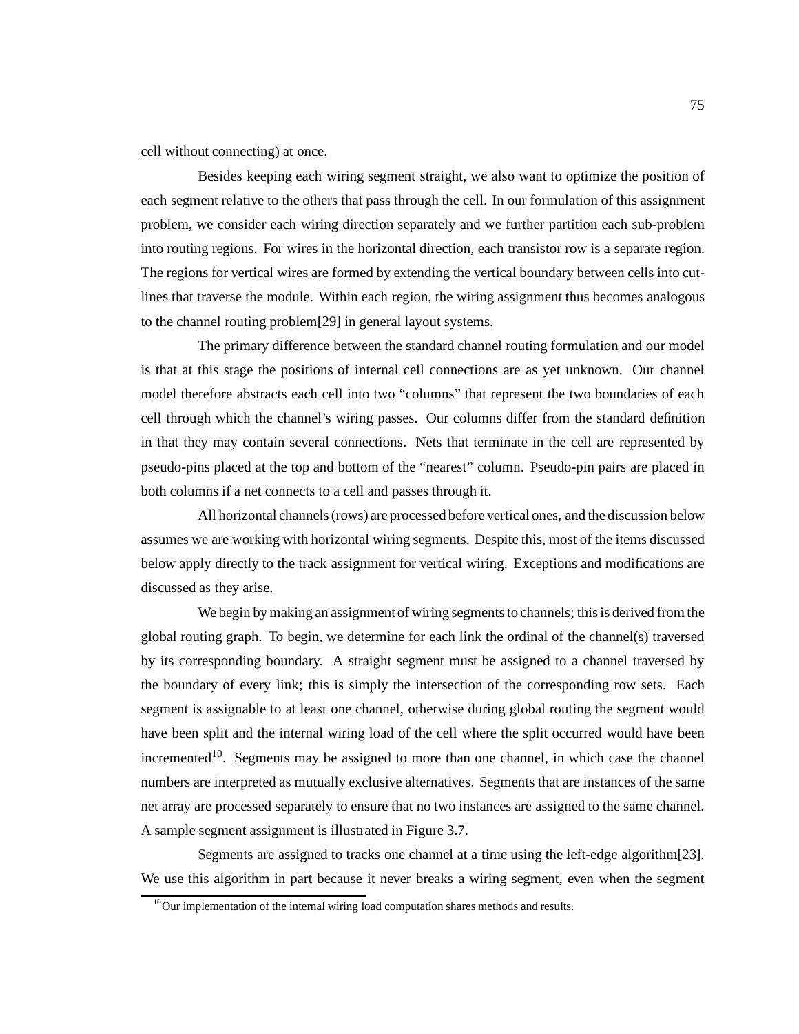cell without connecting) at once.

Besides keeping each wiring segment straight, we also want to optimize the position of each segment relative to the others that pass through the cell. In our formulation of this assignment problem, we consider each wiring direction separately and we further partition each sub-problem into routing regions. For wires in the horizontal direction, each transistor row is a separate region. The regions for vertical wires are formed by extending the vertical boundary between cells into cut-lines that traverse the module. Within each region, the wiring assignment thus becomes analogous to the channel routing problem[29] in general layout systems.

The primary difference between the standard channel routing formulation and our model is that at this stage the positions of internal cell connections are as yet unknown. Our channel model therefore abstracts each cell into two "columns" that represent the two boundaries of each cell through which the channel's wiring passes. Our columns differ from the standard definition in that they may contain several connections. Nets that terminate in the cell are represented by pseudo-pins placed at the top and bottom of the "nearest" column. Pseudo-pin pairs are placed in both columns if a net connects to a cell and passes through it.

All horizontal channels (rows) are processed before vertical ones, and the discussion below assumes we are working with horizontal wiring segments. Despite this, most of the items discussed below apply directly to the track assignment for vertical wiring. Exceptions and modifications are discussed as they arise.

We begin by making an assignment of wiring segments to channels; this is derived from the global routing graph. To begin, we determine for each link the ordinal of the channel(s) traversed by its corresponding boundary. A straight segment must be assigned to a channel traversed by the boundary of every link; this is simply the intersection of the corresponding row sets. Each segment is assignable to at least one channel, otherwise during global routing the segment would have been split and the internal wiring load of the cell where the split occurred would have been incremented[10]. Segments may be assigned to more than one channel, in which case the channel numbers are interpreted as mutually exclusive alternatives. Segments that are instances of the same net array are processed separately to ensure that no two instances are assigned to the same channel. A sample segment assignment is illustrated in Figure 3.7.

Segments are assigned to tracks one channel at a time using the left-edge algorithm[23]. We use this algorithm in part because it never breaks a wiring segment, even when the segment

[10] Our implementation of the internal wiring load computation shares methods and results.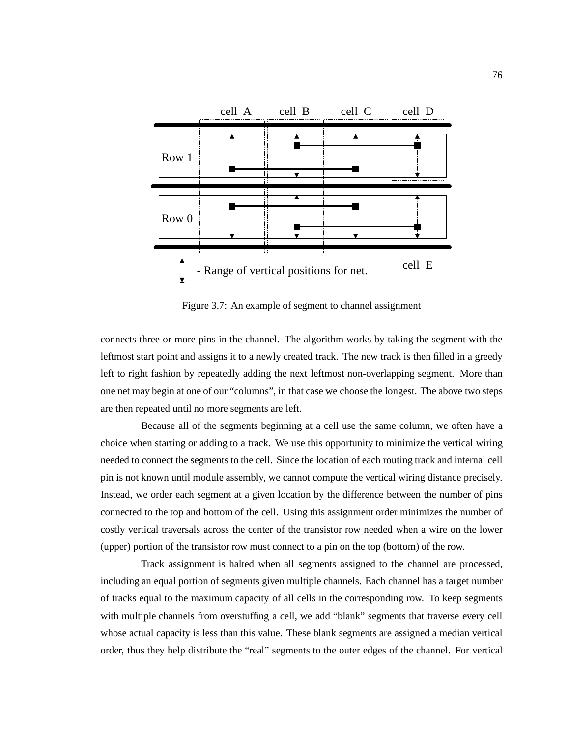Figure 3.7: An example of segment to channel assignment

connects three or more pins in the channel. The algorithm works by taking the segment with the leftmost start point and assigns it to a newly created track. The new track is then filled in a greedy left to right fashion by repeatedly adding the next leftmost non-overlapping segment. More than one net may begin at one of our "columns", in that case we choose the longest. The above two steps are then repeated until no more segments are left.

Because all of the segments beginning at a cell use the same column, we often have a choice when starting or adding to a track. We use this opportunity to minimize the vertical wiring needed to connect the segments to the cell. Since the location of each routing track and internal cell pin is not known until module assembly, we cannot compute the vertical wiring distance precisely. Instead, we order each segment at a given location by the difference between the number of pins connected to the top and bottom of the cell. Using this assignment order minimizes the number of costly vertical traversals across the center of the transistor row needed when a wire on the lower (upper) portion of the transistor row must connect to a pin on the top (bottom) of the row.

Track assignment is halted when all segments assigned to the channel are processed, including an equal portion of segments given multiple channels. Each channel has a target number of tracks equal to the maximum capacity of all cells in the corresponding row. To keep segments with multiple channels from overstuffing a cell, we add "blank" segments that traverse every cell whose actual capacity is less than this value. These blank segments are assigned a median vertical order, thus they help distribute the "real" segments to the outer edges of the channel. For vertical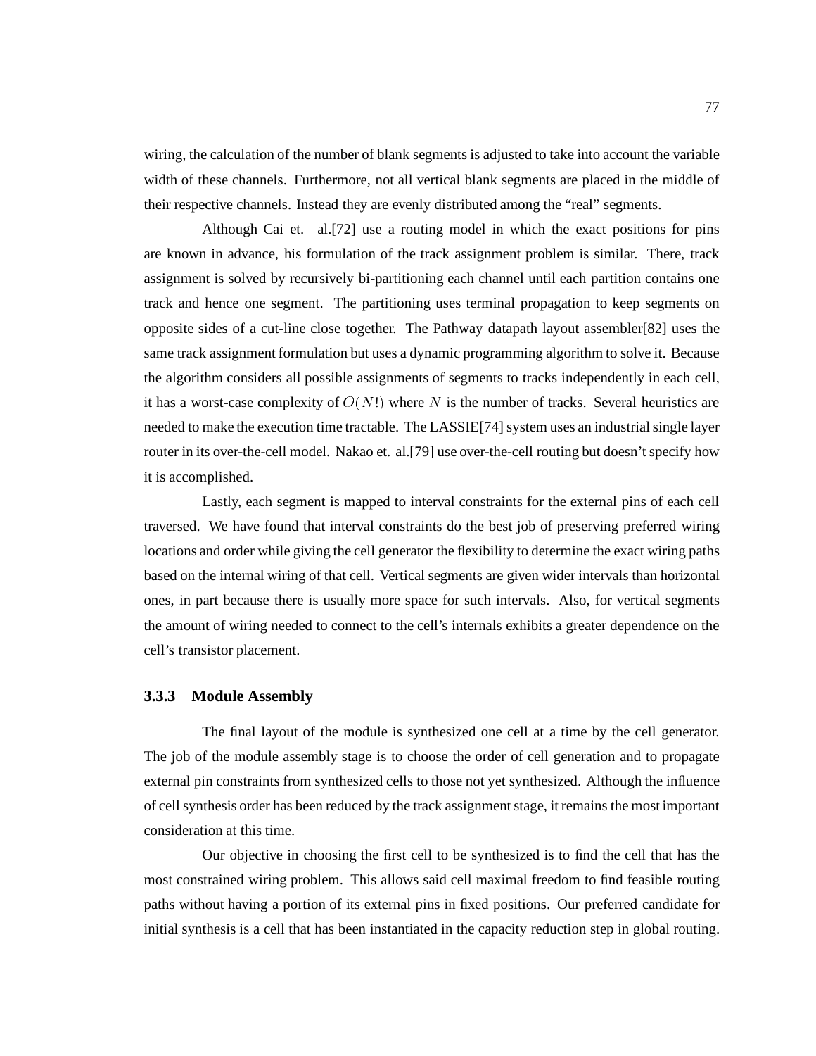wiring, the calculation of the number of blank segments is adjusted to take into account the variable width of these channels. Furthermore, not all vertical blank segments are placed in the middle of their respective channels. Instead they are evenly distributed among the "real" segments.

Although Cai et. al.[72] use a routing model in which the exact positions for pins are known in advance, his formulation of the track assignment problem is similar. There, track assignment is solved by recursively bi-partitioning each channel until each partition contains one track and hence one segment. The partitioning uses terminal propagation to keep segments on opposite sides of a cut-line close together. The Pathway datapath layout assembler[82] uses the same track assignment formulation but uses a dynamic programming algorithm to solve it. Because the algorithm considers all possible assignments of segments to tracks independently in each cell, it has a worst-case complexity of $O(N!)$ where $N$ is the number of tracks. Several heuristics are needed to make the execution time tractable. The LASSIE[74] system uses an industrial single layer router in its over-the-cell model. Nakao et. al.[79] use over-the-cell routing but doesn't specify how it is accomplished.

Lastly, each segment is mapped to interval constraints for the external pins of each cell traversed. We have found that interval constraints do the best job of preserving preferred wiring locations and order while giving the cell generator the flexibility to determine the exact wiring paths based on the internal wiring of that cell. Vertical segments are given wider intervals than horizontal ones, in part because there is usually more space for such intervals. Also, for vertical segments the amount of wiring needed to connect to the cell's internals exhibits a greater dependence on the cell's transistor placement.

### 3.3.3 Module Assembly

The final layout of the module is synthesized one cell at a time by the cell generator. The job of the module assembly stage is to choose the order of cell generation and to propagate external pin constraints from synthesized cells to those not yet synthesized. Although the influence of cell synthesis order has been reduced by the track assignment stage, it remains the most important consideration at this time.

Our objective in choosing the first cell to be synthesized is to find the cell that has the most constrained wiring problem. This allows said cell maximal freedom to find feasible routing paths without having a portion of its external pins in fixed positions. Our preferred candidate for initial synthesis is a cell that has been instantiated in the capacity reduction step in global routing.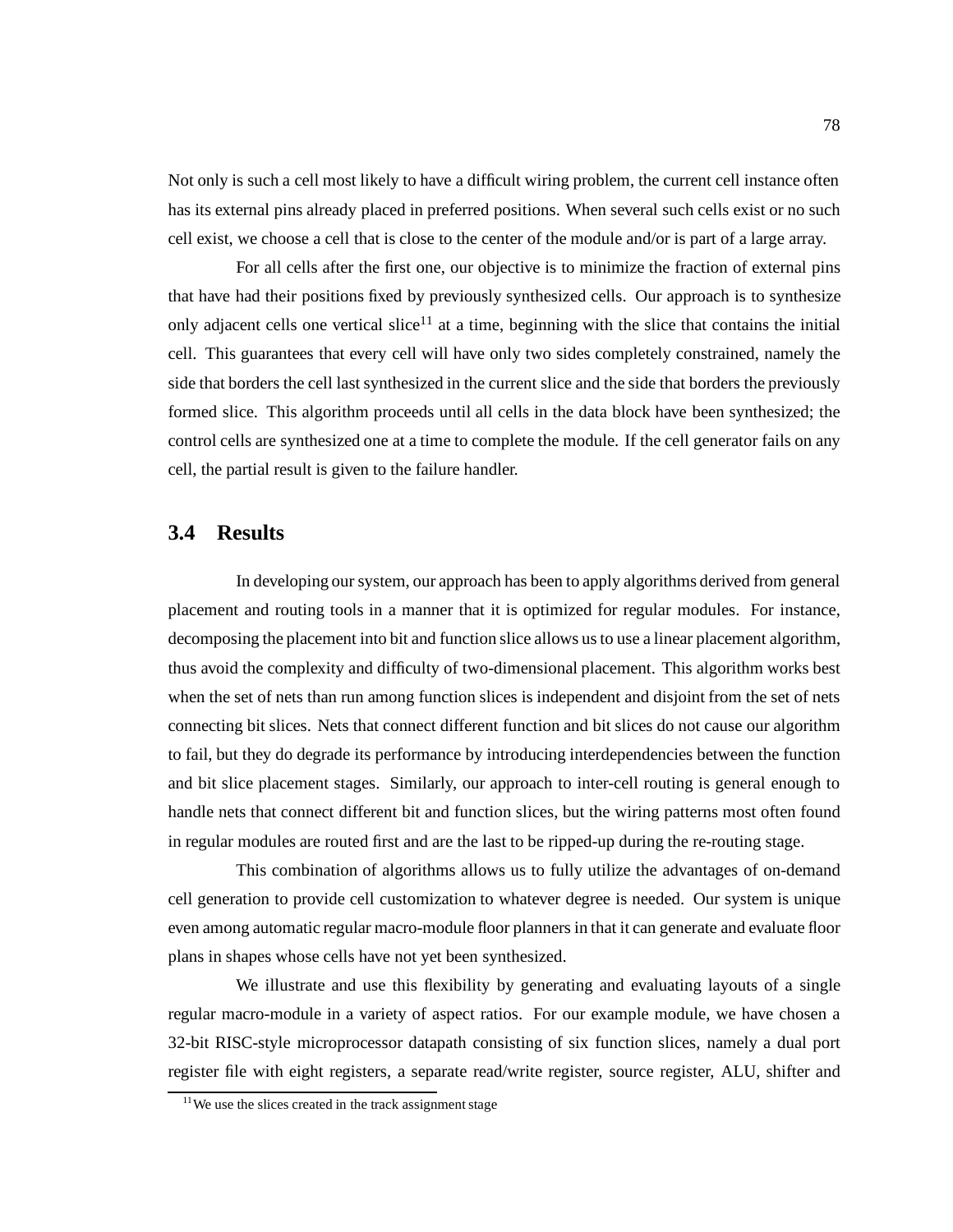Not only is such a cell most likely to have a difficult wiring problem, the current cell instance often has its external pins already placed in preferred positions. When several such cells exist or no such cell exist, we choose a cell that is close to the center of the module and/or is part of a large array.

For all cells after the first one, our objective is to minimize the fraction of external pins that have had their positions fixed by previously synthesized cells. Our approach is to synthesize only adjacent cells one vertical slice[11] at a time, beginning with the slice that contains the initial cell. This guarantees that every cell will have only two sides completely constrained, namely the side that borders the cell last synthesized in the current slice and the side that borders the previously formed slice. This algorithm proceeds until all cells in the data block have been synthesized; the control cells are synthesized one at a time to complete the module. If the cell generator fails on any cell, the partial result is given to the failure handler.

## 3.4 Results

In developing our system, our approach has been to apply algorithms derived from general placement and routing tools in a manner that it is optimized for regular modules. For instance, decomposing the placement into bit and function slice allows us to use a linear placement algorithm, thus avoid the complexity and difficulty of two-dimensional placement. This algorithm works best when the set of nets than run among function slices is independent and disjoint from the set of nets connecting bit slices. Nets that connect different function and bit slices do not cause our algorithm to fail, but they do degrade its performance by introducing interdependencies between the function and bit slice placement stages. Similarly, our approach to inter-cell routing is general enough to handle nets that connect different bit and function slices, but the wiring patterns most often found in regular modules are routed first and are the last to be ripped-up during the re-routing stage.

This combination of algorithms allows us to fully utilize the advantages of on-demand cell generation to provide cell customization to whatever degree is needed. Our system is unique even among automatic regular macro-module floor planners in that it can generate and evaluate floor plans in shapes whose cells have not yet been synthesized.

We illustrate and use this flexibility by generating and evaluating layouts of a single regular macro-module in a variety of aspect ratios. For our example module, we have chosen a 32-bit RISC-style microprocessor datapath consisting of six function slices, namely a dual port register file with eight registers, a separate read/write register, source register, ALU, shifter and

[11] We use the slices created in the track assignment stage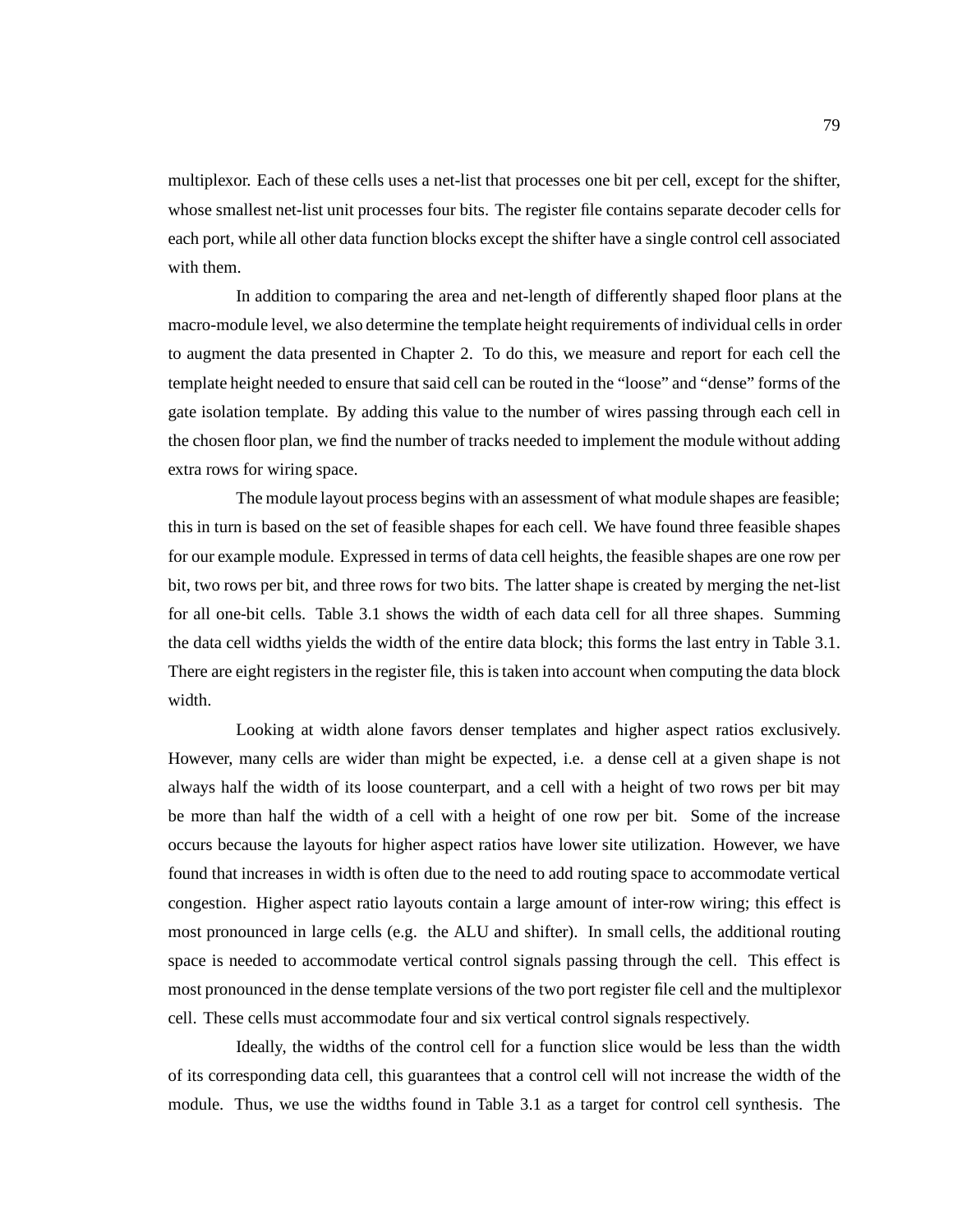multiplexor. Each of these cells uses a net-list that processes one bit per cell, except for the shifter, whose smallest net-list unit processes four bits. The register file contains separate decoder cells for each port, while all other data function blocks except the shifter have a single control cell associated with them.

In addition to comparing the area and net-length of differently shaped floor plans at the macro-module level, we also determine the template height requirements of individual cells in order to augment the data presented in Chapter 2. To do this, we measure and report for each cell the template height needed to ensure that said cell can be routed in the "loose" and "dense" forms of the gate isolation template. By adding this value to the number of wires passing through each cell in the chosen floor plan, we find the number of tracks needed to implement the module without adding extra rows for wiring space.

The module layout process begins with an assessment of what module shapes are feasible; this in turn is based on the set of feasible shapes for each cell. We have found three feasible shapes for our example module. Expressed in terms of data cell heights, the feasible shapes are one row per bit, two rows per bit, and three rows for two bits. The latter shape is created by merging the net-list for all one-bit cells. Table 3.1 shows the width of each data cell for all three shapes. Summing the data cell widths yields the width of the entire data block; this forms the last entry in Table 3.1. There are eight registers in the register file, this is taken into account when computing the data block width.

Looking at width alone favors denser templates and higher aspect ratios exclusively. However, many cells are wider than might be expected, i.e. a dense cell at a given shape is not always half the width of its loose counterpart, and a cell with a height of two rows per bit may be more than half the width of a cell with a height of one row per bit. Some of the increase occurs because the layouts for higher aspect ratios have lower site utilization. However, we have found that increases in width is often due to the need to add routing space to accommodate vertical congestion. Higher aspect ratio layouts contain a large amount of inter-row wiring; this effect is most pronounced in large cells (e.g. the ALU and shifter). In small cells, the additional routing space is needed to accommodate vertical control signals passing through the cell. This effect is most pronounced in the dense template versions of the two port register file cell and the multiplexor cell. These cells must accommodate four and six vertical control signals respectively.

Ideally, the widths of the control cell for a function slice would be less than the width of its corresponding data cell, this guarantees that a control cell will not increase the width of the module. Thus, we use the widths found in Table 3.1 as a target for control cell synthesis. The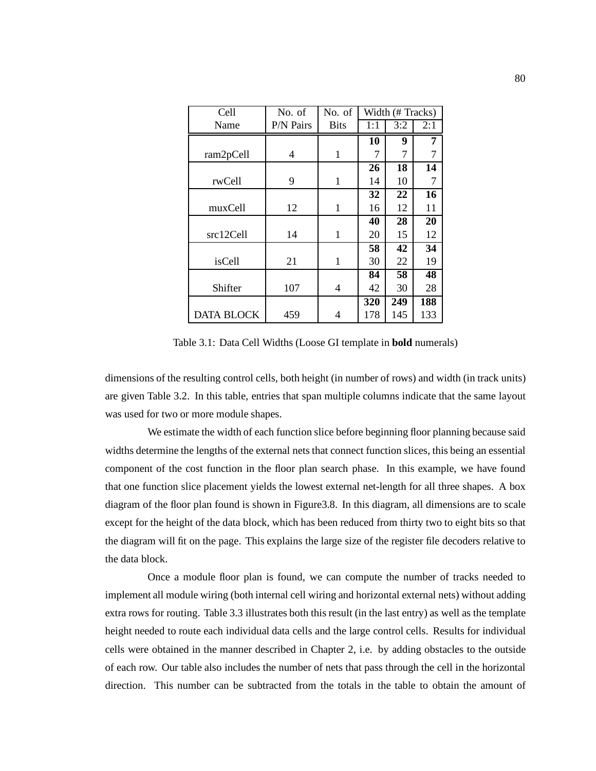| Cell Name | No. of P/N Pairs | No. of Bits | Width (# Tracks) | | |
|---|---|---|---|---|---|
| | | | 1:1 | 3:2 | 2:1 |
| | | | **10** | **9** | **7** |
| ram2pCell | 4 | 1 | 7 | 7 | 7 |
| | | | **26** | **18** | **14** |
| rwCell | 9 | 1 | 14 | 10 | 7 |
| | | | **32** | **22** | **16** |
| muxCell | 12 | 1 | 16 | 12 | 11 |
| | | | **40** | **28** | **20** |
| src12Cell | 14 | 1 | 20 | 15 | 12 |
| | | | **58** | **42** | **34** |
| isCell | 21 | 1 | 30 | 22 | 19 |
| | | | **84** | **58** | **48** |
| Shifter | 107 | 4 | 42 | 30 | 28 |
| | | | **320** | **249** | **188** |
| DATA BLOCK | 459 | 4 | 178 | 145 | 133 |

Table 3.1: Data Cell Widths (Loose GI template in **bold** numerals)

dimensions of the resulting control cells, both height (in number of rows) and width (in track units) are given Table 3.2. In this table, entries that span multiple columns indicate that the same layout was used for two or more module shapes.

We estimate the width of each function slice before beginning floor planning because said widths determine the lengths of the external nets that connect function slices, this being an essential component of the cost function in the floor plan search phase. In this example, we have found that one function slice placement yields the lowest external net-length for all three shapes. A box diagram of the floor plan found is shown in Figure3.8. In this diagram, all dimensions are to scale except for the height of the data block, which has been reduced from thirty two to eight bits so that the diagram will fit on the page. This explains the large size of the register file decoders relative to the data block.

Once a module floor plan is found, we can compute the number of tracks needed to implement all module wiring (both internal cell wiring and horizontal external nets) without adding extra rows for routing. Table 3.3 illustrates both this result (in the last entry) as well as the template height needed to route each individual data cells and the large control cells. Results for individual cells were obtained in the manner described in Chapter 2, i.e. by adding obstacles to the outside of each row. Our table also includes the number of nets that pass through the cell in the horizontal direction. This number can be subtracted from the totals in the table to obtain the amount of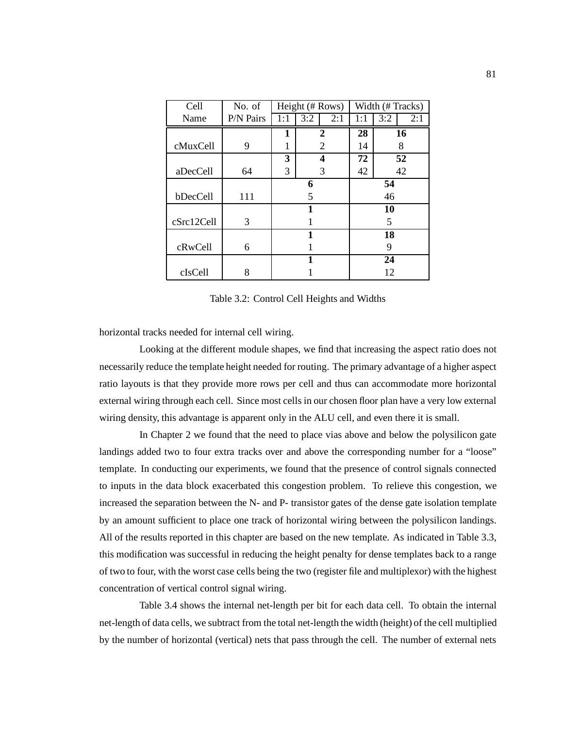| Cell Name | No. of P/N Pairs | Height (# Rows) | | | Width (# Tracks) | | |
|---|---|---|---|---|---|---|---|
| | | 1:1 | 3:2 | 2:1 | 1:1 | 3:2 | 2:1 |
| cMuxCell | 9 | **1** | **2** | | **28** | **16** | |
| | | 1 | 2 | | 14 | 8 | |
| aDecCell | 64 | **3** | **4** | | **72** | **52** | |
| | | 3 | 3 | | 42 | 42 | |
| bDecCell | 111 | **6** | | | **54** | | |
| | | 5 | | | 46 | | |
| cSrc12Cell | 3 | **1** | | | **10** | | |
| | | 1 | | | 5 | | |
| cRwCell | 6 | **1** | | | **18** | | |
| | | 1 | | | 9 | | |
| cIsCell | 8 | **1** | | | **24** | | |
| | | 1 | | | 12 | | |

Table 3.2: Control Cell Heights and Widths

horizontal tracks needed for internal cell wiring.

Looking at the different module shapes, we find that increasing the aspect ratio does not necessarily reduce the template height needed for routing. The primary advantage of a higher aspect ratio layouts is that they provide more rows per cell and thus can accommodate more horizontal external wiring through each cell. Since most cells in our chosen floor plan have a very low external wiring density, this advantage is apparent only in the ALU cell, and even there it is small.

In Chapter 2 we found that the need to place vias above and below the polysilicon gate landings added two to four extra tracks over and above the corresponding number for a "loose" template. In conducting our experiments, we found that the presence of control signals connected to inputs in the data block exacerbated this congestion problem. To relieve this congestion, we increased the separation between the N- and P- transistor gates of the dense gate isolation template by an amount sufficient to place one track of horizontal wiring between the polysilicon landings. All of the results reported in this chapter are based on the new template. As indicated in Table 3.3, this modification was successful in reducing the height penalty for dense templates back to a range of two to four, with the worst case cells being the two (register file and multiplexor) with the highest concentration of vertical control signal wiring.

Table 3.4 shows the internal net-length per bit for each data cell. To obtain the internal net-length of data cells, we subtract from the total net-length the width (height) of the cell multiplied by the number of horizontal (vertical) nets that pass through the cell. The number of external nets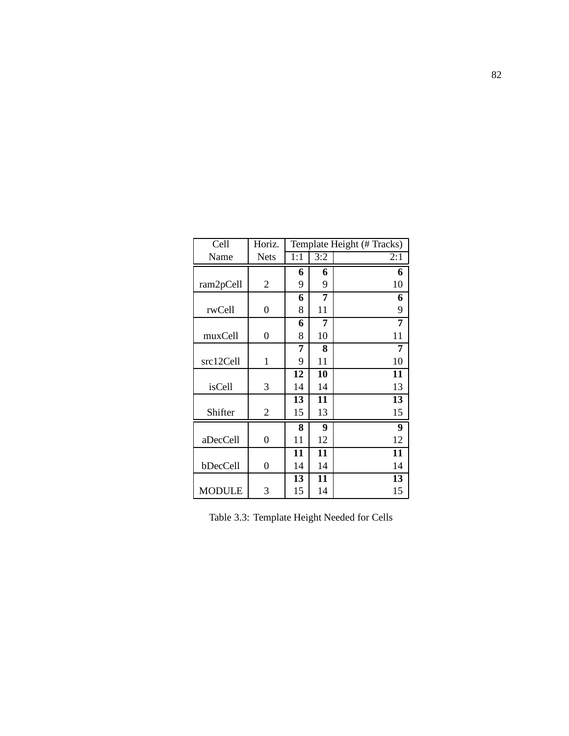| Cell Name | Horiz. Nets | Template Height (# Tracks) | | |
|---|---|---|---|---|
| | | 1:1 | 3:2 | 2:1 |
| ram2pCell | 2 | **6** | **6** | **6** |
| | | 9 | 9 | 10 |
| rwCell | 0 | **6** | **7** | **6** |
| | | 8 | 11 | 9 |
| muxCell | 0 | **6** | **7** | **7** |
| | | 8 | 10 | 11 |
| src12Cell | 1 | **7** | **8** | **7** |
| | | 9 | 11 | 10 |
| isCell | 3 | **12** | **10** | **11** |
| | | 14 | 14 | 13 |
| Shifter | 2 | **13** | **11** | **13** |
| | | 15 | 13 | 15 |
| aDecCell | 0 | **8** | **9** | **9** |
| | | 11 | 12 | 12 |
| bDecCell | 0 | **11** | **11** | **11** |
| | | 14 | 14 | 14 |
| MODULE | 3 | **13** | **11** | **13** |
| | | 15 | 14 | 15 |

Table 3.3: Template Height Needed for Cells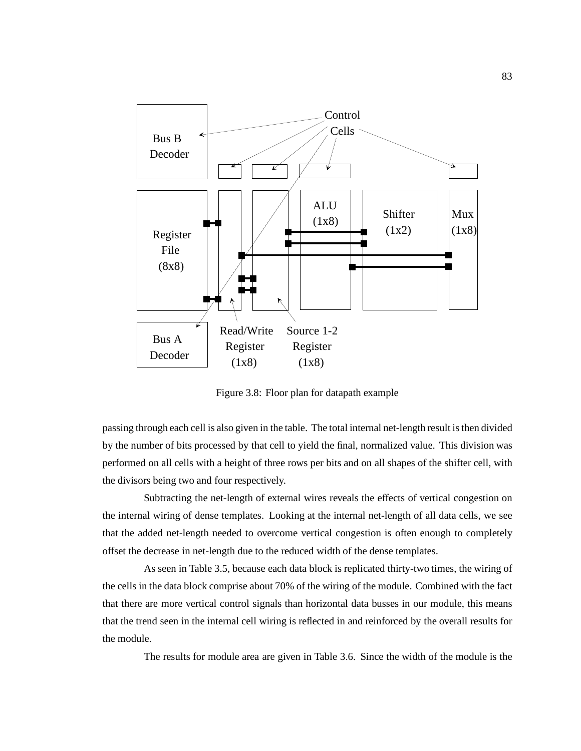Figure 3.8: Floor plan for datapath example

passing through each cell is also given in the table. The total internal net-length result is then divided by the number of bits processed by that cell to yield the final, normalized value. This division was performed on all cells with a height of three rows per bits and on all shapes of the shifter cell, with the divisors being two and four respectively.

Subtracting the net-length of external wires reveals the effects of vertical congestion on the internal wiring of dense templates. Looking at the internal net-length of all data cells, we see that the added net-length needed to overcome vertical congestion is often enough to completely offset the decrease in net-length due to the reduced width of the dense templates.

As seen in Table 3.5, because each data block is replicated thirty-two times, the wiring of the cells in the data block comprise about 70% of the wiring of the module. Combined with the fact that there are more vertical control signals than horizontal data busses in our module, this means that the trend seen in the internal cell wiring is reflected in and reinforced by the overall results for the module.

The results for module area are given in Table 3.6. Since the width of the module is the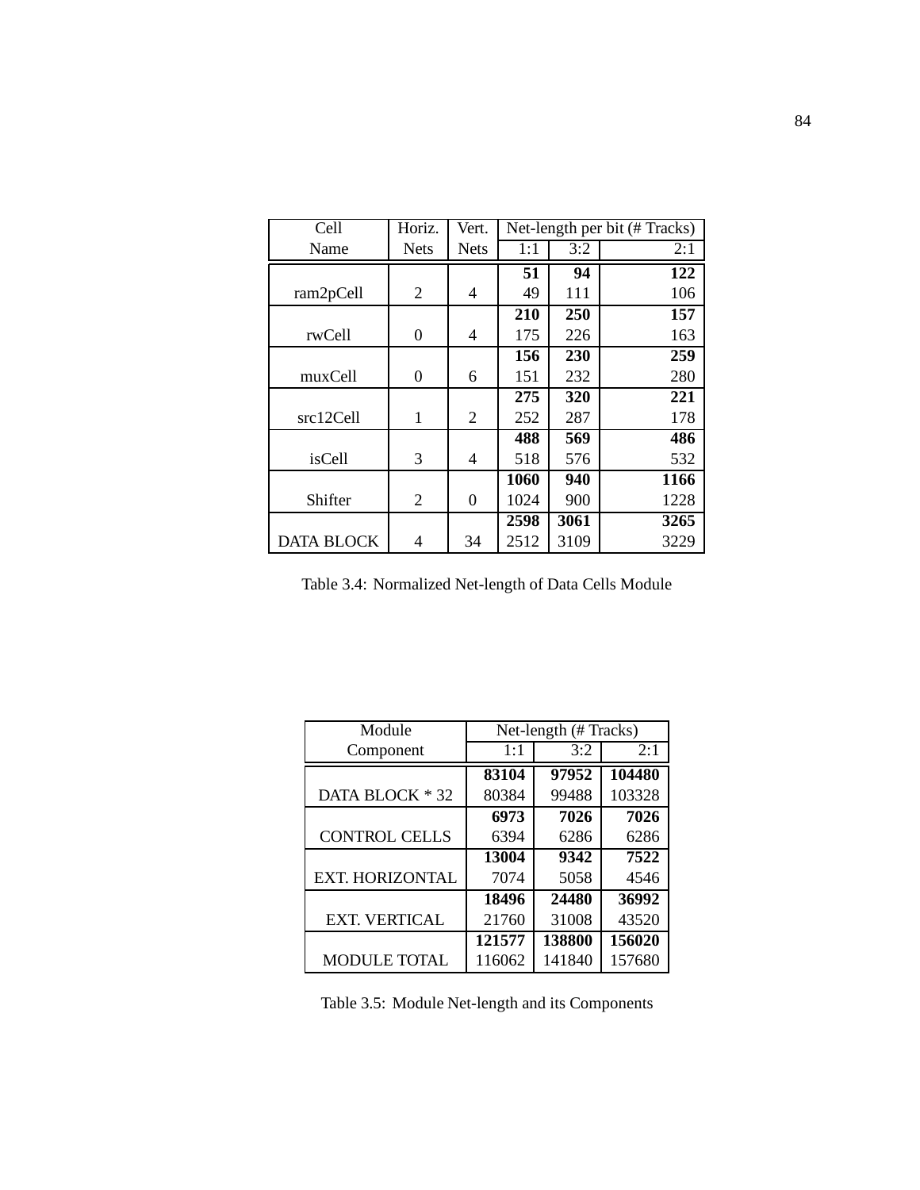| Cell Name | Horiz. Nets | Vert. Nets | Net-length per bit (# Tracks) | | |
|---|---|---|---|---|---|
| | | | 1:1 | 3:2 | 2:1 |
| | | | **51** | **94** | **122** |
| ram2pCell | 2 | 4 | 49 | 111 | 106 |
| | | | **210** | **250** | **157** |
| rwCell | 0 | 4 | 175 | 226 | 163 |
| | | | **156** | **230** | **259** |
| muxCell | 0 | 6 | 151 | 232 | 280 |
| | | | **275** | **320** | **221** |
| src12Cell | 1 | 2 | 252 | 287 | 178 |
| | | | **488** | **569** | **486** |
| isCell | 3 | 4 | 518 | 576 | 532 |
| | | | **1060** | **940** | **1166** |
| Shifter | 2 | 0 | 1024 | 900 | 1228 |
| | | | **2598** | **3061** | **3265** |
| DATA BLOCK | 4 | 34 | 2512 | 3109 | 3229 |

Table 3.4: Normalized Net-length of Data Cells Module

| Module Component | Net-length (# Tracks) | | |
|---|---|---|---|
| | 1:1 | 3:2 | 2:1 |
| | **83104** | **97952** | **104480** |
| DATA BLOCK * 32 | 80384 | 99488 | 103328 |
| | **6973** | **7026** | **7026** |
| CONTROL CELLS | 6394 | 6286 | 6286 |
| | **13004** | **9342** | **7522** |
| EXT. HORIZONTAL | 7074 | 5058 | 4546 |
| | **18496** | **24480** | **36992** |
| EXT. VERTICAL | 21760 | 31008 | 43520 |
| | **121577** | **138800** | **156020** |
| MODULE TOTAL | 116062 | 141840 | 157680 |

Table 3.5: Module Net-length and its Components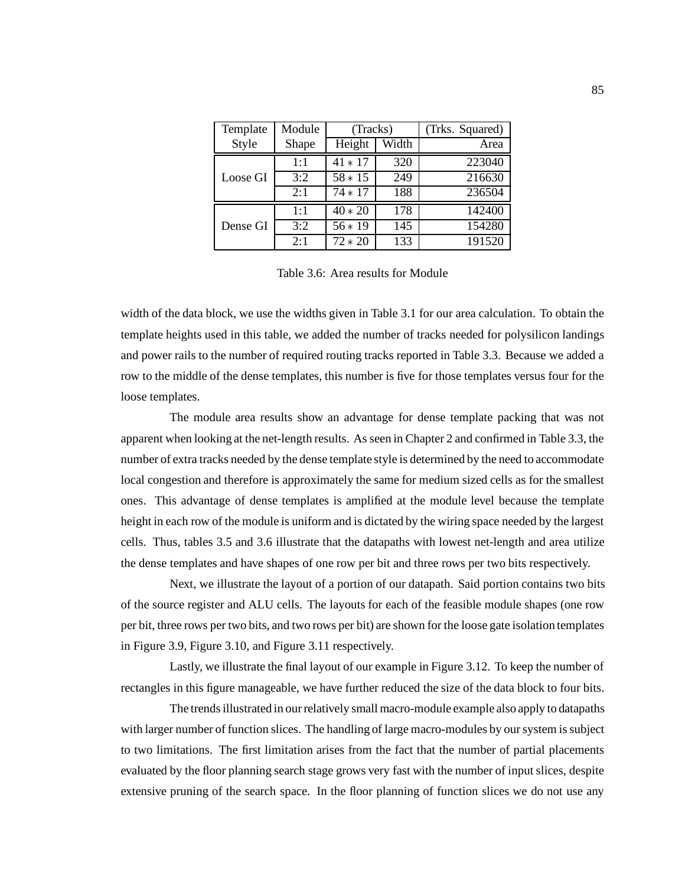| Template Style | Module Shape | (Tracks) Height | (Tracks) Width | (Trks. Squared) Area |
|---|---|---|---|---|
| Loose GI | 1:1 | $41 * 17$ | 320 | 223040 |
| | 3:2 | $58 * 15$ | 249 | 216630 |
| | 2:1 | $74 * 17$ | 188 | 236504 |
| Dense GI | 1:1 | $40 * 20$ | 178 | 142400 |
| | 3:2 | $56 * 19$ | 145 | 154280 |
| | 2:1 | $72 * 20$ | 133 | 191520 |

Table 3.6: Area results for Module

width of the data block, we use the widths given in Table 3.1 for our area calculation. To obtain the template heights used in this table, we added the number of tracks needed for polysilicon landings and power rails to the number of required routing tracks reported in Table 3.3. Because we added a row to the middle of the dense templates, this number is five for those templates versus four for the loose templates.

The module area results show an advantage for dense template packing that was not apparent when looking at the net-length results. As seen in Chapter 2 and confirmed in Table 3.3, the number of extra tracks needed by the dense template style is determined by the need to accommodate local congestion and therefore is approximately the same for medium sized cells as for the smallest ones. This advantage of dense templates is amplified at the module level because the template height in each row of the module is uniform and is dictated by the wiring space needed by the largest cells. Thus, tables 3.5 and 3.6 illustrate that the datapaths with lowest net-length and area utilize the dense templates and have shapes of one row per bit and three rows per two bits respectively.

Next, we illustrate the layout of a portion of our datapath. Said portion contains two bits of the source register and ALU cells. The layouts for each of the feasible module shapes (one row per bit, three rows per two bits, and two rows per bit) are shown for the loose gate isolation templates in Figure 3.9, Figure 3.10, and Figure 3.11 respectively.

Lastly, we illustrate the final layout of our example in Figure 3.12. To keep the number of rectangles in this figure manageable, we have further reduced the size of the data block to four bits.

The trends illustrated in our relatively small macro-module example also apply to datapaths with larger number of function slices. The handling of large macro-modules by our system is subject to two limitations. The first limitation arises from the fact that the number of partial placements evaluated by the floor planning search stage grows very fast with the number of input slices, despite extensive pruning of the search space. In the floor planning of function slices we do not use any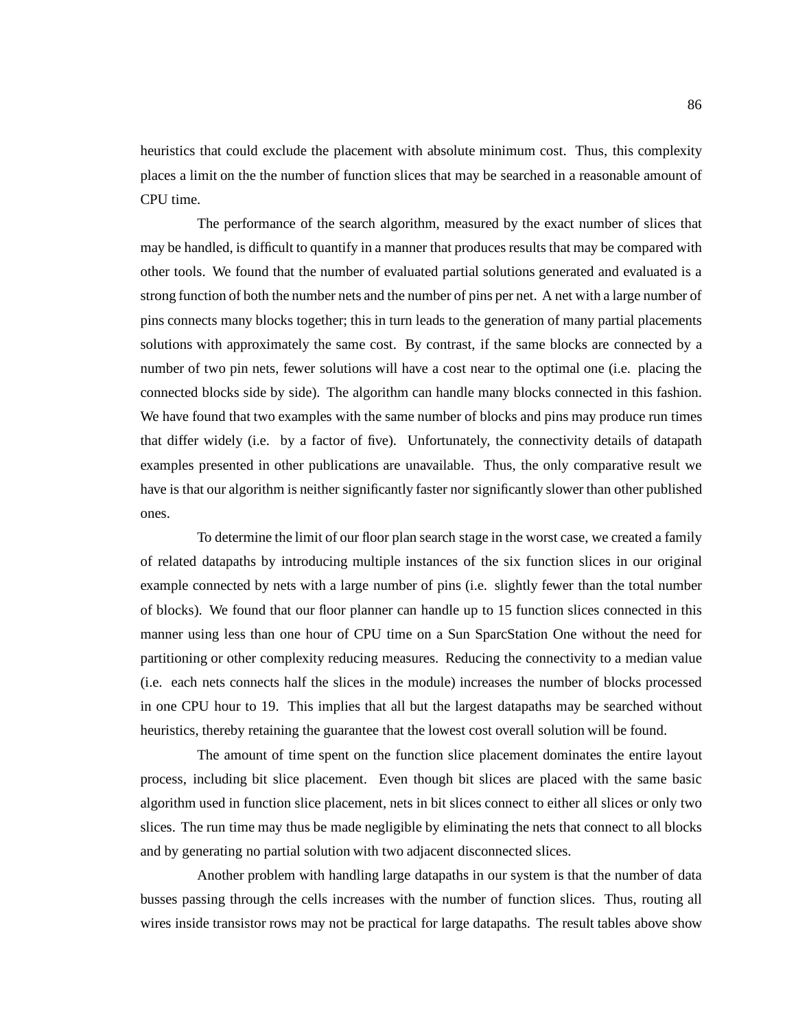heuristics that could exclude the placement with absolute minimum cost. Thus, this complexity places a limit on the the number of function slices that may be searched in a reasonable amount of CPU time.

The performance of the search algorithm, measured by the exact number of slices that may be handled, is difficult to quantify in a manner that produces results that may be compared with other tools. We found that the number of evaluated partial solutions generated and evaluated is a strong function of both the number nets and the number of pins per net. A net with a large number of pins connects many blocks together; this in turn leads to the generation of many partial placements solutions with approximately the same cost. By contrast, if the same blocks are connected by a number of two pin nets, fewer solutions will have a cost near to the optimal one (i.e. placing the connected blocks side by side). The algorithm can handle many blocks connected in this fashion. We have found that two examples with the same number of blocks and pins may produce run times that differ widely (i.e. by a factor of five). Unfortunately, the connectivity details of datapath examples presented in other publications are unavailable. Thus, the only comparative result we have is that our algorithm is neither significantly faster nor significantly slower than other published ones.

To determine the limit of our floor plan search stage in the worst case, we created a family of related datapaths by introducing multiple instances of the six function slices in our original example connected by nets with a large number of pins (i.e. slightly fewer than the total number of blocks). We found that our floor planner can handle up to 15 function slices connected in this manner using less than one hour of CPU time on a Sun SparcStation One without the need for partitioning or other complexity reducing measures. Reducing the connectivity to a median value (i.e. each nets connects half the slices in the module) increases the number of blocks processed in one CPU hour to 19. This implies that all but the largest datapaths may be searched without heuristics, thereby retaining the guarantee that the lowest cost overall solution will be found.

The amount of time spent on the function slice placement dominates the entire layout process, including bit slice placement. Even though bit slices are placed with the same basic algorithm used in function slice placement, nets in bit slices connect to either all slices or only two slices. The run time may thus be made negligible by eliminating the nets that connect to all blocks and by generating no partial solution with two adjacent disconnected slices.

Another problem with handling large datapaths in our system is that the number of data busses passing through the cells increases with the number of function slices. Thus, routing all wires inside transistor rows may not be practical for large datapaths. The result tables above show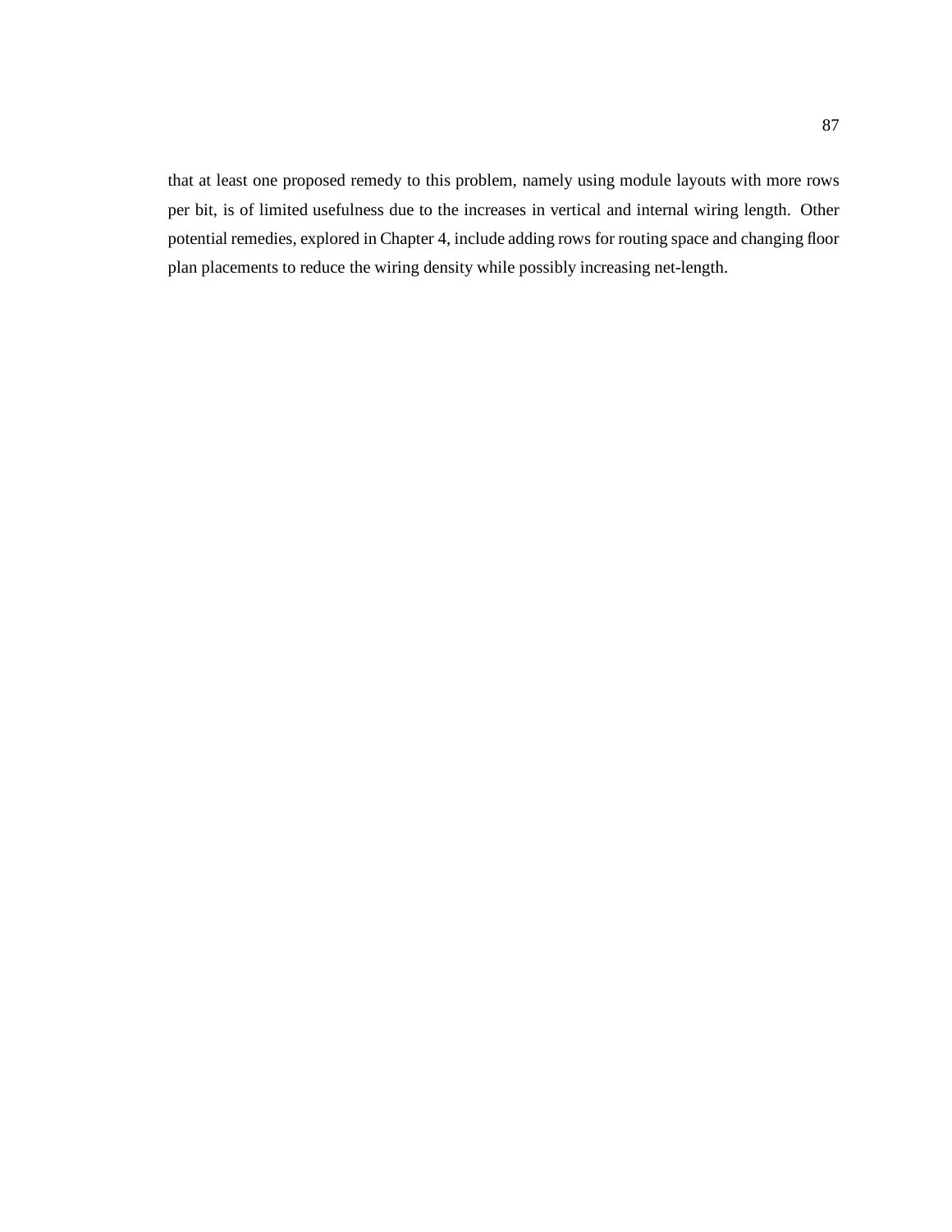that at least one proposed remedy to this problem, namely using module layouts with more rows per bit, is of limited usefulness due to the increases in vertical and internal wiring length. Other potential remedies, explored in Chapter 4, include adding rows for routing space and changing floor plan placements to reduce the wiring density while possibly increasing net-length.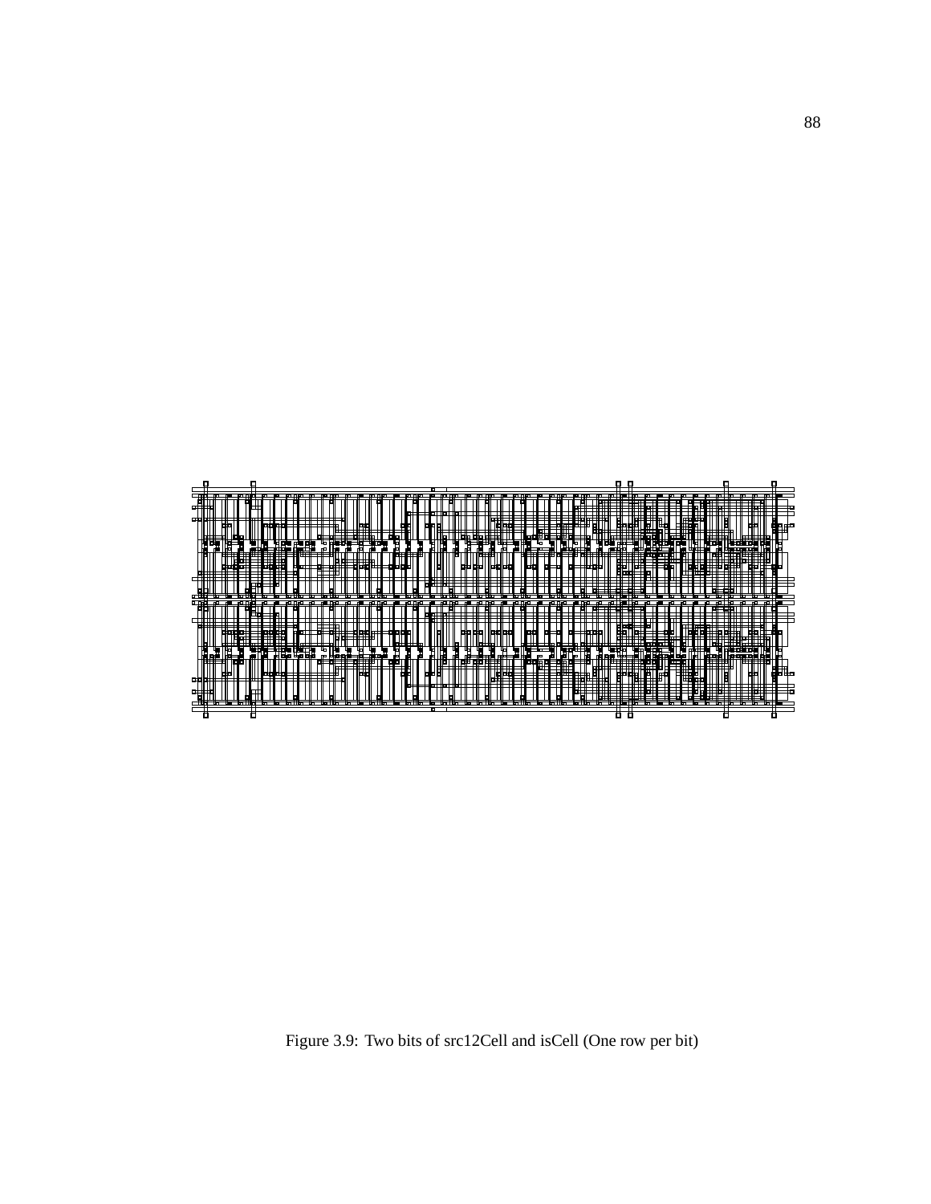Figure 3.9: Two bits of src12Cell and isCell (One row per bit)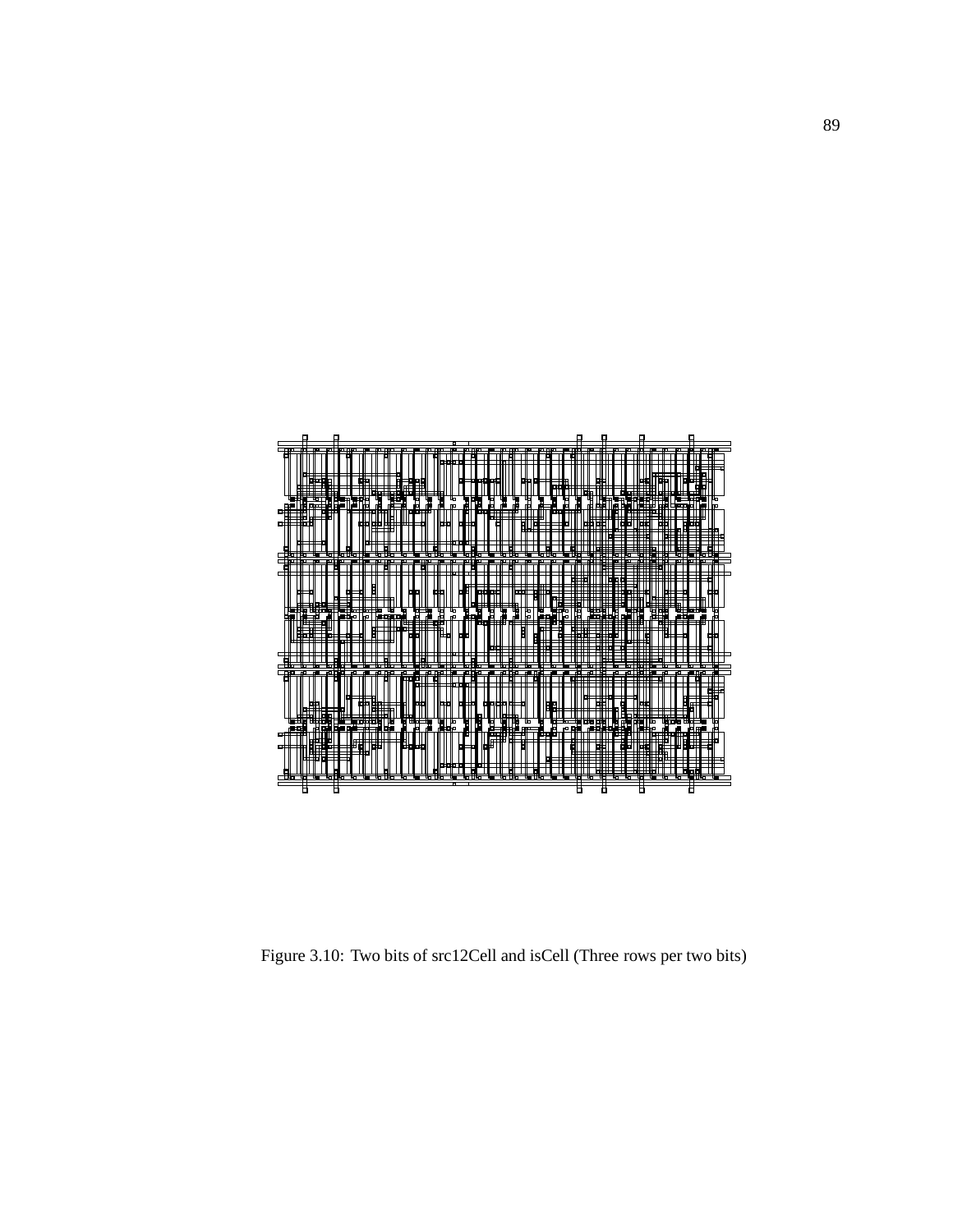Figure 3.10: Two bits of src12Cell and isCell (Three rows per two bits)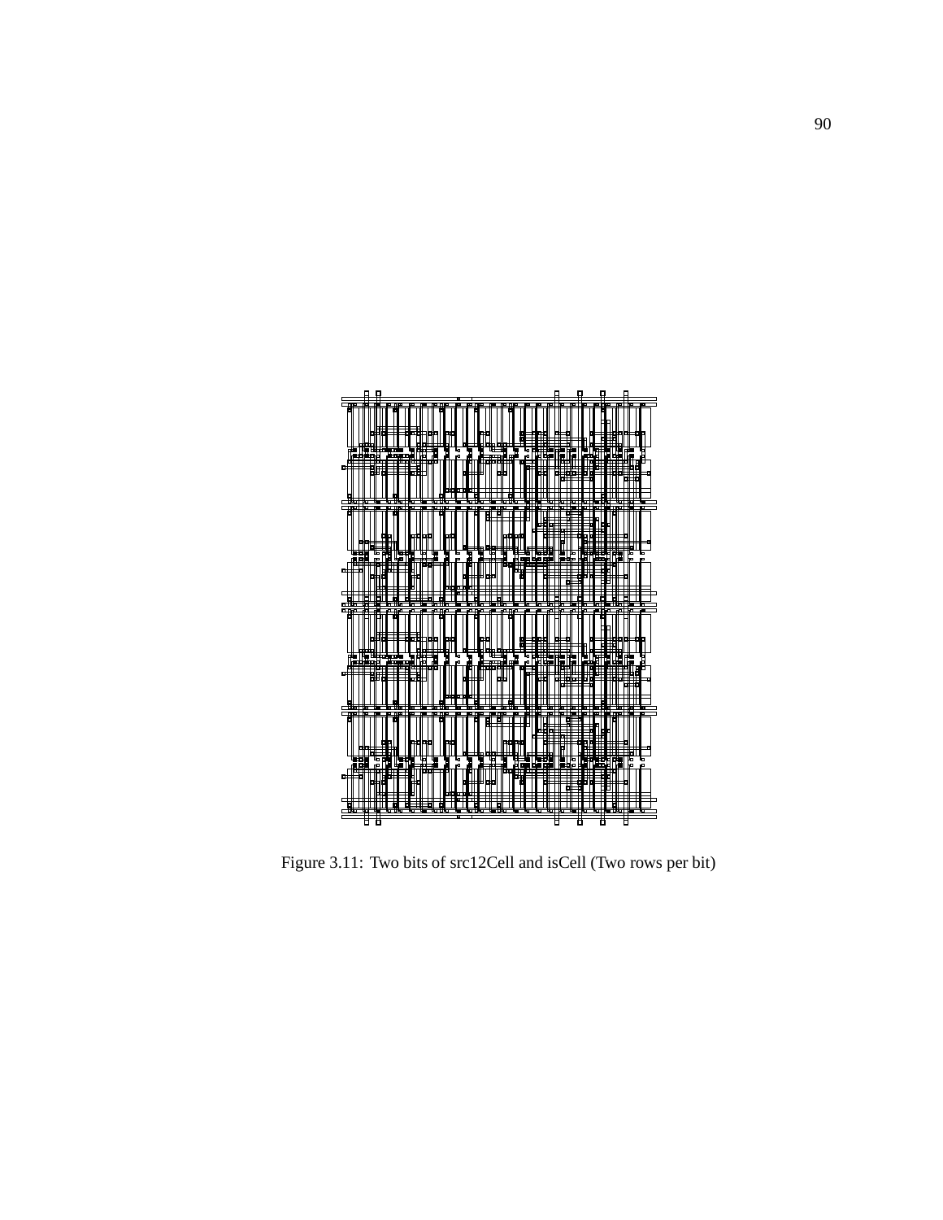Figure 3.11: Two bits of src12Cell and isCell (Two rows per bit)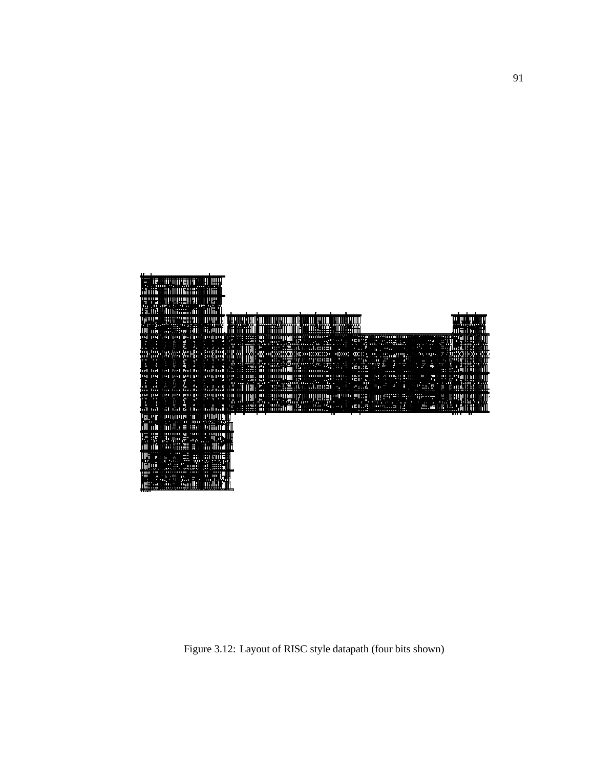Figure 3.12: Layout of RISC style datapath (four bits shown)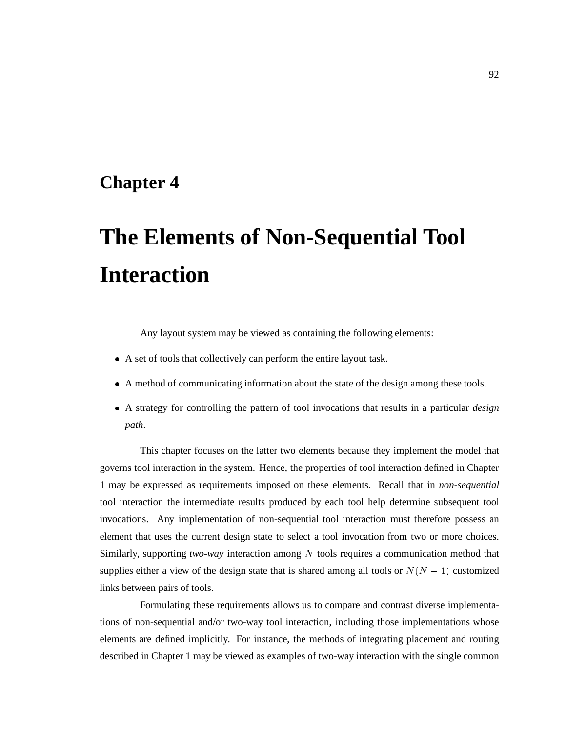# Chapter 4

# The Elements of Non-Sequential Tool Interaction

Any layout system may be viewed as containing the following elements:

- A set of tools that collectively can perform the entire layout task.
- A method of communicating information about the state of the design among these tools.
- A strategy for controlling the pattern of tool invocations that results in a particular *design path*.

This chapter focuses on the latter two elements because they implement the model that governs tool interaction in the system. Hence, the properties of tool interaction defined in Chapter 1 may be expressed as requirements imposed on these elements. Recall that in *non-sequential* tool interaction the intermediate results produced by each tool help determine subsequent tool invocations. Any implementation of non-sequential tool interaction must therefore possess an element that uses the current design state to select a tool invocation from two or more choices. Similarly, supporting *two-way* interaction among $N$ tools requires a communication method that supplies either a view of the design state that is shared among all tools or $N(N-1)$ customized links between pairs of tools.

Formulating these requirements allows us to compare and contrast diverse implementations of non-sequential and/or two-way tool interaction, including those implementations whose elements are defined implicitly. For instance, the methods of integrating placement and routing described in Chapter 1 may be viewed as examples of two-way interaction with the single common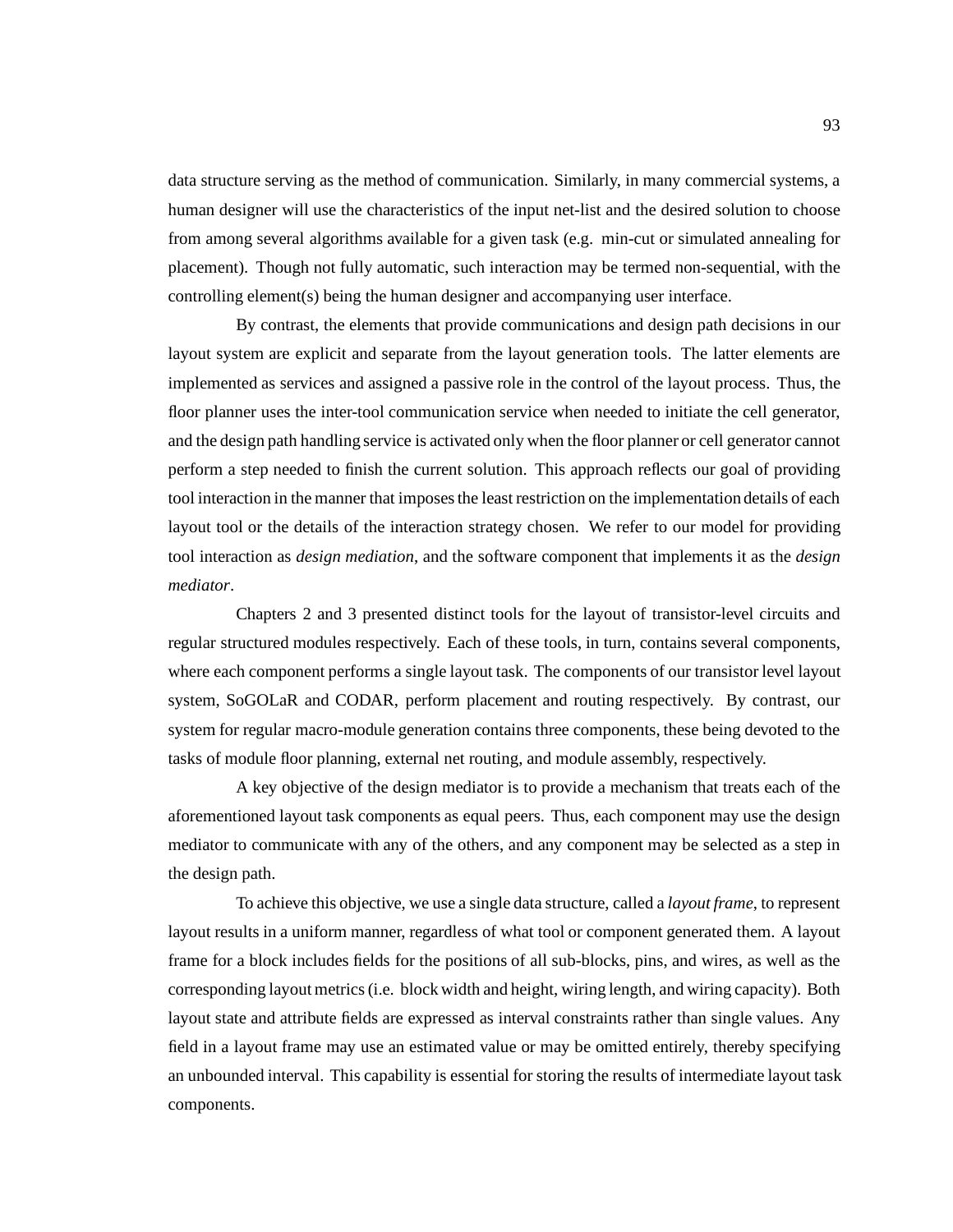data structure serving as the method of communication. Similarly, in many commercial systems, a human designer will use the characteristics of the input net-list and the desired solution to choose from among several algorithms available for a given task (e.g. min-cut or simulated annealing for placement). Though not fully automatic, such interaction may be termed non-sequential, with the controlling element(s) being the human designer and accompanying user interface.

By contrast, the elements that provide communications and design path decisions in our layout system are explicit and separate from the layout generation tools. The latter elements are implemented as services and assigned a passive role in the control of the layout process. Thus, the floor planner uses the inter-tool communication service when needed to initiate the cell generator, and the design path handling service is activated only when the floor planner or cell generator cannot perform a step needed to finish the current solution. This approach reflects our goal of providing tool interaction in the manner that imposes the least restriction on the implementation details of each layout tool or the details of the interaction strategy chosen. We refer to our model for providing tool interaction as *design mediation*, and the software component that implements it as the *design mediator*.

Chapters 2 and 3 presented distinct tools for the layout of transistor-level circuits and regular structured modules respectively. Each of these tools, in turn, contains several components, where each component performs a single layout task. The components of our transistor level layout system, SoGOLaR and CODAR, perform placement and routing respectively. By contrast, our system for regular macro-module generation contains three components, these being devoted to the tasks of module floor planning, external net routing, and module assembly, respectively.

A key objective of the design mediator is to provide a mechanism that treats each of the aforementioned layout task components as equal peers. Thus, each component may use the design mediator to communicate with any of the others, and any component may be selected as a step in the design path.

To achieve this objective, we use a single data structure, called a *layout frame*, to represent layout results in a uniform manner, regardless of what tool or component generated them. A layout frame for a block includes fields for the positions of all sub-blocks, pins, and wires, as well as the corresponding layout metrics (i.e. block width and height, wiring length, and wiring capacity). Both layout state and attribute fields are expressed as interval constraints rather than single values. Any field in a layout frame may use an estimated value or may be omitted entirely, thereby specifying an unbounded interval. This capability is essential for storing the results of intermediate layout task components.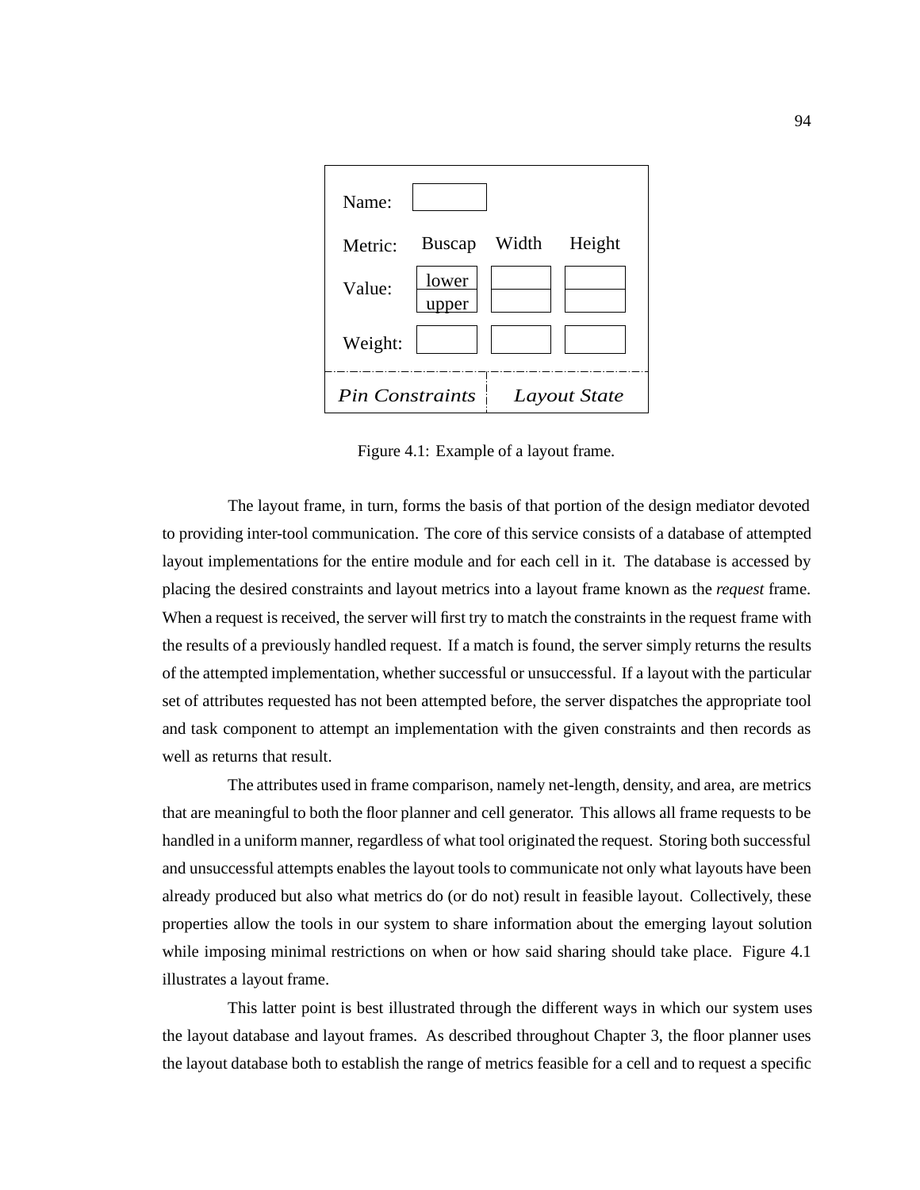| Name: | | | |
|---|---|---|---|
| Metric: | Buscap | Width | Height |
| Value: | lower / upper | | |
| Weight: | | | |
| *Pin Constraints* | | *Layout State* | |

Figure 4.1: Example of a layout frame.

The layout frame, in turn, forms the basis of that portion of the design mediator devoted to providing inter-tool communication. The core of this service consists of a database of attempted layout implementations for the entire module and for each cell in it. The database is accessed by placing the desired constraints and layout metrics into a layout frame known as the *request* frame. When a request is received, the server will first try to match the constraints in the request frame with the results of a previously handled request. If a match is found, the server simply returns the results of the attempted implementation, whether successful or unsuccessful. If a layout with the particular set of attributes requested has not been attempted before, the server dispatches the appropriate tool and task component to attempt an implementation with the given constraints and then records as well as returns that result.

The attributes used in frame comparison, namely net-length, density, and area, are metrics that are meaningful to both the floor planner and cell generator. This allows all frame requests to be handled in a uniform manner, regardless of what tool originated the request. Storing both successful and unsuccessful attempts enables the layout tools to communicate not only what layouts have been already produced but also what metrics do (or do not) result in feasible layout. Collectively, these properties allow the tools in our system to share information about the emerging layout solution while imposing minimal restrictions on when or how said sharing should take place. Figure 4.1 illustrates a layout frame.

This latter point is best illustrated through the different ways in which our system uses the layout database and layout frames. As described throughout Chapter 3, the floor planner uses the layout database both to establish the range of metrics feasible for a cell and to request a specific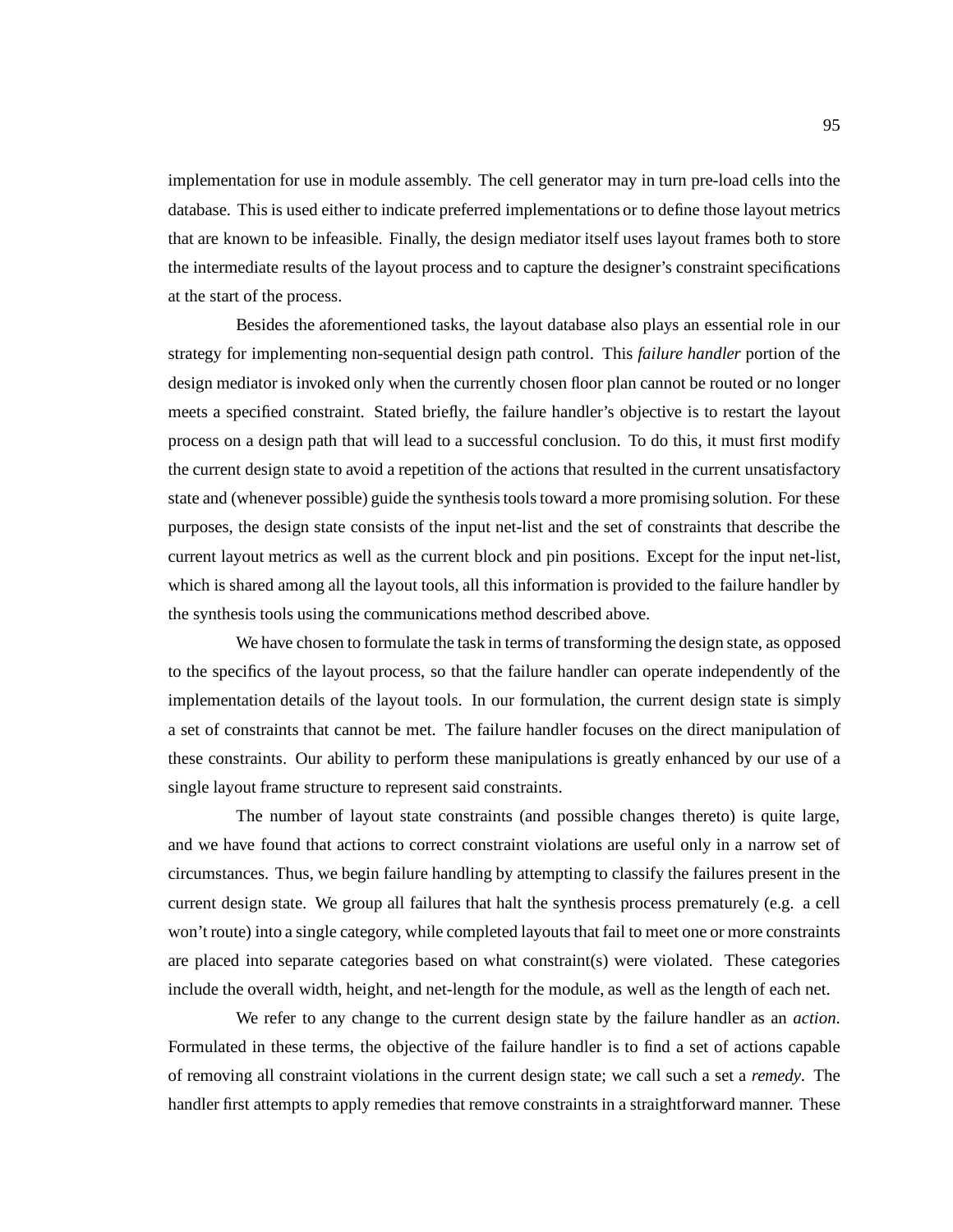implementation for use in module assembly. The cell generator may in turn pre-load cells into the database. This is used either to indicate preferred implementations or to define those layout metrics that are known to be infeasible. Finally, the design mediator itself uses layout frames both to store the intermediate results of the layout process and to capture the designer's constraint specifications at the start of the process.

Besides the aforementioned tasks, the layout database also plays an essential role in our strategy for implementing non-sequential design path control. This *failure handler* portion of the design mediator is invoked only when the currently chosen floor plan cannot be routed or no longer meets a specified constraint. Stated briefly, the failure handler's objective is to restart the layout process on a design path that will lead to a successful conclusion. To do this, it must first modify the current design state to avoid a repetition of the actions that resulted in the current unsatisfactory state and (whenever possible) guide the synthesis tools toward a more promising solution. For these purposes, the design state consists of the input net-list and the set of constraints that describe the current layout metrics as well as the current block and pin positions. Except for the input net-list, which is shared among all the layout tools, all this information is provided to the failure handler by the synthesis tools using the communications method described above.

We have chosen to formulate the task in terms of transforming the design state, as opposed to the specifics of the layout process, so that the failure handler can operate independently of the implementation details of the layout tools. In our formulation, the current design state is simply a set of constraints that cannot be met. The failure handler focuses on the direct manipulation of these constraints. Our ability to perform these manipulations is greatly enhanced by our use of a single layout frame structure to represent said constraints.

The number of layout state constraints (and possible changes thereto) is quite large, and we have found that actions to correct constraint violations are useful only in a narrow set of circumstances. Thus, we begin failure handling by attempting to classify the failures present in the current design state. We group all failures that halt the synthesis process prematurely (e.g. a cell won't route) into a single category, while completed layouts that fail to meet one or more constraints are placed into separate categories based on what constraint(s) were violated. These categories include the overall width, height, and net-length for the module, as well as the length of each net.

We refer to any change to the current design state by the failure handler as an *action*. Formulated in these terms, the objective of the failure handler is to find a set of actions capable of removing all constraint violations in the current design state; we call such a set a *remedy*. The handler first attempts to apply remedies that remove constraints in a straightforward manner. These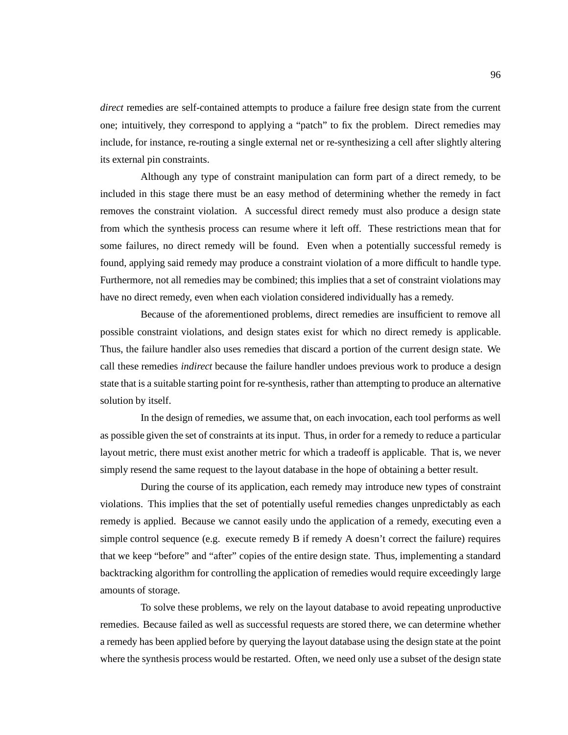*direct* remedies are self-contained attempts to produce a failure free design state from the current one; intuitively, they correspond to applying a "patch" to fix the problem. Direct remedies may include, for instance, re-routing a single external net or re-synthesizing a cell after slightly altering its external pin constraints.

Although any type of constraint manipulation can form part of a direct remedy, to be included in this stage there must be an easy method of determining whether the remedy in fact removes the constraint violation. A successful direct remedy must also produce a design state from which the synthesis process can resume where it left off. These restrictions mean that for some failures, no direct remedy will be found. Even when a potentially successful remedy is found, applying said remedy may produce a constraint violation of a more difficult to handle type. Furthermore, not all remedies may be combined; this implies that a set of constraint violations may have no direct remedy, even when each violation considered individually has a remedy.

Because of the aforementioned problems, direct remedies are insufficient to remove all possible constraint violations, and design states exist for which no direct remedy is applicable. Thus, the failure handler also uses remedies that discard a portion of the current design state. We call these remedies *indirect* because the failure handler undoes previous work to produce a design state that is a suitable starting point for re-synthesis, rather than attempting to produce an alternative solution by itself.

In the design of remedies, we assume that, on each invocation, each tool performs as well as possible given the set of constraints at its input. Thus, in order for a remedy to reduce a particular layout metric, there must exist another metric for which a tradeoff is applicable. That is, we never simply resend the same request to the layout database in the hope of obtaining a better result.

During the course of its application, each remedy may introduce new types of constraint violations. This implies that the set of potentially useful remedies changes unpredictably as each remedy is applied. Because we cannot easily undo the application of a remedy, executing even a simple control sequence (e.g. execute remedy B if remedy A doesn't correct the failure) requires that we keep "before" and "after" copies of the entire design state. Thus, implementing a standard backtracking algorithm for controlling the application of remedies would require exceedingly large amounts of storage.

To solve these problems, we rely on the layout database to avoid repeating unproductive remedies. Because failed as well as successful requests are stored there, we can determine whether a remedy has been applied before by querying the layout database using the design state at the point where the synthesis process would be restarted. Often, we need only use a subset of the design state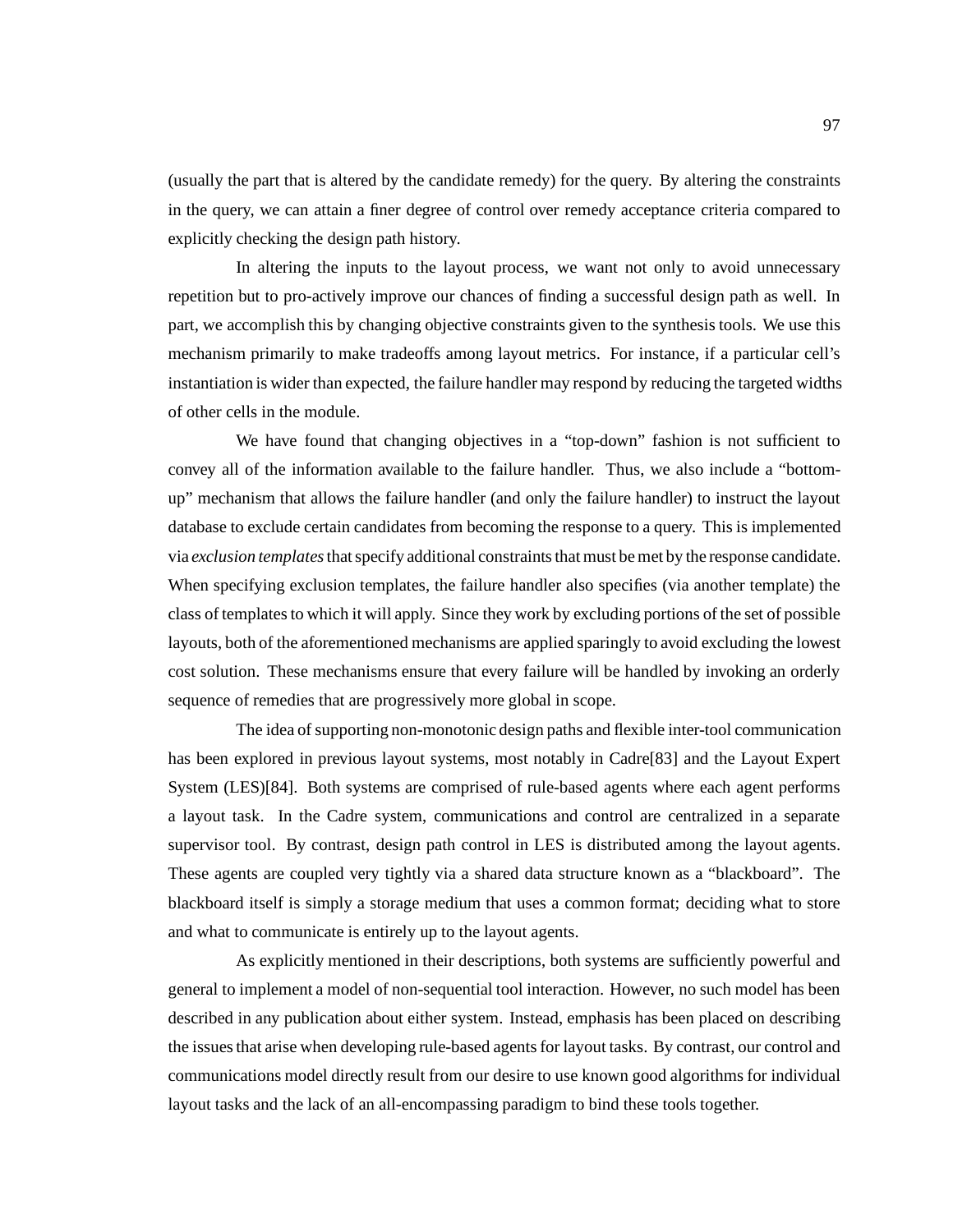(usually the part that is altered by the candidate remedy) for the query. By altering the constraints in the query, we can attain a finer degree of control over remedy acceptance criteria compared to explicitly checking the design path history.

In altering the inputs to the layout process, we want not only to avoid unnecessary repetition but to pro-actively improve our chances of finding a successful design path as well. In part, we accomplish this by changing objective constraints given to the synthesis tools. We use this mechanism primarily to make tradeoffs among layout metrics. For instance, if a particular cell's instantiation is wider than expected, the failure handler may respond by reducing the targeted widths of other cells in the module.

We have found that changing objectives in a "top-down" fashion is not sufficient to convey all of the information available to the failure handler. Thus, we also include a "bottom-up" mechanism that allows the failure handler (and only the failure handler) to instruct the layout database to exclude certain candidates from becoming the response to a query. This is implemented via *exclusion templates* that specify additional constraints that must be met by the response candidate. When specifying exclusion templates, the failure handler also specifies (via another template) the class of templates to which it will apply. Since they work by excluding portions of the set of possible layouts, both of the aforementioned mechanisms are applied sparingly to avoid excluding the lowest cost solution. These mechanisms ensure that every failure will be handled by invoking an orderly sequence of remedies that are progressively more global in scope.

The idea of supporting non-monotonic design paths and flexible inter-tool communication has been explored in previous layout systems, most notably in Cadre[83] and the Layout Expert System (LES)[84]. Both systems are comprised of rule-based agents where each agent performs a layout task. In the Cadre system, communications and control are centralized in a separate supervisor tool. By contrast, design path control in LES is distributed among the layout agents. These agents are coupled very tightly via a shared data structure known as a "blackboard". The blackboard itself is simply a storage medium that uses a common format; deciding what to store and what to communicate is entirely up to the layout agents.

As explicitly mentioned in their descriptions, both systems are sufficiently powerful and general to implement a model of non-sequential tool interaction. However, no such model has been described in any publication about either system. Instead, emphasis has been placed on describing the issues that arise when developing rule-based agents for layout tasks. By contrast, our control and communications model directly result from our desire to use known good algorithms for individual layout tasks and the lack of an all-encompassing paradigm to bind these tools together.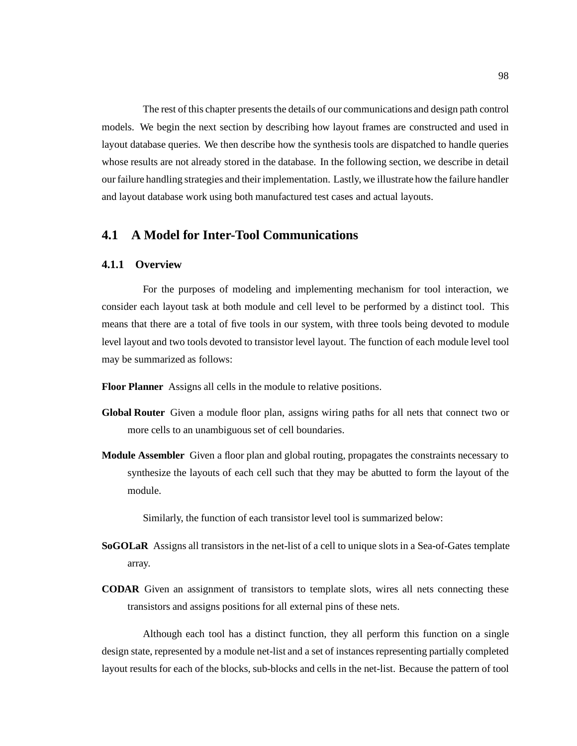The rest of this chapter presents the details of our communications and design path control models. We begin the next section by describing how layout frames are constructed and used in layout database queries. We then describe how the synthesis tools are dispatched to handle queries whose results are not already stored in the database. In the following section, we describe in detail our failure handling strategies and their implementation. Lastly, we illustrate how the failure handler and layout database work using both manufactured test cases and actual layouts.

## 4.1 A Model for Inter-Tool Communications

### 4.1.1 Overview

For the purposes of modeling and implementing mechanism for tool interaction, we consider each layout task at both module and cell level to be performed by a distinct tool. This means that there are a total of five tools in our system, with three tools being devoted to module level layout and two tools devoted to transistor level layout. The function of each module level tool may be summarized as follows:

**Floor Planner** Assigns all cells in the module to relative positions.

**Global Router** Given a module floor plan, assigns wiring paths for all nets that connect two or more cells to an unambiguous set of cell boundaries.

**Module Assembler** Given a floor plan and global routing, propagates the constraints necessary to synthesize the layouts of each cell such that they may be abutted to form the layout of the module.

Similarly, the function of each transistor level tool is summarized below:

**SoGOLaR** Assigns all transistors in the net-list of a cell to unique slots in a Sea-of-Gates template array.

**CODAR** Given an assignment of transistors to template slots, wires all nets connecting these transistors and assigns positions for all external pins of these nets.

Although each tool has a distinct function, they all perform this function on a single design state, represented by a module net-list and a set of instances representing partially completed layout results for each of the blocks, sub-blocks and cells in the net-list. Because the pattern of tool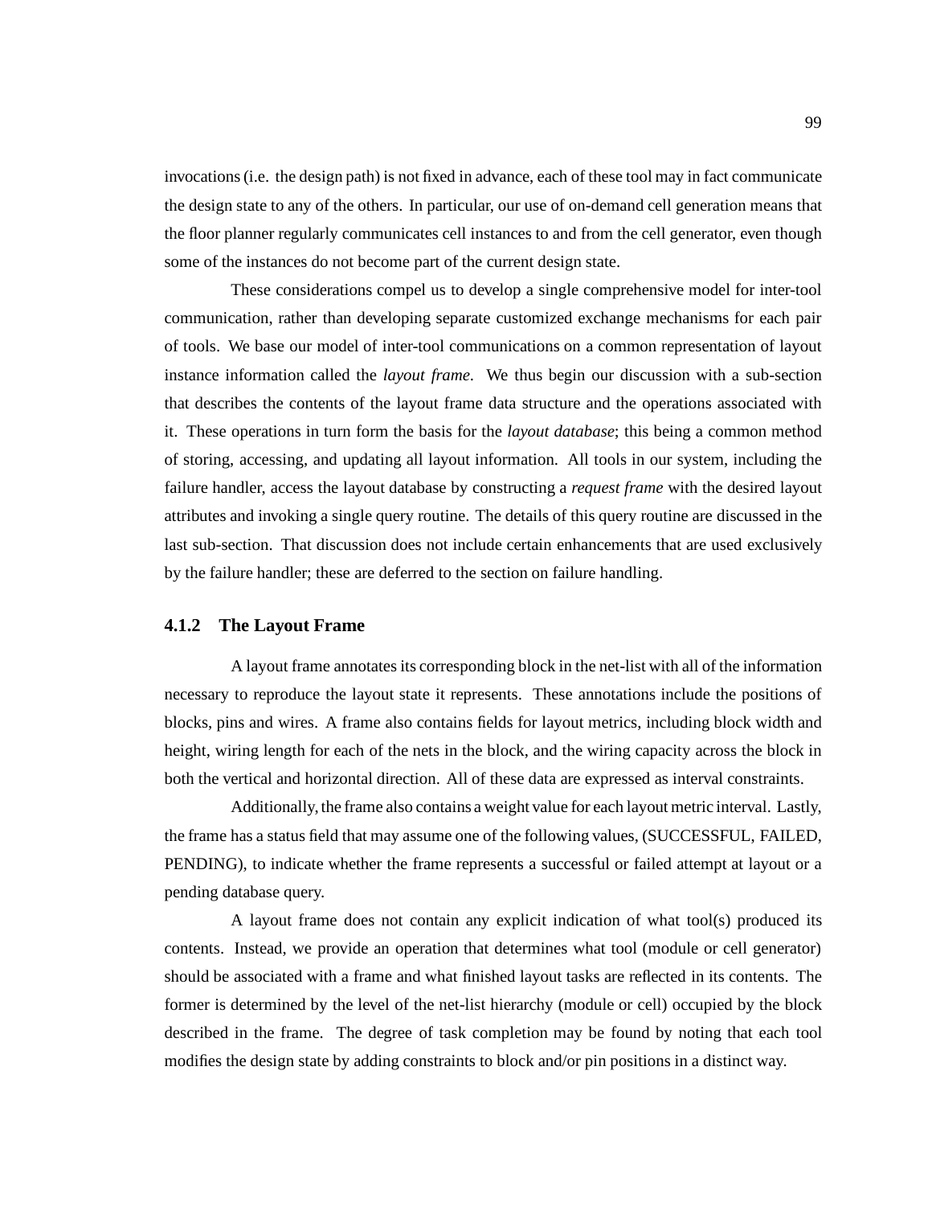invocations (i.e. the design path) is not fixed in advance, each of these tool may in fact communicate the design state to any of the others. In particular, our use of on-demand cell generation means that the floor planner regularly communicates cell instances to and from the cell generator, even though some of the instances do not become part of the current design state.

These considerations compel us to develop a single comprehensive model for inter-tool communication, rather than developing separate customized exchange mechanisms for each pair of tools. We base our model of inter-tool communications on a common representation of layout instance information called the *layout frame*. We thus begin our discussion with a sub-section that describes the contents of the layout frame data structure and the operations associated with it. These operations in turn form the basis for the *layout database*; this being a common method of storing, accessing, and updating all layout information. All tools in our system, including the failure handler, access the layout database by constructing a *request frame* with the desired layout attributes and invoking a single query routine. The details of this query routine are discussed in the last sub-section. That discussion does not include certain enhancements that are used exclusively by the failure handler; these are deferred to the section on failure handling.

### 4.1.2 The Layout Frame

A layout frame annotates its corresponding block in the net-list with all of the information necessary to reproduce the layout state it represents. These annotations include the positions of blocks, pins and wires. A frame also contains fields for layout metrics, including block width and height, wiring length for each of the nets in the block, and the wiring capacity across the block in both the vertical and horizontal direction. All of these data are expressed as interval constraints.

Additionally, the frame also contains a weight value for each layout metric interval. Lastly, the frame has a status field that may assume one of the following values, (SUCCESSFUL, FAILED, PENDING), to indicate whether the frame represents a successful or failed attempt at layout or a pending database query.

A layout frame does not contain any explicit indication of what tool(s) produced its contents. Instead, we provide an operation that determines what tool (module or cell generator) should be associated with a frame and what finished layout tasks are reflected in its contents. The former is determined by the level of the net-list hierarchy (module or cell) occupied by the block described in the frame. The degree of task completion may be found by noting that each tool modifies the design state by adding constraints to block and/or pin positions in a distinct way.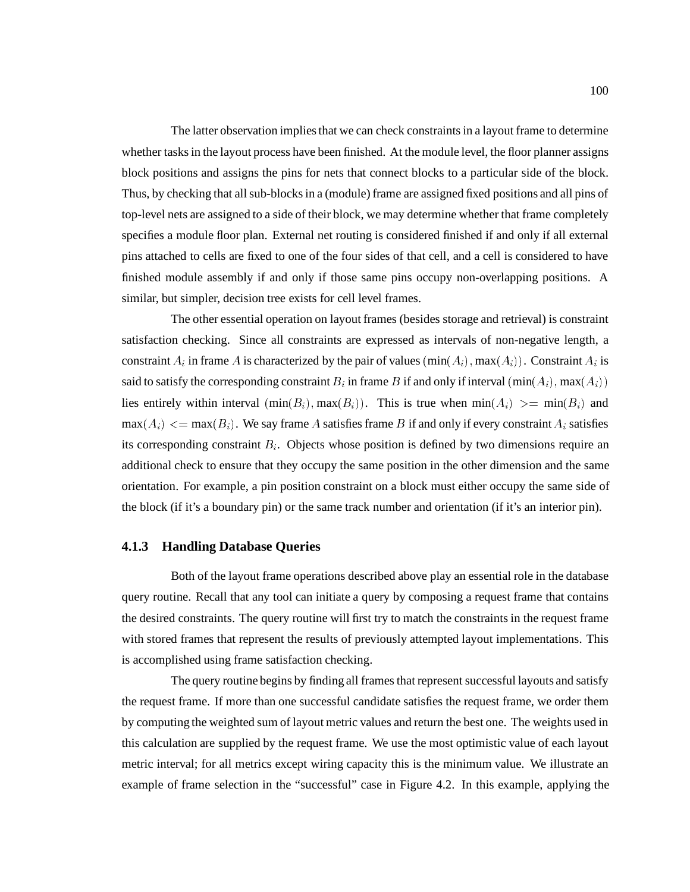The latter observation implies that we can check constraints in a layout frame to determine whether tasks in the layout process have been finished. At the module level, the floor planner assigns block positions and assigns the pins for nets that connect blocks to a particular side of the block. Thus, by checking that all sub-blocks in a (module) frame are assigned fixed positions and all pins of top-level nets are assigned to a side of their block, we may determine whether that frame completely specifies a module floor plan. External net routing is considered finished if and only if all external pins attached to cells are fixed to one of the four sides of that cell, and a cell is considered to have finished module assembly if and only if those same pins occupy non-overlapping positions. A similar, but simpler, decision tree exists for cell level frames.

The other essential operation on layout frames (besides storage and retrieval) is constraint satisfaction checking. Since all constraints are expressed as intervals of non-negative length, a constraint $A_i$ in frame $A$ is characterized by the pair of values $(\min(A_i), \max(A_i))$. Constraint $A_i$ is said to satisfy the corresponding constraint $B_i$ in frame $B$ if and only if interval $(\min(A_i), \max(A_i))$ lies entirely within interval $(\min(B_i), \max(B_i))$. This is true when $\min(A_i) >= \min(B_i)$ and $\max(A_i) <= \max(B_i)$. We say frame $A$ satisfies frame $B$ if and only if every constraint $A_i$ satisfies its corresponding constraint $B_i$. Objects whose position is defined by two dimensions require an additional check to ensure that they occupy the same position in the other dimension and the same orientation. For example, a pin position constraint on a block must either occupy the same side of the block (if it's a boundary pin) or the same track number and orientation (if it's an interior pin).

### 4.1.3 Handling Database Queries

Both of the layout frame operations described above play an essential role in the database query routine. Recall that any tool can initiate a query by composing a request frame that contains the desired constraints. The query routine will first try to match the constraints in the request frame with stored frames that represent the results of previously attempted layout implementations. This is accomplished using frame satisfaction checking.

The query routine begins by finding all frames that represent successful layouts and satisfy the request frame. If more than one successful candidate satisfies the request frame, we order them by computing the weighted sum of layout metric values and return the best one. The weights used in this calculation are supplied by the request frame. We use the most optimistic value of each layout metric interval; for all metrics except wiring capacity this is the minimum value. We illustrate an example of frame selection in the "successful" case in Figure 4.2. In this example, applying the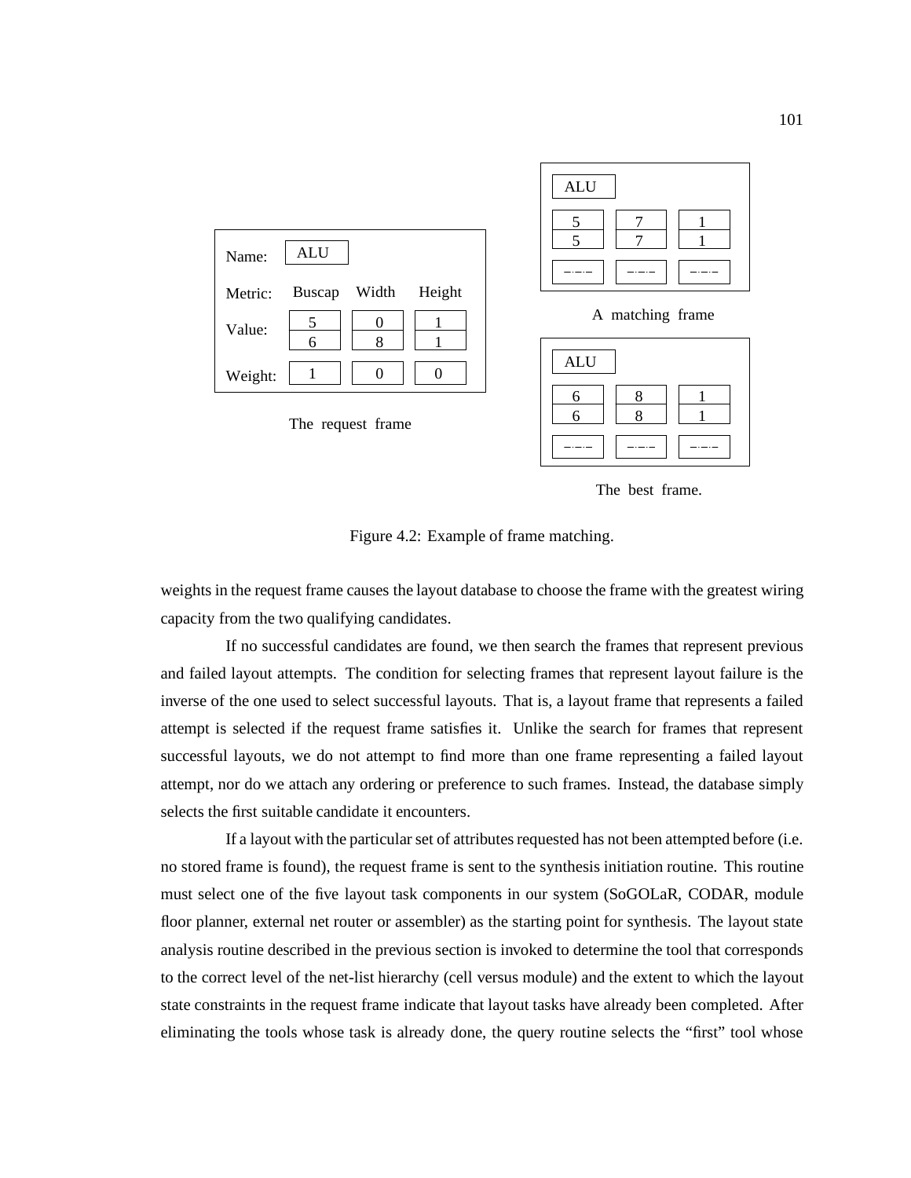| Name: | ALU | | |
| --- | --- | --- | --- |
| Metric: | Buscap | Width | Height |
| Value: | 5 / 6 | 0 / 8 | 1 / 1 |
| Weight: | 1 | 0 | 0 |

The request frame

| ALU | | |
| --- | --- | --- |
| 5 / 5 | 7 / 7 | 1 / 1 |
| – . – . – | – . – . – | – . – . – |

A matching frame

| ALU | | |
| --- | --- | --- |
| 6 / 6 | 8 / 8 | 1 / 1 |
| – . – . – | – . – . – | – . – . – |

The best frame.

Figure 4.2: Example of frame matching.

weights in the request frame causes the layout database to choose the frame with the greatest wiring capacity from the two qualifying candidates.

If no successful candidates are found, we then search the frames that represent previous and failed layout attempts. The condition for selecting frames that represent layout failure is the inverse of the one used to select successful layouts. That is, a layout frame that represents a failed attempt is selected if the request frame satisfies it. Unlike the search for frames that represent successful layouts, we do not attempt to find more than one frame representing a failed layout attempt, nor do we attach any ordering or preference to such frames. Instead, the database simply selects the first suitable candidate it encounters.

If a layout with the particular set of attributes requested has not been attempted before (i.e. no stored frame is found), the request frame is sent to the synthesis initiation routine. This routine must select one of the five layout task components in our system (SoGOLaR, CODAR, module floor planner, external net router or assembler) as the starting point for synthesis. The layout state analysis routine described in the previous section is invoked to determine the tool that corresponds to the correct level of the net-list hierarchy (cell versus module) and the extent to which the layout state constraints in the request frame indicate that layout tasks have already been completed. After eliminating the tools whose task is already done, the query routine selects the "first" tool whose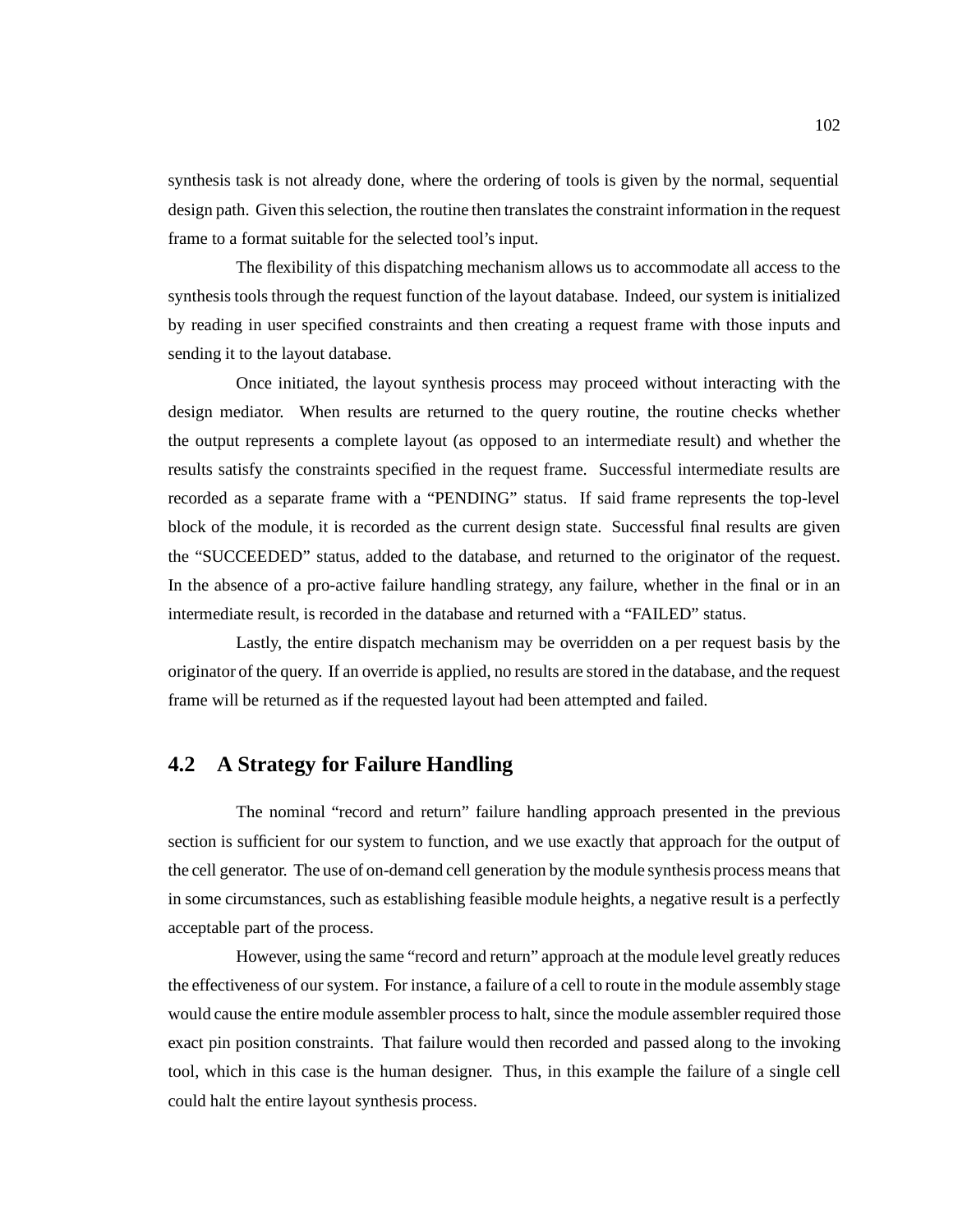synthesis task is not already done, where the ordering of tools is given by the normal, sequential design path. Given this selection, the routine then translates the constraint information in the request frame to a format suitable for the selected tool's input.

The flexibility of this dispatching mechanism allows us to accommodate all access to the synthesis tools through the request function of the layout database. Indeed, our system is initialized by reading in user specified constraints and then creating a request frame with those inputs and sending it to the layout database.

Once initiated, the layout synthesis process may proceed without interacting with the design mediator. When results are returned to the query routine, the routine checks whether the output represents a complete layout (as opposed to an intermediate result) and whether the results satisfy the constraints specified in the request frame. Successful intermediate results are recorded as a separate frame with a "PENDING" status. If said frame represents the top-level block of the module, it is recorded as the current design state. Successful final results are given the "SUCCEEDED" status, added to the database, and returned to the originator of the request. In the absence of a pro-active failure handling strategy, any failure, whether in the final or in an intermediate result, is recorded in the database and returned with a "FAILED" status.

Lastly, the entire dispatch mechanism may be overridden on a per request basis by the originator of the query. If an override is applied, no results are stored in the database, and the request frame will be returned as if the requested layout had been attempted and failed.

## 4.2 A Strategy for Failure Handling

The nominal "record and return" failure handling approach presented in the previous section is sufficient for our system to function, and we use exactly that approach for the output of the cell generator. The use of on-demand cell generation by the module synthesis process means that in some circumstances, such as establishing feasible module heights, a negative result is a perfectly acceptable part of the process.

However, using the same "record and return" approach at the module level greatly reduces the effectiveness of our system. For instance, a failure of a cell to route in the module assembly stage would cause the entire module assembler process to halt, since the module assembler required those exact pin position constraints. That failure would then recorded and passed along to the invoking tool, which in this case is the human designer. Thus, in this example the failure of a single cell could halt the entire layout synthesis process.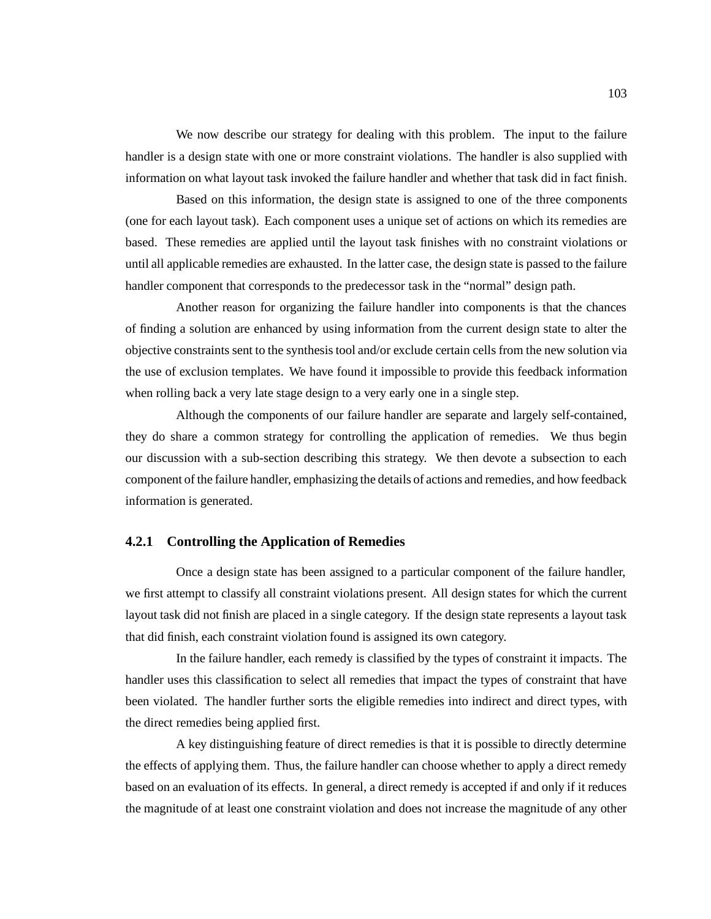We now describe our strategy for dealing with this problem. The input to the failure handler is a design state with one or more constraint violations. The handler is also supplied with information on what layout task invoked the failure handler and whether that task did in fact finish.

Based on this information, the design state is assigned to one of the three components (one for each layout task). Each component uses a unique set of actions on which its remedies are based. These remedies are applied until the layout task finishes with no constraint violations or until all applicable remedies are exhausted. In the latter case, the design state is passed to the failure handler component that corresponds to the predecessor task in the "normal" design path.

Another reason for organizing the failure handler into components is that the chances of finding a solution are enhanced by using information from the current design state to alter the objective constraints sent to the synthesis tool and/or exclude certain cells from the new solution via the use of exclusion templates. We have found it impossible to provide this feedback information when rolling back a very late stage design to a very early one in a single step.

Although the components of our failure handler are separate and largely self-contained, they do share a common strategy for controlling the application of remedies. We thus begin our discussion with a sub-section describing this strategy. We then devote a subsection to each component of the failure handler, emphasizing the details of actions and remedies, and how feedback information is generated.

### 4.2.1 Controlling the Application of Remedies

Once a design state has been assigned to a particular component of the failure handler, we first attempt to classify all constraint violations present. All design states for which the current layout task did not finish are placed in a single category. If the design state represents a layout task that did finish, each constraint violation found is assigned its own category.

In the failure handler, each remedy is classified by the types of constraint it impacts. The handler uses this classification to select all remedies that impact the types of constraint that have been violated. The handler further sorts the eligible remedies into indirect and direct types, with the direct remedies being applied first.

A key distinguishing feature of direct remedies is that it is possible to directly determine the effects of applying them. Thus, the failure handler can choose whether to apply a direct remedy based on an evaluation of its effects. In general, a direct remedy is accepted if and only if it reduces the magnitude of at least one constraint violation and does not increase the magnitude of any other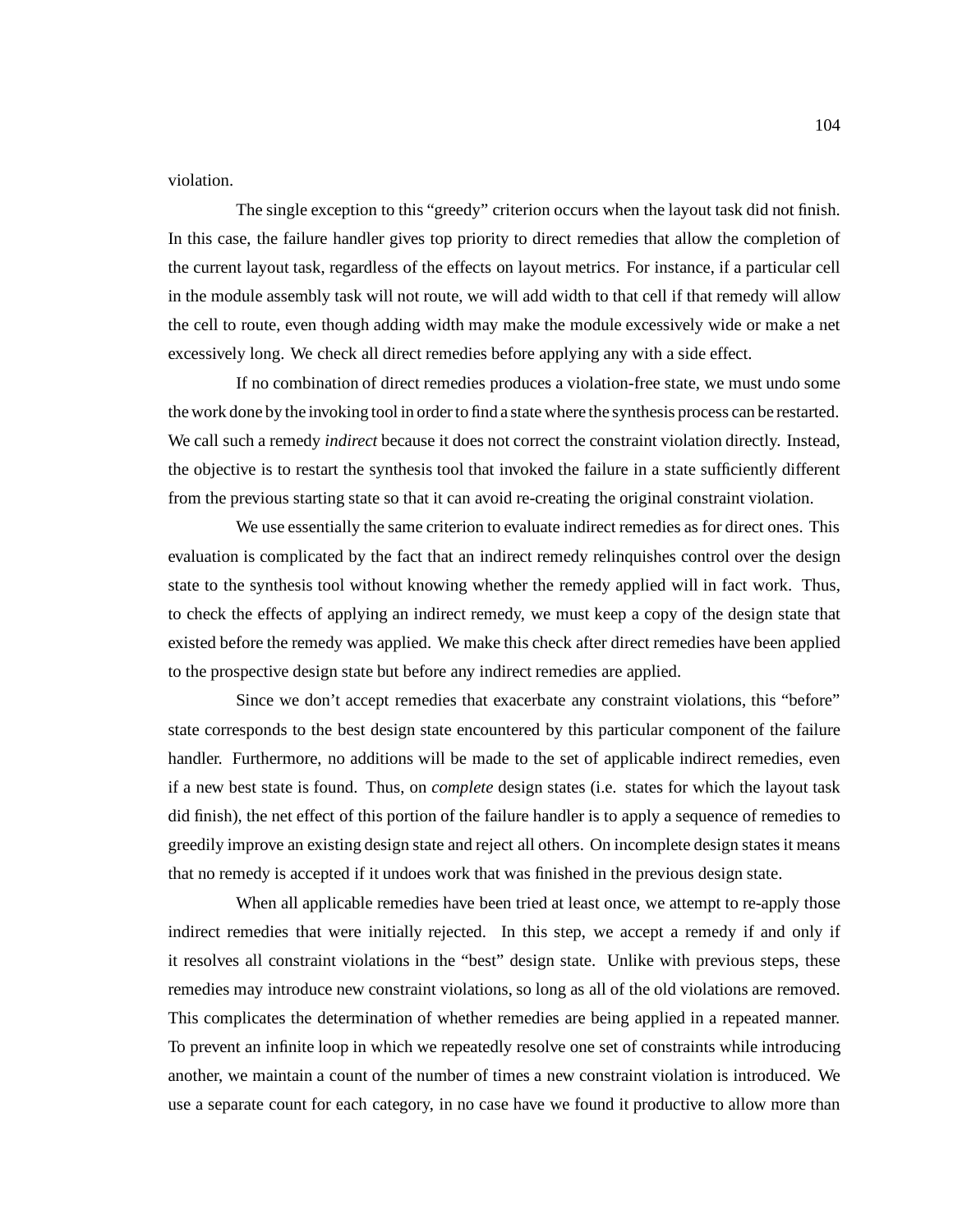violation.

The single exception to this "greedy" criterion occurs when the layout task did not finish. In this case, the failure handler gives top priority to direct remedies that allow the completion of the current layout task, regardless of the effects on layout metrics. For instance, if a particular cell in the module assembly task will not route, we will add width to that cell if that remedy will allow the cell to route, even though adding width may make the module excessively wide or make a net excessively long. We check all direct remedies before applying any with a side effect.

If no combination of direct remedies produces a violation-free state, we must undo some the work done by the invoking tool in order to find a state where the synthesis process can be restarted. We call such a remedy *indirect* because it does not correct the constraint violation directly. Instead, the objective is to restart the synthesis tool that invoked the failure in a state sufficiently different from the previous starting state so that it can avoid re-creating the original constraint violation.

We use essentially the same criterion to evaluate indirect remedies as for direct ones. This evaluation is complicated by the fact that an indirect remedy relinquishes control over the design state to the synthesis tool without knowing whether the remedy applied will in fact work. Thus, to check the effects of applying an indirect remedy, we must keep a copy of the design state that existed before the remedy was applied. We make this check after direct remedies have been applied to the prospective design state but before any indirect remedies are applied.

Since we don't accept remedies that exacerbate any constraint violations, this "before" state corresponds to the best design state encountered by this particular component of the failure handler. Furthermore, no additions will be made to the set of applicable indirect remedies, even if a new best state is found. Thus, on *complete* design states (i.e. states for which the layout task did finish), the net effect of this portion of the failure handler is to apply a sequence of remedies to greedily improve an existing design state and reject all others. On incomplete design states it means that no remedy is accepted if it undoes work that was finished in the previous design state.

When all applicable remedies have been tried at least once, we attempt to re-apply those indirect remedies that were initially rejected. In this step, we accept a remedy if and only if it resolves all constraint violations in the "best" design state. Unlike with previous steps, these remedies may introduce new constraint violations, so long as all of the old violations are removed. This complicates the determination of whether remedies are being applied in a repeated manner. To prevent an infinite loop in which we repeatedly resolve one set of constraints while introducing another, we maintain a count of the number of times a new constraint violation is introduced. We use a separate count for each category, in no case have we found it productive to allow more than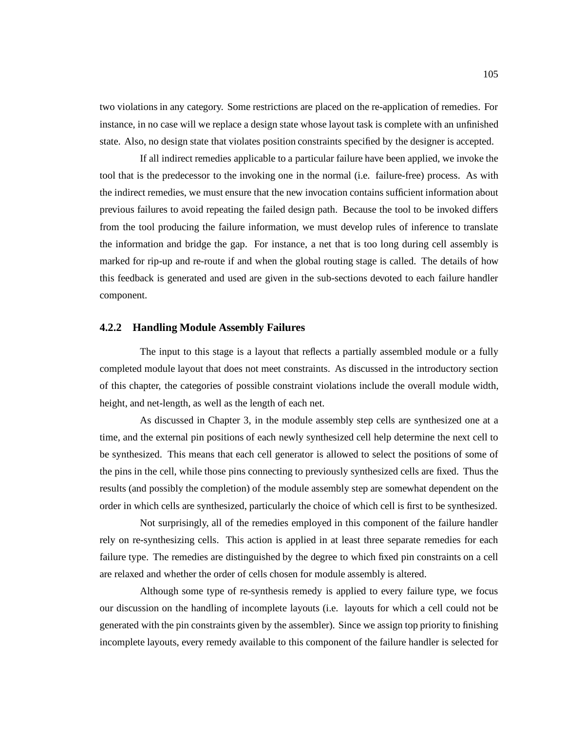two violations in any category. Some restrictions are placed on the re-application of remedies. For instance, in no case will we replace a design state whose layout task is complete with an unfinished state. Also, no design state that violates position constraints specified by the designer is accepted.

If all indirect remedies applicable to a particular failure have been applied, we invoke the tool that is the predecessor to the invoking one in the normal (i.e. failure-free) process. As with the indirect remedies, we must ensure that the new invocation contains sufficient information about previous failures to avoid repeating the failed design path. Because the tool to be invoked differs from the tool producing the failure information, we must develop rules of inference to translate the information and bridge the gap. For instance, a net that is too long during cell assembly is marked for rip-up and re-route if and when the global routing stage is called. The details of how this feedback is generated and used are given in the sub-sections devoted to each failure handler component.

### 4.2.2 Handling Module Assembly Failures

The input to this stage is a layout that reflects a partially assembled module or a fully completed module layout that does not meet constraints. As discussed in the introductory section of this chapter, the categories of possible constraint violations include the overall module width, height, and net-length, as well as the length of each net.

As discussed in Chapter 3, in the module assembly step cells are synthesized one at a time, and the external pin positions of each newly synthesized cell help determine the next cell to be synthesized. This means that each cell generator is allowed to select the positions of some of the pins in the cell, while those pins connecting to previously synthesized cells are fixed. Thus the results (and possibly the completion) of the module assembly step are somewhat dependent on the order in which cells are synthesized, particularly the choice of which cell is first to be synthesized.

Not surprisingly, all of the remedies employed in this component of the failure handler rely on re-synthesizing cells. This action is applied in at least three separate remedies for each failure type. The remedies are distinguished by the degree to which fixed pin constraints on a cell are relaxed and whether the order of cells chosen for module assembly is altered.

Although some type of re-synthesis remedy is applied to every failure type, we focus our discussion on the handling of incomplete layouts (i.e. layouts for which a cell could not be generated with the pin constraints given by the assembler). Since we assign top priority to finishing incomplete layouts, every remedy available to this component of the failure handler is selected for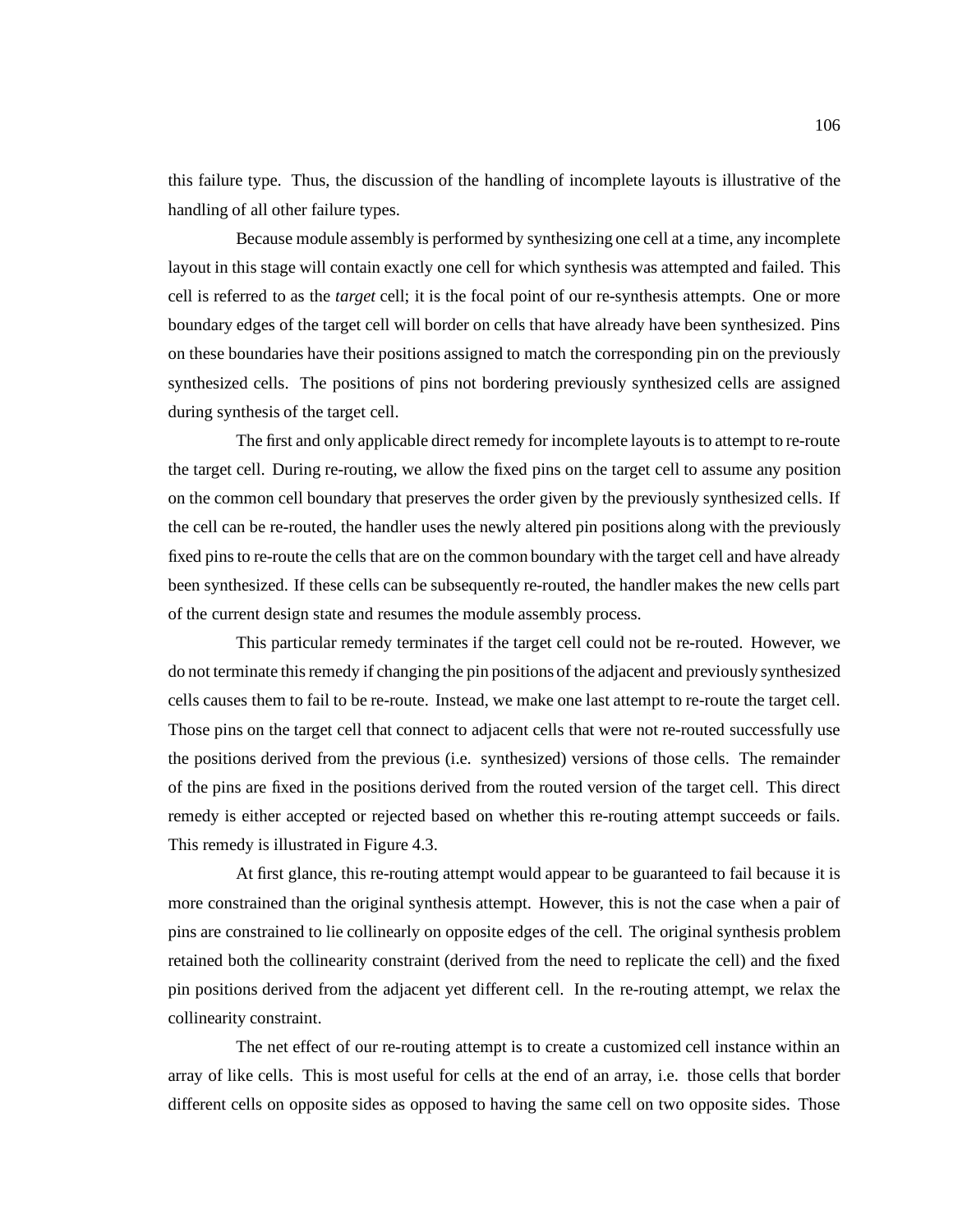this failure type. Thus, the discussion of the handling of incomplete layouts is illustrative of the handling of all other failure types.

Because module assembly is performed by synthesizing one cell at a time, any incomplete layout in this stage will contain exactly one cell for which synthesis was attempted and failed. This cell is referred to as the *target* cell; it is the focal point of our re-synthesis attempts. One or more boundary edges of the target cell will border on cells that have already have been synthesized. Pins on these boundaries have their positions assigned to match the corresponding pin on the previously synthesized cells. The positions of pins not bordering previously synthesized cells are assigned during synthesis of the target cell.

The first and only applicable direct remedy for incomplete layouts is to attempt to re-route the target cell. During re-routing, we allow the fixed pins on the target cell to assume any position on the common cell boundary that preserves the order given by the previously synthesized cells. If the cell can be re-routed, the handler uses the newly altered pin positions along with the previously fixed pins to re-route the cells that are on the common boundary with the target cell and have already been synthesized. If these cells can be subsequently re-routed, the handler makes the new cells part of the current design state and resumes the module assembly process.

This particular remedy terminates if the target cell could not be re-routed. However, we do not terminate this remedy if changing the pin positions of the adjacent and previously synthesized cells causes them to fail to be re-route. Instead, we make one last attempt to re-route the target cell. Those pins on the target cell that connect to adjacent cells that were not re-routed successfully use the positions derived from the previous (i.e. synthesized) versions of those cells. The remainder of the pins are fixed in the positions derived from the routed version of the target cell. This direct remedy is either accepted or rejected based on whether this re-routing attempt succeeds or fails. This remedy is illustrated in Figure 4.3.

At first glance, this re-routing attempt would appear to be guaranteed to fail because it is more constrained than the original synthesis attempt. However, this is not the case when a pair of pins are constrained to lie collinearly on opposite edges of the cell. The original synthesis problem retained both the collinearity constraint (derived from the need to replicate the cell) and the fixed pin positions derived from the adjacent yet different cell. In the re-routing attempt, we relax the collinearity constraint.

The net effect of our re-routing attempt is to create a customized cell instance within an array of like cells. This is most useful for cells at the end of an array, i.e. those cells that border different cells on opposite sides as opposed to having the same cell on two opposite sides. Those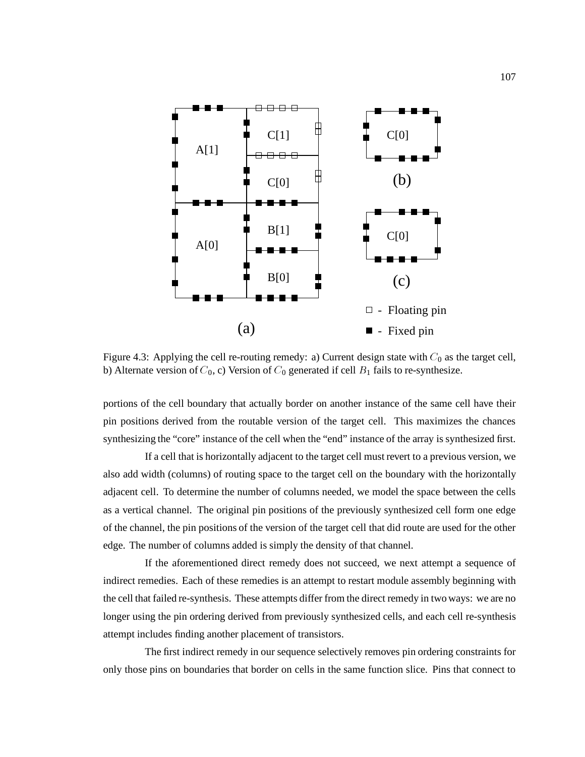Figure 4.3: Applying the cell re-routing remedy: a) Current design state with $C_0$ as the target cell, b) Alternate version of $C_0$, c) Version of $C_0$ generated if cell $B_1$ fails to re-synthesize.

portions of the cell boundary that actually border on another instance of the same cell have their pin positions derived from the routable version of the target cell. This maximizes the chances synthesizing the "core" instance of the cell when the "end" instance of the array is synthesized first.

If a cell that is horizontally adjacent to the target cell must revert to a previous version, we also add width (columns) of routing space to the target cell on the boundary with the horizontally adjacent cell. To determine the number of columns needed, we model the space between the cells as a vertical channel. The original pin positions of the previously synthesized cell form one edge of the channel, the pin positions of the version of the target cell that did route are used for the other edge. The number of columns added is simply the density of that channel.

If the aforementioned direct remedy does not succeed, we next attempt a sequence of indirect remedies. Each of these remedies is an attempt to restart module assembly beginning with the cell that failed re-synthesis. These attempts differ from the direct remedy in two ways: we are no longer using the pin ordering derived from previously synthesized cells, and each cell re-synthesis attempt includes finding another placement of transistors.

The first indirect remedy in our sequence selectively removes pin ordering constraints for only those pins on boundaries that border on cells in the same function slice. Pins that connect to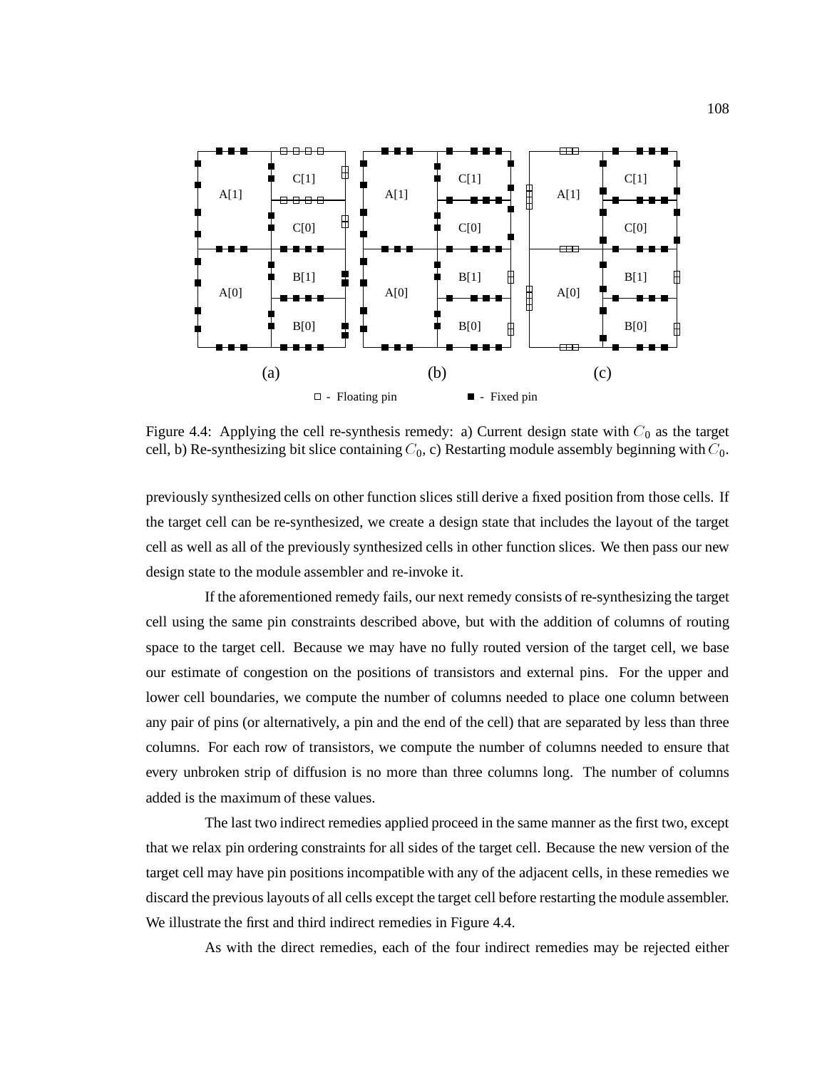Figure 4.4: Applying the cell re-synthesis remedy: a) Current design state with $C_0$ as the target cell, b) Re-synthesizing bit slice containing $C_0$, c) Restarting module assembly beginning with $C_0$.

previously synthesized cells on other function slices still derive a fixed position from those cells. If the target cell can be re-synthesized, we create a design state that includes the layout of the target cell as well as all of the previously synthesized cells in other function slices. We then pass our new design state to the module assembler and re-invoke it.

If the aforementioned remedy fails, our next remedy consists of re-synthesizing the target cell using the same pin constraints described above, but with the addition of columns of routing space to the target cell. Because we may have no fully routed version of the target cell, we base our estimate of congestion on the positions of transistors and external pins. For the upper and lower cell boundaries, we compute the number of columns needed to place one column between any pair of pins (or alternatively, a pin and the end of the cell) that are separated by less than three columns. For each row of transistors, we compute the number of columns needed to ensure that every unbroken strip of diffusion is no more than three columns long. The number of columns added is the maximum of these values.

The last two indirect remedies applied proceed in the same manner as the first two, except that we relax pin ordering constraints for all sides of the target cell. Because the new version of the target cell may have pin positions incompatible with any of the adjacent cells, in these remedies we discard the previous layouts of all cells except the target cell before restarting the module assembler. We illustrate the first and third indirect remedies in Figure 4.4.

As with the direct remedies, each of the four indirect remedies may be rejected either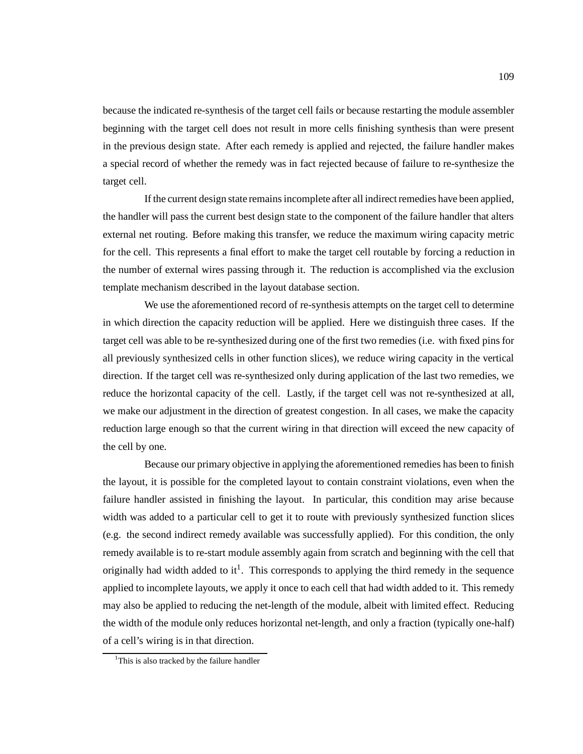because the indicated re-synthesis of the target cell fails or because restarting the module assembler beginning with the target cell does not result in more cells finishing synthesis than were present in the previous design state. After each remedy is applied and rejected, the failure handler makes a special record of whether the remedy was in fact rejected because of failure to re-synthesize the target cell.

If the current design state remains incomplete after all indirect remedies have been applied, the handler will pass the current best design state to the component of the failure handler that alters external net routing. Before making this transfer, we reduce the maximum wiring capacity metric for the cell. This represents a final effort to make the target cell routable by forcing a reduction in the number of external wires passing through it. The reduction is accomplished via the exclusion template mechanism described in the layout database section.

We use the aforementioned record of re-synthesis attempts on the target cell to determine in which direction the capacity reduction will be applied. Here we distinguish three cases. If the target cell was able to be re-synthesized during one of the first two remedies (i.e. with fixed pins for all previously synthesized cells in other function slices), we reduce wiring capacity in the vertical direction. If the target cell was re-synthesized only during application of the last two remedies, we reduce the horizontal capacity of the cell. Lastly, if the target cell was not re-synthesized at all, we make our adjustment in the direction of greatest congestion. In all cases, we make the capacity reduction large enough so that the current wiring in that direction will exceed the new capacity of the cell by one.

Because our primary objective in applying the aforementioned remedies has been to finish the layout, it is possible for the completed layout to contain constraint violations, even when the failure handler assisted in finishing the layout. In particular, this condition may arise because width was added to a particular cell to get it to route with previously synthesized function slices (e.g. the second indirect remedy available was successfully applied). For this condition, the only remedy available is to re-start module assembly again from scratch and beginning with the cell that originally had width added to it[1]. This corresponds to applying the third remedy in the sequence applied to incomplete layouts, we apply it once to each cell that had width added to it. This remedy may also be applied to reducing the net-length of the module, albeit with limited effect. Reducing the width of the module only reduces horizontal net-length, and only a fraction (typically one-half) of a cell's wiring is in that direction.

[1] This is also tracked by the failure handler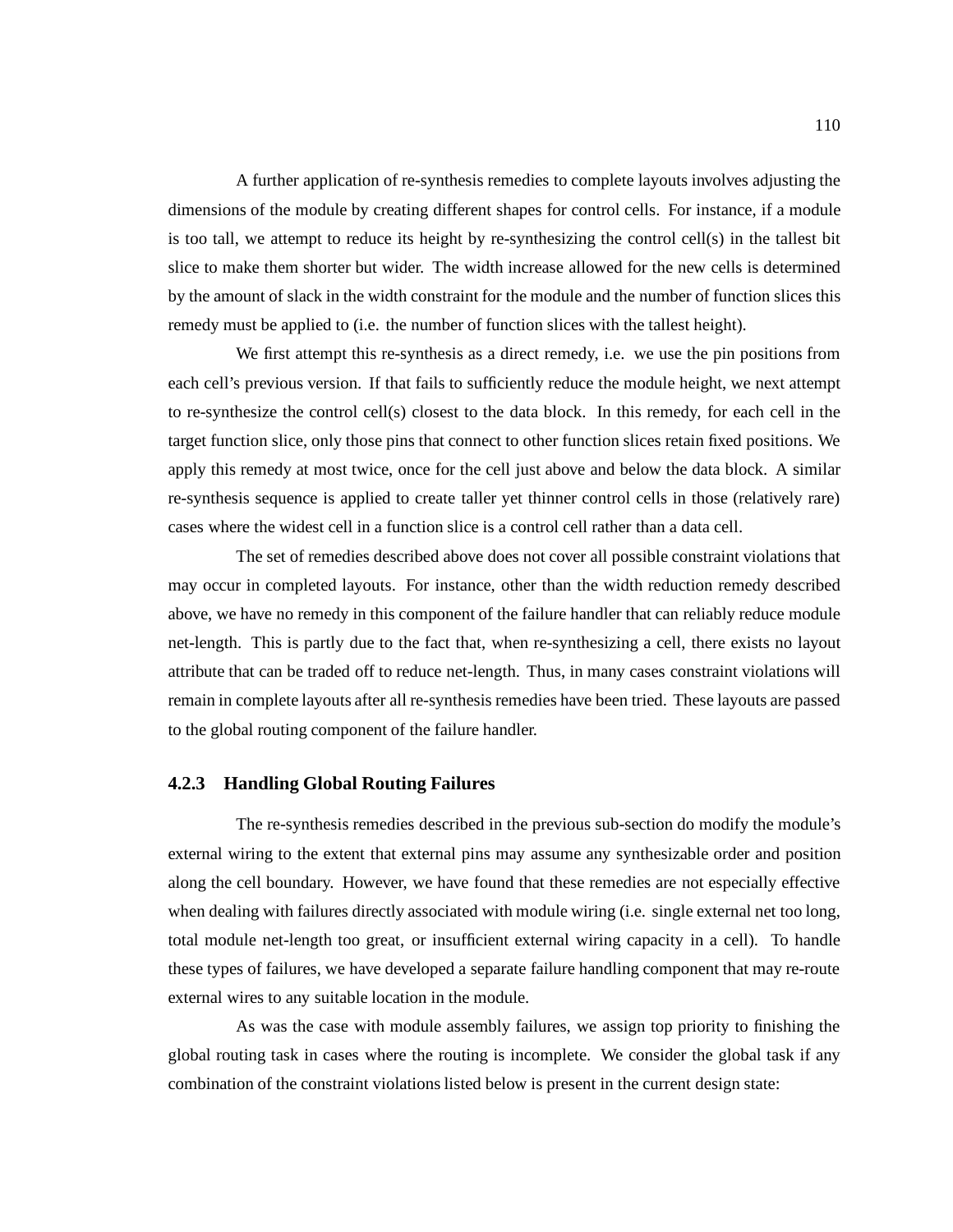A further application of re-synthesis remedies to complete layouts involves adjusting the dimensions of the module by creating different shapes for control cells. For instance, if a module is too tall, we attempt to reduce its height by re-synthesizing the control cell(s) in the tallest bit slice to make them shorter but wider. The width increase allowed for the new cells is determined by the amount of slack in the width constraint for the module and the number of function slices this remedy must be applied to (i.e. the number of function slices with the tallest height).

We first attempt this re-synthesis as a direct remedy, i.e. we use the pin positions from each cell's previous version. If that fails to sufficiently reduce the module height, we next attempt to re-synthesize the control cell(s) closest to the data block. In this remedy, for each cell in the target function slice, only those pins that connect to other function slices retain fixed positions. We apply this remedy at most twice, once for the cell just above and below the data block. A similar re-synthesis sequence is applied to create taller yet thinner control cells in those (relatively rare) cases where the widest cell in a function slice is a control cell rather than a data cell.

The set of remedies described above does not cover all possible constraint violations that may occur in completed layouts. For instance, other than the width reduction remedy described above, we have no remedy in this component of the failure handler that can reliably reduce module net-length. This is partly due to the fact that, when re-synthesizing a cell, there exists no layout attribute that can be traded off to reduce net-length. Thus, in many cases constraint violations will remain in complete layouts after all re-synthesis remedies have been tried. These layouts are passed to the global routing component of the failure handler.

### 4.2.3 Handling Global Routing Failures

The re-synthesis remedies described in the previous sub-section do modify the module's external wiring to the extent that external pins may assume any synthesizable order and position along the cell boundary. However, we have found that these remedies are not especially effective when dealing with failures directly associated with module wiring (i.e. single external net too long, total module net-length too great, or insufficient external wiring capacity in a cell). To handle these types of failures, we have developed a separate failure handling component that may re-route external wires to any suitable location in the module.

As was the case with module assembly failures, we assign top priority to finishing the global routing task in cases where the routing is incomplete. We consider the global task if any combination of the constraint violations listed below is present in the current design state: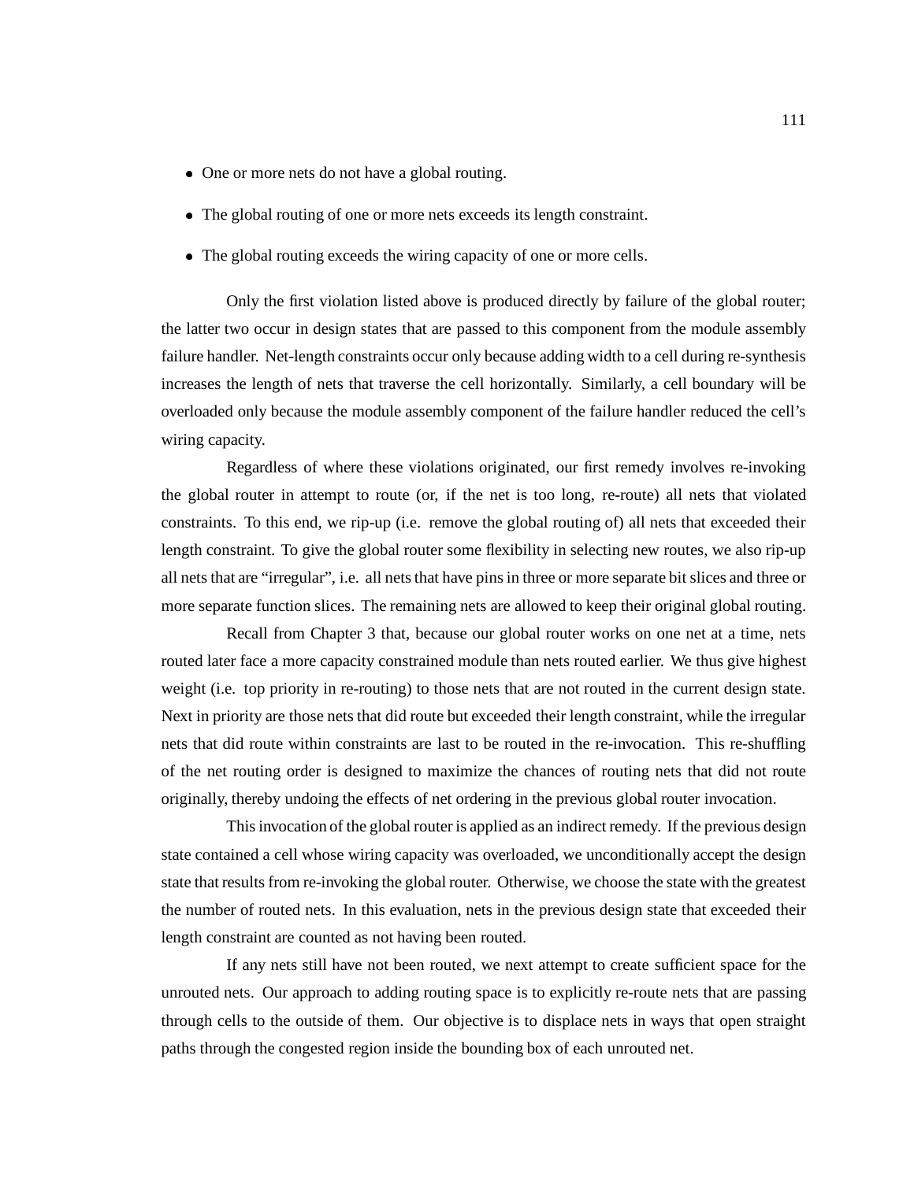- One or more nets do not have a global routing.
- The global routing of one or more nets exceeds its length constraint.
- The global routing exceeds the wiring capacity of one or more cells.

Only the first violation listed above is produced directly by failure of the global router; the latter two occur in design states that are passed to this component from the module assembly failure handler. Net-length constraints occur only because adding width to a cell during re-synthesis increases the length of nets that traverse the cell horizontally. Similarly, a cell boundary will be overloaded only because the module assembly component of the failure handler reduced the cell's wiring capacity.

Regardless of where these violations originated, our first remedy involves re-invoking the global router in attempt to route (or, if the net is too long, re-route) all nets that violated constraints. To this end, we rip-up (i.e. remove the global routing of) all nets that exceeded their length constraint. To give the global router some flexibility in selecting new routes, we also rip-up all nets that are "irregular", i.e. all nets that have pins in three or more separate bit slices and three or more separate function slices. The remaining nets are allowed to keep their original global routing.

Recall from Chapter 3 that, because our global router works on one net at a time, nets routed later face a more capacity constrained module than nets routed earlier. We thus give highest weight (i.e. top priority in re-routing) to those nets that are not routed in the current design state. Next in priority are those nets that did route but exceeded their length constraint, while the irregular nets that did route within constraints are last to be routed in the re-invocation. This re-shuffling of the net routing order is designed to maximize the chances of routing nets that did not route originally, thereby undoing the effects of net ordering in the previous global router invocation.

This invocation of the global router is applied as an indirect remedy. If the previous design state contained a cell whose wiring capacity was overloaded, we unconditionally accept the design state that results from re-invoking the global router. Otherwise, we choose the state with the greatest the number of routed nets. In this evaluation, nets in the previous design state that exceeded their length constraint are counted as not having been routed.

If any nets still have not been routed, we next attempt to create sufficient space for the unrouted nets. Our approach to adding routing space is to explicitly re-route nets that are passing through cells to the outside of them. Our objective is to displace nets in ways that open straight paths through the congested region inside the bounding box of each unrouted net.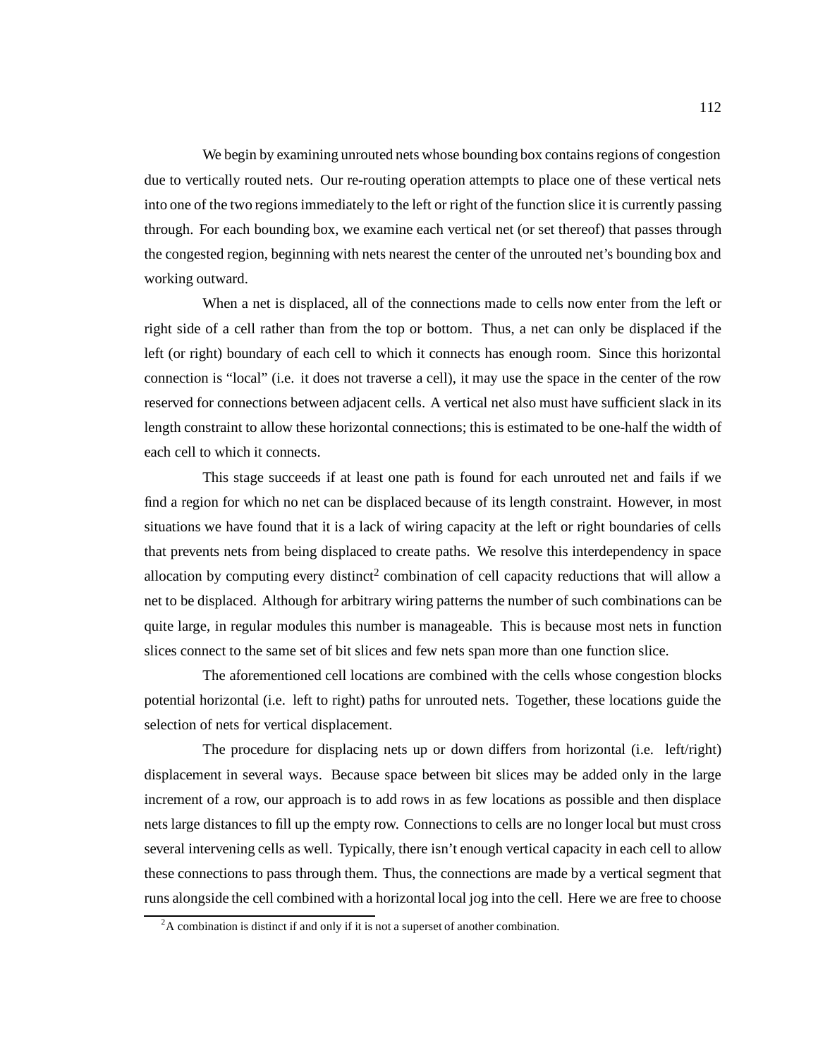We begin by examining unrouted nets whose bounding box contains regions of congestion due to vertically routed nets. Our re-routing operation attempts to place one of these vertical nets into one of the two regions immediately to the left or right of the function slice it is currently passing through. For each bounding box, we examine each vertical net (or set thereof) that passes through the congested region, beginning with nets nearest the center of the unrouted net's bounding box and working outward.

When a net is displaced, all of the connections made to cells now enter from the left or right side of a cell rather than from the top or bottom. Thus, a net can only be displaced if the left (or right) boundary of each cell to which it connects has enough room. Since this horizontal connection is "local" (i.e. it does not traverse a cell), it may use the space in the center of the row reserved for connections between adjacent cells. A vertical net also must have sufficient slack in its length constraint to allow these horizontal connections; this is estimated to be one-half the width of each cell to which it connects.

This stage succeeds if at least one path is found for each unrouted net and fails if we find a region for which no net can be displaced because of its length constraint. However, in most situations we have found that it is a lack of wiring capacity at the left or right boundaries of cells that prevents nets from being displaced to create paths. We resolve this interdependency in space allocation by computing every distinct[2] combination of cell capacity reductions that will allow a net to be displaced. Although for arbitrary wiring patterns the number of such combinations can be quite large, in regular modules this number is manageable. This is because most nets in function slices connect to the same set of bit slices and few nets span more than one function slice.

The aforementioned cell locations are combined with the cells whose congestion blocks potential horizontal (i.e. left to right) paths for unrouted nets. Together, these locations guide the selection of nets for vertical displacement.

The procedure for displacing nets up or down differs from horizontal (i.e. left/right) displacement in several ways. Because space between bit slices may be added only in the large increment of a row, our approach is to add rows in as few locations as possible and then displace nets large distances to fill up the empty row. Connections to cells are no longer local but must cross several intervening cells as well. Typically, there isn't enough vertical capacity in each cell to allow these connections to pass through them. Thus, the connections are made by a vertical segment that runs alongside the cell combined with a horizontal local jog into the cell. Here we are free to choose

[2] A combination is distinct if and only if it is not a superset of another combination.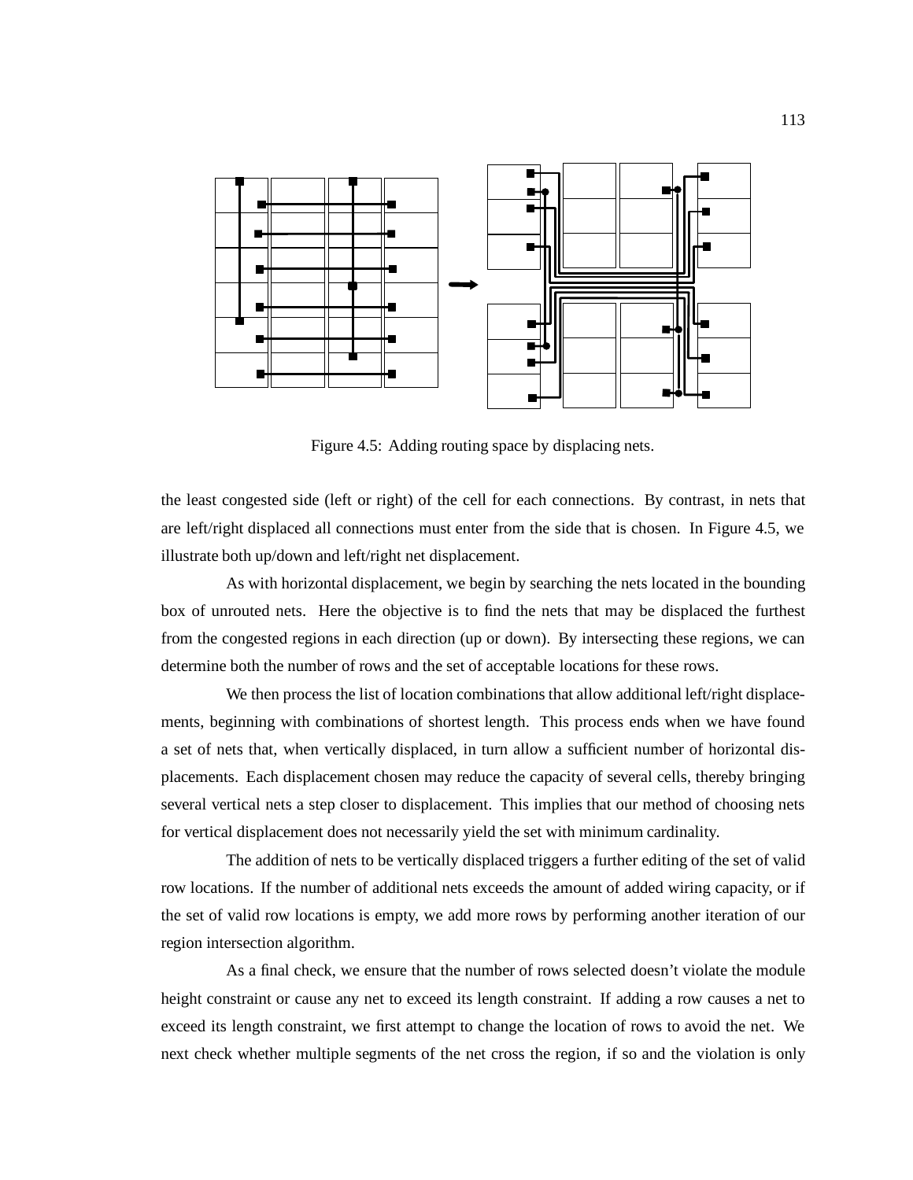Figure 4.5: Adding routing space by displacing nets.

the least congested side (left or right) of the cell for each connections. By contrast, in nets that are left/right displaced all connections must enter from the side that is chosen. In Figure 4.5, we illustrate both up/down and left/right net displacement.

As with horizontal displacement, we begin by searching the nets located in the bounding box of unrouted nets. Here the objective is to find the nets that may be displaced the furthest from the congested regions in each direction (up or down). By intersecting these regions, we can determine both the number of rows and the set of acceptable locations for these rows.

We then process the list of location combinations that allow additional left/right displacements, beginning with combinations of shortest length. This process ends when we have found a set of nets that, when vertically displaced, in turn allow a sufficient number of horizontal displacements. Each displacement chosen may reduce the capacity of several cells, thereby bringing several vertical nets a step closer to displacement. This implies that our method of choosing nets for vertical displacement does not necessarily yield the set with minimum cardinality.

The addition of nets to be vertically displaced triggers a further editing of the set of valid row locations. If the number of additional nets exceeds the amount of added wiring capacity, or if the set of valid row locations is empty, we add more rows by performing another iteration of our region intersection algorithm.

As a final check, we ensure that the number of rows selected doesn't violate the module height constraint or cause any net to exceed its length constraint. If adding a row causes a net to exceed its length constraint, we first attempt to change the location of rows to avoid the net. We next check whether multiple segments of the net cross the region, if so and the violation is only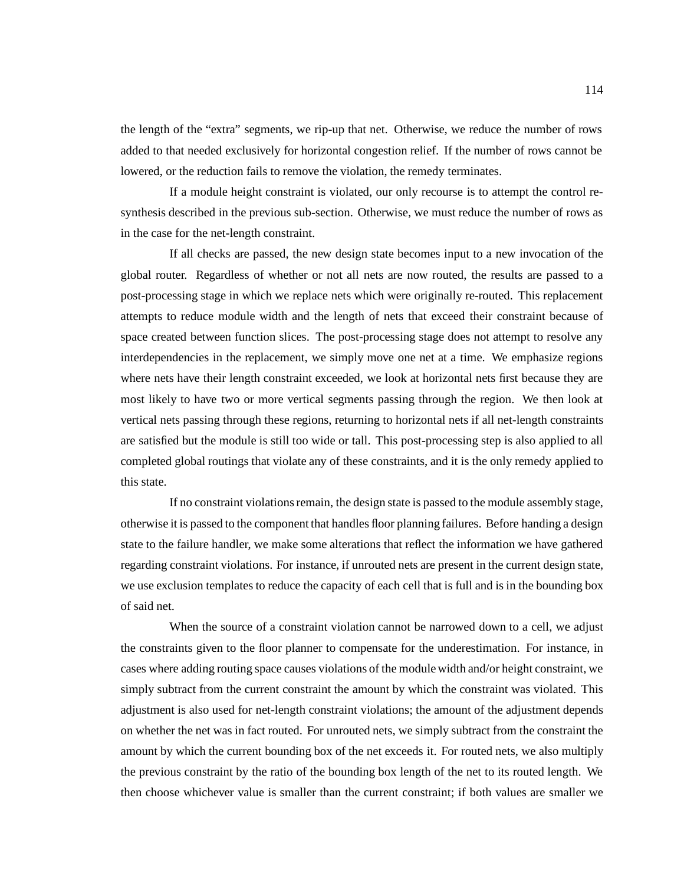the length of the "extra" segments, we rip-up that net. Otherwise, we reduce the number of rows added to that needed exclusively for horizontal congestion relief. If the number of rows cannot be lowered, or the reduction fails to remove the violation, the remedy terminates.

If a module height constraint is violated, our only recourse is to attempt the control re-synthesis described in the previous sub-section. Otherwise, we must reduce the number of rows as in the case for the net-length constraint.

If all checks are passed, the new design state becomes input to a new invocation of the global router. Regardless of whether or not all nets are now routed, the results are passed to a post-processing stage in which we replace nets which were originally re-routed. This replacement attempts to reduce module width and the length of nets that exceed their constraint because of space created between function slices. The post-processing stage does not attempt to resolve any interdependencies in the replacement, we simply move one net at a time. We emphasize regions where nets have their length constraint exceeded, we look at horizontal nets first because they are most likely to have two or more vertical segments passing through the region. We then look at vertical nets passing through these regions, returning to horizontal nets if all net-length constraints are satisfied but the module is still too wide or tall. This post-processing step is also applied to all completed global routings that violate any of these constraints, and it is the only remedy applied to this state.

If no constraint violations remain, the design state is passed to the module assembly stage, otherwise it is passed to the component that handles floor planning failures. Before handing a design state to the failure handler, we make some alterations that reflect the information we have gathered regarding constraint violations. For instance, if unrouted nets are present in the current design state, we use exclusion templates to reduce the capacity of each cell that is full and is in the bounding box of said net.

When the source of a constraint violation cannot be narrowed down to a cell, we adjust the constraints given to the floor planner to compensate for the underestimation. For instance, in cases where adding routing space causes violations of the module width and/or height constraint, we simply subtract from the current constraint the amount by which the constraint was violated. This adjustment is also used for net-length constraint violations; the amount of the adjustment depends on whether the net was in fact routed. For unrouted nets, we simply subtract from the constraint the amount by which the current bounding box of the net exceeds it. For routed nets, we also multiply the previous constraint by the ratio of the bounding box length of the net to its routed length. We then choose whichever value is smaller than the current constraint; if both values are smaller we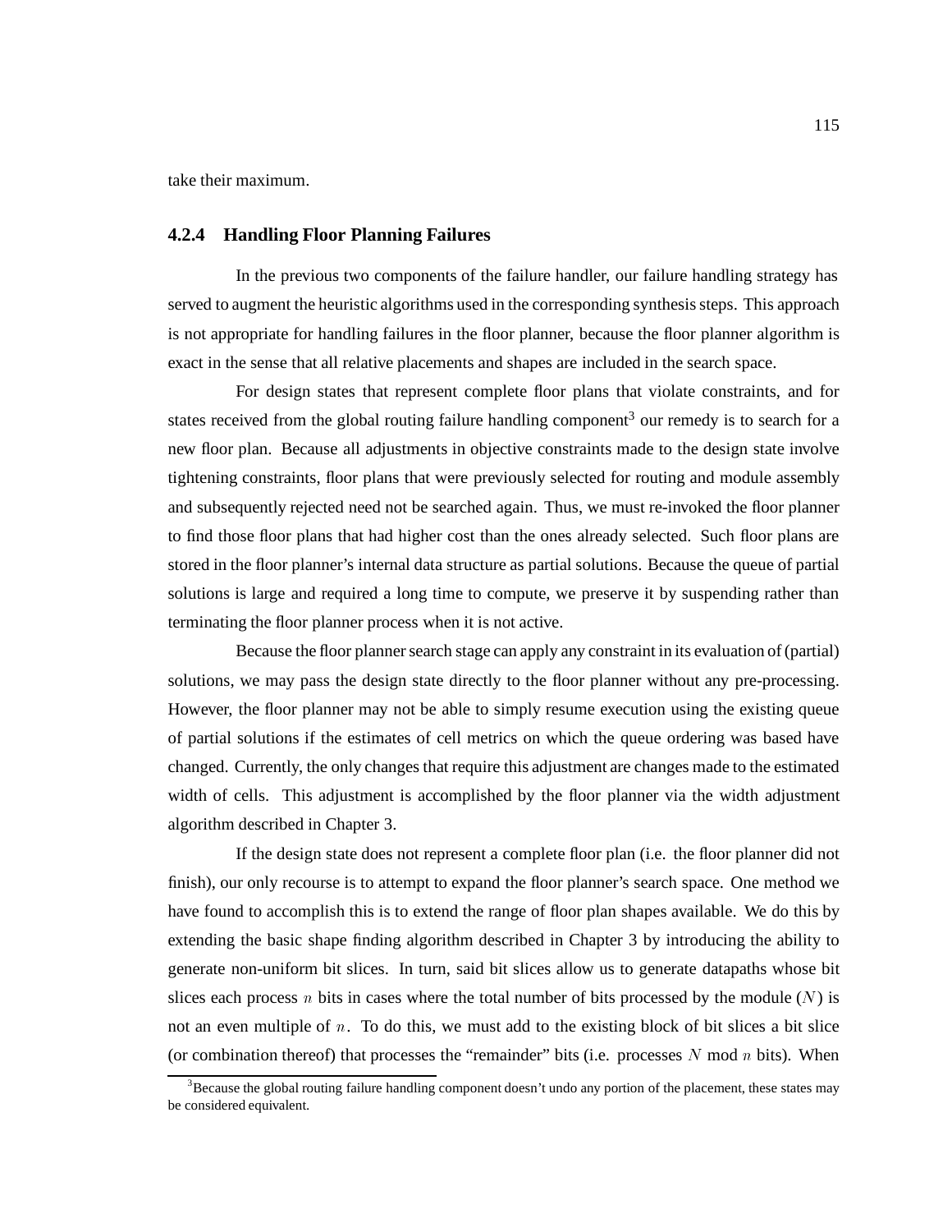take their maximum.

### 4.2.4 Handling Floor Planning Failures

In the previous two components of the failure handler, our failure handling strategy has served to augment the heuristic algorithms used in the corresponding synthesis steps. This approach is not appropriate for handling failures in the floor planner, because the floor planner algorithm is exact in the sense that all relative placements and shapes are included in the search space.

For design states that represent complete floor plans that violate constraints, and for states received from the global routing failure handling component[3] our remedy is to search for a new floor plan. Because all adjustments in objective constraints made to the design state involve tightening constraints, floor plans that were previously selected for routing and module assembly and subsequently rejected need not be searched again. Thus, we must re-invoked the floor planner to find those floor plans that had higher cost than the ones already selected. Such floor plans are stored in the floor planner's internal data structure as partial solutions. Because the queue of partial solutions is large and required a long time to compute, we preserve it by suspending rather than terminating the floor planner process when it is not active.

Because the floor planner search stage can apply any constraint in its evaluation of (partial) solutions, we may pass the design state directly to the floor planner without any pre-processing. However, the floor planner may not be able to simply resume execution using the existing queue of partial solutions if the estimates of cell metrics on which the queue ordering was based have changed. Currently, the only changes that require this adjustment are changes made to the estimated width of cells. This adjustment is accomplished by the floor planner via the width adjustment algorithm described in Chapter 3.

If the design state does not represent a complete floor plan (i.e. the floor planner did not finish), our only recourse is to attempt to expand the floor planner's search space. One method we have found to accomplish this is to extend the range of floor plan shapes available. We do this by extending the basic shape finding algorithm described in Chapter 3 by introducing the ability to generate non-uniform bit slices. In turn, said bit slices allow us to generate datapaths whose bit slices each process $n$ bits in cases where the total number of bits processed by the module ($N$) is not an even multiple of $n$. To do this, we must add to the existing block of bit slices a bit slice (or combination thereof) that processes the "remainder" bits (i.e. processes $N$ mod $n$ bits). When

[3] Because the global routing failure handling component doesn't undo any portion of the placement, these states may be considered equivalent.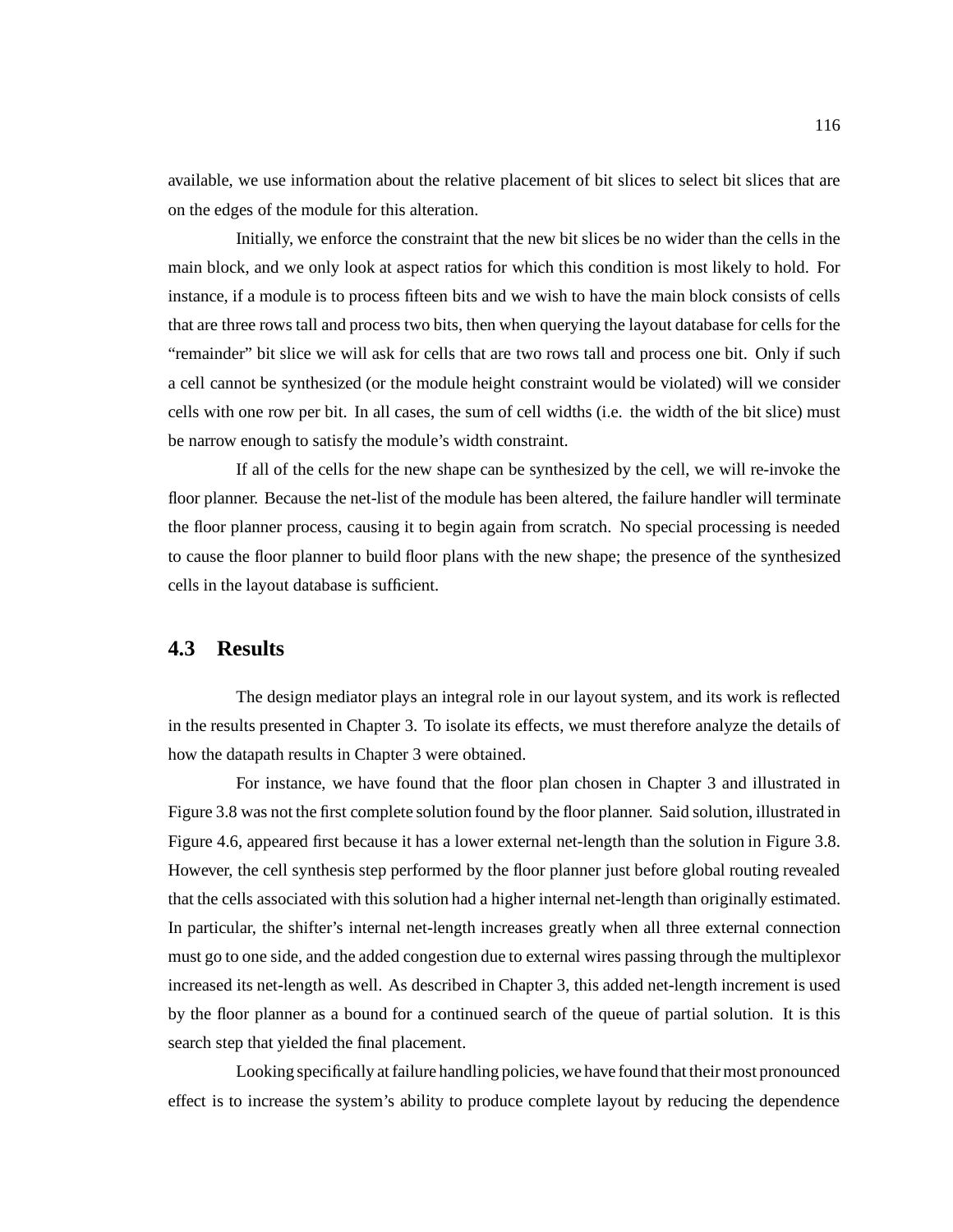available, we use information about the relative placement of bit slices to select bit slices that are on the edges of the module for this alteration.

Initially, we enforce the constraint that the new bit slices be no wider than the cells in the main block, and we only look at aspect ratios for which this condition is most likely to hold. For instance, if a module is to process fifteen bits and we wish to have the main block consists of cells that are three rows tall and process two bits, then when querying the layout database for cells for the "remainder" bit slice we will ask for cells that are two rows tall and process one bit. Only if such a cell cannot be synthesized (or the module height constraint would be violated) will we consider cells with one row per bit. In all cases, the sum of cell widths (i.e. the width of the bit slice) must be narrow enough to satisfy the module's width constraint.

If all of the cells for the new shape can be synthesized by the cell, we will re-invoke the floor planner. Because the net-list of the module has been altered, the failure handler will terminate the floor planner process, causing it to begin again from scratch. No special processing is needed to cause the floor planner to build floor plans with the new shape; the presence of the synthesized cells in the layout database is sufficient.

## 4.3 Results

The design mediator plays an integral role in our layout system, and its work is reflected in the results presented in Chapter 3. To isolate its effects, we must therefore analyze the details of how the datapath results in Chapter 3 were obtained.

For instance, we have found that the floor plan chosen in Chapter 3 and illustrated in Figure 3.8 was not the first complete solution found by the floor planner. Said solution, illustrated in Figure 4.6, appeared first because it has a lower external net-length than the solution in Figure 3.8. However, the cell synthesis step performed by the floor planner just before global routing revealed that the cells associated with this solution had a higher internal net-length than originally estimated. In particular, the shifter's internal net-length increases greatly when all three external connection must go to one side, and the added congestion due to external wires passing through the multiplexor increased its net-length as well. As described in Chapter 3, this added net-length increment is used by the floor planner as a bound for a continued search of the queue of partial solution. It is this search step that yielded the final placement.

Looking specifically at failure handling policies, we have found that their most pronounced effect is to increase the system's ability to produce complete layout by reducing the dependence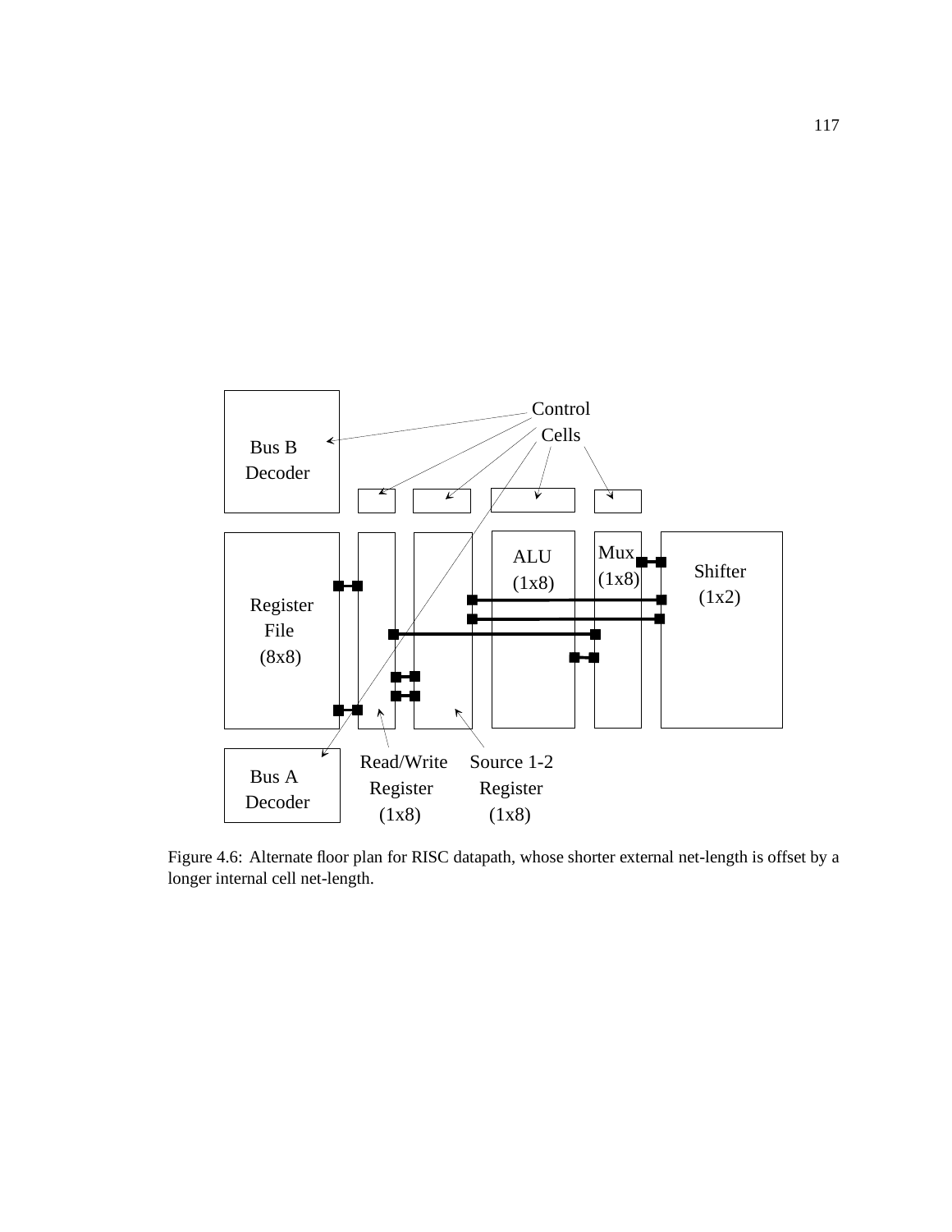Figure 4.6: Alternate floor plan for RISC datapath, whose shorter external net-length is offset by a longer internal cell net-length.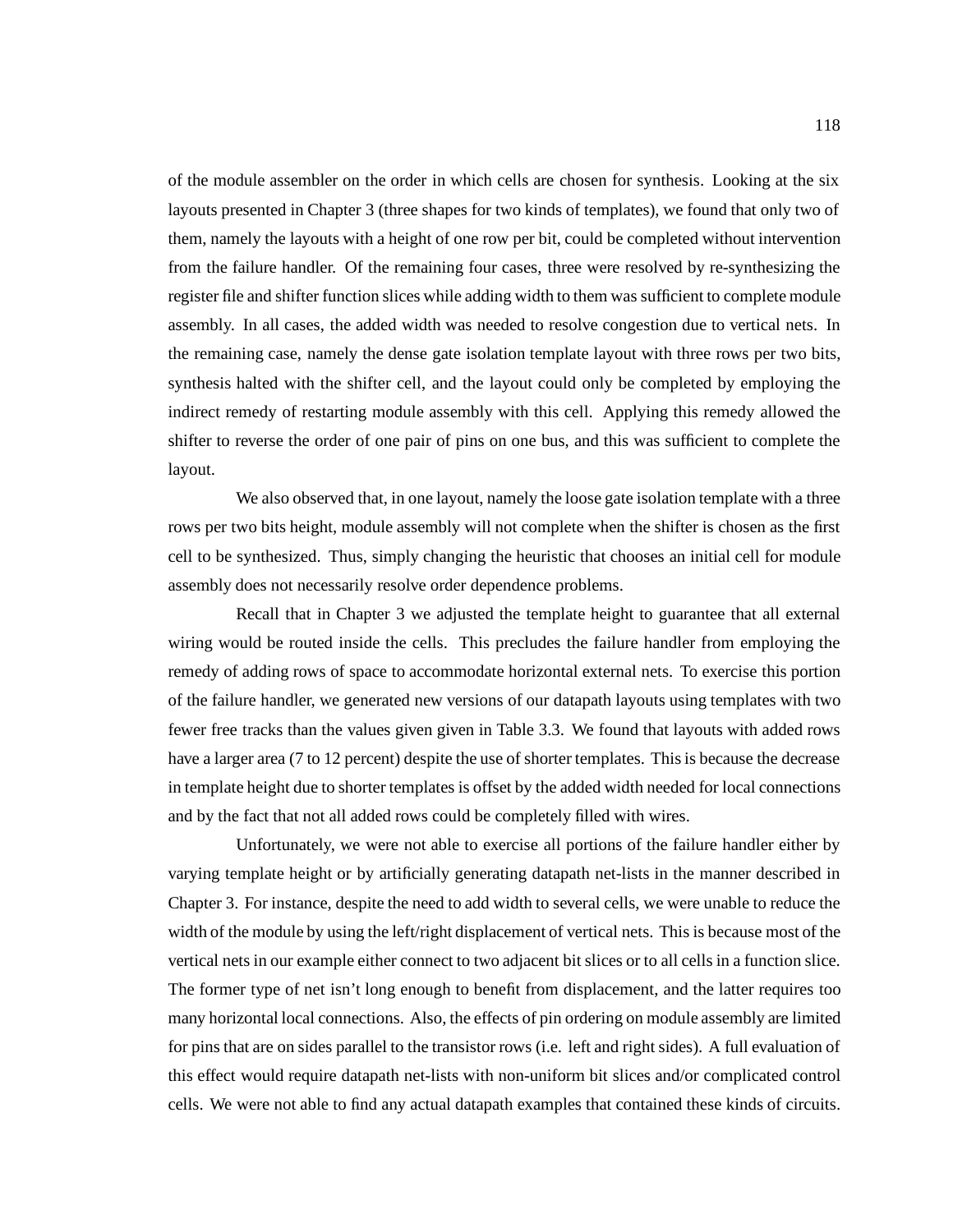of the module assembler on the order in which cells are chosen for synthesis. Looking at the six layouts presented in Chapter 3 (three shapes for two kinds of templates), we found that only two of them, namely the layouts with a height of one row per bit, could be completed without intervention from the failure handler. Of the remaining four cases, three were resolved by re-synthesizing the register file and shifter function slices while adding width to them was sufficient to complete module assembly. In all cases, the added width was needed to resolve congestion due to vertical nets. In the remaining case, namely the dense gate isolation template layout with three rows per two bits, synthesis halted with the shifter cell, and the layout could only be completed by employing the indirect remedy of restarting module assembly with this cell. Applying this remedy allowed the shifter to reverse the order of one pair of pins on one bus, and this was sufficient to complete the layout.

We also observed that, in one layout, namely the loose gate isolation template with a three rows per two bits height, module assembly will not complete when the shifter is chosen as the first cell to be synthesized. Thus, simply changing the heuristic that chooses an initial cell for module assembly does not necessarily resolve order dependence problems.

Recall that in Chapter 3 we adjusted the template height to guarantee that all external wiring would be routed inside the cells. This precludes the failure handler from employing the remedy of adding rows of space to accommodate horizontal external nets. To exercise this portion of the failure handler, we generated new versions of our datapath layouts using templates with two fewer free tracks than the values given given in Table 3.3. We found that layouts with added rows have a larger area (7 to 12 percent) despite the use of shorter templates. This is because the decrease in template height due to shorter templates is offset by the added width needed for local connections and by the fact that not all added rows could be completely filled with wires.

Unfortunately, we were not able to exercise all portions of the failure handler either by varying template height or by artificially generating datapath net-lists in the manner described in Chapter 3. For instance, despite the need to add width to several cells, we were unable to reduce the width of the module by using the left/right displacement of vertical nets. This is because most of the vertical nets in our example either connect to two adjacent bit slices or to all cells in a function slice. The former type of net isn't long enough to benefit from displacement, and the latter requires too many horizontal local connections. Also, the effects of pin ordering on module assembly are limited for pins that are on sides parallel to the transistor rows (i.e. left and right sides). A full evaluation of this effect would require datapath net-lists with non-uniform bit slices and/or complicated control cells. We were not able to find any actual datapath examples that contained these kinds of circuits.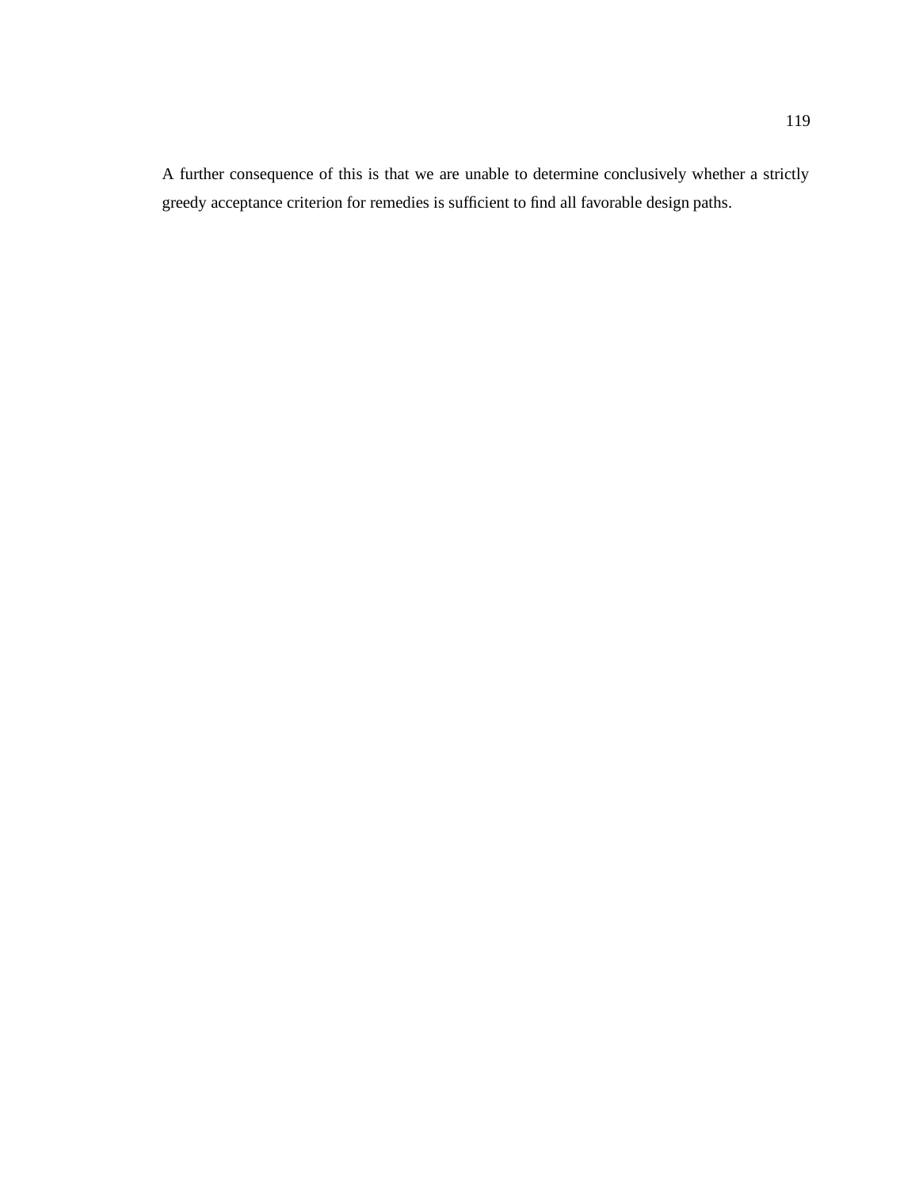A further consequence of this is that we are unable to determine conclusively whether a strictly greedy acceptance criterion for remedies is sufficient to find all favorable design paths.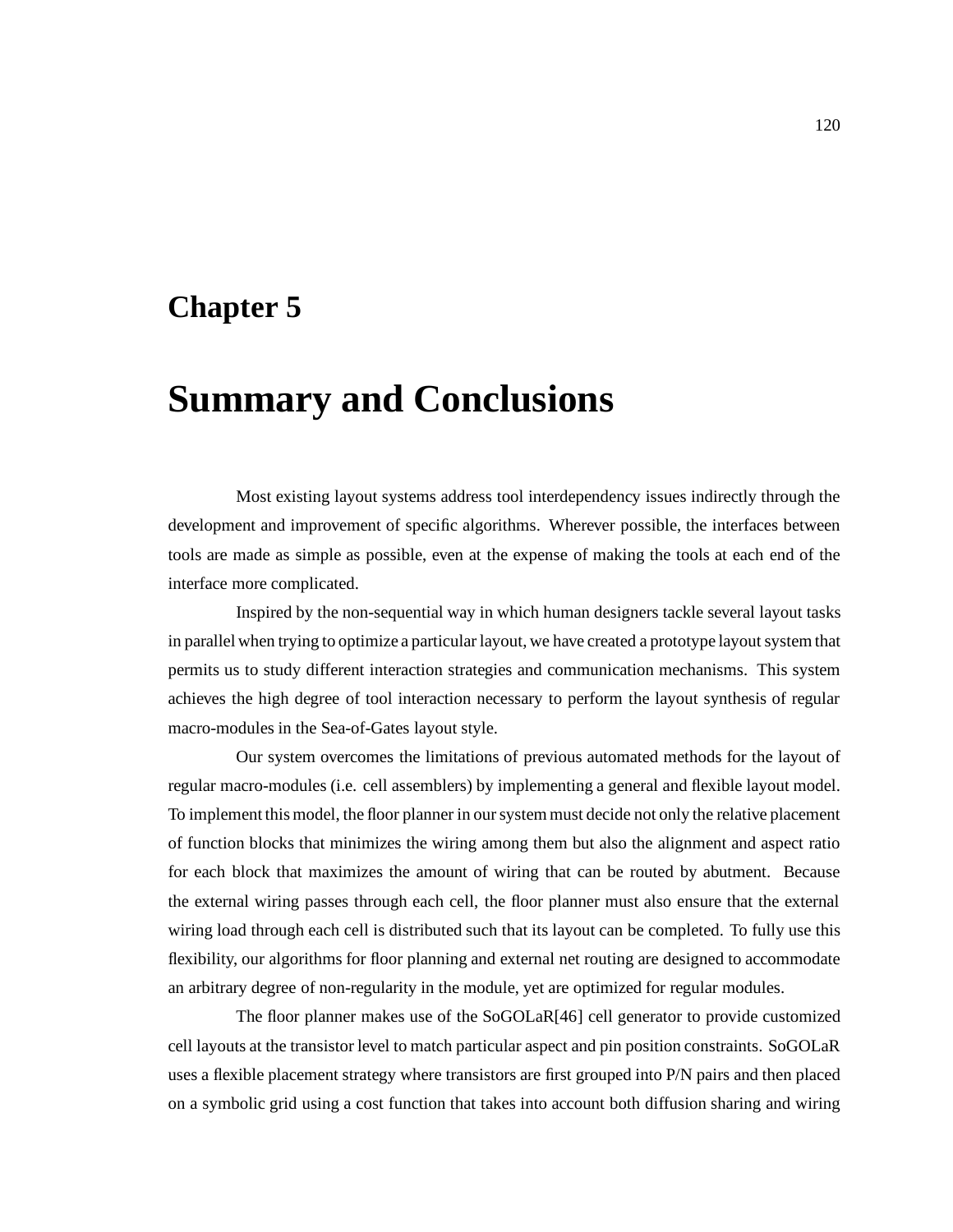# Chapter 5

# Summary and Conclusions

Most existing layout systems address tool interdependency issues indirectly through the development and improvement of specific algorithms. Wherever possible, the interfaces between tools are made as simple as possible, even at the expense of making the tools at each end of the interface more complicated.

Inspired by the non-sequential way in which human designers tackle several layout tasks in parallel when trying to optimize a particular layout, we have created a prototype layout system that permits us to study different interaction strategies and communication mechanisms. This system achieves the high degree of tool interaction necessary to perform the layout synthesis of regular macro-modules in the Sea-of-Gates layout style.

Our system overcomes the limitations of previous automated methods for the layout of regular macro-modules (i.e. cell assemblers) by implementing a general and flexible layout model. To implement this model, the floor planner in our system must decide not only the relative placement of function blocks that minimizes the wiring among them but also the alignment and aspect ratio for each block that maximizes the amount of wiring that can be routed by abutment. Because the external wiring passes through each cell, the floor planner must also ensure that the external wiring load through each cell is distributed such that its layout can be completed. To fully use this flexibility, our algorithms for floor planning and external net routing are designed to accommodate an arbitrary degree of non-regularity in the module, yet are optimized for regular modules.

The floor planner makes use of the SoGOLaR[46] cell generator to provide customized cell layouts at the transistor level to match particular aspect and pin position constraints. SoGOLaR uses a flexible placement strategy where transistors are first grouped into P/N pairs and then placed on a symbolic grid using a cost function that takes into account both diffusion sharing and wiring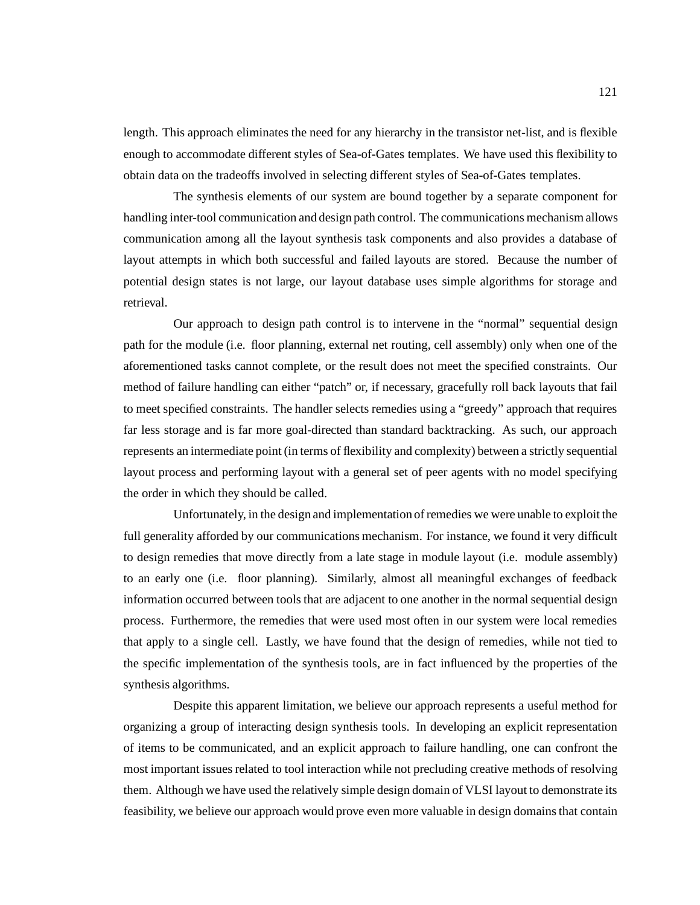length. This approach eliminates the need for any hierarchy in the transistor net-list, and is flexible enough to accommodate different styles of Sea-of-Gates templates. We have used this flexibility to obtain data on the tradeoffs involved in selecting different styles of Sea-of-Gates templates.

The synthesis elements of our system are bound together by a separate component for handling inter-tool communication and design path control. The communications mechanism allows communication among all the layout synthesis task components and also provides a database of layout attempts in which both successful and failed layouts are stored. Because the number of potential design states is not large, our layout database uses simple algorithms for storage and retrieval.

Our approach to design path control is to intervene in the "normal" sequential design path for the module (i.e. floor planning, external net routing, cell assembly) only when one of the aforementioned tasks cannot complete, or the result does not meet the specified constraints. Our method of failure handling can either "patch" or, if necessary, gracefully roll back layouts that fail to meet specified constraints. The handler selects remedies using a "greedy" approach that requires far less storage and is far more goal-directed than standard backtracking. As such, our approach represents an intermediate point (in terms of flexibility and complexity) between a strictly sequential layout process and performing layout with a general set of peer agents with no model specifying the order in which they should be called.

Unfortunately, in the design and implementation of remedies we were unable to exploit the full generality afforded by our communications mechanism. For instance, we found it very difficult to design remedies that move directly from a late stage in module layout (i.e. module assembly) to an early one (i.e. floor planning). Similarly, almost all meaningful exchanges of feedback information occurred between tools that are adjacent to one another in the normal sequential design process. Furthermore, the remedies that were used most often in our system were local remedies that apply to a single cell. Lastly, we have found that the design of remedies, while not tied to the specific implementation of the synthesis tools, are in fact influenced by the properties of the synthesis algorithms.

Despite this apparent limitation, we believe our approach represents a useful method for organizing a group of interacting design synthesis tools. In developing an explicit representation of items to be communicated, and an explicit approach to failure handling, one can confront the most important issues related to tool interaction while not precluding creative methods of resolving them. Although we have used the relatively simple design domain of VLSI layout to demonstrate its feasibility, we believe our approach would prove even more valuable in design domains that contain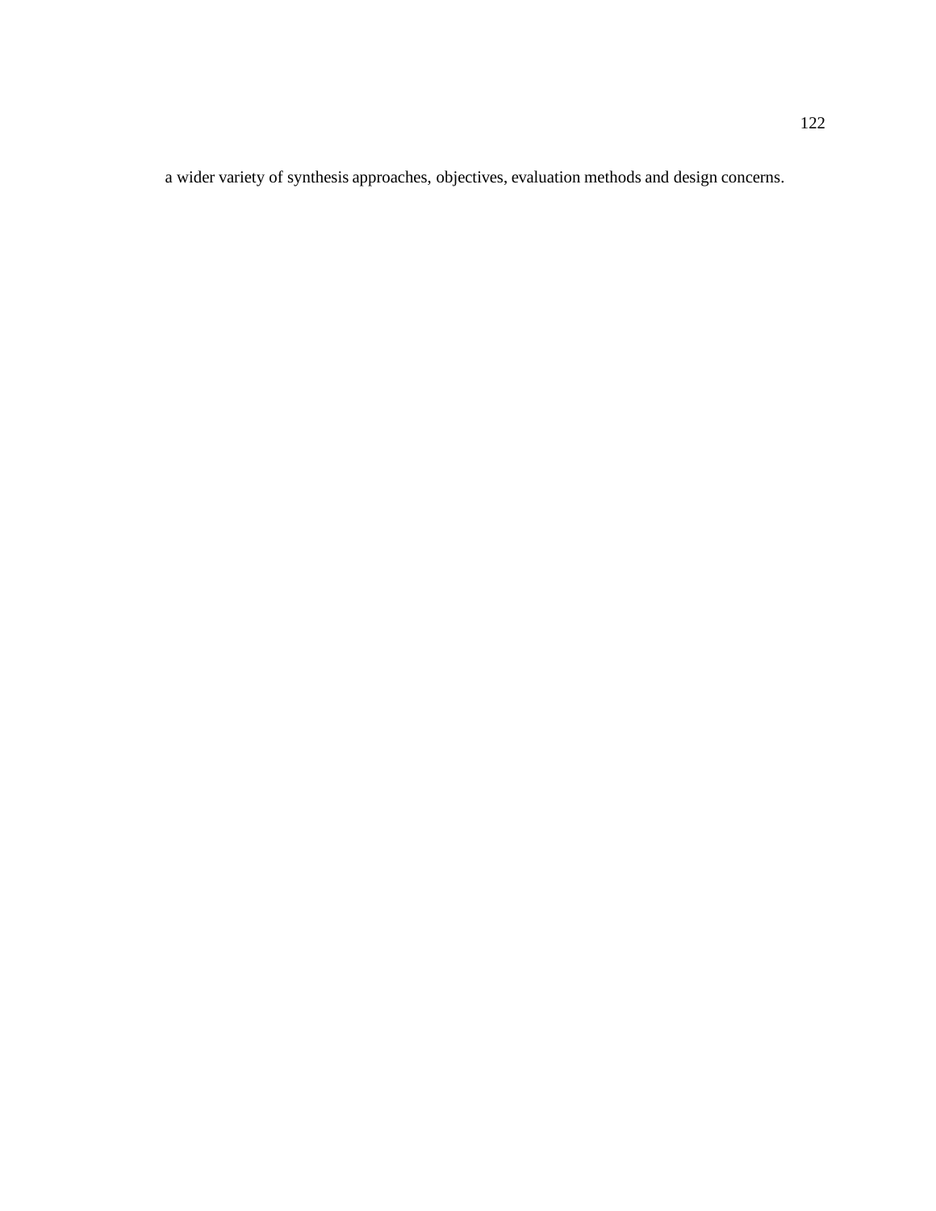a wider variety of synthesis approaches, objectives, evaluation methods and design concerns.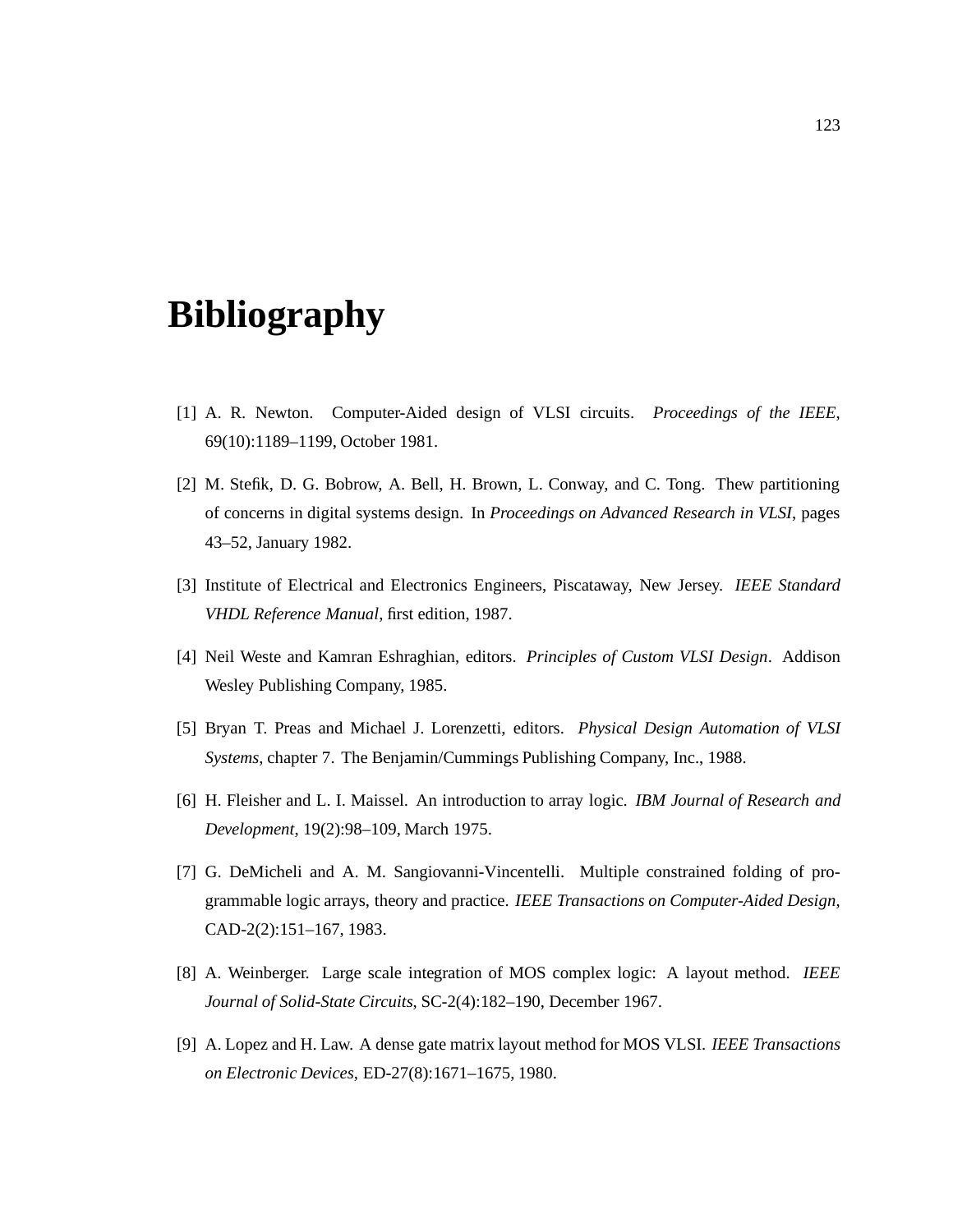# Bibliography

[1] A. R. Newton. Computer-Aided design of VLSI circuits. *Proceedings of the IEEE*, 69(10):1189–1199, October 1981.

[2] M. Stefik, D. G. Bobrow, A. Bell, H. Brown, L. Conway, and C. Tong. Thew partitioning of concerns in digital systems design. In *Proceedings on Advanced Research in VLSI*, pages 43–52, January 1982.

[3] Institute of Electrical and Electronics Engineers, Piscataway, New Jersey. *IEEE Standard VHDL Reference Manual*, first edition, 1987.

[4] Neil Weste and Kamran Eshraghian, editors. *Principles of Custom VLSI Design*. Addison Wesley Publishing Company, 1985.

[5] Bryan T. Preas and Michael J. Lorenzetti, editors. *Physical Design Automation of VLSI Systems*, chapter 7. The Benjamin/Cummings Publishing Company, Inc., 1988.

[6] H. Fleisher and L. I. Maissel. An introduction to array logic. *IBM Journal of Research and Development*, 19(2):98–109, March 1975.

[7] G. DeMicheli and A. M. Sangiovanni-Vincentelli. Multiple constrained folding of programmable logic arrays, theory and practice. *IEEE Transactions on Computer-Aided Design*, CAD-2(2):151–167, 1983.

[8] A. Weinberger. Large scale integration of MOS complex logic: A layout method. *IEEE Journal of Solid-State Circuits*, SC-2(4):182–190, December 1967.

[9] A. Lopez and H. Law. A dense gate matrix layout method for MOS VLSI. *IEEE Transactions on Electronic Devices*, ED-27(8):1671–1675, 1980.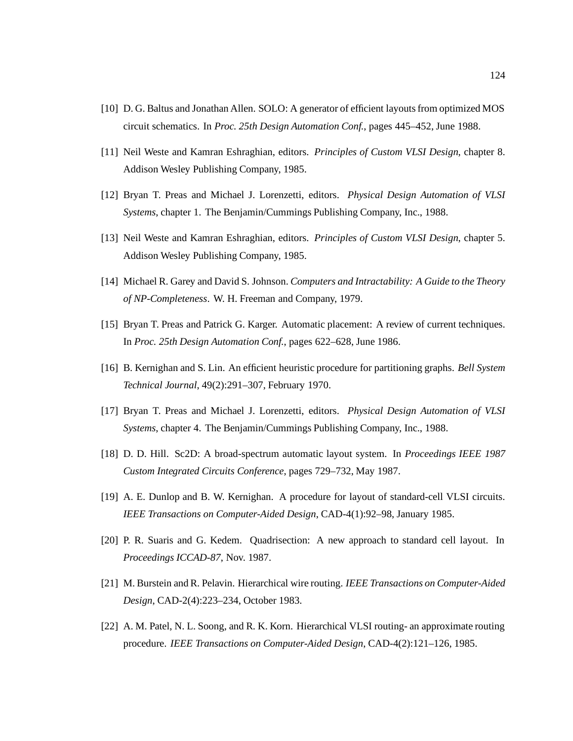[10] D. G. Baltus and Jonathan Allen. SOLO: A generator of efficient layouts from optimized MOS circuit schematics. In *Proc. 25th Design Automation Conf.*, pages 445–452, June 1988.

[11] Neil Weste and Kamran Eshraghian, editors. *Principles of Custom VLSI Design*, chapter 8. Addison Wesley Publishing Company, 1985.

[12] Bryan T. Preas and Michael J. Lorenzetti, editors. *Physical Design Automation of VLSI Systems*, chapter 1. The Benjamin/Cummings Publishing Company, Inc., 1988.

[13] Neil Weste and Kamran Eshraghian, editors. *Principles of Custom VLSI Design*, chapter 5. Addison Wesley Publishing Company, 1985.

[14] Michael R. Garey and David S. Johnson. *Computers and Intractability: A Guide to the Theory of NP-Completeness*. W. H. Freeman and Company, 1979.

[15] Bryan T. Preas and Patrick G. Karger. Automatic placement: A review of current techniques. In *Proc. 25th Design Automation Conf.*, pages 622–628, June 1986.

[16] B. Kernighan and S. Lin. An efficient heuristic procedure for partitioning graphs. *Bell System Technical Journal*, 49(2):291–307, February 1970.

[17] Bryan T. Preas and Michael J. Lorenzetti, editors. *Physical Design Automation of VLSI Systems*, chapter 4. The Benjamin/Cummings Publishing Company, Inc., 1988.

[18] D. D. Hill. Sc2D: A broad-spectrum automatic layout system. In *Proceedings IEEE 1987 Custom Integrated Circuits Conference*, pages 729–732, May 1987.

[19] A. E. Dunlop and B. W. Kernighan. A procedure for layout of standard-cell VLSI circuits. *IEEE Transactions on Computer-Aided Design*, CAD-4(1):92–98, January 1985.

[20] P. R. Suaris and G. Kedem. Quadrisection: A new approach to standard cell layout. In *Proceedings ICCAD-87*, Nov. 1987.

[21] M. Burstein and R. Pelavin. Hierarchical wire routing. *IEEE Transactions on Computer-Aided Design*, CAD-2(4):223–234, October 1983.

[22] A. M. Patel, N. L. Soong, and R. K. Korn. Hierarchical VLSI routing- an approximate routing procedure. *IEEE Transactions on Computer-Aided Design*, CAD-4(2):121–126, 1985.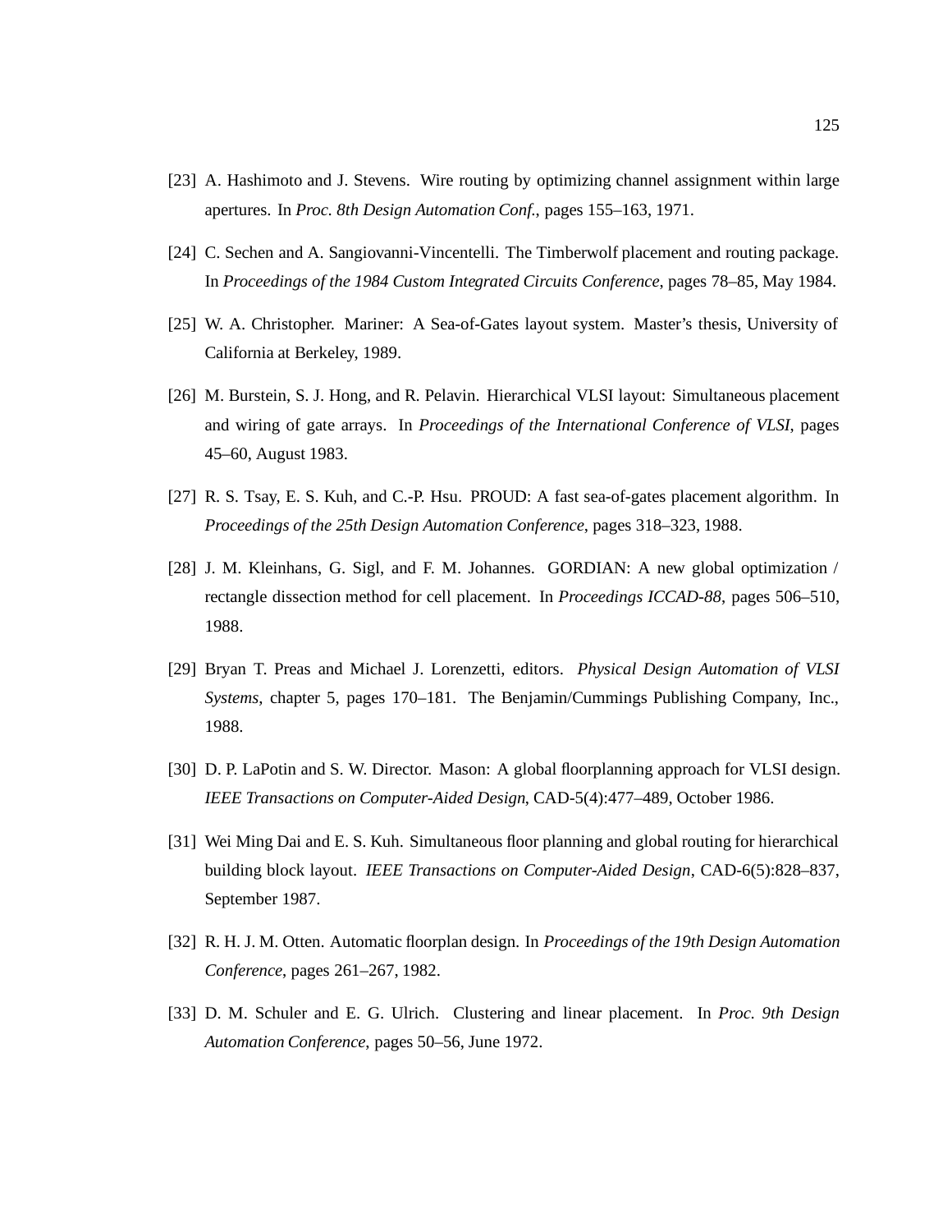[23] A. Hashimoto and J. Stevens. Wire routing by optimizing channel assignment within large apertures. In *Proc. 8th Design Automation Conf.*, pages 155–163, 1971.

[24] C. Sechen and A. Sangiovanni-Vincentelli. The Timberwolf placement and routing package. In *Proceedings of the 1984 Custom Integrated Circuits Conference*, pages 78–85, May 1984.

[25] W. A. Christopher. Mariner: A Sea-of-Gates layout system. Master's thesis, University of California at Berkeley, 1989.

[26] M. Burstein, S. J. Hong, and R. Pelavin. Hierarchical VLSI layout: Simultaneous placement and wiring of gate arrays. In *Proceedings of the International Conference of VLSI*, pages 45–60, August 1983.

[27] R. S. Tsay, E. S. Kuh, and C.-P. Hsu. PROUD: A fast sea-of-gates placement algorithm. In *Proceedings of the 25th Design Automation Conference*, pages 318–323, 1988.

[28] J. M. Kleinhans, G. Sigl, and F. M. Johannes. GORDIAN: A new global optimization / rectangle dissection method for cell placement. In *Proceedings ICCAD-88*, pages 506–510, 1988.

[29] Bryan T. Preas and Michael J. Lorenzetti, editors. *Physical Design Automation of VLSI Systems*, chapter 5, pages 170–181. The Benjamin/Cummings Publishing Company, Inc., 1988.

[30] D. P. LaPotin and S. W. Director. Mason: A global floorplanning approach for VLSI design. *IEEE Transactions on Computer-Aided Design*, CAD-5(4):477–489, October 1986.

[31] Wei Ming Dai and E. S. Kuh. Simultaneous floor planning and global routing for hierarchical building block layout. *IEEE Transactions on Computer-Aided Design*, CAD-6(5):828–837, September 1987.

[32] R. H. J. M. Otten. Automatic floorplan design. In *Proceedings of the 19th Design Automation Conference*, pages 261–267, 1982.

[33] D. M. Schuler and E. G. Ulrich. Clustering and linear placement. In *Proc. 9th Design Automation Conference*, pages 50–56, June 1972.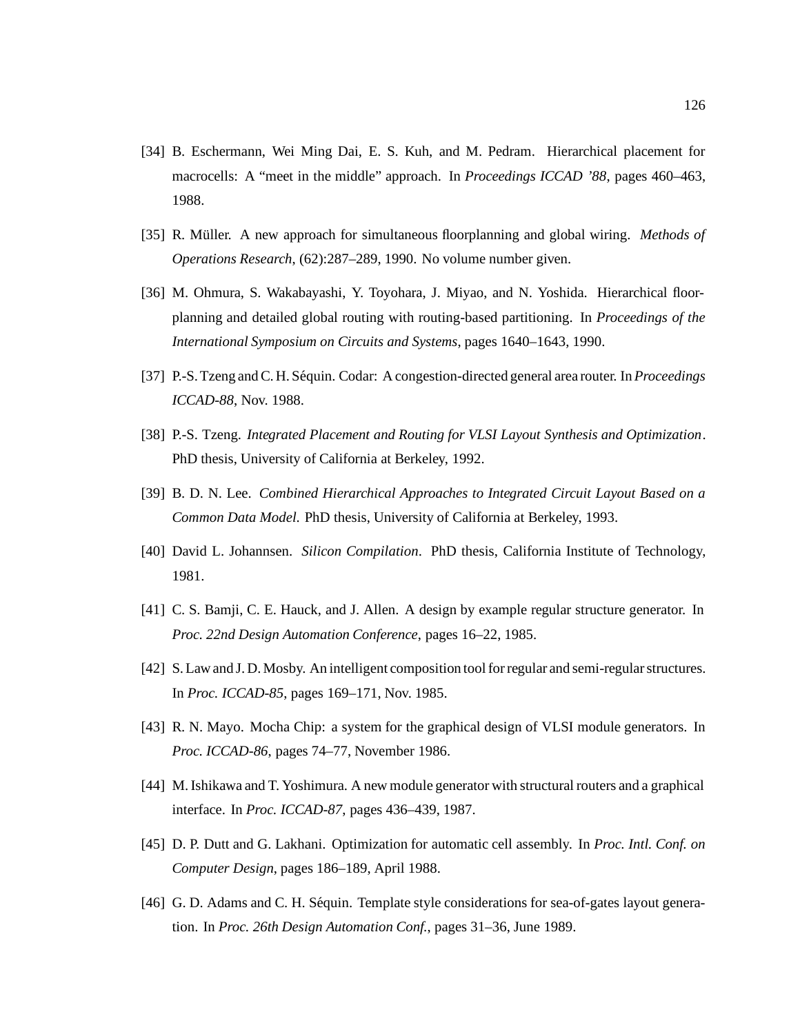[34] B. Eschermann, Wei Ming Dai, E. S. Kuh, and M. Pedram. Hierarchical placement for macrocells: A "meet in the middle" approach. In *Proceedings ICCAD '88*, pages 460–463, 1988.

[35] R. Müller. A new approach for simultaneous floorplanning and global wiring. *Methods of Operations Research*, (62):287–289, 1990. No volume number given.

[36] M. Ohmura, S. Wakabayashi, Y. Toyohara, J. Miyao, and N. Yoshida. Hierarchical floorplanning and detailed global routing with routing-based partitioning. In *Proceedings of the International Symposium on Circuits and Systems*, pages 1640–1643, 1990.

[37] P.-S. Tzeng and C. H. Séquin. Codar: A congestion-directed general area router. In *Proceedings ICCAD-88*, Nov. 1988.

[38] P.-S. Tzeng. *Integrated Placement and Routing for VLSI Layout Synthesis and Optimization*. PhD thesis, University of California at Berkeley, 1992.

[39] B. D. N. Lee. *Combined Hierarchical Approaches to Integrated Circuit Layout Based on a Common Data Model*. PhD thesis, University of California at Berkeley, 1993.

[40] David L. Johannsen. *Silicon Compilation*. PhD thesis, California Institute of Technology, 1981.

[41] C. S. Bamji, C. E. Hauck, and J. Allen. A design by example regular structure generator. In *Proc. 22nd Design Automation Conference*, pages 16–22, 1985.

[42] S. Law and J. D. Mosby. An intelligent composition tool for regular and semi-regular structures. In *Proc. ICCAD-85*, pages 169–171, Nov. 1985.

[43] R. N. Mayo. Mocha Chip: a system for the graphical design of VLSI module generators. In *Proc. ICCAD-86*, pages 74–77, November 1986.

[44] M. Ishikawa and T. Yoshimura. A new module generator with structural routers and a graphical interface. In *Proc. ICCAD-87*, pages 436–439, 1987.

[45] D. P. Dutt and G. Lakhani. Optimization for automatic cell assembly. In *Proc. Intl. Conf. on Computer Design*, pages 186–189, April 1988.

[46] G. D. Adams and C. H. Séquin. Template style considerations for sea-of-gates layout generation. In *Proc. 26th Design Automation Conf.*, pages 31–36, June 1989.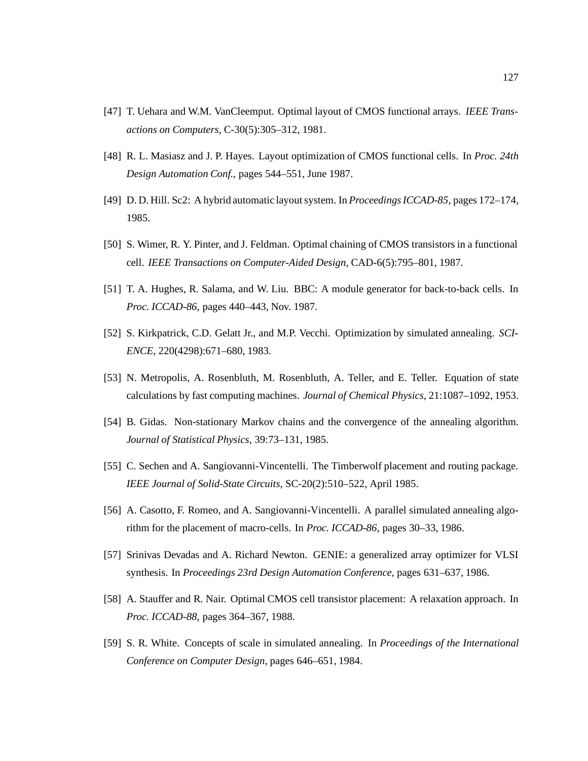[47] T. Uehara and W.M. VanCleemput. Optimal layout of CMOS functional arrays. *IEEE Transactions on Computers*, C-30(5):305–312, 1981.

[48] R. L. Masiasz and J. P. Hayes. Layout optimization of CMOS functional cells. In *Proc. 24th Design Automation Conf.*, pages 544–551, June 1987.

[49] D. D. Hill. Sc2: A hybrid automatic layout system. In *Proceedings ICCAD-85*, pages 172–174, 1985.

[50] S. Wimer, R. Y. Pinter, and J. Feldman. Optimal chaining of CMOS transistors in a functional cell. *IEEE Transactions on Computer-Aided Design*, CAD-6(5):795–801, 1987.

[51] T. A. Hughes, R. Salama, and W. Liu. BBC: A module generator for back-to-back cells. In *Proc. ICCAD-86*, pages 440–443, Nov. 1987.

[52] S. Kirkpatrick, C.D. Gelatt Jr., and M.P. Vecchi. Optimization by simulated annealing. *SCIENCE*, 220(4298):671–680, 1983.

[53] N. Metropolis, A. Rosenbluth, M. Rosenbluth, A. Teller, and E. Teller. Equation of state calculations by fast computing machines. *Journal of Chemical Physics*, 21:1087–1092, 1953.

[54] B. Gidas. Non-stationary Markov chains and the convergence of the annealing algorithm. *Journal of Statistical Physics*, 39:73–131, 1985.

[55] C. Sechen and A. Sangiovanni-Vincentelli. The Timberwolf placement and routing package. *IEEE Journal of Solid-State Circuits*, SC-20(2):510–522, April 1985.

[56] A. Casotto, F. Romeo, and A. Sangiovanni-Vincentelli. A parallel simulated annealing algorithm for the placement of macro-cells. In *Proc. ICCAD-86*, pages 30–33, 1986.

[57] Srinivas Devadas and A. Richard Newton. GENIE: a generalized array optimizer for VLSI synthesis. In *Proceedings 23rd Design Automation Conference*, pages 631–637, 1986.

[58] A. Stauffer and R. Nair. Optimal CMOS cell transistor placement: A relaxation approach. In *Proc. ICCAD-88*, pages 364–367, 1988.

[59] S. R. White. Concepts of scale in simulated annealing. In *Proceedings of the International Conference on Computer Design*, pages 646–651, 1984.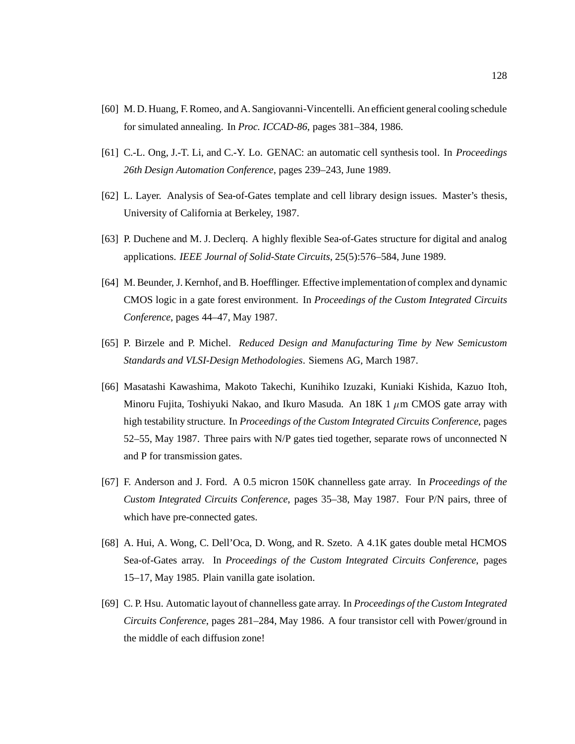[60] M. D. Huang, F. Romeo, and A. Sangiovanni-Vincentelli. An efficient general cooling schedule for simulated annealing. In *Proc. ICCAD-86*, pages 381–384, 1986.

[61] C.-L. Ong, J.-T. Li, and C.-Y. Lo. GENAC: an automatic cell synthesis tool. In *Proceedings 26th Design Automation Conference*, pages 239–243, June 1989.

[62] L. Layer. Analysis of Sea-of-Gates template and cell library design issues. Master's thesis, University of California at Berkeley, 1987.

[63] P. Duchene and M. J. Declerq. A highly flexible Sea-of-Gates structure for digital and analog applications. *IEEE Journal of Solid-State Circuits*, 25(5):576–584, June 1989.

[64] M. Beunder, J. Kernhof, and B. Hoefflinger. Effective implementation of complex and dynamic CMOS logic in a gate forest environment. In *Proceedings of the Custom Integrated Circuits Conference*, pages 44–47, May 1987.

[65] P. Birzele and P. Michel. *Reduced Design and Manufacturing Time by New Semicustom Standards and VLSI-Design Methodologies*. Siemens AG, March 1987.

[66] Masatashi Kawashima, Makoto Takechi, Kunihiko Izuzaki, Kuniaki Kishida, Kazuo Itoh, Minoru Fujita, Toshiyuki Nakao, and Ikuro Masuda. An 18K 1 $\mu$m CMOS gate array with high testability structure. In *Proceedings of the Custom Integrated Circuits Conference*, pages 52–55, May 1987. Three pairs with N/P gates tied together, separate rows of unconnected N and P for transmission gates.

[67] F. Anderson and J. Ford. A 0.5 micron 150K channelless gate array. In *Proceedings of the Custom Integrated Circuits Conference*, pages 35–38, May 1987. Four P/N pairs, three of which have pre-connected gates.

[68] A. Hui, A. Wong, C. Dell'Oca, D. Wong, and R. Szeto. A 4.1K gates double metal HCMOS Sea-of-Gates array. In *Proceedings of the Custom Integrated Circuits Conference*, pages 15–17, May 1985. Plain vanilla gate isolation.

[69] C. P. Hsu. Automatic layout of channelless gate array. In *Proceedings of the Custom Integrated Circuits Conference*, pages 281–284, May 1986. A four transistor cell with Power/ground in the middle of each diffusion zone!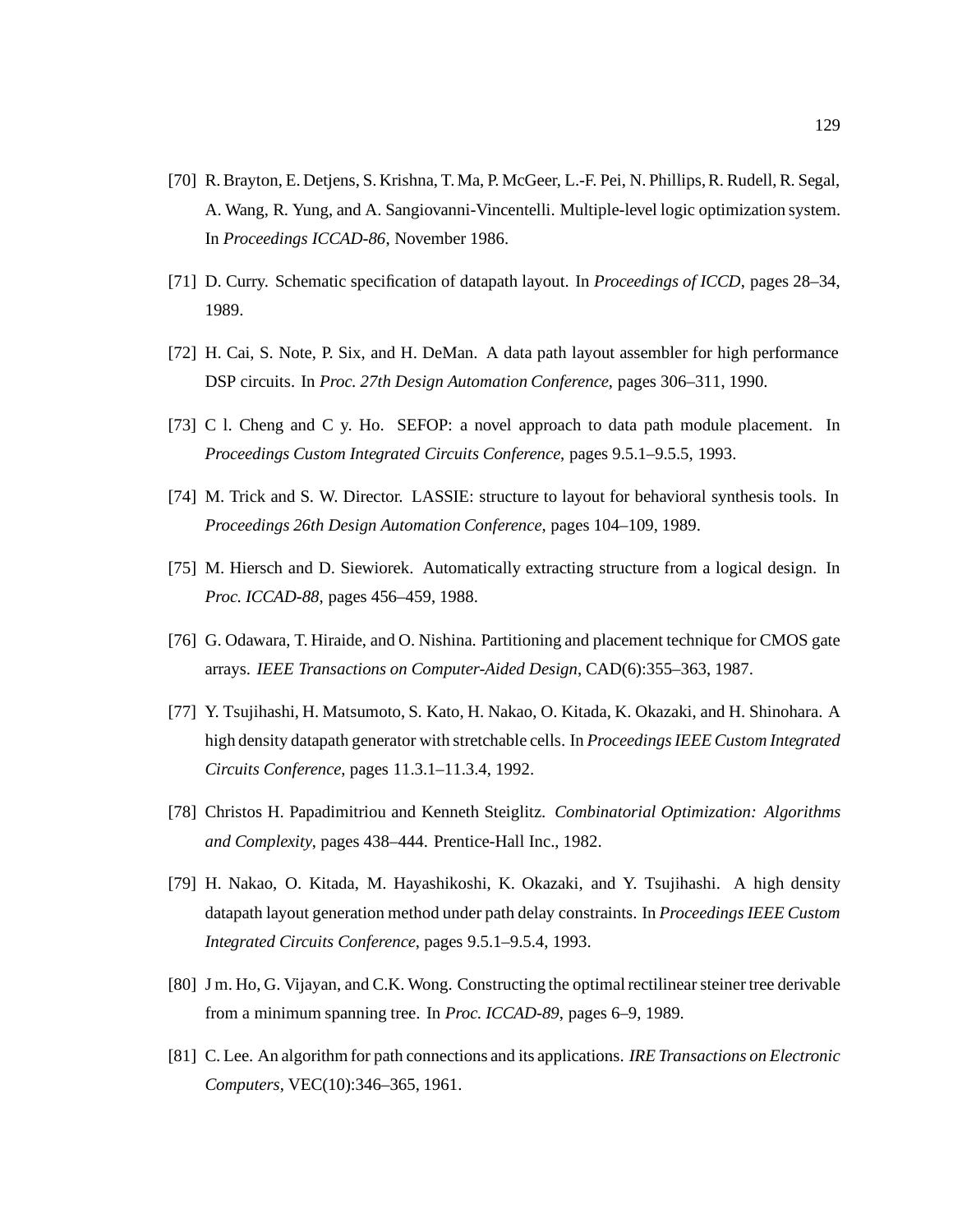[70] R. Brayton, E. Detjens, S. Krishna, T. Ma, P. McGeer, L.-F. Pei, N. Phillips, R. Rudell, R. Segal, A. Wang, R. Yung, and A. Sangiovanni-Vincentelli. Multiple-level logic optimization system. In *Proceedings ICCAD-86*, November 1986.

[71] D. Curry. Schematic specification of datapath layout. In *Proceedings of ICCD*, pages 28–34, 1989.

[72] H. Cai, S. Note, P. Six, and H. DeMan. A data path layout assembler for high performance DSP circuits. In *Proc. 27th Design Automation Conference*, pages 306–311, 1990.

[73] C l. Cheng and C y. Ho. SEFOP: a novel approach to data path module placement. In *Proceedings Custom Integrated Circuits Conference*, pages 9.5.1–9.5.5, 1993.

[74] M. Trick and S. W. Director. LASSIE: structure to layout for behavioral synthesis tools. In *Proceedings 26th Design Automation Conference*, pages 104–109, 1989.

[75] M. Hiersch and D. Siewiorek. Automatically extracting structure from a logical design. In *Proc. ICCAD-88*, pages 456–459, 1988.

[76] G. Odawara, T. Hiraide, and O. Nishina. Partitioning and placement technique for CMOS gate arrays. *IEEE Transactions on Computer-Aided Design*, CAD(6):355–363, 1987.

[77] Y. Tsujihashi, H. Matsumoto, S. Kato, H. Nakao, O. Kitada, K. Okazaki, and H. Shinohara. A high density datapath generator with stretchable cells. In *Proceedings IEEE Custom Integrated Circuits Conference*, pages 11.3.1–11.3.4, 1992.

[78] Christos H. Papadimitriou and Kenneth Steiglitz. *Combinatorial Optimization: Algorithms and Complexity*, pages 438–444. Prentice-Hall Inc., 1982.

[79] H. Nakao, O. Kitada, M. Hayashikoshi, K. Okazaki, and Y. Tsujihashi. A high density datapath layout generation method under path delay constraints. In *Proceedings IEEE Custom Integrated Circuits Conference*, pages 9.5.1–9.5.4, 1993.

[80] J m. Ho, G. Vijayan, and C.K. Wong. Constructing the optimal rectilinear steiner tree derivable from a minimum spanning tree. In *Proc. ICCAD-89*, pages 6–9, 1989.

[81] C. Lee. An algorithm for path connections and its applications. *IRE Transactions on Electronic Computers*, VEC(10):346–365, 1961.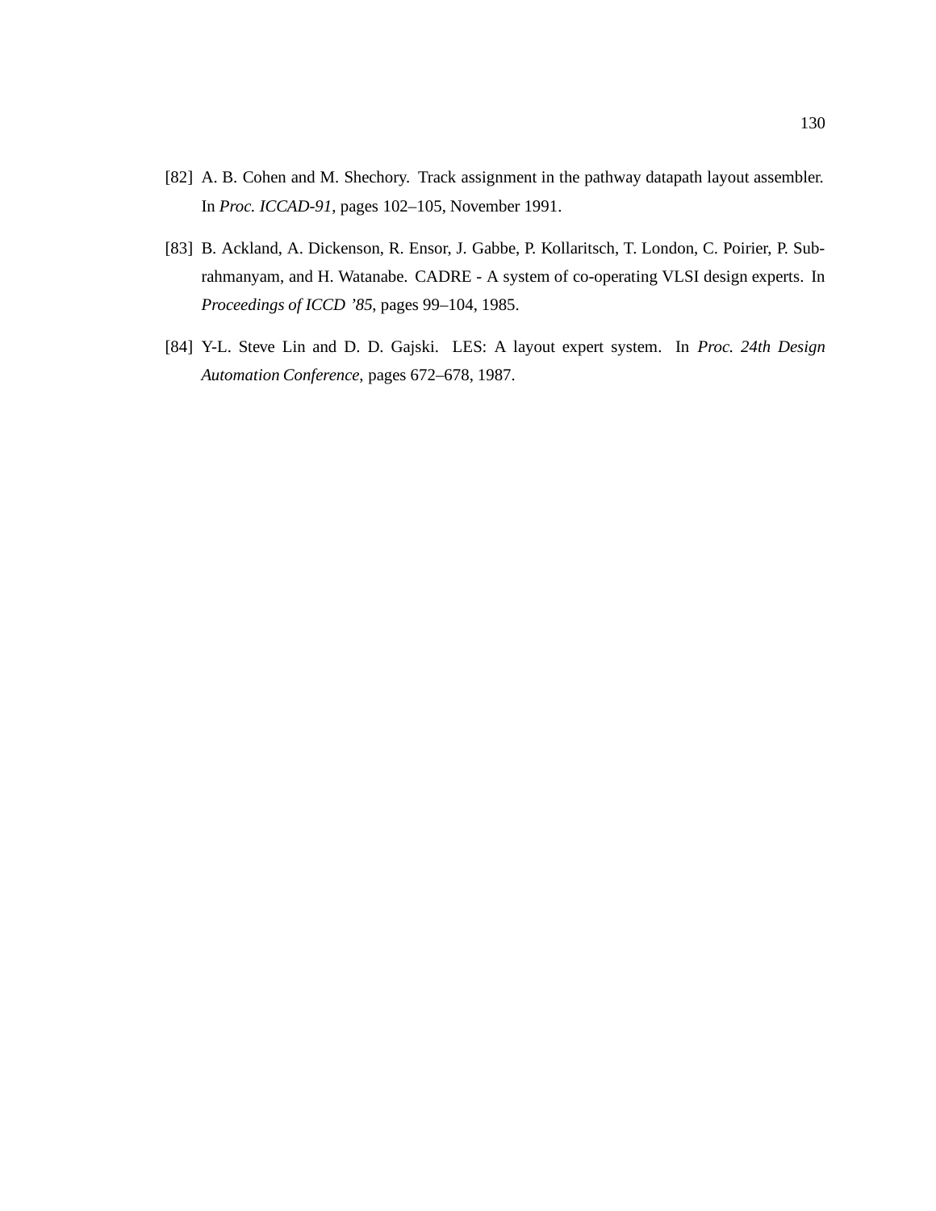[82] A. B. Cohen and M. Shechory. Track assignment in the pathway datapath layout assembler. In *Proc. ICCAD-91*, pages 102–105, November 1991.

[83] B. Ackland, A. Dickenson, R. Ensor, J. Gabbe, P. Kollaritsch, T. London, C. Poirier, P. Subrahmanyam, and H. Watanabe. CADRE - A system of co-operating VLSI design experts. In *Proceedings of ICCD '85*, pages 99–104, 1985.

[84] Y-L. Steve Lin and D. D. Gajski. LES: A layout expert system. In *Proc. 24th Design Automation Conference*, pages 672–678, 1987.